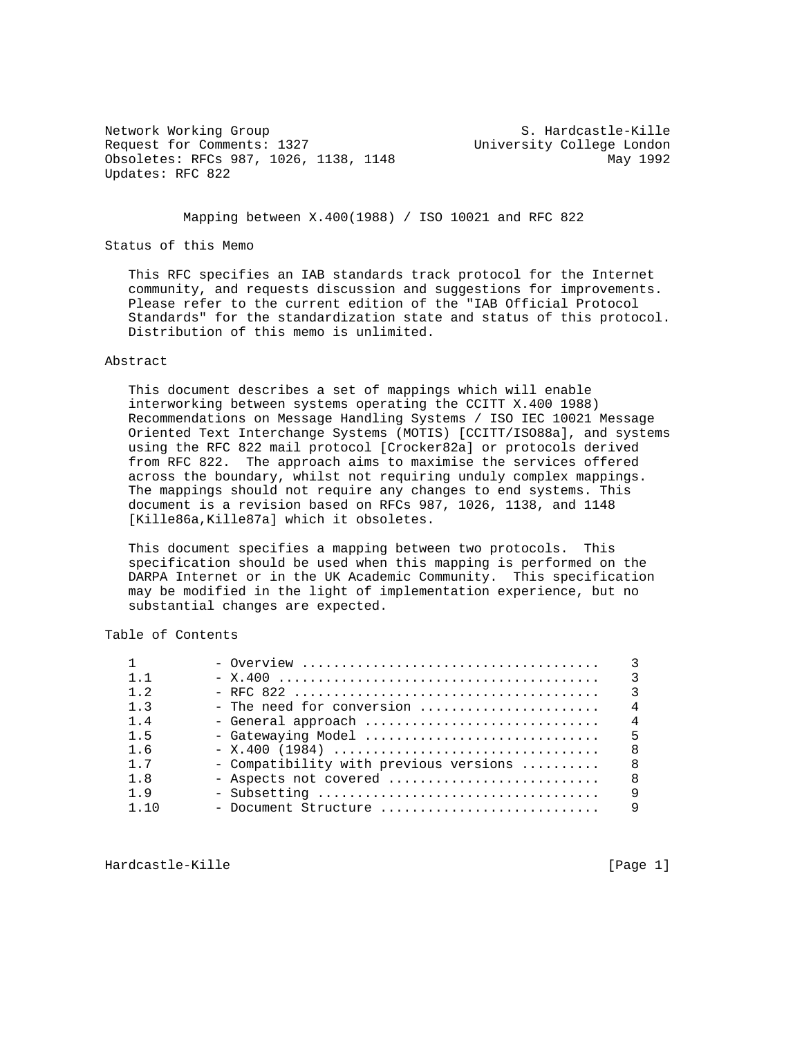Network Working Group S. Hardcastle-Kille
Request for Comments: 1327 University College London
Obsoletes: RFCs 987, 1026, 1138, 1148 May 1992
Updates: RFC 822

# Mapping between X.400(1988) / ISO 10021 and RFC 822

## Status of this Memo

This RFC specifies an IAB standards track protocol for the Internet community, and requests discussion and suggestions for improvements. Please refer to the current edition of the "IAB Official Protocol Standards" for the standardization state and status of this protocol. Distribution of this memo is unlimited.

## Abstract

This document describes a set of mappings which will enable interworking between systems operating the CCITT X.400 1988) Recommendations on Message Handling Systems / ISO IEC 10021 Message Oriented Text Interchange Systems (MOTIS) [CCITT/ISO88a], and systems using the RFC 822 mail protocol [Crocker82a] or protocols derived from RFC 822. The approach aims to maximise the services offered across the boundary, whilst not requiring unduly complex mappings. The mappings should not require any changes to end systems. This document is a revision based on RFCs 987, 1026, 1138, and 1148 [Kille86a,Kille87a] which it obsoletes.

This document specifies a mapping between two protocols. This specification should be used when this mapping is performed on the DARPA Internet or in the UK Academic Community. This specification may be modified in the light of implementation experience, but no substantial changes are expected.

## Table of Contents

| | | |
|---|---|---|
| 1 | - Overview | 3 |
| 1.1 | - X.400 | 3 |
| 1.2 | - RFC 822 | 3 |
| 1.3 | - The need for conversion | 4 |
| 1.4 | - General approach | 4 |
| 1.5 | - Gatewaying Model | 5 |
| 1.6 | - X.400 (1984) | 8 |
| 1.7 | - Compatibility with previous versions | 8 |
| 1.8 | - Aspects not covered | 8 |
| 1.9 | - Subsetting | 9 |
| 1.10 | - Document Structure | 9 |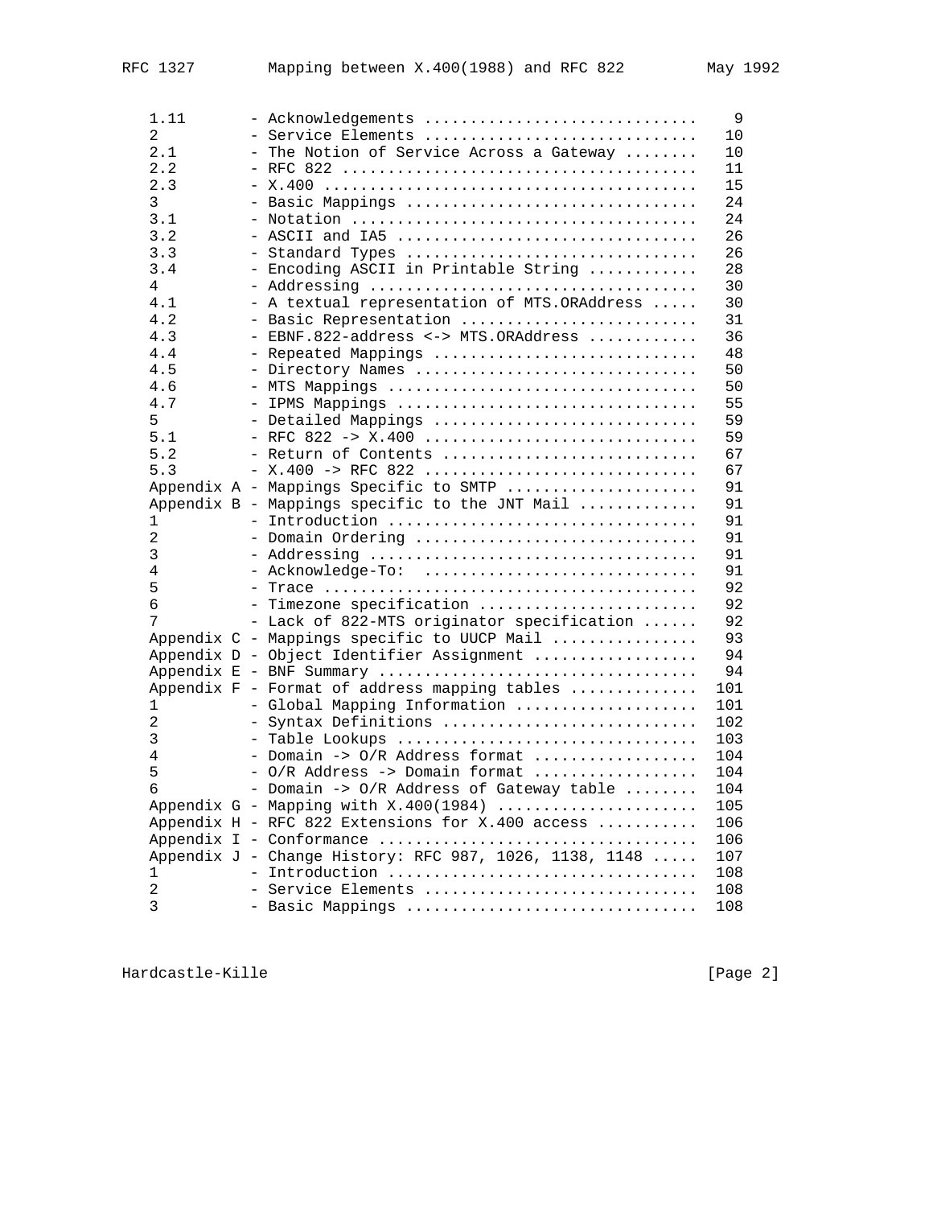```
   1.11       - Acknowledgements .............................   9
   2          - Service Elements .............................  10
   2.1        - The Notion of Service Across a Gateway ........  10
   2.2        - RFC 822 .......................................  11
   2.3        - X.400 .........................................  15
   3          - Basic Mappings ................................  24
   3.1        - Notation ......................................  24
   3.2        - ASCII and IA5 .................................  26
   3.3        - Standard Types ................................  26
   3.4        - Encoding ASCII in Printable String ............  28
   4          - Addressing ....................................  30
   4.1        - A textual representation of MTS.ORAddress .....  30
   4.2        - Basic Representation ..........................  31
   4.3        - EBNF.822-address <-> MTS.ORAddress ............  36
   4.4        - Repeated Mappings .............................  48
   4.5        - Directory Names ...............................  50
   4.6        - MTS Mappings ..................................  50
   4.7        - IPMS Mappings .................................  55
   5          - Detailed Mappings .............................  59
   5.1        - RFC 822 -> X.400 ..............................  59
   5.2        - Return of Contents ............................  67
   5.3        - X.400 -> RFC 822 ..............................  67
   Appendix A - Mappings Specific to SMTP .....................  91
   Appendix B - Mappings specific to the JNT Mail .............  91
   1          - Introduction ..................................  91
   2          - Domain Ordering ...............................  91
   3          - Addressing ....................................  91
   4          - Acknowledge-To:  .............................  91
   5          - Trace .........................................  92
   6          - Timezone specification ........................  92
   7          - Lack of 822-MTS originator specification ......  92
   Appendix C - Mappings specific to UUCP Mail ................  93
   Appendix D - Object Identifier Assignment ..................  94
   Appendix E - BNF Summary ...................................  94
   Appendix F - Format of address mapping tables .............. 101
   1          - Global Mapping Information .................... 101
   2          - Syntax Definitions ........................... 102
   3          - Table Lookups ................................ 103
   4          - Domain -> O/R Address format .................. 104
   5          - O/R Address -> Domain format .................. 104
   6          - Domain -> O/R Address of Gateway table ........ 104
   Appendix G - Mapping with X.400(1984) ...................... 105
   Appendix H - RFC 822 Extensions for X.400 access ........... 106
   Appendix I - Conformance ................................... 106
   Appendix J - Change History: RFC 987, 1026, 1138, 1148 ..... 107
   1          - Introduction .................................. 108
   2          - Service Elements .............................. 108
   3          - Basic Mappings ................................ 108
```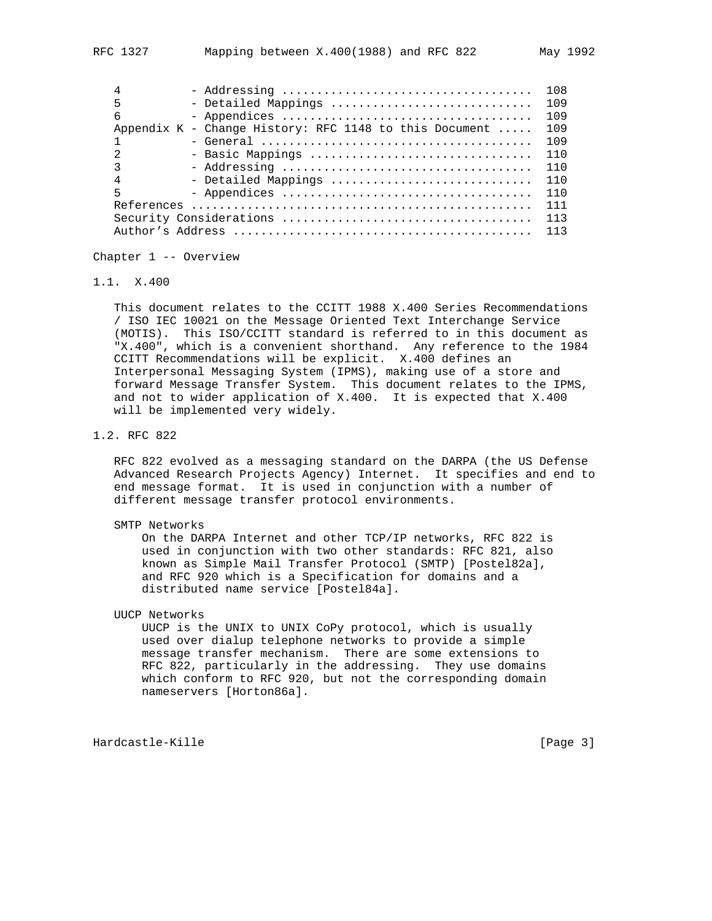| | | |
|---|---|---|
| 4 | - Addressing | 108 |
| 5 | - Detailed Mappings | 109 |
| 6 | - Appendices | 109 |
| Appendix K | - Change History: RFC 1148 to this Document | 109 |
| 1 | - General | 109 |
| 2 | - Basic Mappings | 110 |
| 3 | - Addressing | 110 |
| 4 | - Detailed Mappings | 110 |
| 5 | - Appendices | 110 |
| References | | 111 |
| Security Considerations | | 113 |
| Author's Address | | 113 |

# Chapter 1 -- Overview

## 1.1. X.400

This document relates to the CCITT 1988 X.400 Series Recommendations / ISO IEC 10021 on the Message Oriented Text Interchange Service (MOTIS). This ISO/CCITT standard is referred to in this document as "X.400", which is a convenient shorthand. Any reference to the 1984 CCITT Recommendations will be explicit. X.400 defines an Interpersonal Messaging System (IPMS), making use of a store and forward Message Transfer System. This document relates to the IPMS, and not to wider application of X.400. It is expected that X.400 will be implemented very widely.

## 1.2. RFC 822

RFC 822 evolved as a messaging standard on the DARPA (the US Defense Advanced Research Projects Agency) Internet. It specifies and end to end message format. It is used in conjunction with a number of different message transfer protocol environments.

SMTP Networks
: On the DARPA Internet and other TCP/IP networks, RFC 822 is used in conjunction with two other standards: RFC 821, also known as Simple Mail Transfer Protocol (SMTP) [Postel82a], and RFC 920 which is a Specification for domains and a distributed name service [Postel84a].

UUCP Networks
: UUCP is the UNIX to UNIX CoPy protocol, which is usually used over dialup telephone networks to provide a simple message transfer mechanism. There are some extensions to RFC 822, particularly in the addressing. They use domains which conform to RFC 920, but not the corresponding domain nameservers [Horton86a].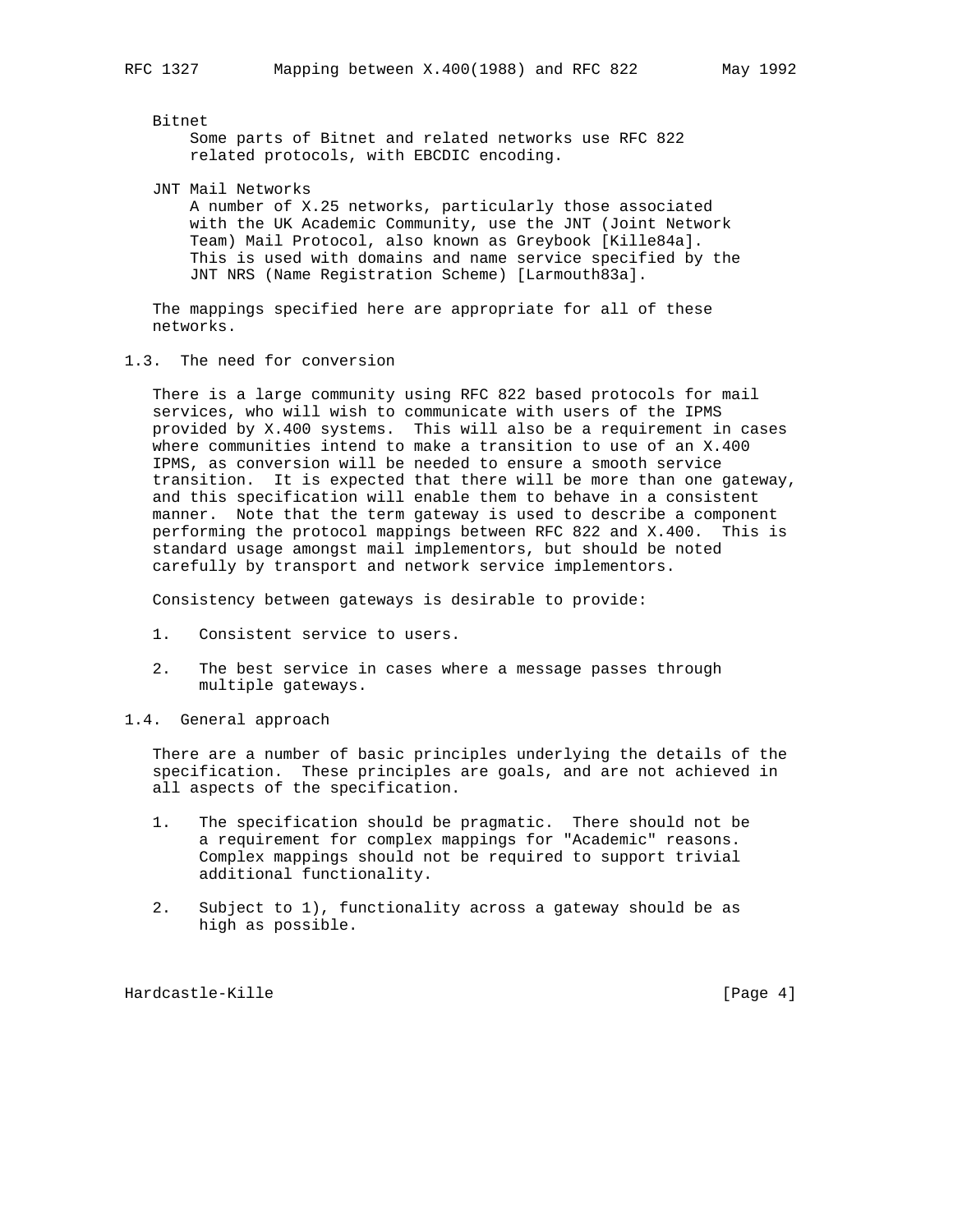Bitnet
: Some parts of Bitnet and related networks use RFC 822 related protocols, with EBCDIC encoding.

JNT Mail Networks
: A number of X.25 networks, particularly those associated with the UK Academic Community, use the JNT (Joint Network Team) Mail Protocol, also known as Greybook [Kille84a]. This is used with domains and name service specified by the JNT NRS (Name Registration Scheme) [Larmouth83a].

The mappings specified here are appropriate for all of these networks.

## 1.3. The need for conversion

There is a large community using RFC 822 based protocols for mail services, who will wish to communicate with users of the IPMS provided by X.400 systems. This will also be a requirement in cases where communities intend to make a transition to use of an X.400 IPMS, as conversion will be needed to ensure a smooth service transition. It is expected that there will be more than one gateway, and this specification will enable them to behave in a consistent manner. Note that the term gateway is used to describe a component performing the protocol mappings between RFC 822 and X.400. This is standard usage amongst mail implementors, but should be noted carefully by transport and network service implementors.

Consistency between gateways is desirable to provide:

1. Consistent service to users.

2. The best service in cases where a message passes through multiple gateways.

## 1.4. General approach

There are a number of basic principles underlying the details of the specification. These principles are goals, and are not achieved in all aspects of the specification.

1. The specification should be pragmatic. There should not be a requirement for complex mappings for "Academic" reasons. Complex mappings should not be required to support trivial additional functionality.

2. Subject to 1), functionality across a gateway should be as high as possible.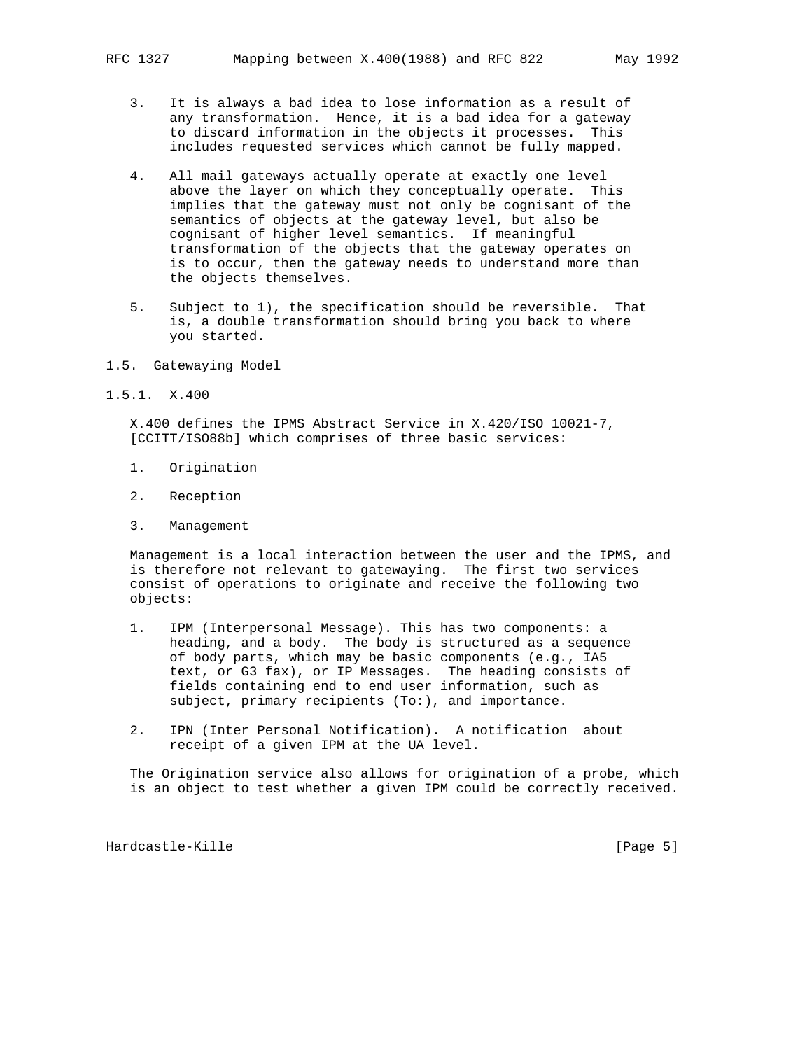3. It is always a bad idea to lose information as a result of any transformation. Hence, it is a bad idea for a gateway to discard information in the objects it processes. This includes requested services which cannot be fully mapped.

4. All mail gateways actually operate at exactly one level above the layer on which they conceptually operate. This implies that the gateway must not only be cognisant of the semantics of objects at the gateway level, but also be cognisant of higher level semantics. If meaningful transformation of the objects that the gateway operates on is to occur, then the gateway needs to understand more than the objects themselves.

5. Subject to 1), the specification should be reversible. That is, a double transformation should bring you back to where you started.

## 1.5. Gatewaying Model

### 1.5.1. X.400

X.400 defines the IPMS Abstract Service in X.420/ISO 10021-7, [CCITT/ISO88b] which comprises of three basic services:

1. Origination

2. Reception

3. Management

Management is a local interaction between the user and the IPMS, and is therefore not relevant to gatewaying. The first two services consist of operations to originate and receive the following two objects:

1. IPM (Interpersonal Message). This has two components: a heading, and a body. The body is structured as a sequence of body parts, which may be basic components (e.g., IA5 text, or G3 fax), or IP Messages. The heading consists of fields containing end to end user information, such as subject, primary recipients (To:), and importance.

2. IPN (Inter Personal Notification). A notification about receipt of a given IPM at the UA level.

The Origination service also allows for origination of a probe, which is an object to test whether a given IPM could be correctly received.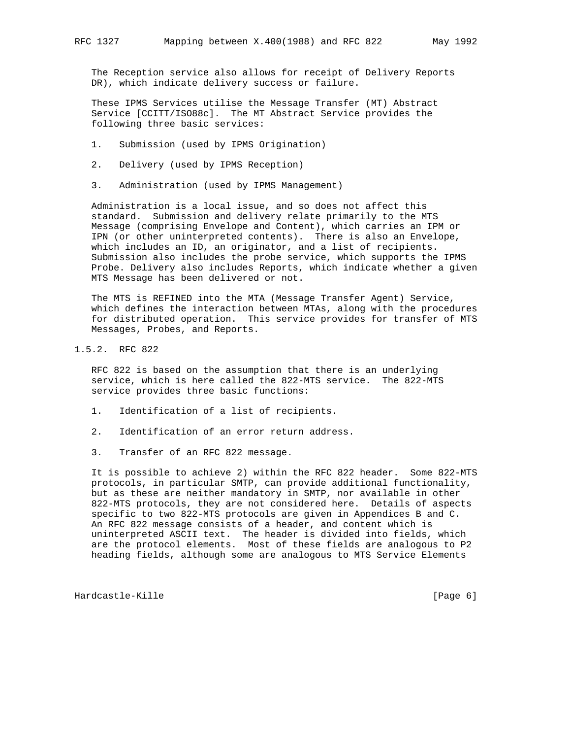The Reception service also allows for receipt of Delivery Reports DR), which indicate delivery success or failure.

These IPMS Services utilise the Message Transfer (MT) Abstract Service [CCITT/ISO88c]. The MT Abstract Service provides the following three basic services:

1. Submission (used by IPMS Origination)

2. Delivery (used by IPMS Reception)

3. Administration (used by IPMS Management)

Administration is a local issue, and so does not affect this standard. Submission and delivery relate primarily to the MTS Message (comprising Envelope and Content), which carries an IPM or IPN (or other uninterpreted contents). There is also an Envelope, which includes an ID, an originator, and a list of recipients. Submission also includes the probe service, which supports the IPMS Probe. Delivery also includes Reports, which indicate whether a given MTS Message has been delivered or not.

The MTS is REFINED into the MTA (Message Transfer Agent) Service, which defines the interaction between MTAs, along with the procedures for distributed operation. This service provides for transfer of MTS Messages, Probes, and Reports.

### 1.5.2. RFC 822

RFC 822 is based on the assumption that there is an underlying service, which is here called the 822-MTS service. The 822-MTS service provides three basic functions:

1. Identification of a list of recipients.

2. Identification of an error return address.

3. Transfer of an RFC 822 message.

It is possible to achieve 2) within the RFC 822 header. Some 822-MTS protocols, in particular SMTP, can provide additional functionality, but as these are neither mandatory in SMTP, nor available in other 822-MTS protocols, they are not considered here. Details of aspects specific to two 822-MTS protocols are given in Appendices B and C. An RFC 822 message consists of a header, and content which is uninterpreted ASCII text. The header is divided into fields, which are the protocol elements. Most of these fields are analogous to P2 heading fields, although some are analogous to MTS Service Elements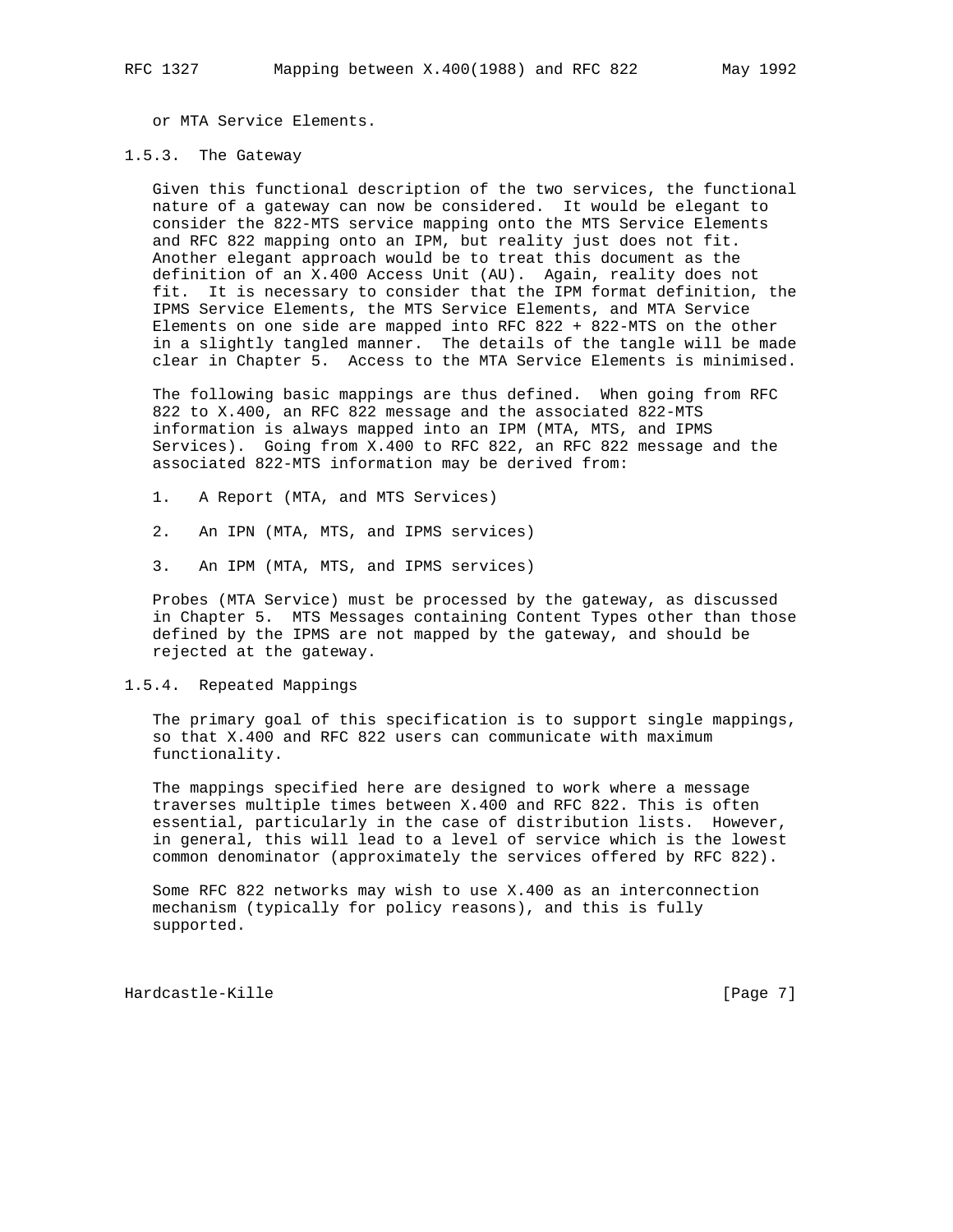or MTA Service Elements.

### 1.5.3. The Gateway

Given this functional description of the two services, the functional nature of a gateway can now be considered. It would be elegant to consider the 822-MTS service mapping onto the MTS Service Elements and RFC 822 mapping onto an IPM, but reality just does not fit. Another elegant approach would be to treat this document as the definition of an X.400 Access Unit (AU). Again, reality does not fit. It is necessary to consider that the IPM format definition, the IPMS Service Elements, the MTS Service Elements, and MTA Service Elements on one side are mapped into RFC 822 + 822-MTS on the other in a slightly tangled manner. The details of the tangle will be made clear in Chapter 5. Access to the MTA Service Elements is minimised.

The following basic mappings are thus defined. When going from RFC 822 to X.400, an RFC 822 message and the associated 822-MTS information is always mapped into an IPM (MTA, MTS, and IPMS Services). Going from X.400 to RFC 822, an RFC 822 message and the associated 822-MTS information may be derived from:

1. A Report (MTA, and MTS Services)

2. An IPN (MTA, MTS, and IPMS services)

3. An IPM (MTA, MTS, and IPMS services)

Probes (MTA Service) must be processed by the gateway, as discussed in Chapter 5. MTS Messages containing Content Types other than those defined by the IPMS are not mapped by the gateway, and should be rejected at the gateway.

### 1.5.4. Repeated Mappings

The primary goal of this specification is to support single mappings, so that X.400 and RFC 822 users can communicate with maximum functionality.

The mappings specified here are designed to work where a message traverses multiple times between X.400 and RFC 822. This is often essential, particularly in the case of distribution lists. However, in general, this will lead to a level of service which is the lowest common denominator (approximately the services offered by RFC 822).

Some RFC 822 networks may wish to use X.400 as an interconnection mechanism (typically for policy reasons), and this is fully supported.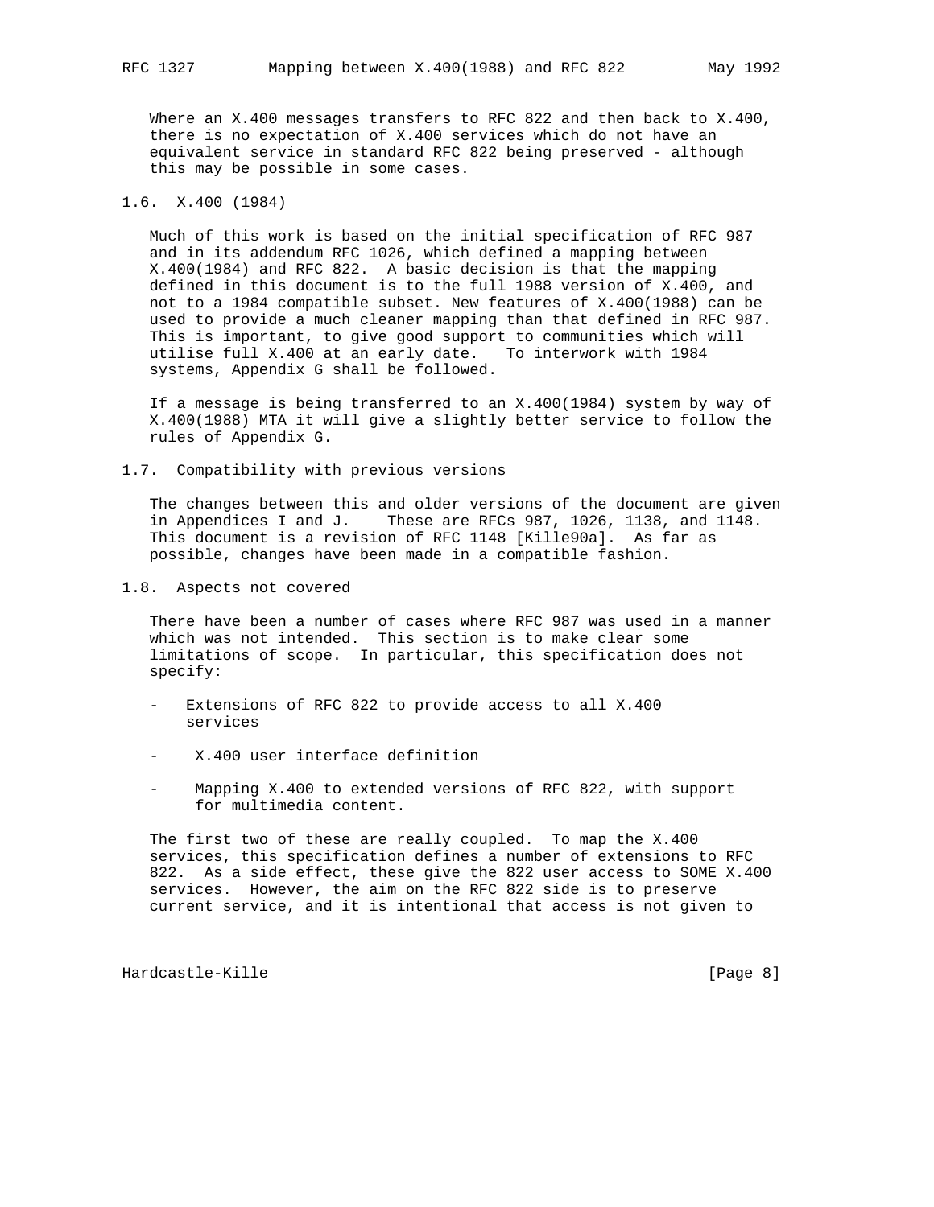Where an X.400 messages transfers to RFC 822 and then back to X.400, there is no expectation of X.400 services which do not have an equivalent service in standard RFC 822 being preserved - although this may be possible in some cases.

## 1.6. X.400 (1984)

Much of this work is based on the initial specification of RFC 987 and in its addendum RFC 1026, which defined a mapping between X.400(1984) and RFC 822. A basic decision is that the mapping defined in this document is to the full 1988 version of X.400, and not to a 1984 compatible subset. New features of X.400(1988) can be used to provide a much cleaner mapping than that defined in RFC 987. This is important, to give good support to communities which will utilise full X.400 at an early date. To interwork with 1984 systems, Appendix G shall be followed.

If a message is being transferred to an X.400(1984) system by way of X.400(1988) MTA it will give a slightly better service to follow the rules of Appendix G.

## 1.7. Compatibility with previous versions

The changes between this and older versions of the document are given in Appendices I and J. These are RFCs 987, 1026, 1138, and 1148. This document is a revision of RFC 1148 [Kille90a]. As far as possible, changes have been made in a compatible fashion.

## 1.8. Aspects not covered

There have been a number of cases where RFC 987 was used in a manner which was not intended. This section is to make clear some limitations of scope. In particular, this specification does not specify:

- Extensions of RFC 822 to provide access to all X.400 services

- X.400 user interface definition

- Mapping X.400 to extended versions of RFC 822, with support for multimedia content.

The first two of these are really coupled. To map the X.400 services, this specification defines a number of extensions to RFC 822. As a side effect, these give the 822 user access to SOME X.400 services. However, the aim on the RFC 822 side is to preserve current service, and it is intentional that access is not given to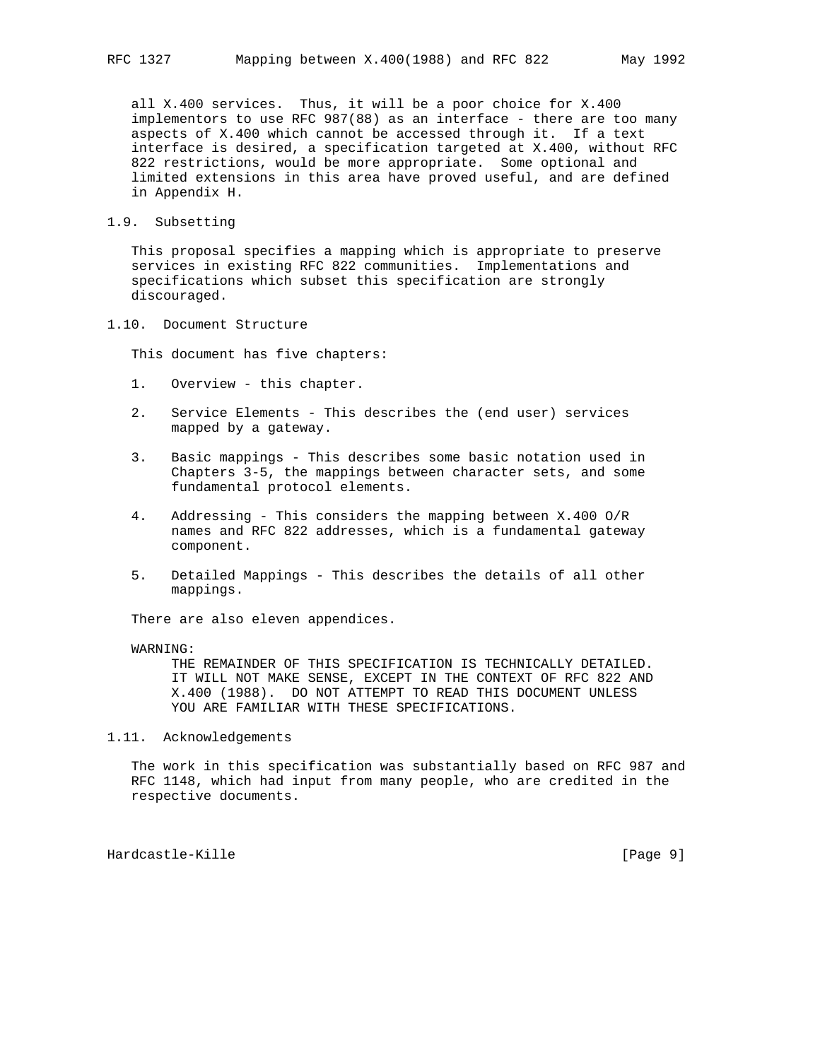all X.400 services. Thus, it will be a poor choice for X.400 implementors to use RFC 987(88) as an interface - there are too many aspects of X.400 which cannot be accessed through it. If a text interface is desired, a specification targeted at X.400, without RFC 822 restrictions, would be more appropriate. Some optional and limited extensions in this area have proved useful, and are defined in Appendix H.

## 1.9. Subsetting

This proposal specifies a mapping which is appropriate to preserve services in existing RFC 822 communities. Implementations and specifications which subset this specification are strongly discouraged.

## 1.10. Document Structure

This document has five chapters:

1. Overview - this chapter.

2. Service Elements - This describes the (end user) services mapped by a gateway.

3. Basic mappings - This describes some basic notation used in Chapters 3-5, the mappings between character sets, and some fundamental protocol elements.

4. Addressing - This considers the mapping between X.400 O/R names and RFC 822 addresses, which is a fundamental gateway component.

5. Detailed Mappings - This describes the details of all other mappings.

There are also eleven appendices.

WARNING:
THE REMAINDER OF THIS SPECIFICATION IS TECHNICALLY DETAILED. IT WILL NOT MAKE SENSE, EXCEPT IN THE CONTEXT OF RFC 822 AND X.400 (1988). DO NOT ATTEMPT TO READ THIS DOCUMENT UNLESS YOU ARE FAMILIAR WITH THESE SPECIFICATIONS.

## 1.11. Acknowledgements

The work in this specification was substantially based on RFC 987 and RFC 1148, which had input from many people, who are credited in the respective documents.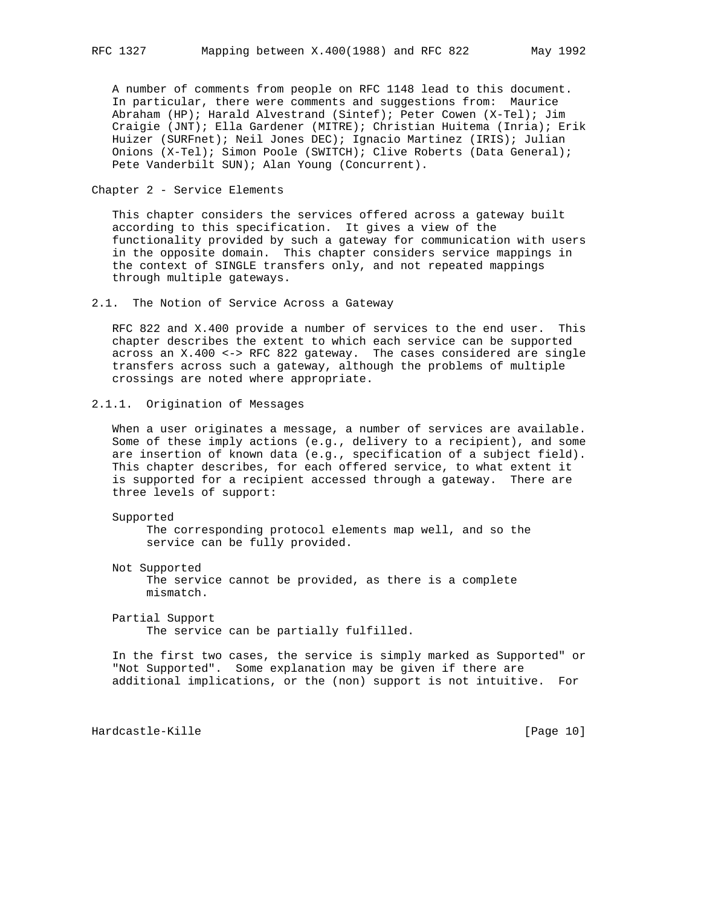A number of comments from people on RFC 1148 lead to this document. In particular, there were comments and suggestions from: Maurice Abraham (HP); Harald Alvestrand (Sintef); Peter Cowen (X-Tel); Jim Craigie (JNT); Ella Gardener (MITRE); Christian Huitema (Inria); Erik Huizer (SURFnet); Neil Jones DEC); Ignacio Martinez (IRIS); Julian Onions (X-Tel); Simon Poole (SWITCH); Clive Roberts (Data General); Pete Vanderbilt SUN); Alan Young (Concurrent).

# Chapter 2 - Service Elements

This chapter considers the services offered across a gateway built according to this specification. It gives a view of the functionality provided by such a gateway for communication with users in the opposite domain. This chapter considers service mappings in the context of SINGLE transfers only, and not repeated mappings through multiple gateways.

## 2.1. The Notion of Service Across a Gateway

RFC 822 and X.400 provide a number of services to the end user. This chapter describes the extent to which each service can be supported across an X.400 <-> RFC 822 gateway. The cases considered are single transfers across such a gateway, although the problems of multiple crossings are noted where appropriate.

### 2.1.1. Origination of Messages

When a user originates a message, a number of services are available. Some of these imply actions (e.g., delivery to a recipient), and some are insertion of known data (e.g., specification of a subject field). This chapter describes, for each offered service, to what extent it is supported for a recipient accessed through a gateway. There are three levels of support:

Supported
  The corresponding protocol elements map well, and so the service can be fully provided.

Not Supported
  The service cannot be provided, as there is a complete mismatch.

Partial Support
  The service can be partially fulfilled.

In the first two cases, the service is simply marked as Supported" or "Not Supported". Some explanation may be given if there are additional implications, or the (non) support is not intuitive. For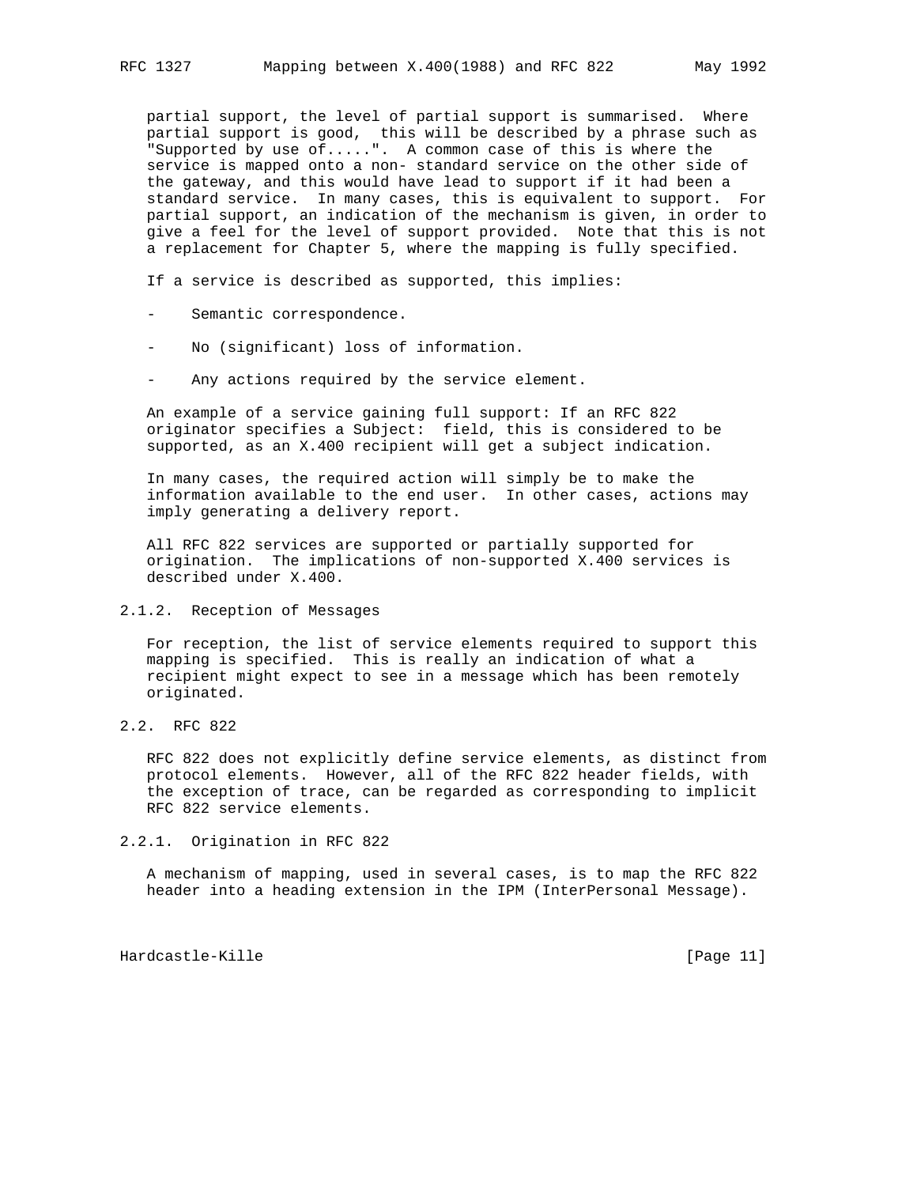partial support, the level of partial support is summarised. Where partial support is good, this will be described by a phrase such as "Supported by use of.....". A common case of this is where the service is mapped onto a non- standard service on the other side of the gateway, and this would have lead to support if it had been a standard service. In many cases, this is equivalent to support. For partial support, an indication of the mechanism is given, in order to give a feel for the level of support provided. Note that this is not a replacement for Chapter 5, where the mapping is fully specified.

If a service is described as supported, this implies:

- Semantic correspondence.
- No (significant) loss of information.
- Any actions required by the service element.

An example of a service gaining full support: If an RFC 822 originator specifies a Subject: field, this is considered to be supported, as an X.400 recipient will get a subject indication.

In many cases, the required action will simply be to make the information available to the end user. In other cases, actions may imply generating a delivery report.

All RFC 822 services are supported or partially supported for origination. The implications of non-supported X.400 services is described under X.400.

### 2.1.2. Reception of Messages

For reception, the list of service elements required to support this mapping is specified. This is really an indication of what a recipient might expect to see in a message which has been remotely originated.

## 2.2. RFC 822

RFC 822 does not explicitly define service elements, as distinct from protocol elements. However, all of the RFC 822 header fields, with the exception of trace, can be regarded as corresponding to implicit RFC 822 service elements.

### 2.2.1. Origination in RFC 822

A mechanism of mapping, used in several cases, is to map the RFC 822 header into a heading extension in the IPM (InterPersonal Message).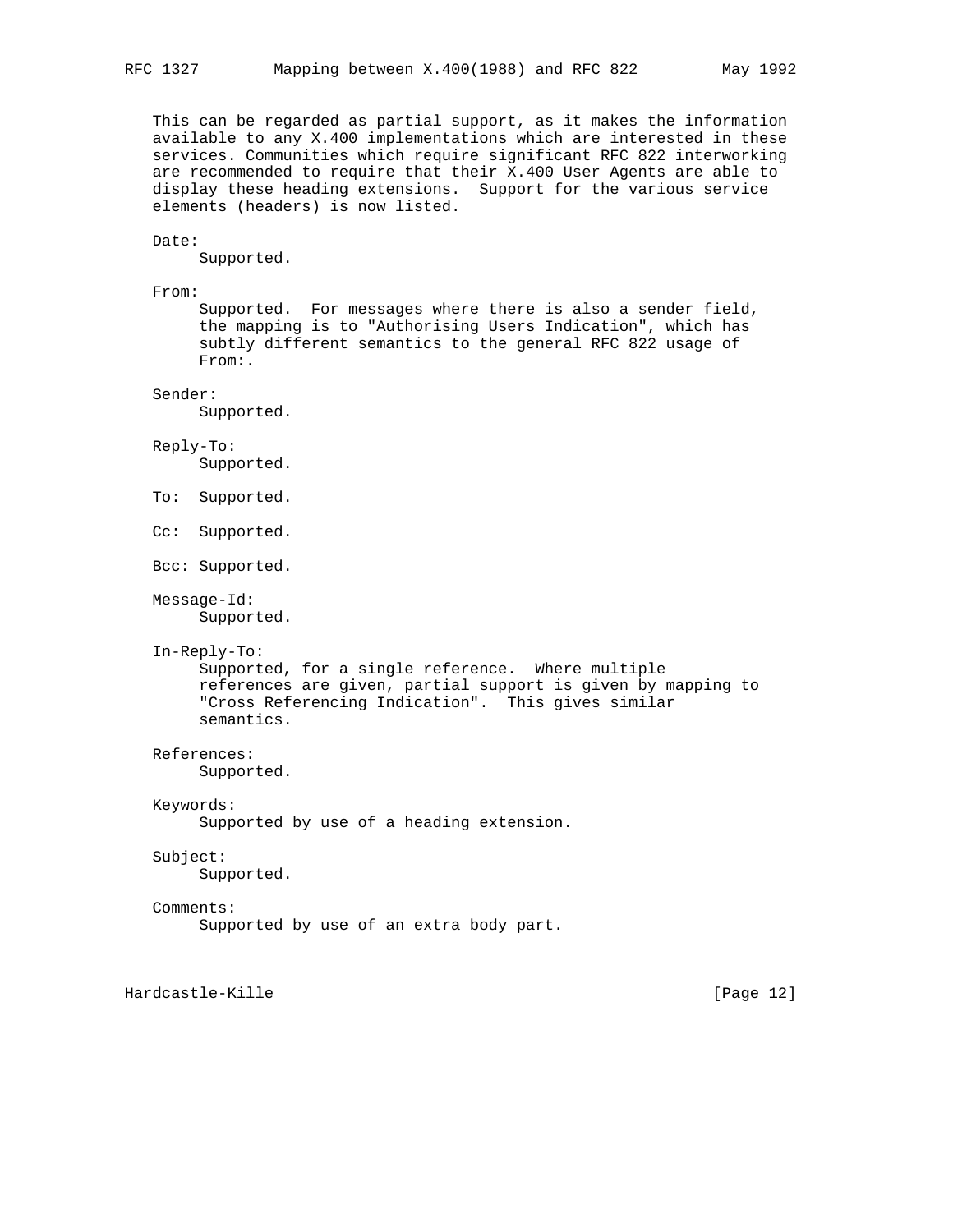This can be regarded as partial support, as it makes the information available to any X.400 implementations which are interested in these services. Communities which require significant RFC 822 interworking are recommended to require that their X.400 User Agents are able to display these heading extensions. Support for the various service elements (headers) is now listed.

Date:
  Supported.

From:
  Supported. For messages where there is also a sender field, the mapping is to "Authorising Users Indication", which has subtly different semantics to the general RFC 822 usage of From:.

Sender:
  Supported.

Reply-To:
  Supported.

To: Supported.

Cc: Supported.

Bcc: Supported.

Message-Id:
  Supported.

In-Reply-To:
  Supported, for a single reference. Where multiple references are given, partial support is given by mapping to "Cross Referencing Indication". This gives similar semantics.

References:
  Supported.

Keywords:
  Supported by use of a heading extension.

Subject:
  Supported.

Comments:
  Supported by use of an extra body part.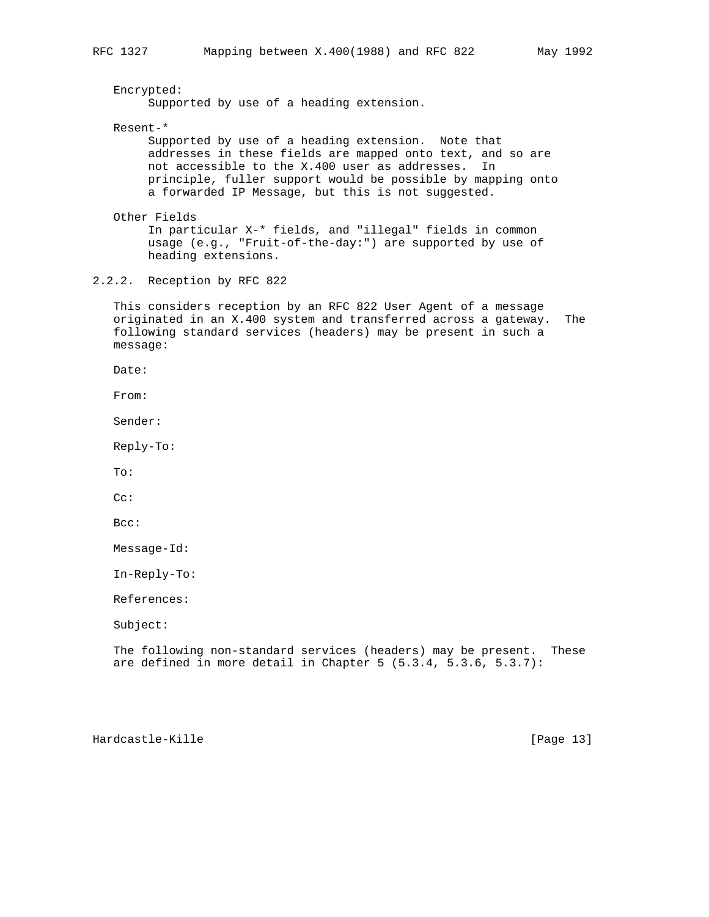Encrypted:

Supported by use of a heading extension.

Resent-*

Supported by use of a heading extension. Note that addresses in these fields are mapped onto text, and so are not accessible to the X.400 user as addresses. In principle, fuller support would be possible by mapping onto a forwarded IP Message, but this is not suggested.

Other Fields

In particular X-* fields, and "illegal" fields in common usage (e.g., "Fruit-of-the-day:") are supported by use of heading extensions.

### 2.2.2. Reception by RFC 822

This considers reception by an RFC 822 User Agent of a message originated in an X.400 system and transferred across a gateway. The following standard services (headers) may be present in such a message:

Date:

From:

Sender:

Reply-To:

To:

Cc:

Bcc:

Message-Id:

In-Reply-To:

References:

Subject:

The following non-standard services (headers) may be present. These are defined in more detail in Chapter 5 (5.3.4, 5.3.6, 5.3.7):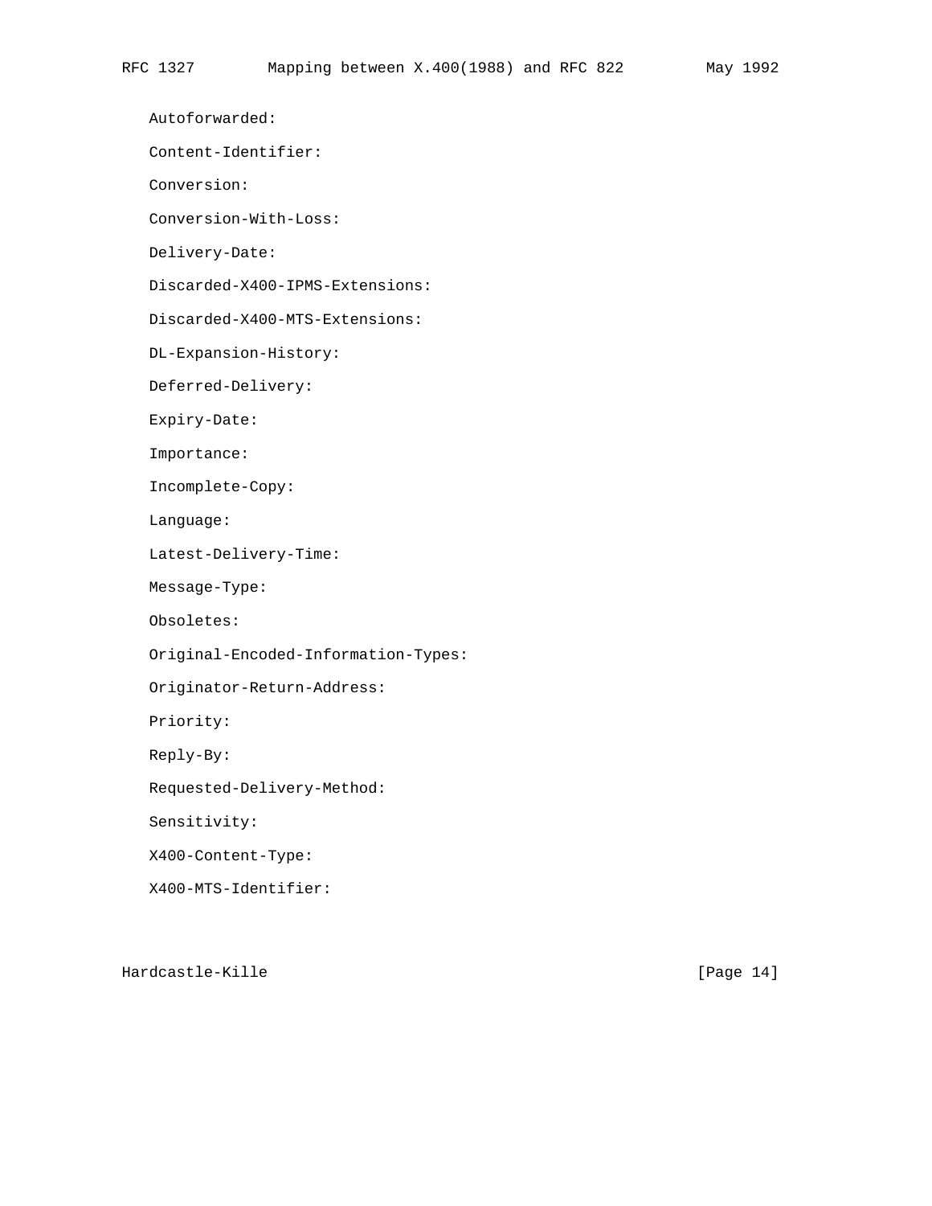Autoforwarded:

Content-Identifier:

Conversion:

Conversion-With-Loss:

Delivery-Date:

Discarded-X400-IPMS-Extensions:

Discarded-X400-MTS-Extensions:

DL-Expansion-History:

Deferred-Delivery:

Expiry-Date:

Importance:

Incomplete-Copy:

Language:

Latest-Delivery-Time:

Message-Type:

Obsoletes:

Original-Encoded-Information-Types:

Originator-Return-Address:

Priority:

Reply-By:

Requested-Delivery-Method:

Sensitivity:

X400-Content-Type:

X400-MTS-Identifier: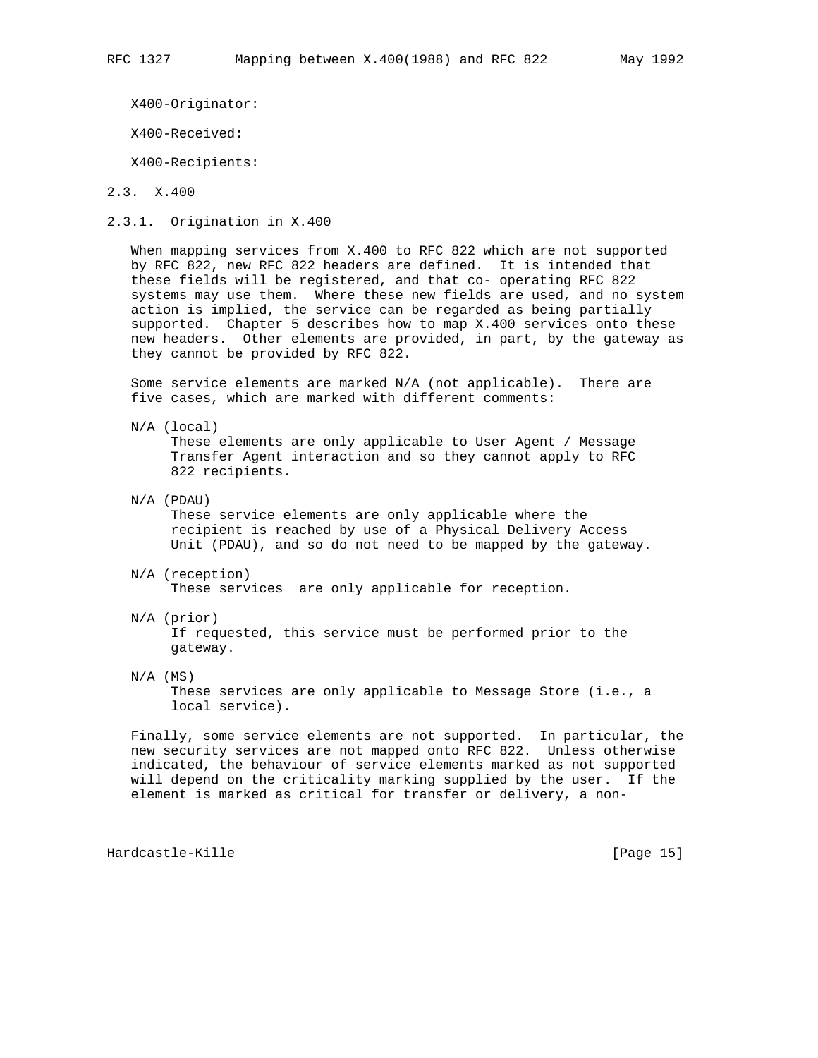X400-Originator:

X400-Received:

X400-Recipients:

## 2.3. X.400

### 2.3.1. Origination in X.400

When mapping services from X.400 to RFC 822 which are not supported by RFC 822, new RFC 822 headers are defined. It is intended that these fields will be registered, and that co- operating RFC 822 systems may use them. Where these new fields are used, and no system action is implied, the service can be regarded as being partially supported. Chapter 5 describes how to map X.400 services onto these new headers. Other elements are provided, in part, by the gateway as they cannot be provided by RFC 822.

Some service elements are marked N/A (not applicable). There are five cases, which are marked with different comments:

N/A (local)
: These elements are only applicable to User Agent / Message Transfer Agent interaction and so they cannot apply to RFC 822 recipients.

N/A (PDAU)
: These service elements are only applicable where the recipient is reached by use of a Physical Delivery Access Unit (PDAU), and so do not need to be mapped by the gateway.

N/A (reception)
: These services are only applicable for reception.

N/A (prior)
: If requested, this service must be performed prior to the gateway.

N/A (MS)
: These services are only applicable to Message Store (i.e., a local service).

Finally, some service elements are not supported. In particular, the new security services are not mapped onto RFC 822. Unless otherwise indicated, the behaviour of service elements marked as not supported will depend on the criticality marking supplied by the user. If the element is marked as critical for transfer or delivery, a non-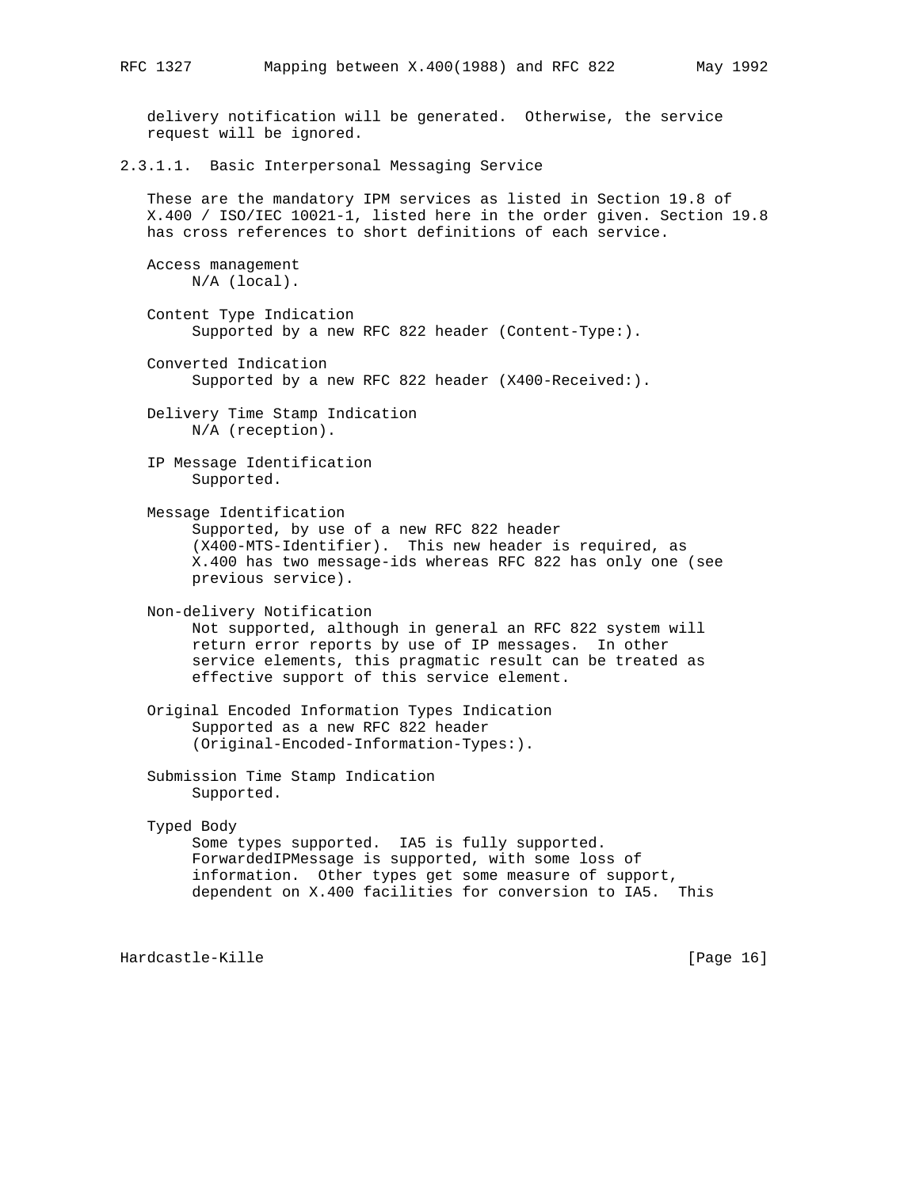delivery notification will be generated. Otherwise, the service request will be ignored.

#### 2.3.1.1. Basic Interpersonal Messaging Service

These are the mandatory IPM services as listed in Section 19.8 of X.400 / ISO/IEC 10021-1, listed here in the order given. Section 19.8 has cross references to short definitions of each service.

Access management
: N/A (local).

Content Type Indication
: Supported by a new RFC 822 header (Content-Type:).

Converted Indication
: Supported by a new RFC 822 header (X400-Received:).

Delivery Time Stamp Indication
: N/A (reception).

IP Message Identification
: Supported.

Message Identification
: Supported, by use of a new RFC 822 header (X400-MTS-Identifier). This new header is required, as X.400 has two message-ids whereas RFC 822 has only one (see previous service).

Non-delivery Notification
: Not supported, although in general an RFC 822 system will return error reports by use of IP messages. In other service elements, this pragmatic result can be treated as effective support of this service element.

Original Encoded Information Types Indication
: Supported as a new RFC 822 header (Original-Encoded-Information-Types:).

Submission Time Stamp Indication
: Supported.

Typed Body
: Some types supported. IA5 is fully supported. ForwardedIPMessage is supported, with some loss of information. Other types get some measure of support, dependent on X.400 facilities for conversion to IA5. This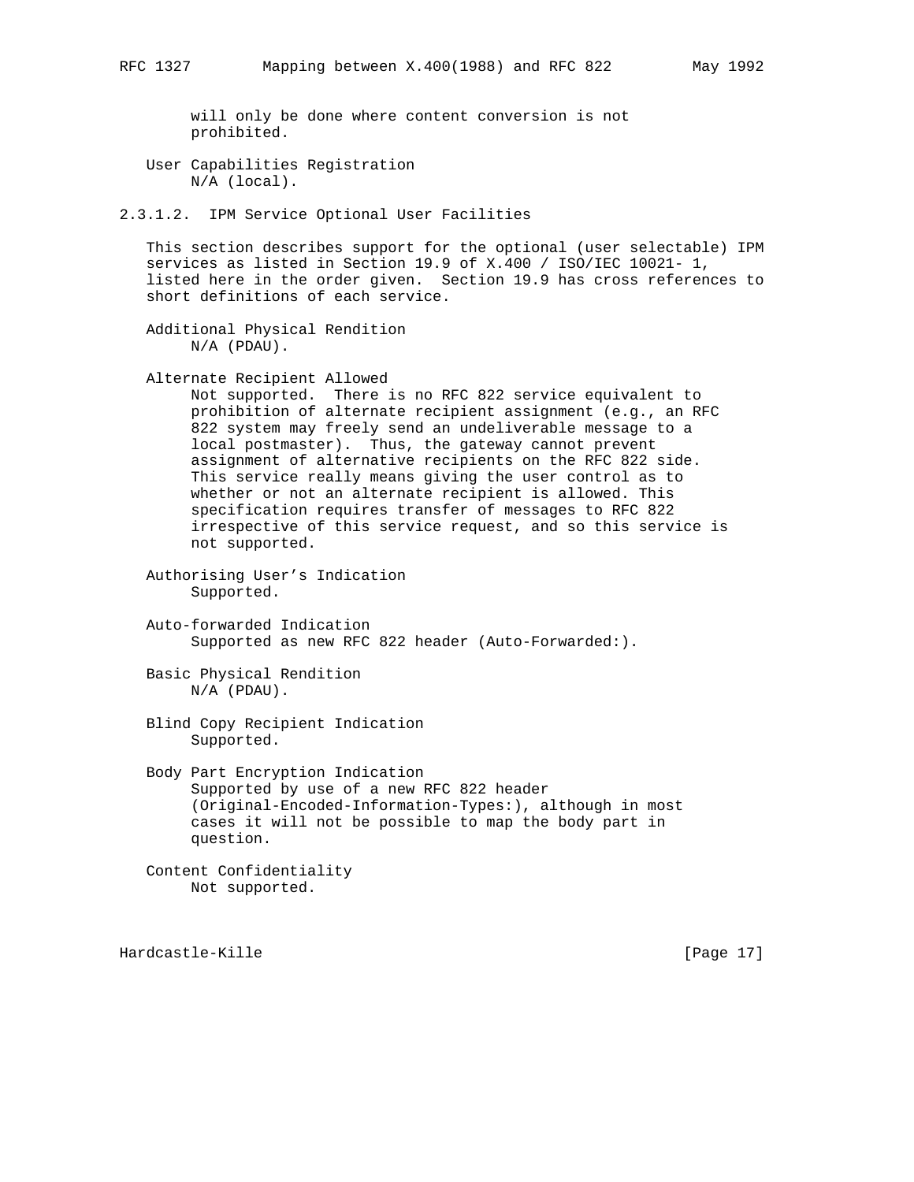will only be done where content conversion is not prohibited.

User Capabilities Registration
: N/A (local).

#### 2.3.1.2. IPM Service Optional User Facilities

This section describes support for the optional (user selectable) IPM services as listed in Section 19.9 of X.400 / ISO/IEC 10021- 1, listed here in the order given. Section 19.9 has cross references to short definitions of each service.

Additional Physical Rendition
: N/A (PDAU).

Alternate Recipient Allowed
: Not supported. There is no RFC 822 service equivalent to prohibition of alternate recipient assignment (e.g., an RFC 822 system may freely send an undeliverable message to a local postmaster). Thus, the gateway cannot prevent assignment of alternative recipients on the RFC 822 side. This service really means giving the user control as to whether or not an alternate recipient is allowed. This specification requires transfer of messages to RFC 822 irrespective of this service request, and so this service is not supported.

Authorising User's Indication
: Supported.

Auto-forwarded Indication
: Supported as new RFC 822 header (Auto-Forwarded:).

Basic Physical Rendition
: N/A (PDAU).

Blind Copy Recipient Indication
: Supported.

Body Part Encryption Indication
: Supported by use of a new RFC 822 header (Original-Encoded-Information-Types:), although in most cases it will not be possible to map the body part in question.

Content Confidentiality
: Not supported.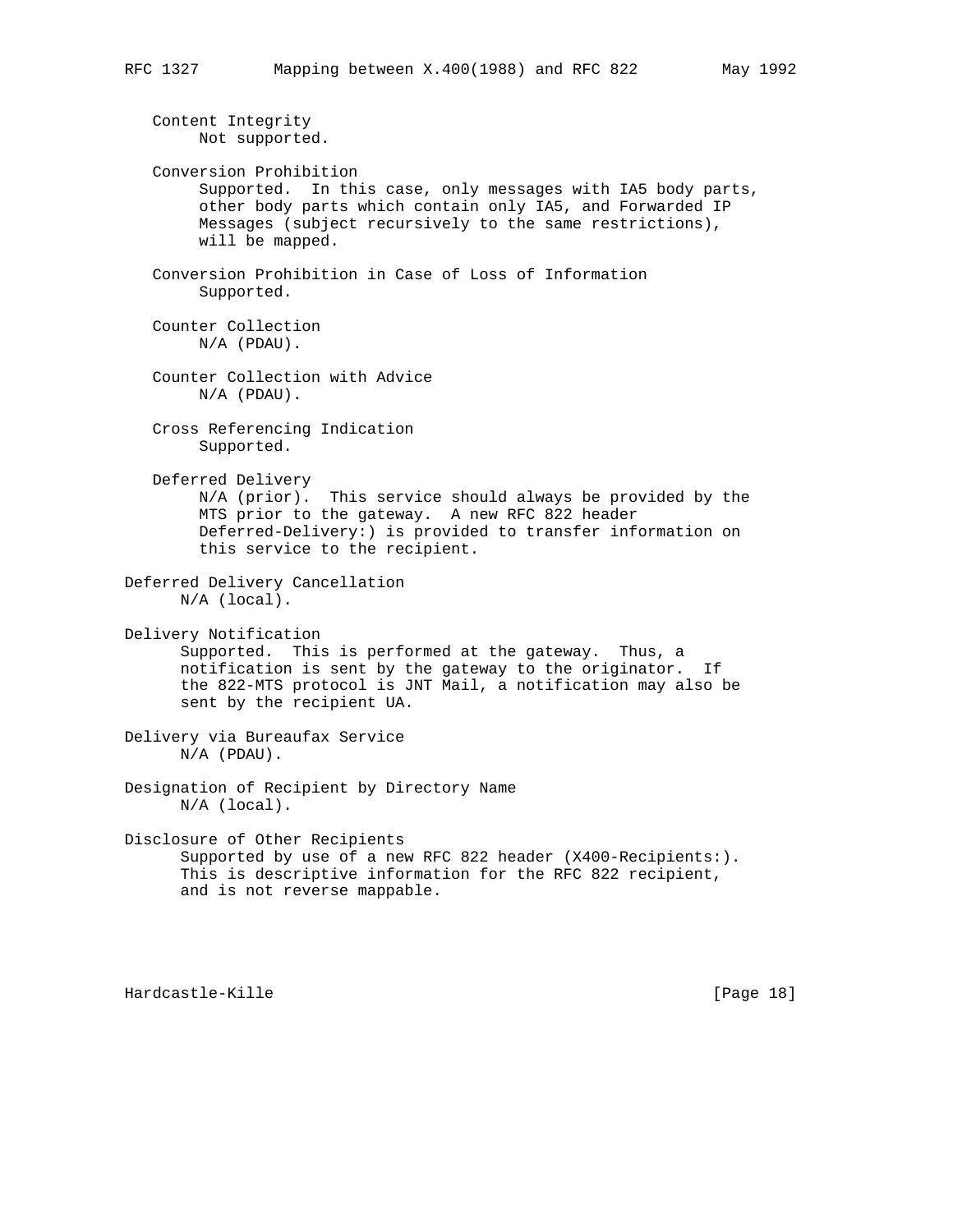Content Integrity
Not supported.

Conversion Prohibition
Supported. In this case, only messages with IA5 body parts, other body parts which contain only IA5, and Forwarded IP Messages (subject recursively to the same restrictions), will be mapped.

Conversion Prohibition in Case of Loss of Information
Supported.

Counter Collection
N/A (PDAU).

Counter Collection with Advice
N/A (PDAU).

Cross Referencing Indication
Supported.

Deferred Delivery
N/A (prior). This service should always be provided by the MTS prior to the gateway. A new RFC 822 header Deferred-Delivery:) is provided to transfer information on this service to the recipient.

Deferred Delivery Cancellation
N/A (local).

Delivery Notification
Supported. This is performed at the gateway. Thus, a notification is sent by the gateway to the originator. If the 822-MTS protocol is JNT Mail, a notification may also be sent by the recipient UA.

Delivery via Bureaufax Service
N/A (PDAU).

Designation of Recipient by Directory Name
N/A (local).

Disclosure of Other Recipients
Supported by use of a new RFC 822 header (X400-Recipients:). This is descriptive information for the RFC 822 recipient, and is not reverse mappable.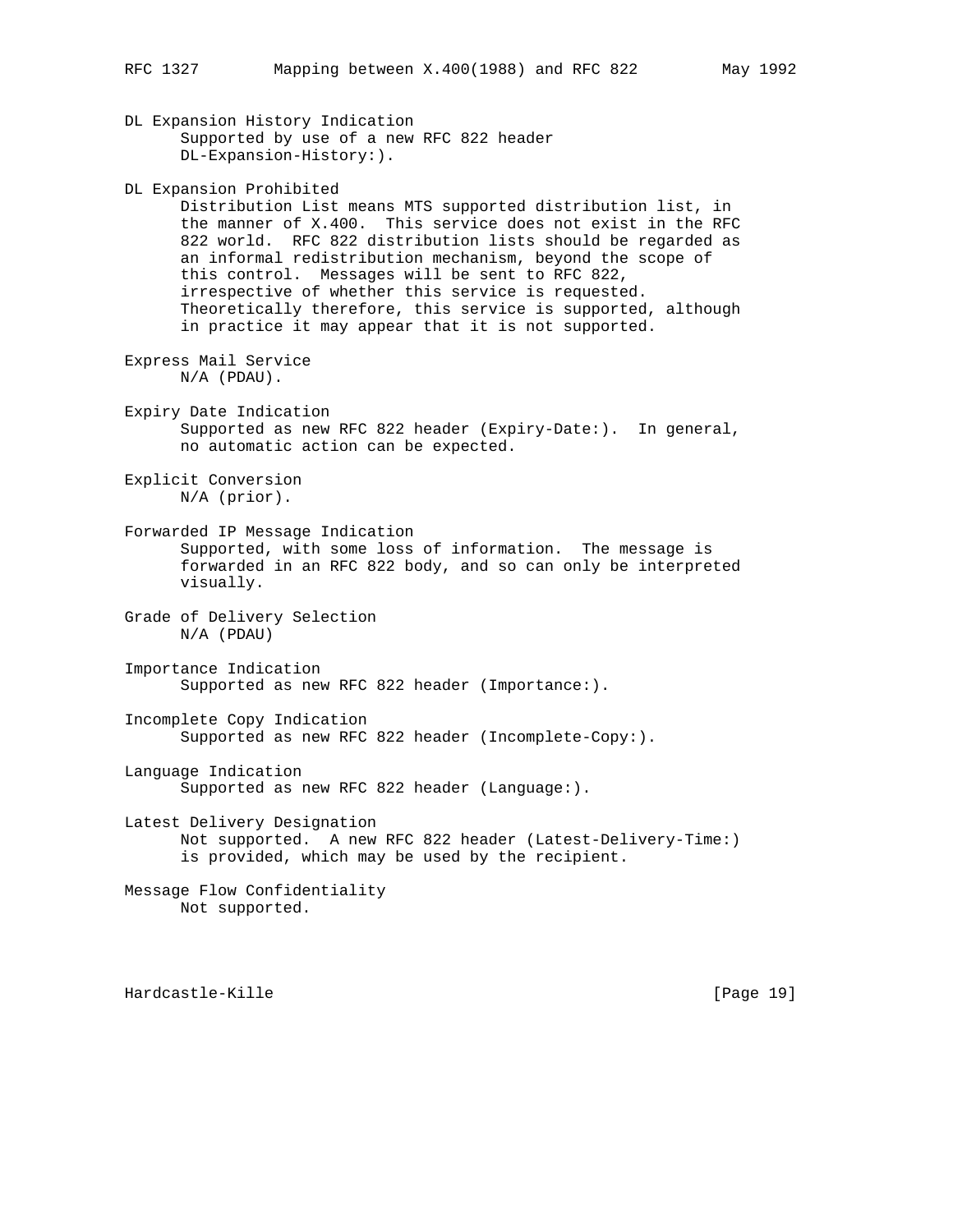DL Expansion History Indication

Supported by use of a new RFC 822 header DL-Expansion-History:).

DL Expansion Prohibited

Distribution List means MTS supported distribution list, in the manner of X.400. This service does not exist in the RFC 822 world. RFC 822 distribution lists should be regarded as an informal redistribution mechanism, beyond the scope of this control. Messages will be sent to RFC 822, irrespective of whether this service is requested. Theoretically therefore, this service is supported, although in practice it may appear that it is not supported.

Express Mail Service

N/A (PDAU).

Expiry Date Indication

Supported as new RFC 822 header (Expiry-Date:). In general, no automatic action can be expected.

Explicit Conversion

N/A (prior).

Forwarded IP Message Indication

Supported, with some loss of information. The message is forwarded in an RFC 822 body, and so can only be interpreted visually.

Grade of Delivery Selection

N/A (PDAU)

Importance Indication

Supported as new RFC 822 header (Importance:).

Incomplete Copy Indication

Supported as new RFC 822 header (Incomplete-Copy:).

Language Indication

Supported as new RFC 822 header (Language:).

Latest Delivery Designation

Not supported. A new RFC 822 header (Latest-Delivery-Time:) is provided, which may be used by the recipient.

Message Flow Confidentiality

Not supported.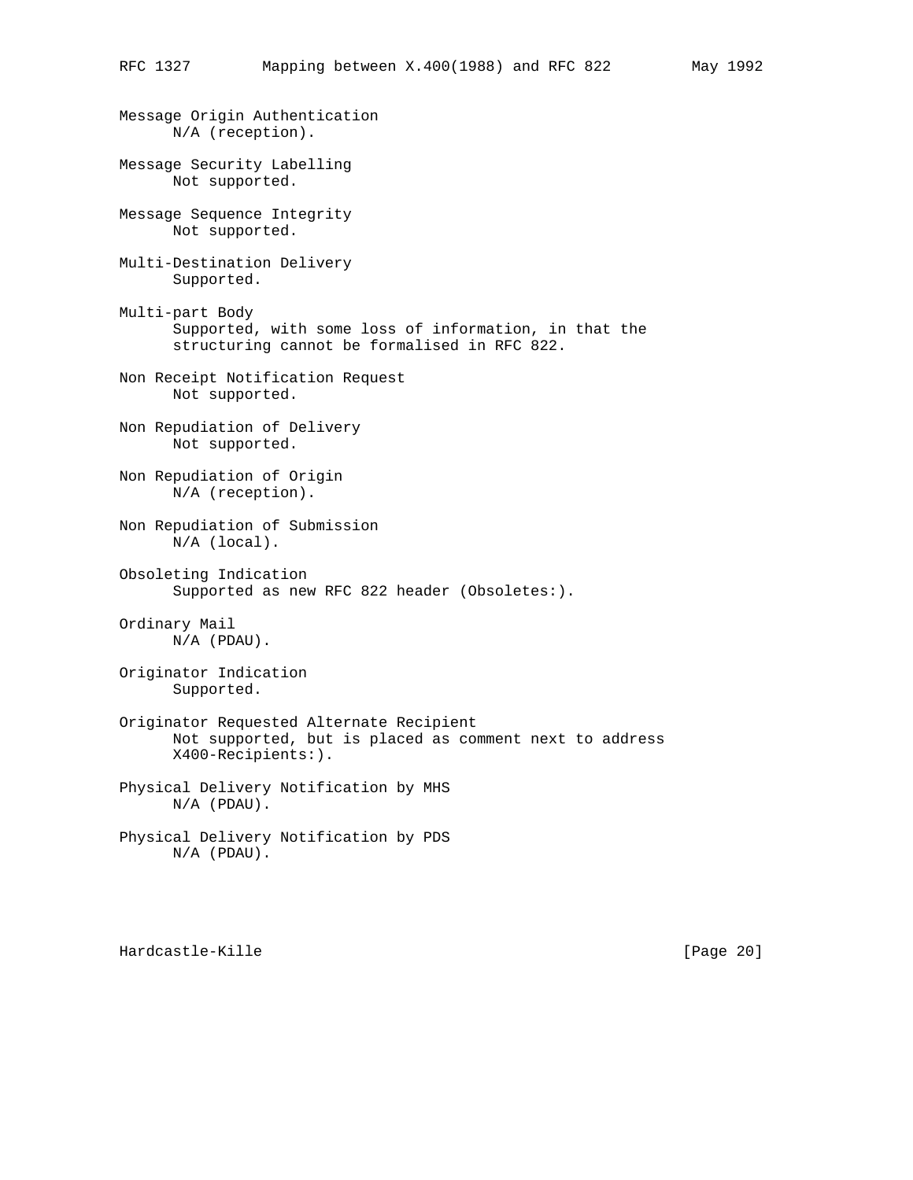Message Origin Authentication
      N/A (reception).

Message Security Labelling
      Not supported.

Message Sequence Integrity
      Not supported.

Multi-Destination Delivery
      Supported.

Multi-part Body
      Supported, with some loss of information, in that the
      structuring cannot be formalised in RFC 822.

Non Receipt Notification Request
      Not supported.

Non Repudiation of Delivery
      Not supported.

Non Repudiation of Origin
      N/A (reception).

Non Repudiation of Submission
      N/A (local).

Obsoleting Indication
      Supported as new RFC 822 header (Obsoletes:).

Ordinary Mail
      N/A (PDAU).

Originator Indication
      Supported.

Originator Requested Alternate Recipient
      Not supported, but is placed as comment next to address
      X400-Recipients:).

Physical Delivery Notification by MHS
      N/A (PDAU).

Physical Delivery Notification by PDS
      N/A (PDAU).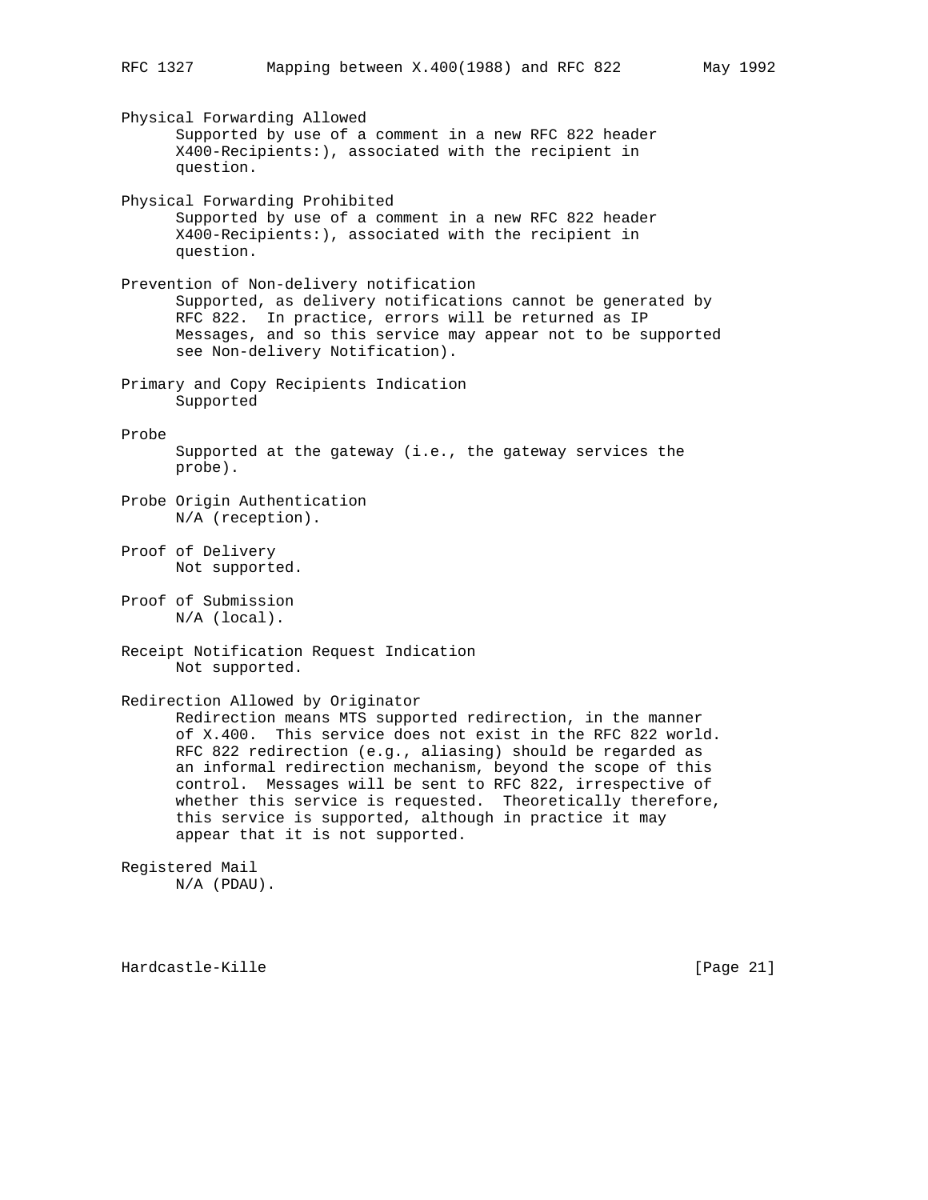Physical Forwarding Allowed

Supported by use of a comment in a new RFC 822 header X400-Recipients:), associated with the recipient in question.

Physical Forwarding Prohibited

Supported by use of a comment in a new RFC 822 header X400-Recipients:), associated with the recipient in question.

Prevention of Non-delivery notification

Supported, as delivery notifications cannot be generated by RFC 822. In practice, errors will be returned as IP Messages, and so this service may appear not to be supported see Non-delivery Notification).

Primary and Copy Recipients Indication

Supported

Probe

Supported at the gateway (i.e., the gateway services the probe).

Probe Origin Authentication

N/A (reception).

Proof of Delivery

Not supported.

Proof of Submission

N/A (local).

Receipt Notification Request Indication

Not supported.

Redirection Allowed by Originator

Redirection means MTS supported redirection, in the manner of X.400. This service does not exist in the RFC 822 world. RFC 822 redirection (e.g., aliasing) should be regarded as an informal redirection mechanism, beyond the scope of this control. Messages will be sent to RFC 822, irrespective of whether this service is requested. Theoretically therefore, this service is supported, although in practice it may appear that it is not supported.

Registered Mail

N/A (PDAU).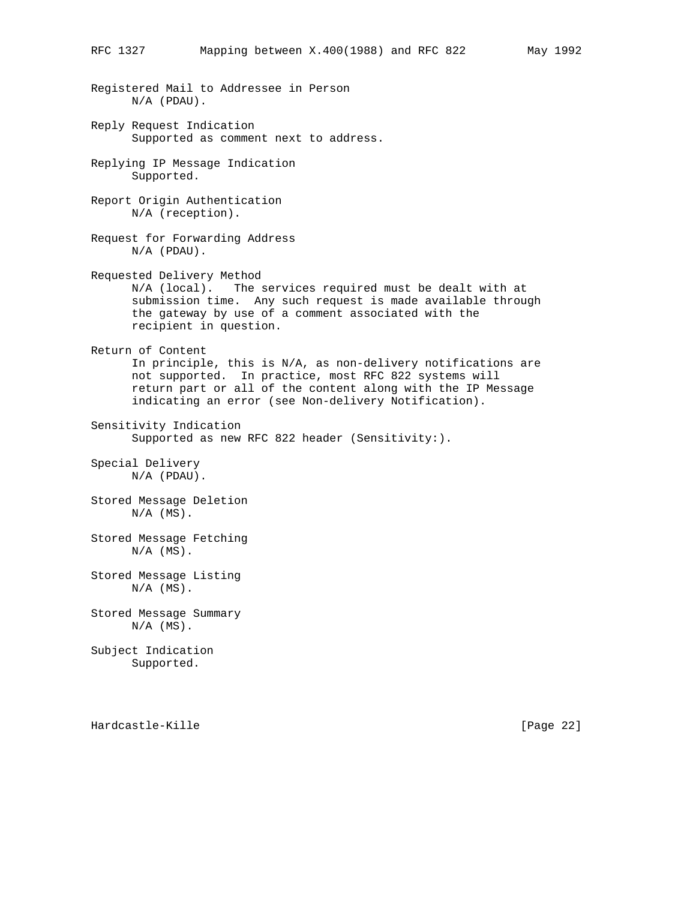Registered Mail to Addressee in Person
      N/A (PDAU).

Reply Request Indication
      Supported as comment next to address.

Replying IP Message Indication
      Supported.

Report Origin Authentication
      N/A (reception).

Request for Forwarding Address
      N/A (PDAU).

Requested Delivery Method
      N/A (local).   The services required must be dealt with at
      submission time.  Any such request is made available through
      the gateway by use of a comment associated with the
      recipient in question.

Return of Content
      In principle, this is N/A, as non-delivery notifications are
      not supported.  In practice, most RFC 822 systems will
      return part or all of the content along with the IP Message
      indicating an error (see Non-delivery Notification).

Sensitivity Indication
      Supported as new RFC 822 header (Sensitivity:).

Special Delivery
      N/A (PDAU).

Stored Message Deletion
      N/A (MS).

Stored Message Fetching
      N/A (MS).

Stored Message Listing
      N/A (MS).

Stored Message Summary
      N/A (MS).

Subject Indication
      Supported.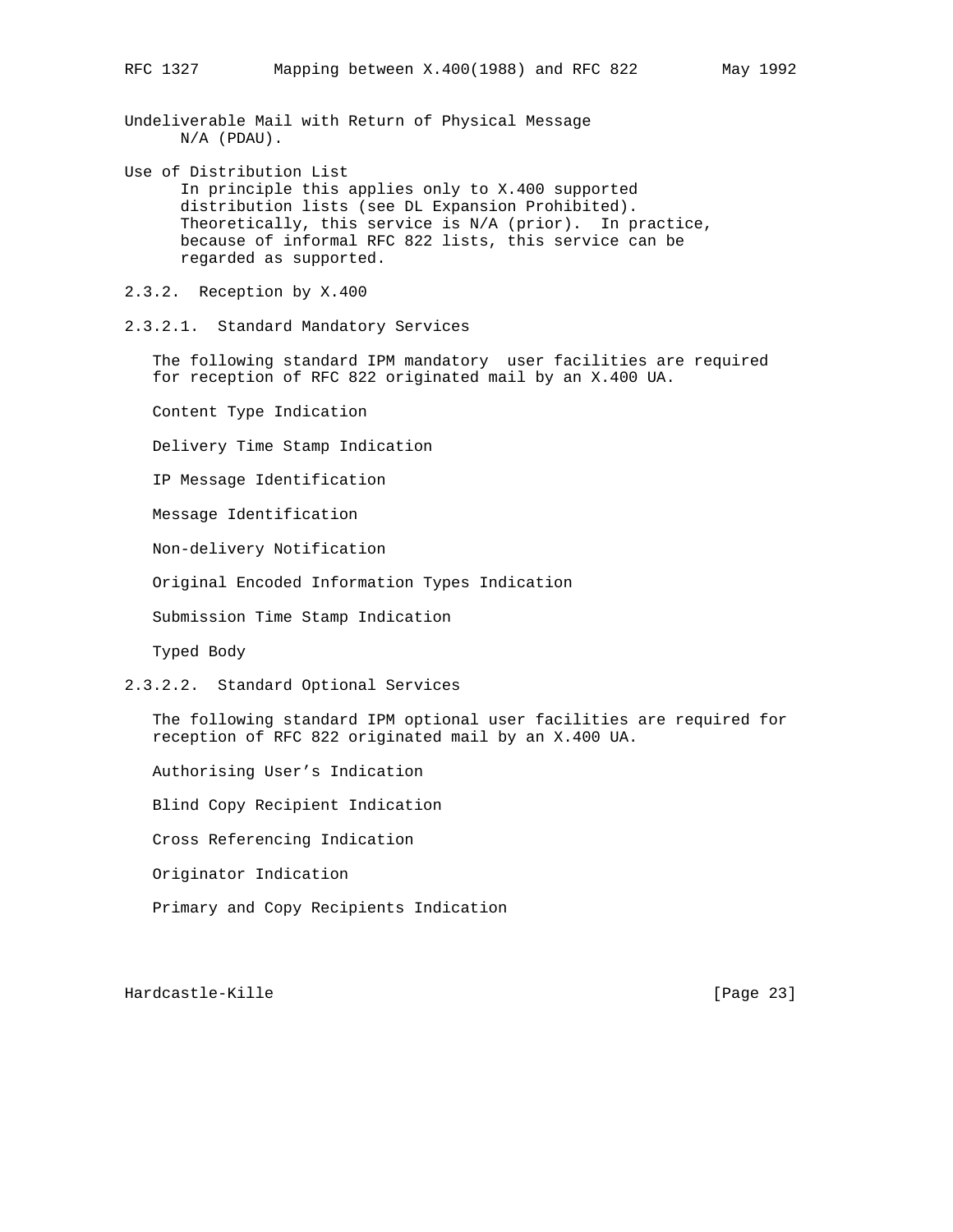Undeliverable Mail with Return of Physical Message
: N/A (PDAU).

Use of Distribution List
: In principle this applies only to X.400 supported distribution lists (see DL Expansion Prohibited). Theoretically, this service is N/A (prior). In practice, because of informal RFC 822 lists, this service can be regarded as supported.

### 2.3.2. Reception by X.400

#### 2.3.2.1. Standard Mandatory Services

The following standard IPM mandatory user facilities are required for reception of RFC 822 originated mail by an X.400 UA.

Content Type Indication

Delivery Time Stamp Indication

IP Message Identification

Message Identification

Non-delivery Notification

Original Encoded Information Types Indication

Submission Time Stamp Indication

Typed Body

#### 2.3.2.2. Standard Optional Services

The following standard IPM optional user facilities are required for reception of RFC 822 originated mail by an X.400 UA.

Authorising User's Indication

Blind Copy Recipient Indication

Cross Referencing Indication

Originator Indication

Primary and Copy Recipients Indication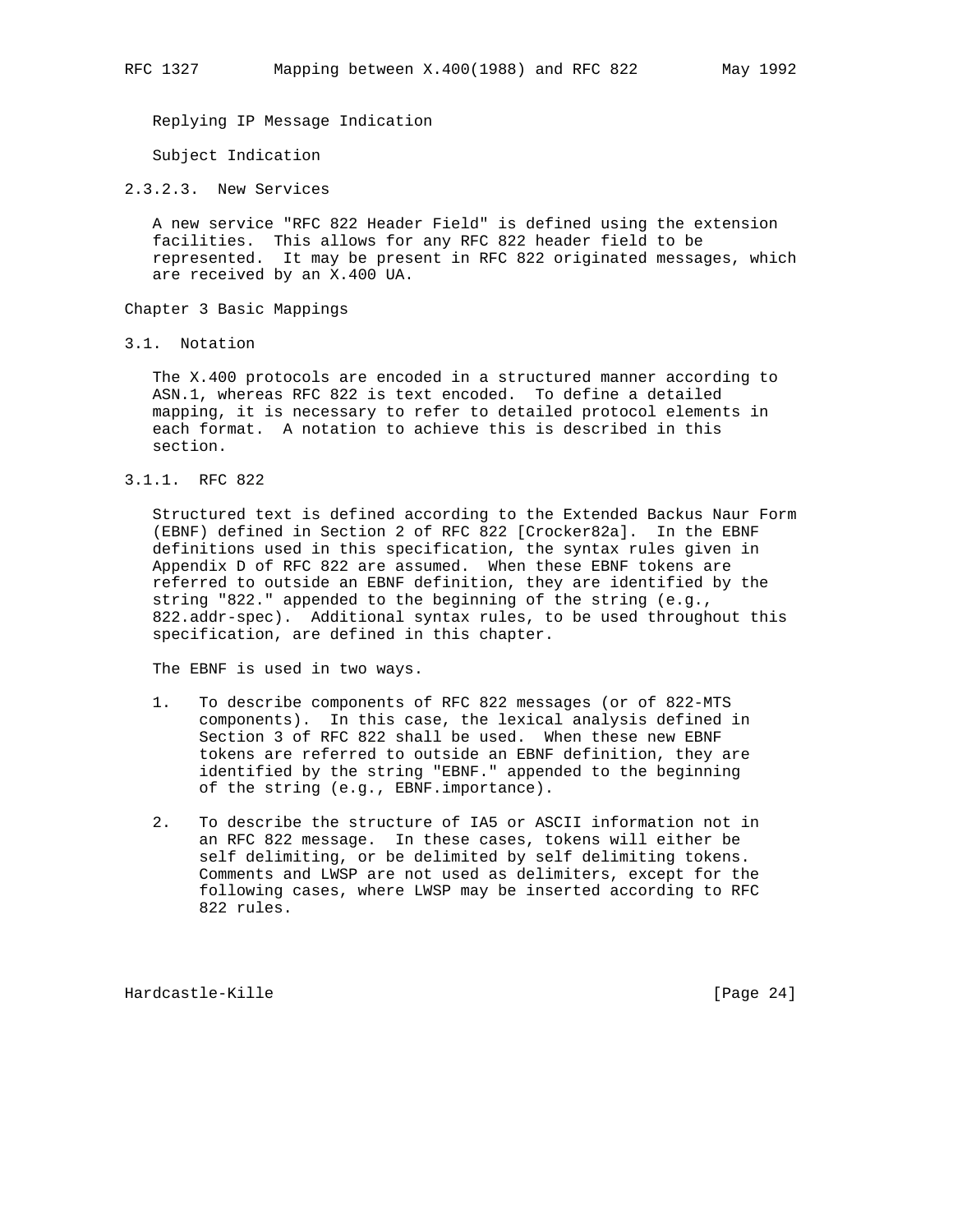Replying IP Message Indication

Subject Indication

### 2.3.2.3. New Services

A new service "RFC 822 Header Field" is defined using the extension facilities. This allows for any RFC 822 header field to be represented. It may be present in RFC 822 originated messages, which are received by an X.400 UA.

# Chapter 3 Basic Mappings

## 3.1. Notation

The X.400 protocols are encoded in a structured manner according to ASN.1, whereas RFC 822 is text encoded. To define a detailed mapping, it is necessary to refer to detailed protocol elements in each format. A notation to achieve this is described in this section.

### 3.1.1. RFC 822

Structured text is defined according to the Extended Backus Naur Form (EBNF) defined in Section 2 of RFC 822 [Crocker82a]. In the EBNF definitions used in this specification, the syntax rules given in Appendix D of RFC 822 are assumed. When these EBNF tokens are referred to outside an EBNF definition, they are identified by the string "822." appended to the beginning of the string (e.g., 822.addr-spec). Additional syntax rules, to be used throughout this specification, are defined in this chapter.

The EBNF is used in two ways.

1. To describe components of RFC 822 messages (or of 822-MTS components). In this case, the lexical analysis defined in Section 3 of RFC 822 shall be used. When these new EBNF tokens are referred to outside an EBNF definition, they are identified by the string "EBNF." appended to the beginning of the string (e.g., EBNF.importance).

2. To describe the structure of IA5 or ASCII information not in an RFC 822 message. In these cases, tokens will either be self delimiting, or be delimited by self delimiting tokens. Comments and LWSP are not used as delimiters, except for the following cases, where LWSP may be inserted according to RFC 822 rules.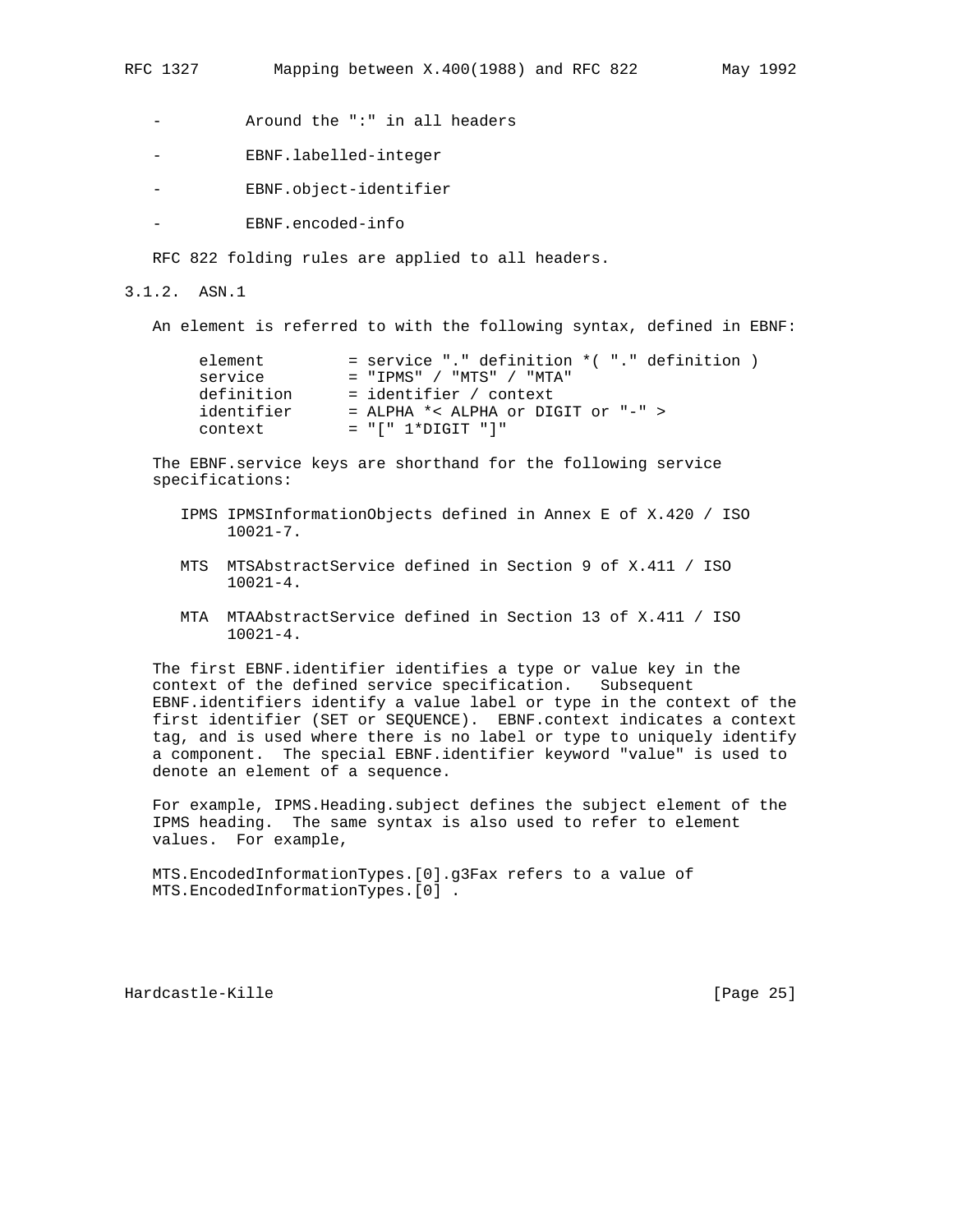- Around the ":" in all headers

- EBNF.labelled-integer

- EBNF.object-identifier

- EBNF.encoded-info

RFC 822 folding rules are applied to all headers.

### 3.1.2. ASN.1

An element is referred to with the following syntax, defined in EBNF:

```
element         = service "." definition *( "." definition )
service         = "IPMS" / "MTS" / "MTA"
definition      = identifier / context
identifier      = ALPHA *< ALPHA or DIGIT or "-" >
context         = "[" 1*DIGIT "]"
```

The EBNF.service keys are shorthand for the following service specifications:

IPMS IPMSInformationObjects defined in Annex E of X.420 / ISO 10021-7.

MTS MTSAbstractService defined in Section 9 of X.411 / ISO 10021-4.

MTA MTAAbstractService defined in Section 13 of X.411 / ISO 10021-4.

The first EBNF.identifier identifies a type or value key in the context of the defined service specification. Subsequent EBNF.identifiers identify a value label or type in the context of the first identifier (SET or SEQUENCE). EBNF.context indicates a context tag, and is used where there is no label or type to uniquely identify a component. The special EBNF.identifier keyword "value" is used to denote an element of a sequence.

For example, IPMS.Heading.subject defines the subject element of the IPMS heading. The same syntax is also used to refer to element values. For example,

MTS.EncodedInformationTypes.[0].g3Fax refers to a value of MTS.EncodedInformationTypes.[0] .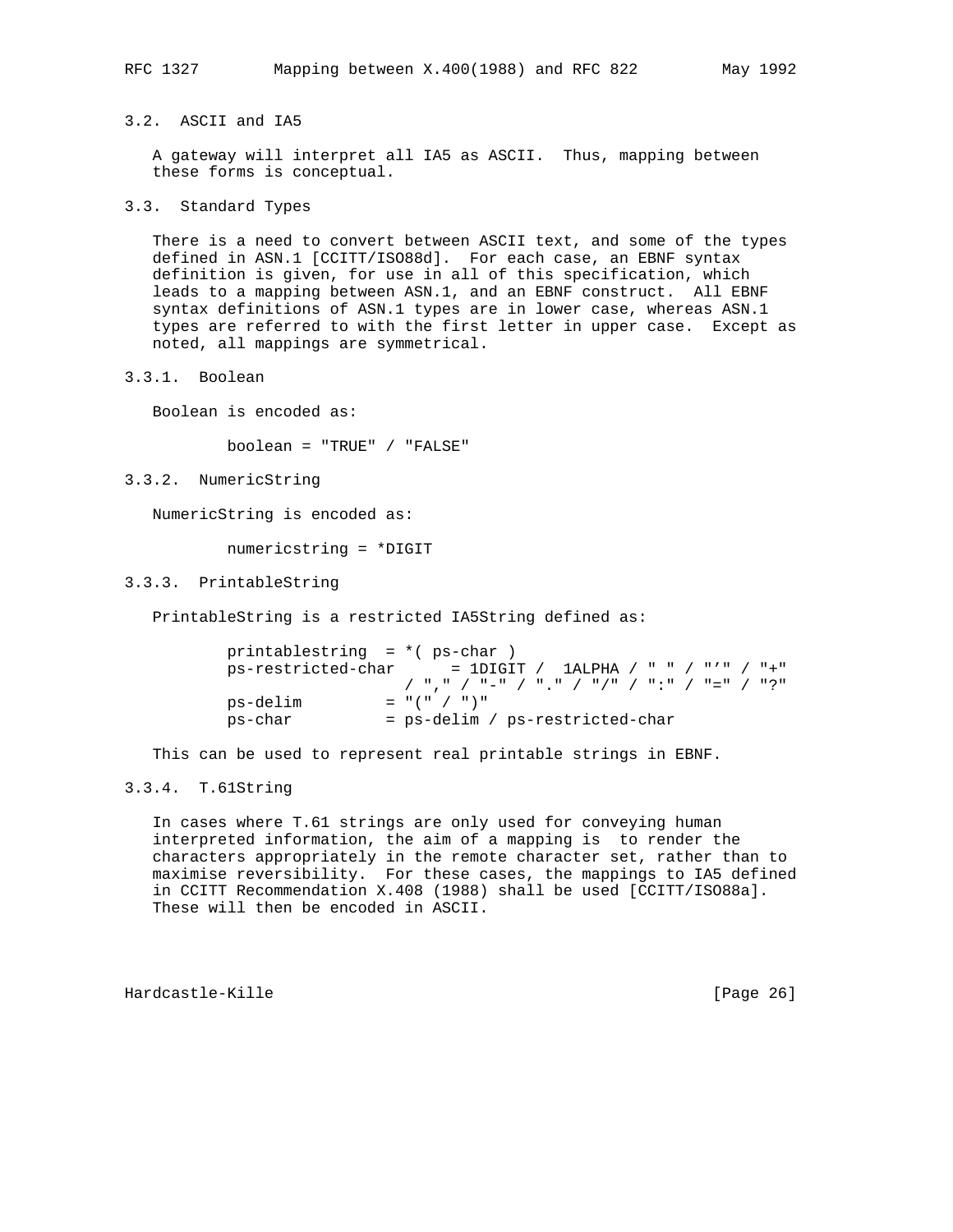### 3.2. ASCII and IA5

A gateway will interpret all IA5 as ASCII. Thus, mapping between these forms is conceptual.

### 3.3. Standard Types

There is a need to convert between ASCII text, and some of the types defined in ASN.1 [CCITT/ISO88d]. For each case, an EBNF syntax definition is given, for use in all of this specification, which leads to a mapping between ASN.1, and an EBNF construct. All EBNF syntax definitions of ASN.1 types are in lower case, whereas ASN.1 types are referred to with the first letter in upper case. Except as noted, all mappings are symmetrical.

#### 3.3.1. Boolean

Boolean is encoded as:

```
boolean = "TRUE" / "FALSE"
```

#### 3.3.2. NumericString

NumericString is encoded as:

```
numericstring = *DIGIT
```

#### 3.3.3. PrintableString

PrintableString is a restricted IA5String defined as:

```
printablestring  = *( ps-char )
ps-restricted-char      = 1DIGIT /  1ALPHA / " " / "'" / "+"
                   / "," / "-" / "." / "/" / ":" / "=" / "?"
ps-delim         = "(" / ")"
ps-char          = ps-delim / ps-restricted-char
```

This can be used to represent real printable strings in EBNF.

#### 3.3.4. T.61String

In cases where T.61 strings are only used for conveying human interpreted information, the aim of a mapping is to render the characters appropriately in the remote character set, rather than to maximise reversibility. For these cases, the mappings to IA5 defined in CCITT Recommendation X.408 (1988) shall be used [CCITT/ISO88a]. These will then be encoded in ASCII.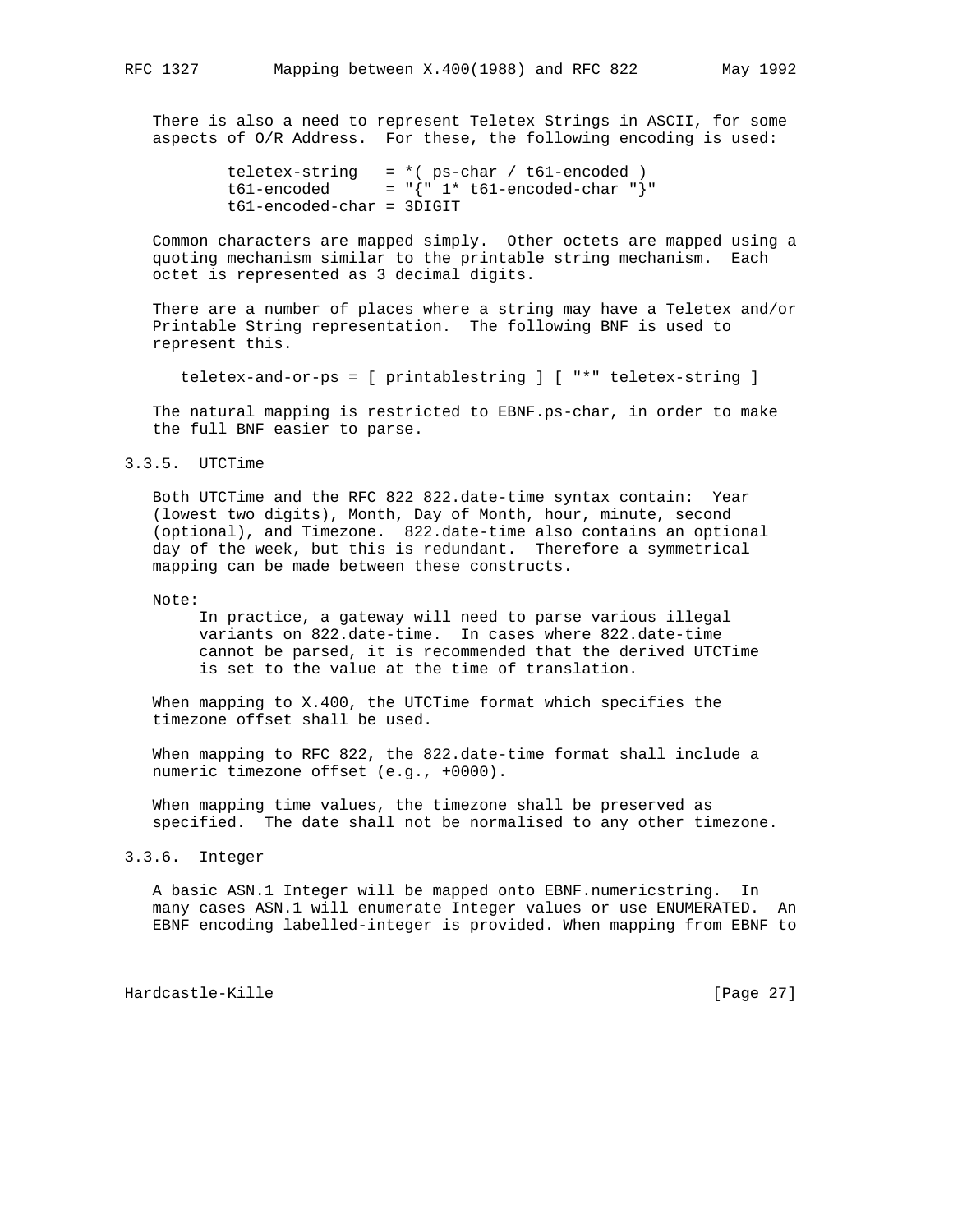There is also a need to represent Teletex Strings in ASCII, for some aspects of O/R Address. For these, the following encoding is used:

```
teletex-string   = *( ps-char / t61-encoded )
t61-encoded      = "{" 1* t61-encoded-char "}"
t61-encoded-char = 3DIGIT
```

Common characters are mapped simply. Other octets are mapped using a quoting mechanism similar to the printable string mechanism. Each octet is represented as 3 decimal digits.

There are a number of places where a string may have a Teletex and/or Printable String representation. The following BNF is used to represent this.

```
teletex-and-or-ps = [ printablestring ] [ "*" teletex-string ]
```

The natural mapping is restricted to EBNF.ps-char, in order to make the full BNF easier to parse.

### 3.3.5. UTCTime

Both UTCTime and the RFC 822 822.date-time syntax contain: Year (lowest two digits), Month, Day of Month, hour, minute, second (optional), and Timezone. 822.date-time also contains an optional day of the week, but this is redundant. Therefore a symmetrical mapping can be made between these constructs.

Note:

> In practice, a gateway will need to parse various illegal variants on 822.date-time. In cases where 822.date-time cannot be parsed, it is recommended that the derived UTCTime is set to the value at the time of translation.

When mapping to X.400, the UTCTime format which specifies the timezone offset shall be used.

When mapping to RFC 822, the 822.date-time format shall include a numeric timezone offset (e.g., +0000).

When mapping time values, the timezone shall be preserved as specified. The date shall not be normalised to any other timezone.

### 3.3.6. Integer

A basic ASN.1 Integer will be mapped onto EBNF.numericstring. In many cases ASN.1 will enumerate Integer values or use ENUMERATED. An EBNF encoding labelled-integer is provided. When mapping from EBNF to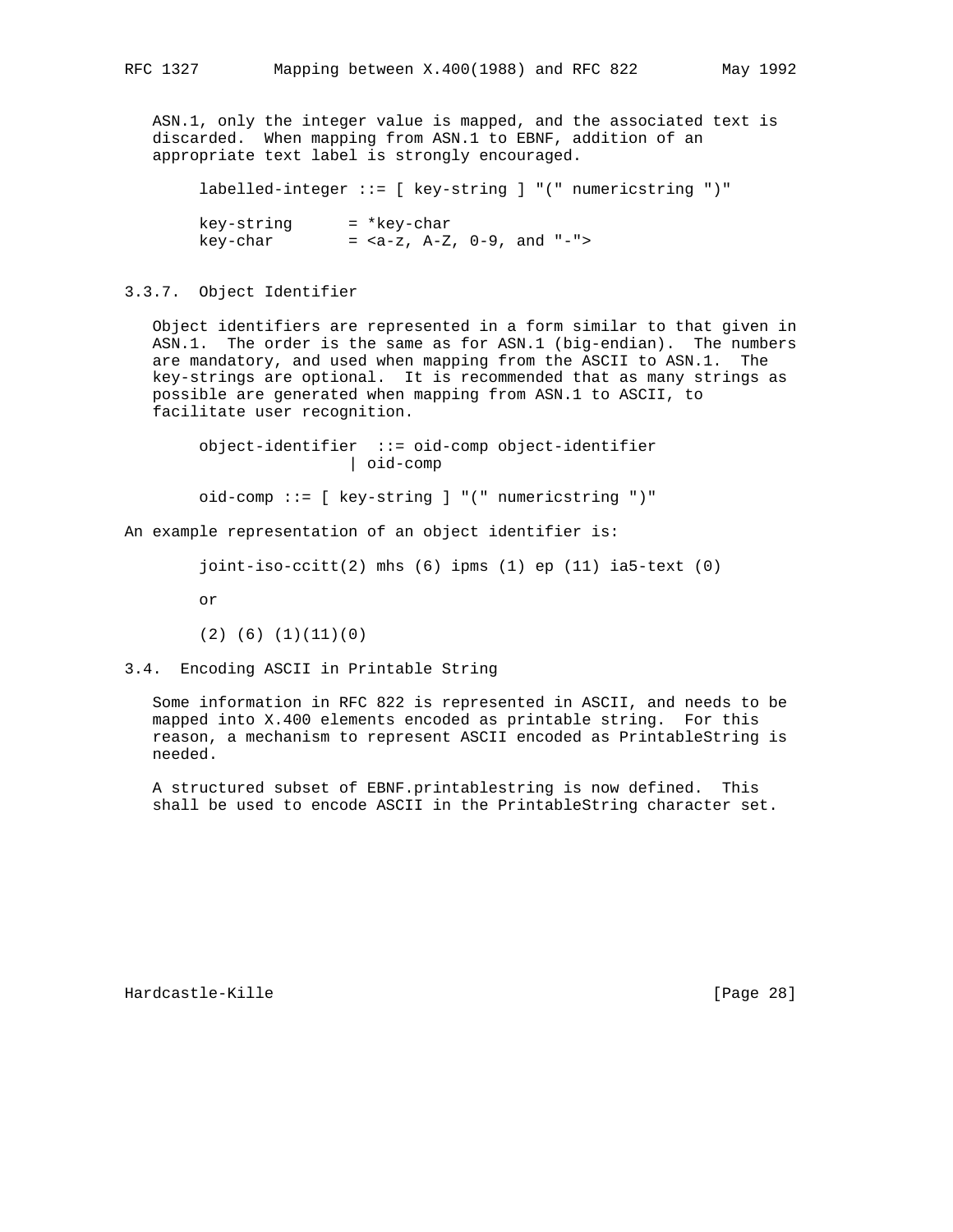ASN.1, only the integer value is mapped, and the associated text is discarded. When mapping from ASN.1 to EBNF, addition of an appropriate text label is strongly encouraged.

```
labelled-integer ::= [ key-string ] "(" numericstring ")"

key-string      = *key-char
key-char        = <a-z, A-Z, 0-9, and "-">
```

### 3.3.7. Object Identifier

Object identifiers are represented in a form similar to that given in ASN.1. The order is the same as for ASN.1 (big-endian). The numbers are mandatory, and used when mapping from the ASCII to ASN.1. The key-strings are optional. It is recommended that as many strings as possible are generated when mapping from ASN.1 to ASCII, to facilitate user recognition.

```
object-identifier  ::= oid-comp object-identifier
                    | oid-comp

oid-comp ::= [ key-string ] "(" numericstring ")"
```

An example representation of an object identifier is:

```
joint-iso-ccitt(2) mhs (6) ipms (1) ep (11) ia5-text (0)

or

(2) (6) (1)(11)(0)
```

## 3.4. Encoding ASCII in Printable String

Some information in RFC 822 is represented in ASCII, and needs to be mapped into X.400 elements encoded as printable string. For this reason, a mechanism to represent ASCII encoded as PrintableString is needed.

A structured subset of EBNF.printablestring is now defined. This shall be used to encode ASCII in the PrintableString character set.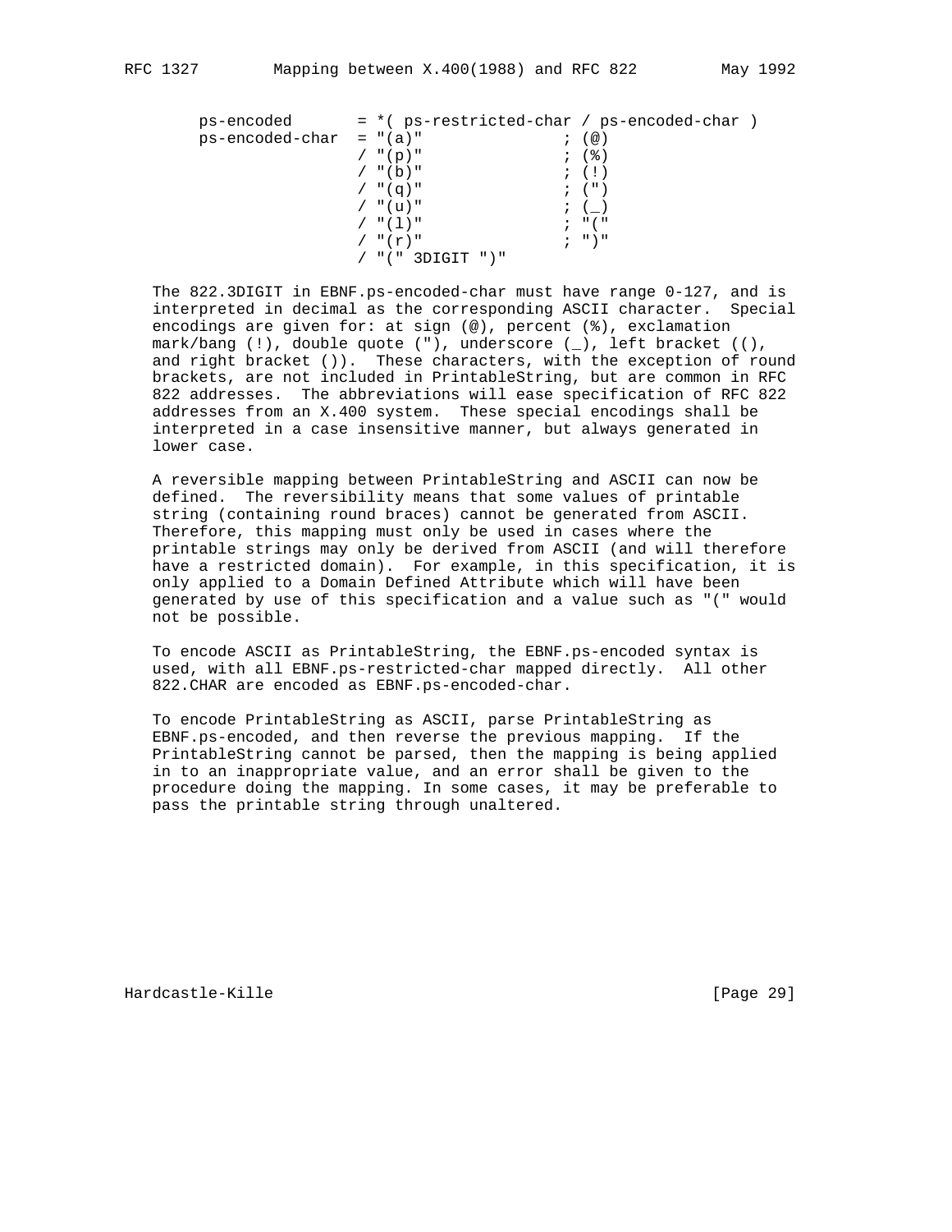```
ps-encoded       = *( ps-restricted-char / ps-encoded-char )
ps-encoded-char  = "(a)"               ; (@)
                 / "(p)"               ; (%)
                 / "(b)"               ; (!)
                 / "(q)"               ; (")
                 / "(u)"               ; (_)
                 / "(l)"               ; "("
                 / "(r)"               ; ")"
                 / "(" 3DIGIT ")"
```

The 822.3DIGIT in EBNF.ps-encoded-char must have range 0-127, and is interpreted in decimal as the corresponding ASCII character. Special encodings are given for: at sign (@), percent (%), exclamation mark/bang (!), double quote ("), underscore (_), left bracket ((), and right bracket ()). These characters, with the exception of round brackets, are not included in PrintableString, but are common in RFC 822 addresses. The abbreviations will ease specification of RFC 822 addresses from an X.400 system. These special encodings shall be interpreted in a case insensitive manner, but always generated in lower case.

A reversible mapping between PrintableString and ASCII can now be defined. The reversibility means that some values of printable string (containing round braces) cannot be generated from ASCII. Therefore, this mapping must only be used in cases where the printable strings may only be derived from ASCII (and will therefore have a restricted domain). For example, in this specification, it is only applied to a Domain Defined Attribute which will have been generated by use of this specification and a value such as "(" would not be possible.

To encode ASCII as PrintableString, the EBNF.ps-encoded syntax is used, with all EBNF.ps-restricted-char mapped directly. All other 822.CHAR are encoded as EBNF.ps-encoded-char.

To encode PrintableString as ASCII, parse PrintableString as EBNF.ps-encoded, and then reverse the previous mapping. If the PrintableString cannot be parsed, then the mapping is being applied in to an inappropriate value, and an error shall be given to the procedure doing the mapping. In some cases, it may be preferable to pass the printable string through unaltered.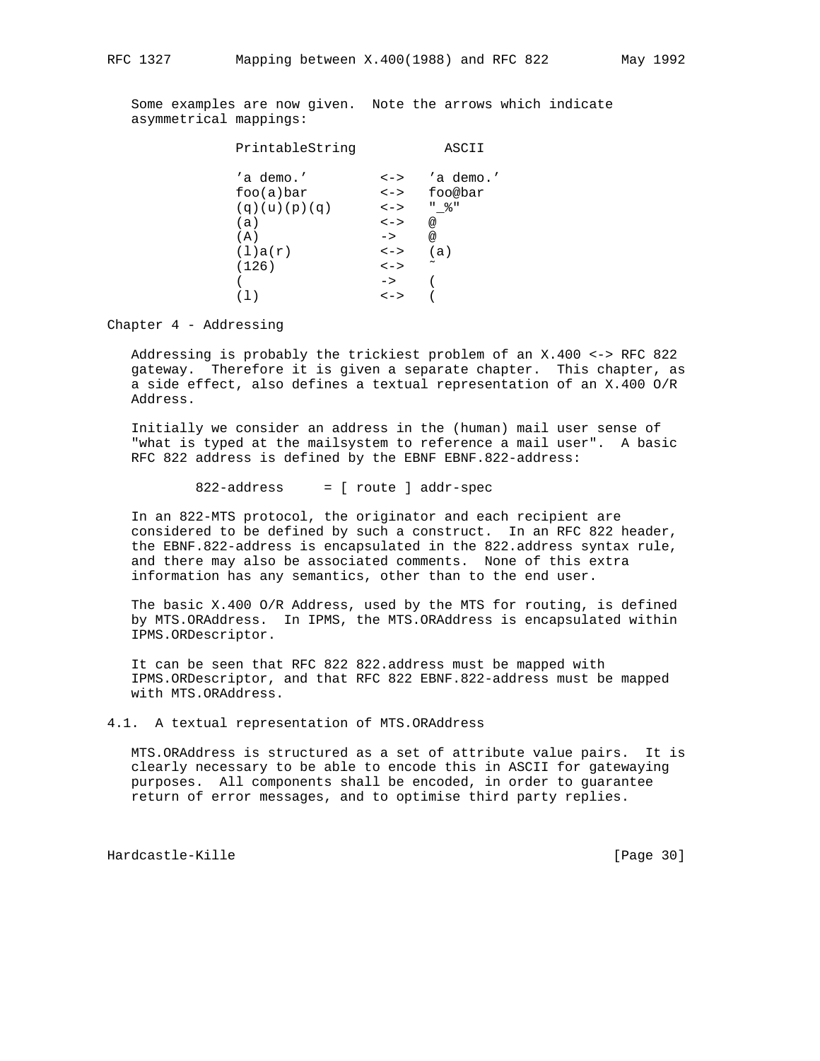Some examples are now given. Note the arrows which indicate asymmetrical mappings:

```
PrintableString           ASCII

'a demo.'         <->   'a demo.'
foo(a)bar         <->   foo@bar
(q)(u)(p)(q)      <->   "_%"
(a)               <->   @
(A)               ->    @
(l)a(r)           <->   (a)
(126)             <->   ~
(                 ->    (
(l)               <->   (
```

## Chapter 4 - Addressing

Addressing is probably the trickiest problem of an X.400 <-> RFC 822 gateway. Therefore it is given a separate chapter. This chapter, as a side effect, also defines a textual representation of an X.400 O/R Address.

Initially we consider an address in the (human) mail user sense of "what is typed at the mailsystem to reference a mail user". A basic RFC 822 address is defined by the EBNF EBNF.822-address:

```
822-address     = [ route ] addr-spec
```

In an 822-MTS protocol, the originator and each recipient are considered to be defined by such a construct. In an RFC 822 header, the EBNF.822-address is encapsulated in the 822.address syntax rule, and there may also be associated comments. None of this extra information has any semantics, other than to the end user.

The basic X.400 O/R Address, used by the MTS for routing, is defined by MTS.ORAddress. In IPMS, the MTS.ORAddress is encapsulated within IPMS.ORDescriptor.

It can be seen that RFC 822 822.address must be mapped with IPMS.ORDescriptor, and that RFC 822 EBNF.822-address must be mapped with MTS.ORAddress.

### 4.1. A textual representation of MTS.ORAddress

MTS.ORAddress is structured as a set of attribute value pairs. It is clearly necessary to be able to encode this in ASCII for gatewaying purposes. All components shall be encoded, in order to guarantee return of error messages, and to optimise third party replies.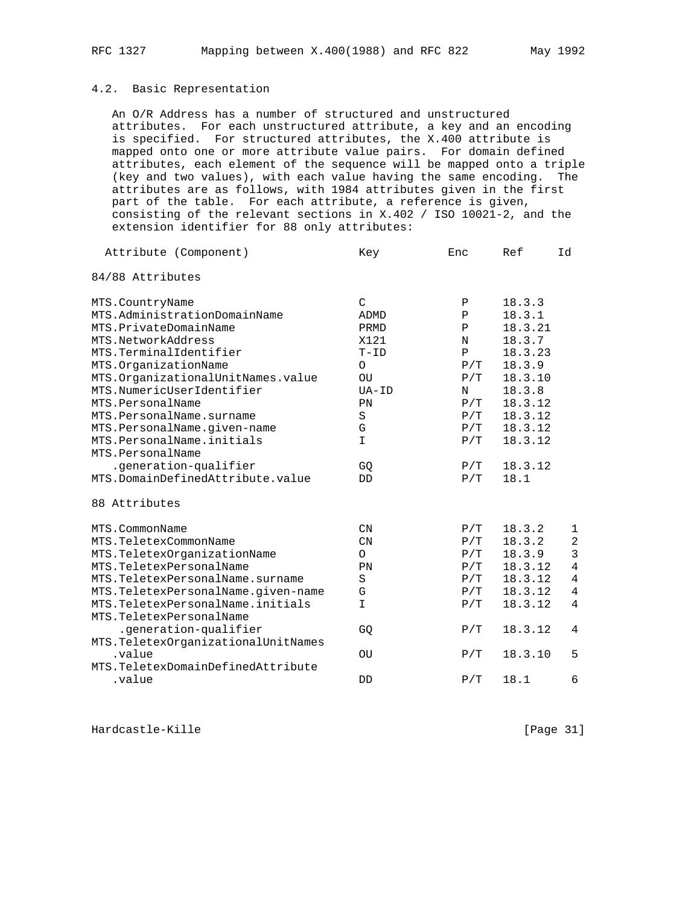## 4.2. Basic Representation

An O/R Address has a number of structured and unstructured attributes. For each unstructured attribute, a key and an encoding is specified. For structured attributes, the X.400 attribute is mapped onto one or more attribute value pairs. For domain defined attributes, each element of the sequence will be mapped onto a triple (key and two values), with each value having the same encoding. The attributes are as follows, with 1984 attributes given in the first part of the table. For each attribute, a reference is given, consisting of the relevant sections in X.402 / ISO 10021-2, and the extension identifier for 88 only attributes:

| Attribute (Component) | Key | Enc | Ref | Id |
|---|---|---|---|---|
| **84/88 Attributes** | | | | |
| MTS.CountryName | C | P | 18.3.3 | |
| MTS.AdministrationDomainName | ADMD | P | 18.3.1 | |
| MTS.PrivateDomainName | PRMD | P | 18.3.21 | |
| MTS.NetworkAddress | X121 | N | 18.3.7 | |
| MTS.TerminalIdentifier | T-ID | P | 18.3.23 | |
| MTS.OrganizationName | O | P/T | 18.3.9 | |
| MTS.OrganizationalUnitNames.value | OU | P/T | 18.3.10 | |
| MTS.NumericUserIdentifier | UA-ID | N | 18.3.8 | |
| MTS.PersonalName | PN | P/T | 18.3.12 | |
| MTS.PersonalName.surname | S | P/T | 18.3.12 | |
| MTS.PersonalName.given-name | G | P/T | 18.3.12 | |
| MTS.PersonalName.initials | I | P/T | 18.3.12 | |
| MTS.PersonalName .generation-qualifier | GQ | P/T | 18.3.12 | |
| MTS.DomainDefinedAttribute.value | DD | P/T | 18.1 | |
| **88 Attributes** | | | | |
| MTS.CommonName | CN | P/T | 18.3.2 | 1 |
| MTS.TeletexCommonName | CN | P/T | 18.3.2 | 2 |
| MTS.TeletexOrganizationName | O | P/T | 18.3.9 | 3 |
| MTS.TeletexPersonalName | PN | P/T | 18.3.12 | 4 |
| MTS.TeletexPersonalName.surname | S | P/T | 18.3.12 | 4 |
| MTS.TeletexPersonalName.given-name | G | P/T | 18.3.12 | 4 |
| MTS.TeletexPersonalName.initials | I | P/T | 18.3.12 | 4 |
| MTS.TeletexPersonalName .generation-qualifier | GQ | P/T | 18.3.12 | 4 |
| MTS.TeletexOrganizationalUnitNames .value | OU | P/T | 18.3.10 | 5 |
| MTS.TeletexDomainDefinedAttribute .value | DD | P/T | 18.1 | 6 |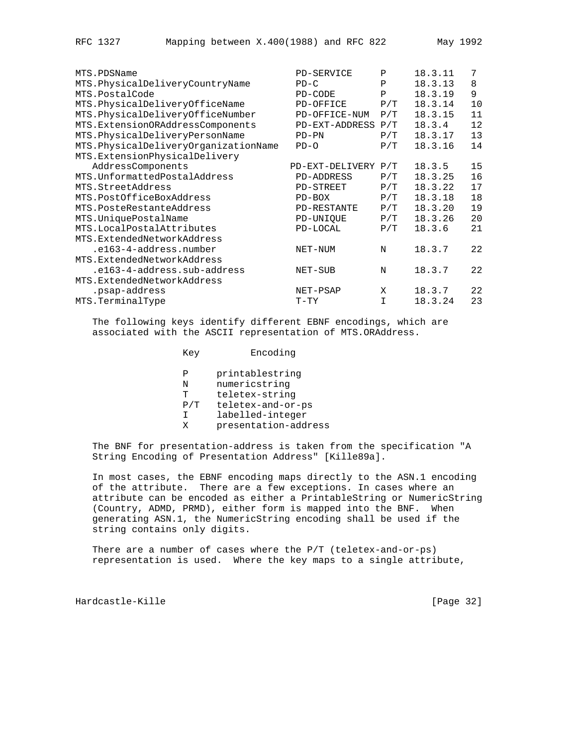| | | | | |
|---|---|---|---|---|
| MTS.PDSName | PD-SERVICE | P | 18.3.11 | 7 |
| MTS.PhysicalDeliveryCountryName | PD-C | P | 18.3.13 | 8 |
| MTS.PostalCode | PD-CODE | P | 18.3.19 | 9 |
| MTS.PhysicalDeliveryOfficeName | PD-OFFICE | P/T | 18.3.14 | 10 |
| MTS.PhysicalDeliveryOfficeNumber | PD-OFFICE-NUM | P/T | 18.3.15 | 11 |
| MTS.ExtensionORAddressComponents | PD-EXT-ADDRESS | P/T | 18.3.4 | 12 |
| MTS.PhysicalDeliveryPersonName | PD-PN | P/T | 18.3.17 | 13 |
| MTS.PhysicalDeliveryOrganizationName | PD-O | P/T | 18.3.16 | 14 |
| MTS.ExtensionPhysicalDelivery AddressComponents | PD-EXT-DELIVERY | P/T | 18.3.5 | 15 |
| MTS.UnformattedPostalAddress | PD-ADDRESS | P/T | 18.3.25 | 16 |
| MTS.StreetAddress | PD-STREET | P/T | 18.3.22 | 17 |
| MTS.PostOfficeBoxAddress | PD-BOX | P/T | 18.3.18 | 18 |
| MTS.PosteRestanteAddress | PD-RESTANTE | P/T | 18.3.20 | 19 |
| MTS.UniquePostalName | PD-UNIQUE | P/T | 18.3.26 | 20 |
| MTS.LocalPostalAttributes | PD-LOCAL | P/T | 18.3.6 | 21 |
| MTS.ExtendedNetworkAddress .e163-4-address.number | NET-NUM | N | 18.3.7 | 22 |
| MTS.ExtendedNetworkAddress .e163-4-address.sub-address | NET-SUB | N | 18.3.7 | 22 |
| MTS.ExtendedNetworkAddress .psap-address | NET-PSAP | X | 18.3.7 | 22 |
| MTS.TerminalType | T-TY | I | 18.3.24 | 23 |

The following keys identify different EBNF encodings, which are associated with the ASCII representation of MTS.ORAddress.

| Key | Encoding |
|---|---|
| P | printablestring |
| N | numericstring |
| T | teletex-string |
| P/T | teletex-and-or-ps |
| I | labelled-integer |
| X | presentation-address |

The BNF for presentation-address is taken from the specification "A String Encoding of Presentation Address" [Kille89a].

In most cases, the EBNF encoding maps directly to the ASN.1 encoding of the attribute. There are a few exceptions. In cases where an attribute can be encoded as either a PrintableString or NumericString (Country, ADMD, PRMD), either form is mapped into the BNF. When generating ASN.1, the NumericString encoding shall be used if the string contains only digits.

There are a number of cases where the P/T (teletex-and-or-ps) representation is used. Where the key maps to a single attribute,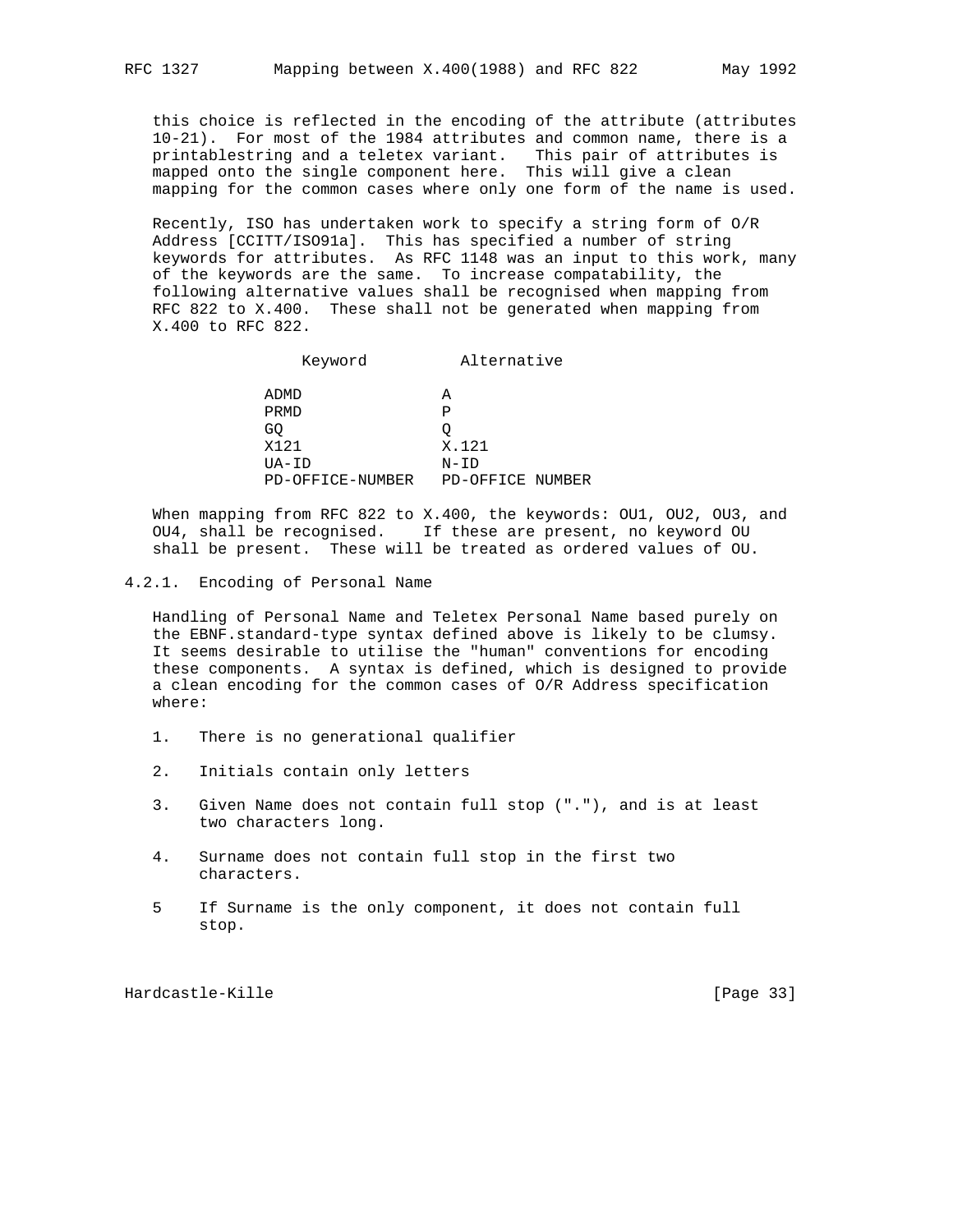this choice is reflected in the encoding of the attribute (attributes 10-21). For most of the 1984 attributes and common name, there is a printablestring and a teletex variant. This pair of attributes is mapped onto the single component here. This will give a clean mapping for the common cases where only one form of the name is used.

Recently, ISO has undertaken work to specify a string form of O/R Address [CCITT/ISO91a]. This has specified a number of string keywords for attributes. As RFC 1148 was an input to this work, many of the keywords are the same. To increase compatability, the following alternative values shall be recognised when mapping from RFC 822 to X.400. These shall not be generated when mapping from X.400 to RFC 822.

| Keyword | Alternative |
| --- | --- |
| ADMD | A |
| PRMD | P |
| GQ | Q |
| X121 | X.121 |
| UA-ID | N-ID |
| PD-OFFICE-NUMBER | PD-OFFICE NUMBER |

When mapping from RFC 822 to X.400, the keywords: OU1, OU2, OU3, and OU4, shall be recognised. If these are present, no keyword OU shall be present. These will be treated as ordered values of OU.

### 4.2.1. Encoding of Personal Name

Handling of Personal Name and Teletex Personal Name based purely on the EBNF.standard-type syntax defined above is likely to be clumsy. It seems desirable to utilise the "human" conventions for encoding these components. A syntax is defined, which is designed to provide a clean encoding for the common cases of O/R Address specification where:

1. There is no generational qualifier

2. Initials contain only letters

3. Given Name does not contain full stop ("."), and is at least two characters long.

4. Surname does not contain full stop in the first two characters.

5 If Surname is the only component, it does not contain full stop.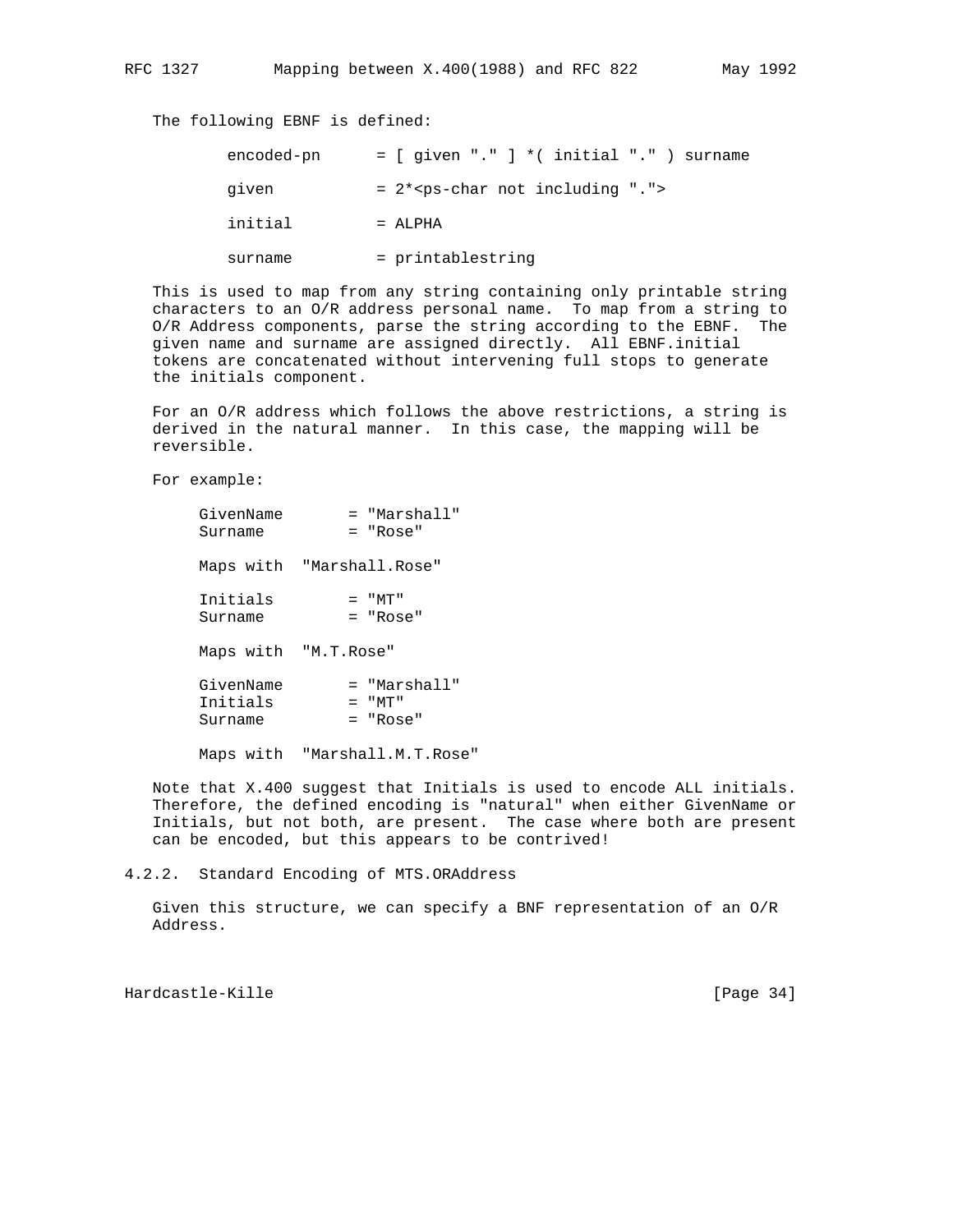The following EBNF is defined:

```
encoded-pn      = [ given "." ] *( initial "." ) surname

given           = 2*<ps-char not including ".">

initial         = ALPHA

surname         = printablestring
```

This is used to map from any string containing only printable string characters to an O/R address personal name. To map from a string to O/R Address components, parse the string according to the EBNF. The given name and surname are assigned directly. All EBNF.initial tokens are concatenated without intervening full stops to generate the initials component.

For an O/R address which follows the above restrictions, a string is derived in the natural manner. In this case, the mapping will be reversible.

For example:

```
GivenName       = "Marshall"
Surname         = "Rose"

Maps with  "Marshall.Rose"

Initials        = "MT"
Surname         = "Rose"

Maps with  "M.T.Rose"

GivenName       = "Marshall"
Initials        = "MT"
Surname         = "Rose"

Maps with  "Marshall.M.T.Rose"
```

Note that X.400 suggest that Initials is used to encode ALL initials. Therefore, the defined encoding is "natural" when either GivenName or Initials, but not both, are present. The case where both are present can be encoded, but this appears to be contrived!

### 4.2.2. Standard Encoding of MTS.ORAddress

Given this structure, we can specify a BNF representation of an O/R Address.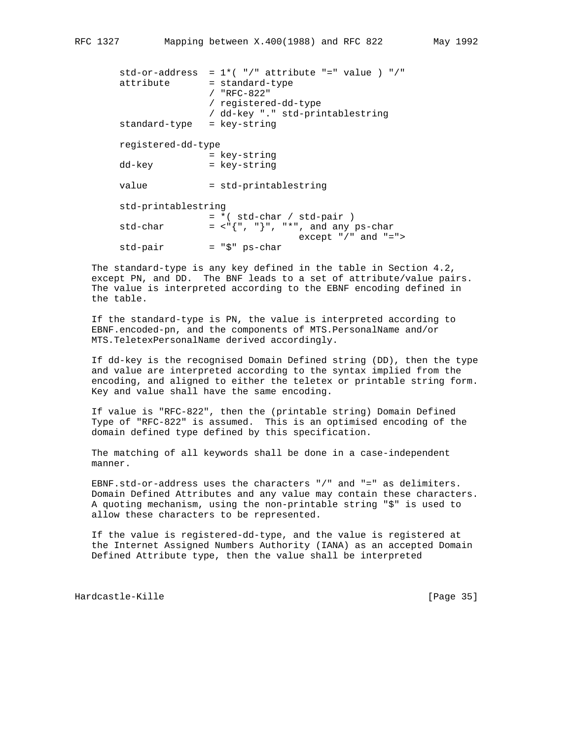```
std-or-address  = 1*( "/" attribute "=" value ) "/"
attribute       = standard-type
                / "RFC-822"
                / registered-dd-type
                / dd-key "." std-printablestring
standard-type   = key-string

registered-dd-type
                = key-string
dd-key          = key-string

value           = std-printablestring

std-printablestring
                = *( std-char / std-pair )
std-char        = <"{", "}", "*", and any ps-char
                                except "/" and "=">
std-pair        = "$" ps-char
```

The standard-type is any key defined in the table in Section 4.2, except PN, and DD. The BNF leads to a set of attribute/value pairs. The value is interpreted according to the EBNF encoding defined in the table.

If the standard-type is PN, the value is interpreted according to EBNF.encoded-pn, and the components of MTS.PersonalName and/or MTS.TeletexPersonalName derived accordingly.

If dd-key is the recognised Domain Defined string (DD), then the type and value are interpreted according to the syntax implied from the encoding, and aligned to either the teletex or printable string form. Key and value shall have the same encoding.

If value is "RFC-822", then the (printable string) Domain Defined Type of "RFC-822" is assumed. This is an optimised encoding of the domain defined type defined by this specification.

The matching of all keywords shall be done in a case-independent manner.

EBNF.std-or-address uses the characters "/" and "=" as delimiters. Domain Defined Attributes and any value may contain these characters. A quoting mechanism, using the non-printable string "$" is used to allow these characters to be represented.

If the value is registered-dd-type, and the value is registered at the Internet Assigned Numbers Authority (IANA) as an accepted Domain Defined Attribute type, then the value shall be interpreted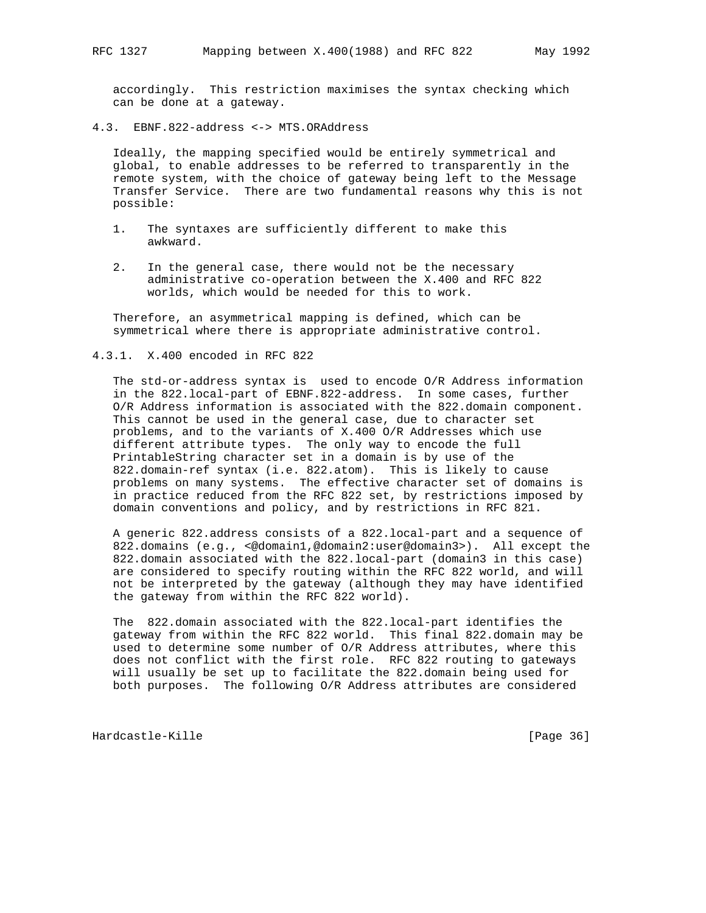accordingly. This restriction maximises the syntax checking which can be done at a gateway.

### 4.3. EBNF.822-address <-> MTS.ORAddress

Ideally, the mapping specified would be entirely symmetrical and global, to enable addresses to be referred to transparently in the remote system, with the choice of gateway being left to the Message Transfer Service. There are two fundamental reasons why this is not possible:

1. The syntaxes are sufficiently different to make this awkward.

2. In the general case, there would not be the necessary administrative co-operation between the X.400 and RFC 822 worlds, which would be needed for this to work.

Therefore, an asymmetrical mapping is defined, which can be symmetrical where there is appropriate administrative control.

#### 4.3.1. X.400 encoded in RFC 822

The std-or-address syntax is used to encode O/R Address information in the 822.local-part of EBNF.822-address. In some cases, further O/R Address information is associated with the 822.domain component. This cannot be used in the general case, due to character set problems, and to the variants of X.400 O/R Addresses which use different attribute types. The only way to encode the full PrintableString character set in a domain is by use of the 822.domain-ref syntax (i.e. 822.atom). This is likely to cause problems on many systems. The effective character set of domains is in practice reduced from the RFC 822 set, by restrictions imposed by domain conventions and policy, and by restrictions in RFC 821.

A generic 822.address consists of a 822.local-part and a sequence of 822.domains (e.g., <@domain1,@domain2:user@domain3>). All except the 822.domain associated with the 822.local-part (domain3 in this case) are considered to specify routing within the RFC 822 world, and will not be interpreted by the gateway (although they may have identified the gateway from within the RFC 822 world).

The 822.domain associated with the 822.local-part identifies the gateway from within the RFC 822 world. This final 822.domain may be used to determine some number of O/R Address attributes, where this does not conflict with the first role. RFC 822 routing to gateways will usually be set up to facilitate the 822.domain being used for both purposes. The following O/R Address attributes are considered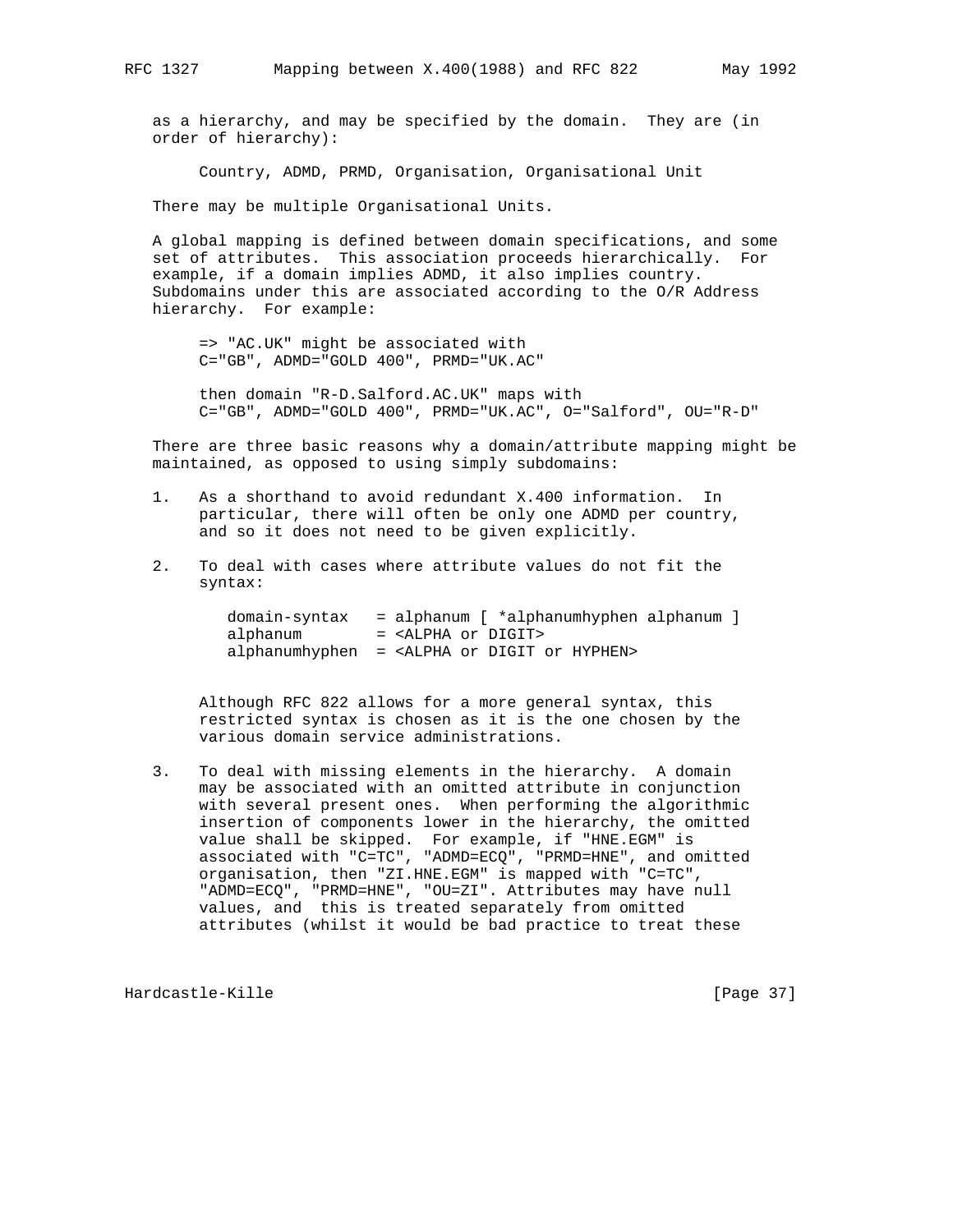as a hierarchy, and may be specified by the domain.  They are (in order of hierarchy):

Country, ADMD, PRMD, Organisation, Organisational Unit

There may be multiple Organisational Units.

A global mapping is defined between domain specifications, and some set of attributes.  This association proceeds hierarchically.  For example, if a domain implies ADMD, it also implies country. Subdomains under this are associated according to the O/R Address hierarchy.  For example:

```
=> "AC.UK" might be associated with
C="GB", ADMD="GOLD 400", PRMD="UK.AC"

then domain "R-D.Salford.AC.UK" maps with
C="GB", ADMD="GOLD 400", PRMD="UK.AC", O="Salford", OU="R-D"
```

There are three basic reasons why a domain/attribute mapping might be maintained, as opposed to using simply subdomains:

1. As a shorthand to avoid redundant X.400 information.  In particular, there will often be only one ADMD per country, and so it does not need to be given explicitly.

2. To deal with cases where attribute values do not fit the syntax:

   ```
   domain-syntax   = alphanum [ *alphanumhyphen alphanum ]
   alphanum        = <ALPHA or DIGIT>
   alphanumhyphen  = <ALPHA or DIGIT or HYPHEN>
   ```

   Although RFC 822 allows for a more general syntax, this restricted syntax is chosen as it is the one chosen by the various domain service administrations.

3. To deal with missing elements in the hierarchy.  A domain may be associated with an omitted attribute in conjunction with several present ones.  When performing the algorithmic insertion of components lower in the hierarchy, the omitted value shall be skipped.  For example, if "HNE.EGM" is associated with "C=TC", "ADMD=ECQ", "PRMD=HNE", and omitted organisation, then "ZI.HNE.EGM" is mapped with "C=TC", "ADMD=ECQ", "PRMD=HNE", "OU=ZI". Attributes may have null values, and  this is treated separately from omitted attributes (whilst it would be bad practice to treat these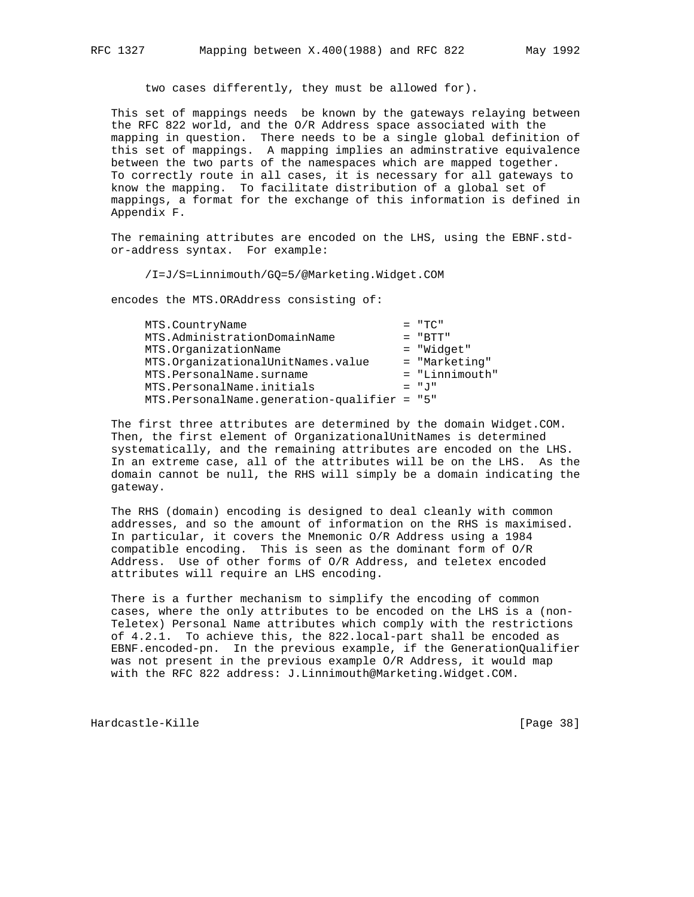two cases differently, they must be allowed for).

This set of mappings needs be known by the gateways relaying between the RFC 822 world, and the O/R Address space associated with the mapping in question. There needs to be a single global definition of this set of mappings. A mapping implies an adminstrative equivalence between the two parts of the namespaces which are mapped together. To correctly route in all cases, it is necessary for all gateways to know the mapping. To facilitate distribution of a global set of mappings, a format for the exchange of this information is defined in Appendix F.

The remaining attributes are encoded on the LHS, using the EBNF.std-or-address syntax. For example:

```
/I=J/S=Linnimouth/GQ=5/@Marketing.Widget.COM
```

encodes the MTS.ORAddress consisting of:

```
MTS.CountryName                          = "TC"
MTS.AdministrationDomainName             = "BTT"
MTS.OrganizationName                     = "Widget"
MTS.OrganizationalUnitNames.value        = "Marketing"
MTS.PersonalName.surname                 = "Linnimouth"
MTS.PersonalName.initials                = "J"
MTS.PersonalName.generation-qualifier = "5"
```

The first three attributes are determined by the domain Widget.COM. Then, the first element of OrganizationalUnitNames is determined systematically, and the remaining attributes are encoded on the LHS. In an extreme case, all of the attributes will be on the LHS. As the domain cannot be null, the RHS will simply be a domain indicating the gateway.

The RHS (domain) encoding is designed to deal cleanly with common addresses, and so the amount of information on the RHS is maximised. In particular, it covers the Mnemonic O/R Address using a 1984 compatible encoding. This is seen as the dominant form of O/R Address. Use of other forms of O/R Address, and teletex encoded attributes will require an LHS encoding.

There is a further mechanism to simplify the encoding of common cases, where the only attributes to be encoded on the LHS is a (non-Teletex) Personal Name attributes which comply with the restrictions of 4.2.1. To achieve this, the 822.local-part shall be encoded as EBNF.encoded-pn. In the previous example, if the GenerationQualifier was not present in the previous example O/R Address, it would map with the RFC 822 address: J.Linnimouth@Marketing.Widget.COM.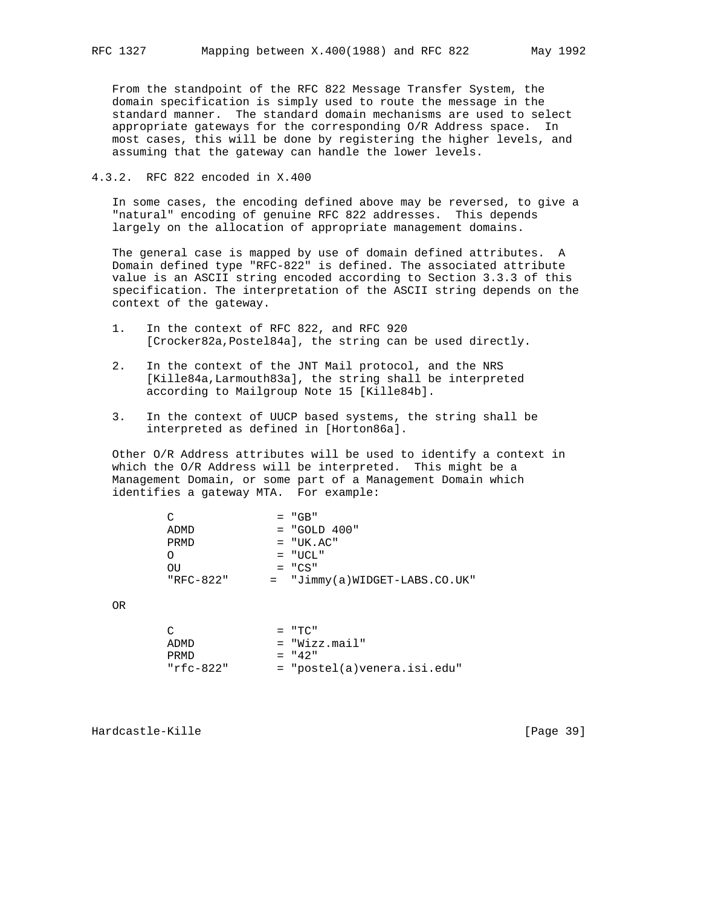From the standpoint of the RFC 822 Message Transfer System, the domain specification is simply used to route the message in the standard manner. The standard domain mechanisms are used to select appropriate gateways for the corresponding O/R Address space. In most cases, this will be done by registering the higher levels, and assuming that the gateway can handle the lower levels.

### 4.3.2. RFC 822 encoded in X.400

In some cases, the encoding defined above may be reversed, to give a "natural" encoding of genuine RFC 822 addresses. This depends largely on the allocation of appropriate management domains.

The general case is mapped by use of domain defined attributes. A Domain defined type "RFC-822" is defined. The associated attribute value is an ASCII string encoded according to Section 3.3.3 of this specification. The interpretation of the ASCII string depends on the context of the gateway.

1. In the context of RFC 822, and RFC 920 [Crocker82a,Postel84a], the string can be used directly.

2. In the context of the JNT Mail protocol, and the NRS [Kille84a,Larmouth83a], the string shall be interpreted according to Mailgroup Note 15 [Kille84b].

3. In the context of UUCP based systems, the string shall be interpreted as defined in [Horton86a].

Other O/R Address attributes will be used to identify a context in which the O/R Address will be interpreted. This might be a Management Domain, or some part of a Management Domain which identifies a gateway MTA. For example:

```
C               = "GB"
ADMD            = "GOLD 400"
PRMD            = "UK.AC"
O               = "UCL"
OU              = "CS"
"RFC-822"       =  "Jimmy(a)WIDGET-LABS.CO.UK"
```

OR

```
C               = "TC"
ADMD            = "Wizz.mail"
PRMD            = "42"
"rfc-822"       = "postel(a)venera.isi.edu"
```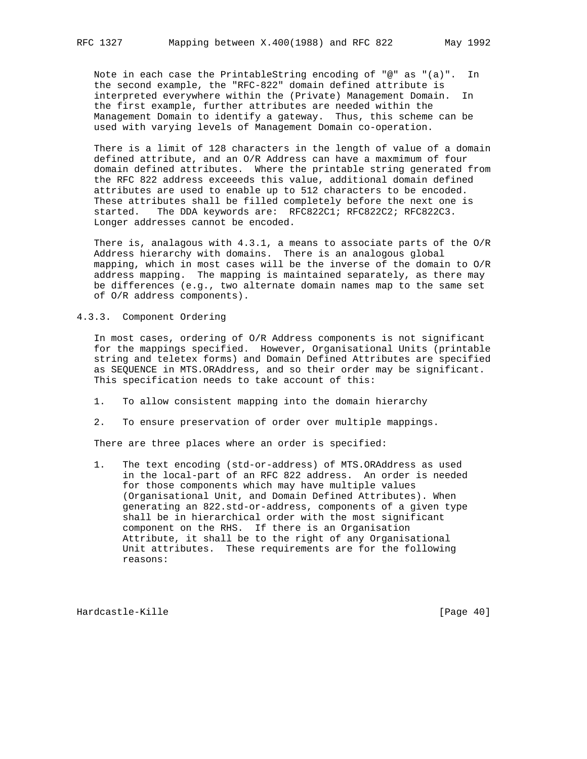Note in each case the PrintableString encoding of "@" as "(a)". In the second example, the "RFC-822" domain defined attribute is interpreted everywhere within the (Private) Management Domain. In the first example, further attributes are needed within the Management Domain to identify a gateway. Thus, this scheme can be used with varying levels of Management Domain co-operation.

There is a limit of 128 characters in the length of value of a domain defined attribute, and an O/R Address can have a maxmimum of four domain defined attributes. Where the printable string generated from the RFC 822 address exceeeds this value, additional domain defined attributes are used to enable up to 512 characters to be encoded. These attributes shall be filled completely before the next one is started. The DDA keywords are: RFC822C1; RFC822C2; RFC822C3. Longer addresses cannot be encoded.

There is, analagous with 4.3.1, a means to associate parts of the O/R Address hierarchy with domains. There is an analogous global mapping, which in most cases will be the inverse of the domain to O/R address mapping. The mapping is maintained separately, as there may be differences (e.g., two alternate domain names map to the same set of O/R address components).

### 4.3.3. Component Ordering

In most cases, ordering of O/R Address components is not significant for the mappings specified. However, Organisational Units (printable string and teletex forms) and Domain Defined Attributes are specified as SEQUENCE in MTS.ORAddress, and so their order may be significant. This specification needs to take account of this:

1. To allow consistent mapping into the domain hierarchy

2. To ensure preservation of order over multiple mappings.

There are three places where an order is specified:

1. The text encoding (std-or-address) of MTS.ORAddress as used in the local-part of an RFC 822 address. An order is needed for those components which may have multiple values (Organisational Unit, and Domain Defined Attributes). When generating an 822.std-or-address, components of a given type shall be in hierarchical order with the most significant component on the RHS. If there is an Organisation Attribute, it shall be to the right of any Organisational Unit attributes. These requirements are for the following reasons: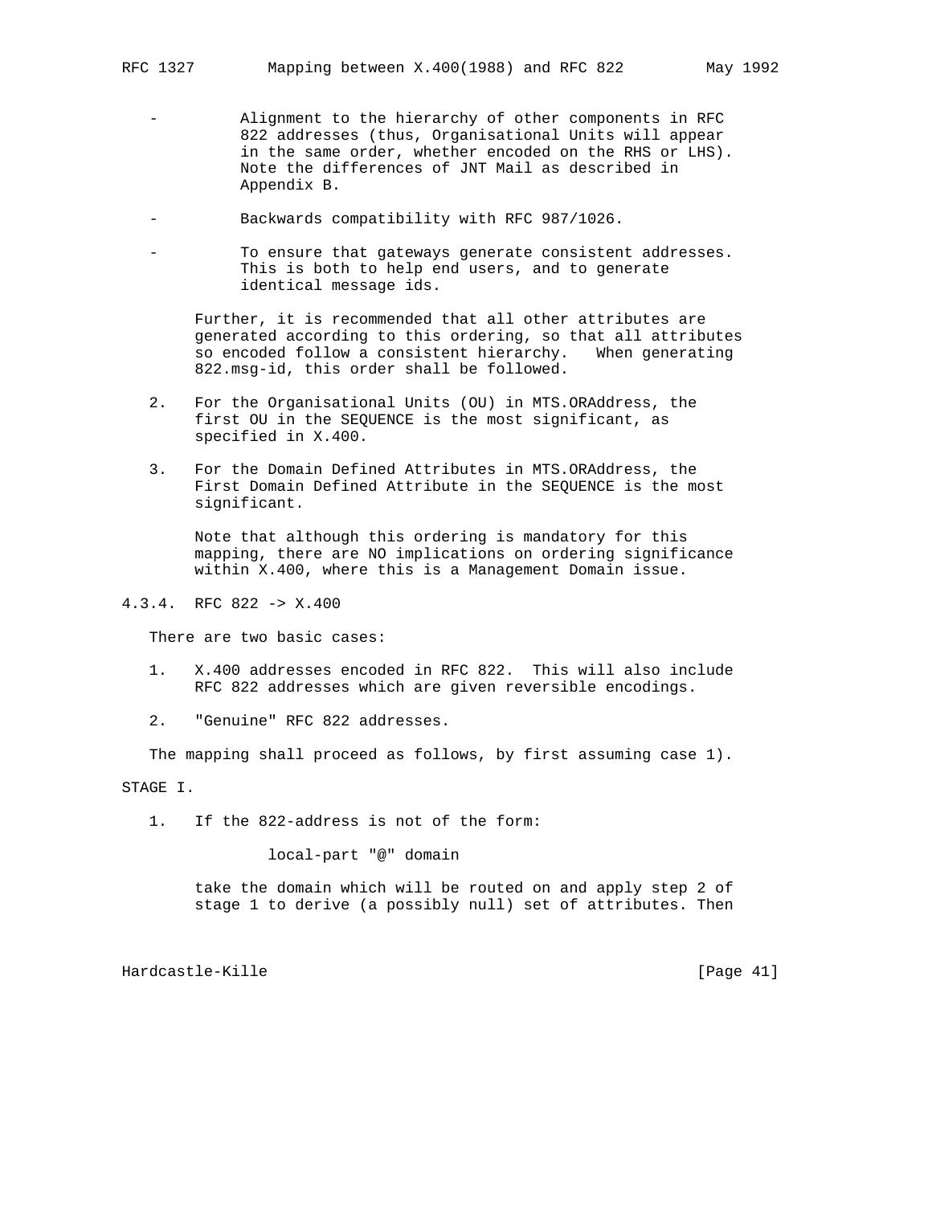- Alignment to the hierarchy of other components in RFC 822 addresses (thus, Organisational Units will appear in the same order, whether encoded on the RHS or LHS). Note the differences of JNT Mail as described in Appendix B.

- Backwards compatibility with RFC 987/1026.

- To ensure that gateways generate consistent addresses. This is both to help end users, and to generate identical message ids.

   Further, it is recommended that all other attributes are generated according to this ordering, so that all attributes so encoded follow a consistent hierarchy. When generating 822.msg-id, this order shall be followed.

2. For the Organisational Units (OU) in MTS.ORAddress, the first OU in the SEQUENCE is the most significant, as specified in X.400.

3. For the Domain Defined Attributes in MTS.ORAddress, the First Domain Defined Attribute in the SEQUENCE is the most significant.

   Note that although this ordering is mandatory for this mapping, there are NO implications on ordering significance within X.400, where this is a Management Domain issue.

### 4.3.4. RFC 822 -> X.400

There are two basic cases:

1. X.400 addresses encoded in RFC 822. This will also include RFC 822 addresses which are given reversible encodings.

2. "Genuine" RFC 822 addresses.

The mapping shall proceed as follows, by first assuming case 1).

STAGE I.

1. If the 822-address is not of the form:

   ```
   local-part "@" domain
   ```

   take the domain which will be routed on and apply step 2 of stage 1 to derive (a possibly null) set of attributes. Then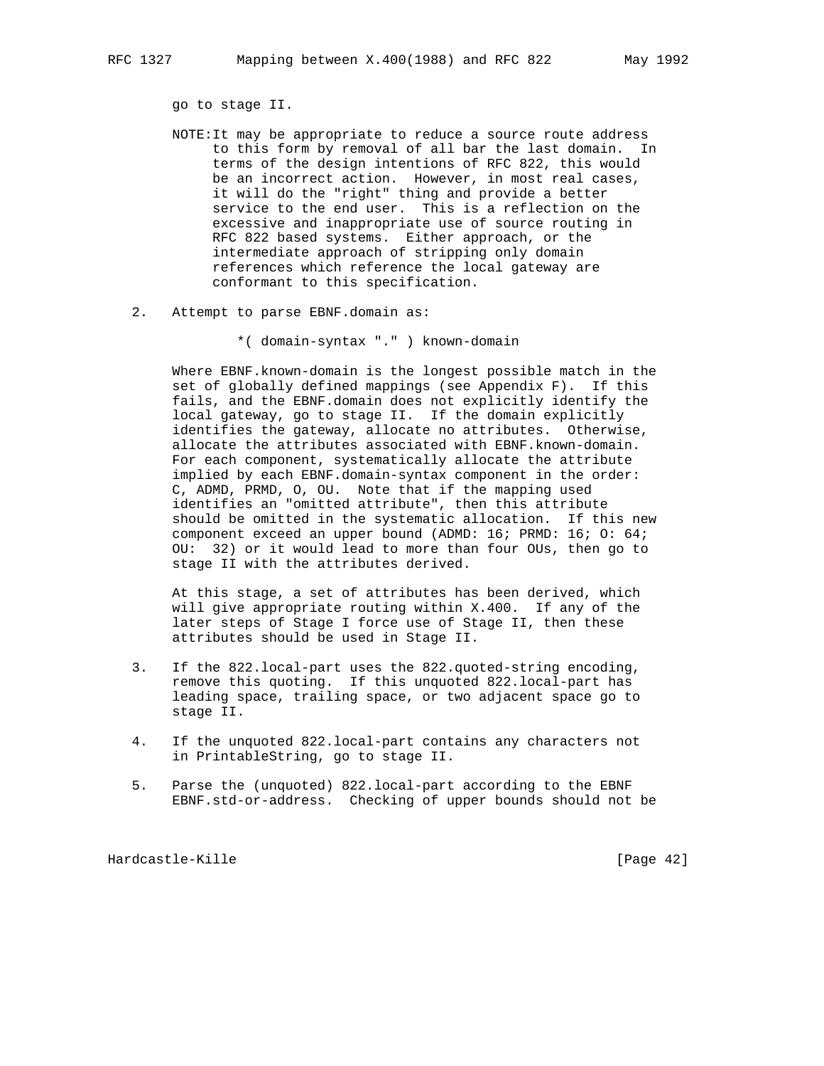go to stage II.

NOTE: It may be appropriate to reduce a source route address to this form by removal of all bar the last domain. In terms of the design intentions of RFC 822, this would be an incorrect action. However, in most real cases, it will do the "right" thing and provide a better service to the end user. This is a reflection on the excessive and inappropriate use of source routing in RFC 822 based systems. Either approach, or the intermediate approach of stripping only domain references which reference the local gateway are conformant to this specification.

2. Attempt to parse EBNF.domain as:

```
*( domain-syntax "." ) known-domain
```

Where EBNF.known-domain is the longest possible match in the set of globally defined mappings (see Appendix F). If this fails, and the EBNF.domain does not explicitly identify the local gateway, go to stage II. If the domain explicitly identifies the gateway, allocate no attributes. Otherwise, allocate the attributes associated with EBNF.known-domain. For each component, systematically allocate the attribute implied by each EBNF.domain-syntax component in the order: C, ADMD, PRMD, O, OU. Note that if the mapping used identifies an "omitted attribute", then this attribute should be omitted in the systematic allocation. If this new component exceed an upper bound (ADMD: 16; PRMD: 16; O: 64; OU: 32) or it would lead to more than four OUs, then go to stage II with the attributes derived.

At this stage, a set of attributes has been derived, which will give appropriate routing within X.400. If any of the later steps of Stage I force use of Stage II, then these attributes should be used in Stage II.

3. If the 822.local-part uses the 822.quoted-string encoding, remove this quoting. If this unquoted 822.local-part has leading space, trailing space, or two adjacent space go to stage II.

4. If the unquoted 822.local-part contains any characters not in PrintableString, go to stage II.

5. Parse the (unquoted) 822.local-part according to the EBNF EBNF.std-or-address. Checking of upper bounds should not be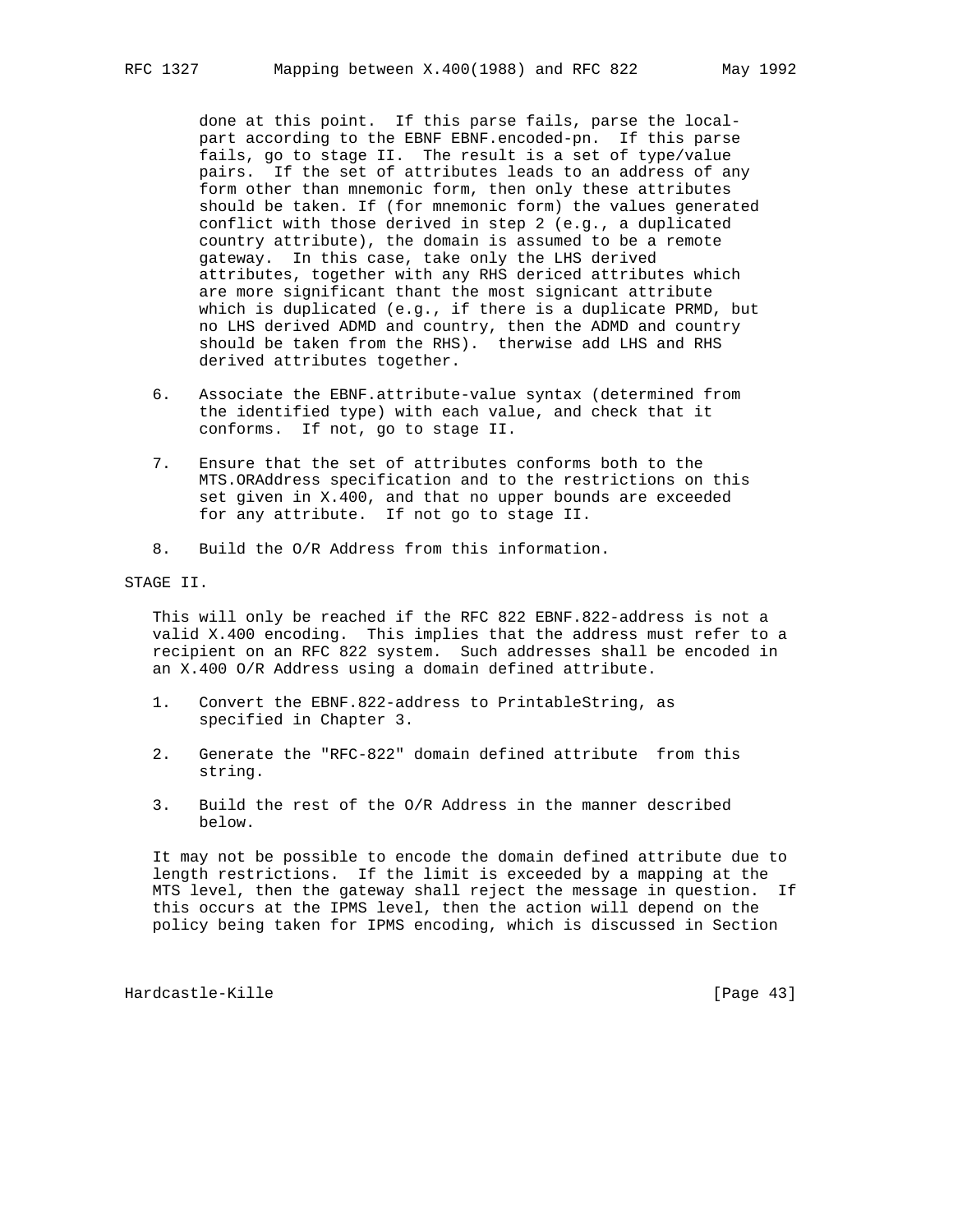done at this point. If this parse fails, parse the local-part according to the EBNF EBNF.encoded-pn. If this parse fails, go to stage II. The result is a set of type/value pairs. If the set of attributes leads to an address of any form other than mnemonic form, then only these attributes should be taken. If (for mnemonic form) the values generated conflict with those derived in step 2 (e.g., a duplicated country attribute), the domain is assumed to be a remote gateway. In this case, take only the LHS derived attributes, together with any RHS dericed attributes which are more significant thant the most signicant attribute which is duplicated (e.g., if there is a duplicate PRMD, but no LHS derived ADMD and country, then the ADMD and country should be taken from the RHS). therwise add LHS and RHS derived attributes together.

6. Associate the EBNF.attribute-value syntax (determined from the identified type) with each value, and check that it conforms. If not, go to stage II.

7. Ensure that the set of attributes conforms both to the MTS.ORAddress specification and to the restrictions on this set given in X.400, and that no upper bounds are exceeded for any attribute. If not go to stage II.

8. Build the O/R Address from this information.

STAGE II.

This will only be reached if the RFC 822 EBNF.822-address is not a valid X.400 encoding. This implies that the address must refer to a recipient on an RFC 822 system. Such addresses shall be encoded in an X.400 O/R Address using a domain defined attribute.

1. Convert the EBNF.822-address to PrintableString, as specified in Chapter 3.

2. Generate the "RFC-822" domain defined attribute from this string.

3. Build the rest of the O/R Address in the manner described below.

It may not be possible to encode the domain defined attribute due to length restrictions. If the limit is exceeded by a mapping at the MTS level, then the gateway shall reject the message in question. If this occurs at the IPMS level, then the action will depend on the policy being taken for IPMS encoding, which is discussed in Section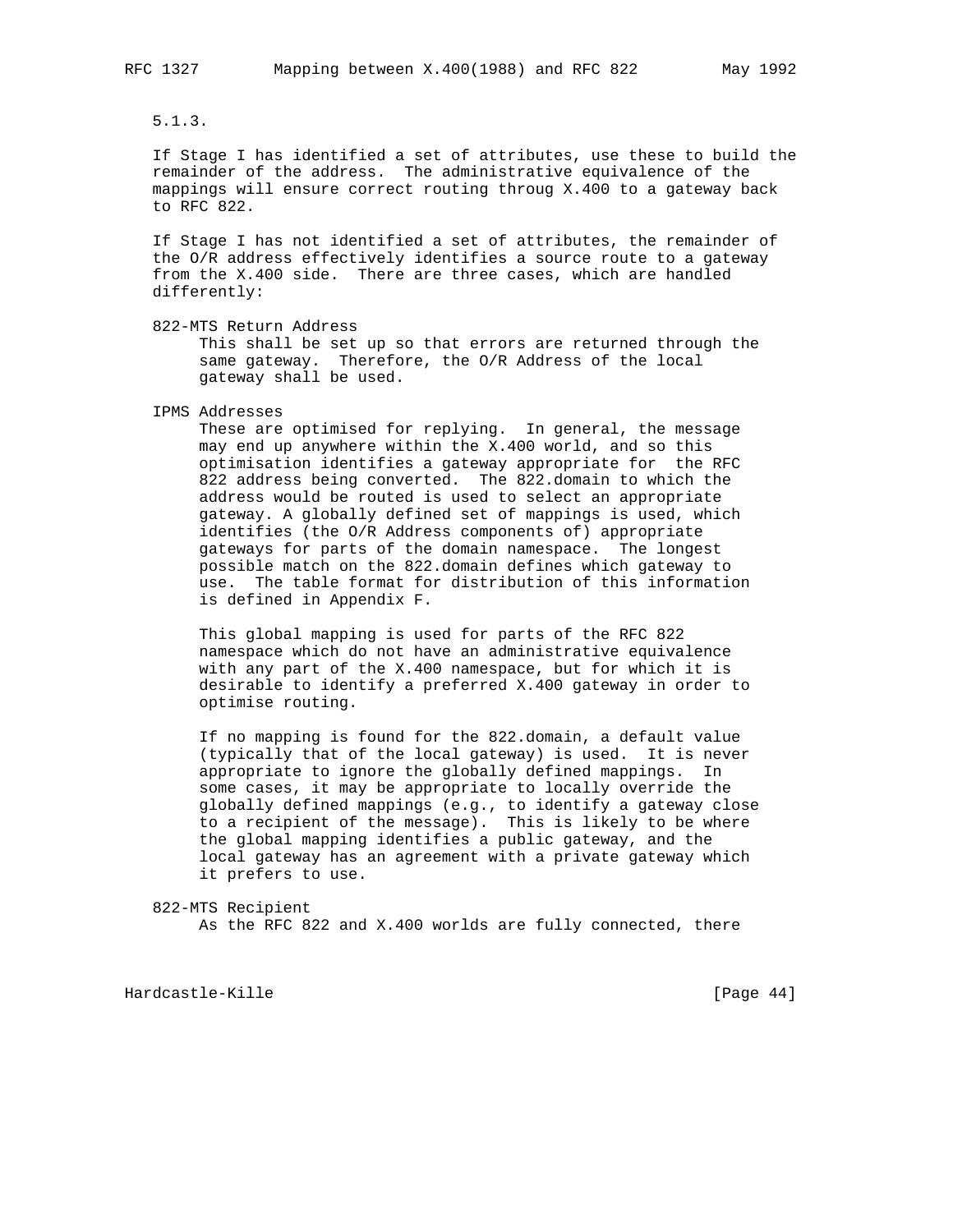5.1.3.

If Stage I has identified a set of attributes, use these to build the remainder of the address. The administrative equivalence of the mappings will ensure correct routing throug X.400 to a gateway back to RFC 822.

If Stage I has not identified a set of attributes, the remainder of the O/R address effectively identifies a source route to a gateway from the X.400 side. There are three cases, which are handled differently:

822-MTS Return Address
: This shall be set up so that errors are returned through the same gateway. Therefore, the O/R Address of the local gateway shall be used.

IPMS Addresses
: These are optimised for replying. In general, the message may end up anywhere within the X.400 world, and so this optimisation identifies a gateway appropriate for the RFC 822 address being converted. The 822.domain to which the address would be routed is used to select an appropriate gateway. A globally defined set of mappings is used, which identifies (the O/R Address components of) appropriate gateways for parts of the domain namespace. The longest possible match on the 822.domain defines which gateway to use. The table format for distribution of this information is defined in Appendix F.

  This global mapping is used for parts of the RFC 822 namespace which do not have an administrative equivalence with any part of the X.400 namespace, but for which it is desirable to identify a preferred X.400 gateway in order to optimise routing.

  If no mapping is found for the 822.domain, a default value (typically that of the local gateway) is used. It is never appropriate to ignore the globally defined mappings. In some cases, it may be appropriate to locally override the globally defined mappings (e.g., to identify a gateway close to a recipient of the message). This is likely to be where the global mapping identifies a public gateway, and the local gateway has an agreement with a private gateway which it prefers to use.

822-MTS Recipient
: As the RFC 822 and X.400 worlds are fully connected, there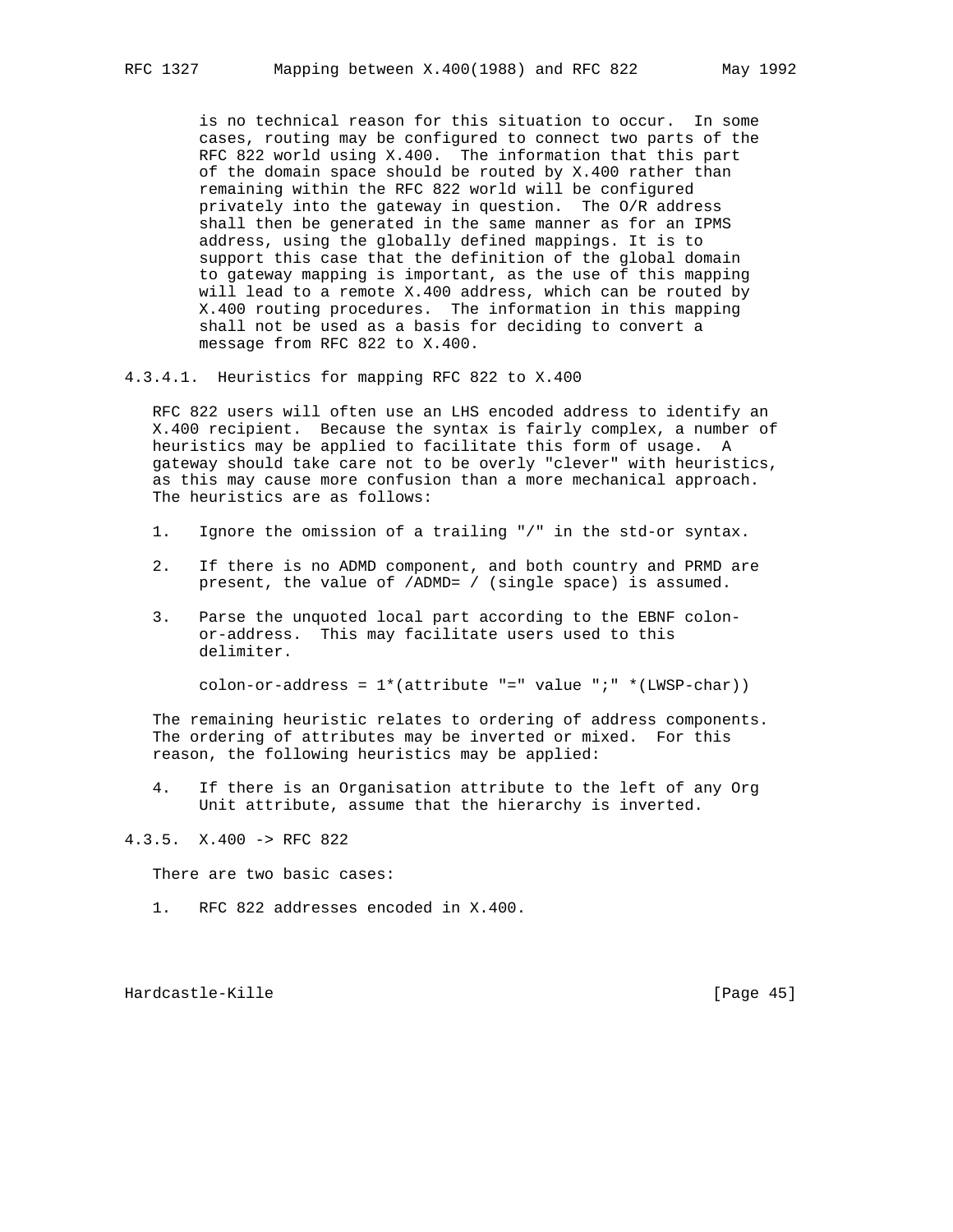is no technical reason for this situation to occur. In some cases, routing may be configured to connect two parts of the RFC 822 world using X.400. The information that this part of the domain space should be routed by X.400 rather than remaining within the RFC 822 world will be configured privately into the gateway in question. The O/R address shall then be generated in the same manner as for an IPMS address, using the globally defined mappings. It is to support this case that the definition of the global domain to gateway mapping is important, as the use of this mapping will lead to a remote X.400 address, which can be routed by X.400 routing procedures. The information in this mapping shall not be used as a basis for deciding to convert a message from RFC 822 to X.400.

#### 4.3.4.1. Heuristics for mapping RFC 822 to X.400

RFC 822 users will often use an LHS encoded address to identify an X.400 recipient. Because the syntax is fairly complex, a number of heuristics may be applied to facilitate this form of usage. A gateway should take care not to be overly "clever" with heuristics, as this may cause more confusion than a more mechanical approach. The heuristics are as follows:

1. Ignore the omission of a trailing "/" in the std-or syntax.

2. If there is no ADMD component, and both country and PRMD are present, the value of /ADMD= / (single space) is assumed.

3. Parse the unquoted local part according to the EBNF colon-or-address. This may facilitate users used to this delimiter.

   ```
   colon-or-address = 1*(attribute "=" value ";" *(LWSP-char))
   ```

The remaining heuristic relates to ordering of address components. The ordering of attributes may be inverted or mixed. For this reason, the following heuristics may be applied:

4. If there is an Organisation attribute to the left of any Org Unit attribute, assume that the hierarchy is inverted.

### 4.3.5. X.400 -> RFC 822

There are two basic cases:

1. RFC 822 addresses encoded in X.400.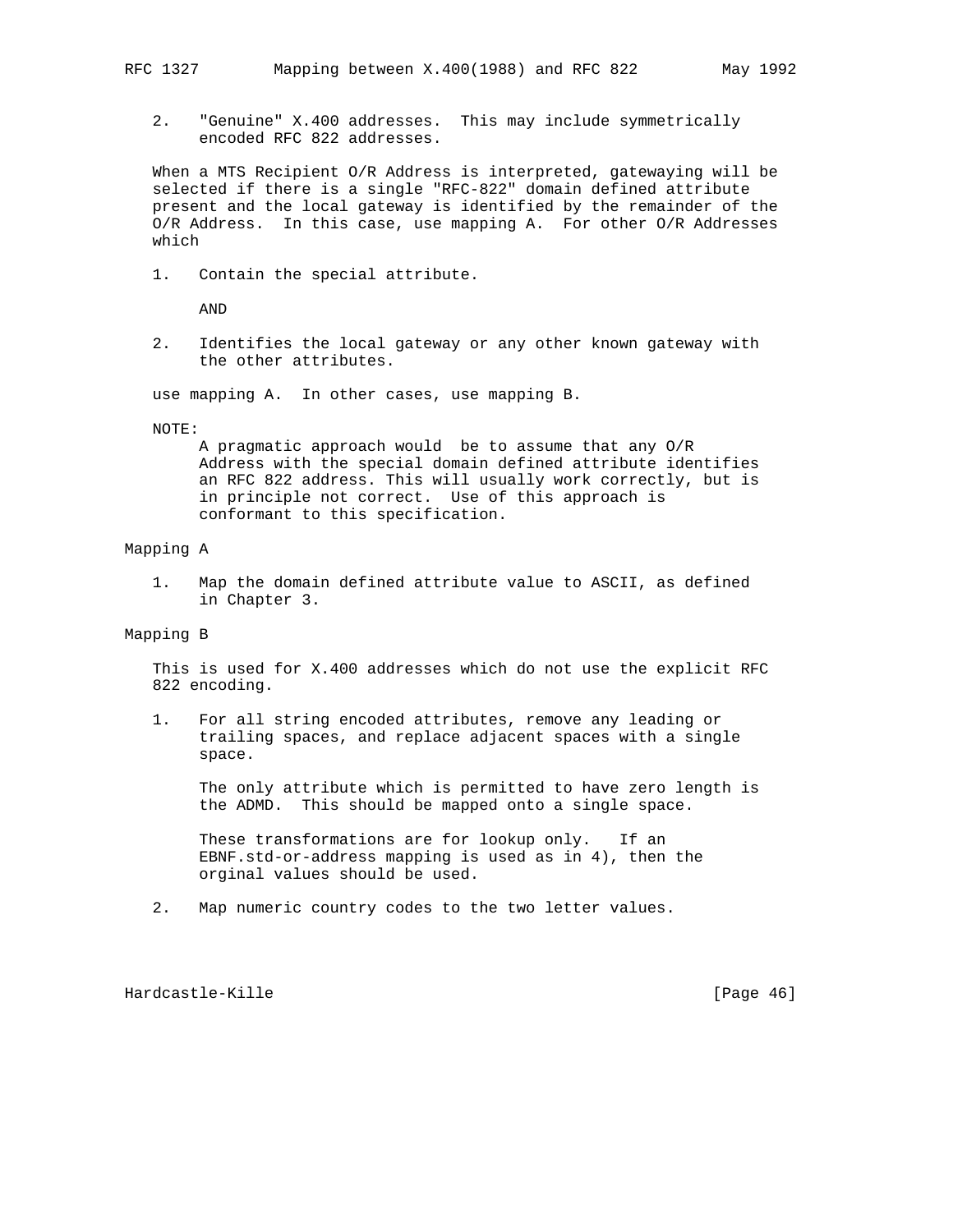2. "Genuine" X.400 addresses. This may include symmetrically encoded RFC 822 addresses.

When a MTS Recipient O/R Address is interpreted, gatewaying will be selected if there is a single "RFC-822" domain defined attribute present and the local gateway is identified by the remainder of the O/R Address. In this case, use mapping A. For other O/R Addresses which

1. Contain the special attribute.

   AND

2. Identifies the local gateway or any other known gateway with the other attributes.

use mapping A. In other cases, use mapping B.

NOTE:

A pragmatic approach would be to assume that any O/R Address with the special domain defined attribute identifies an RFC 822 address. This will usually work correctly, but is in principle not correct. Use of this approach is conformant to this specification.

Mapping A

1. Map the domain defined attribute value to ASCII, as defined in Chapter 3.

Mapping B

This is used for X.400 addresses which do not use the explicit RFC 822 encoding.

1. For all string encoded attributes, remove any leading or trailing spaces, and replace adjacent spaces with a single space.

   The only attribute which is permitted to have zero length is the ADMD. This should be mapped onto a single space.

   These transformations are for lookup only. If an EBNF.std-or-address mapping is used as in 4), then the orginal values should be used.

2. Map numeric country codes to the two letter values.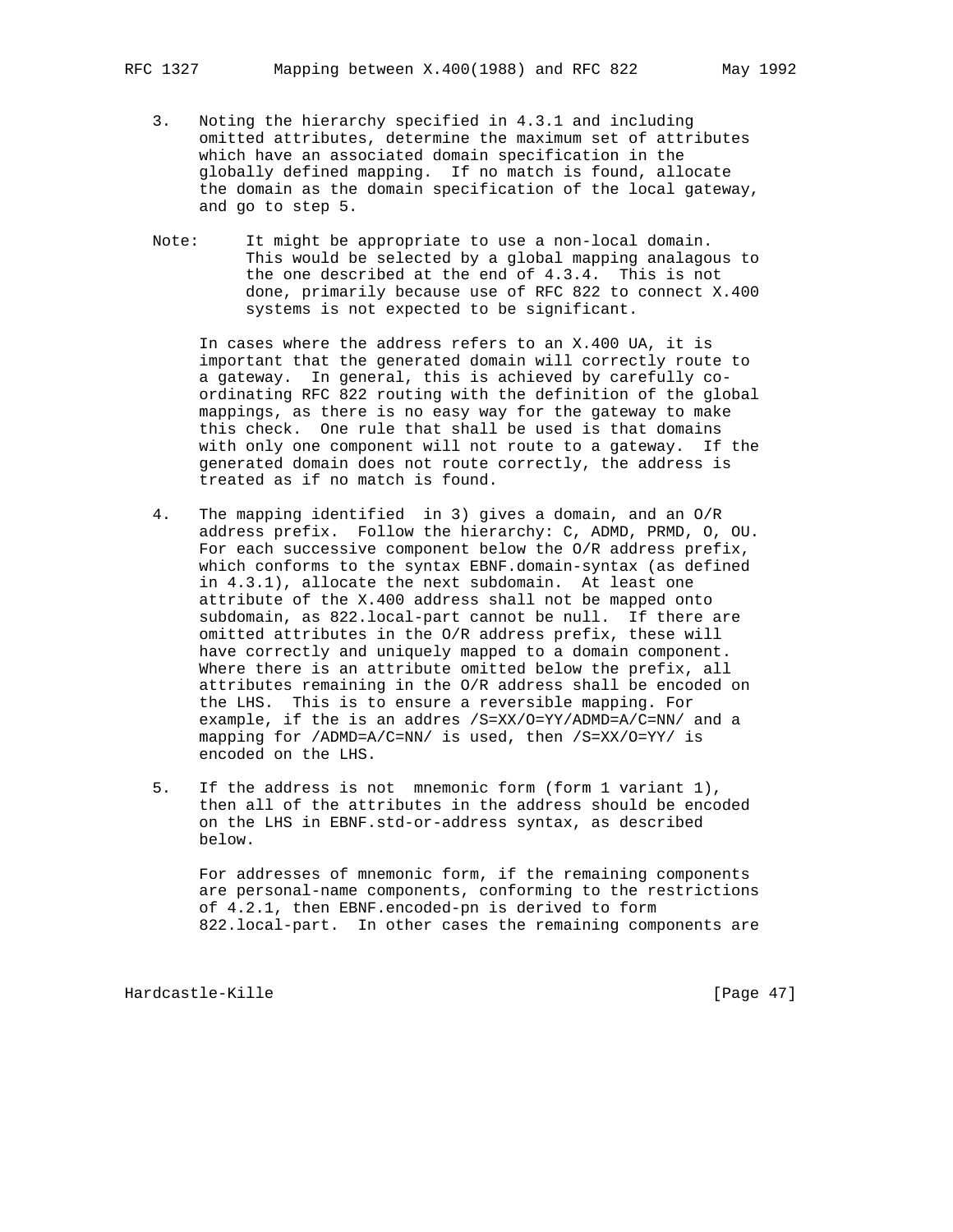3. Noting the hierarchy specified in 4.3.1 and including omitted attributes, determine the maximum set of attributes which have an associated domain specification in the globally defined mapping. If no match is found, allocate the domain as the domain specification of the local gateway, and go to step 5.

Note: It might be appropriate to use a non-local domain. This would be selected by a global mapping analagous to the one described at the end of 4.3.4. This is not done, primarily because use of RFC 822 to connect X.400 systems is not expected to be significant.

   In cases where the address refers to an X.400 UA, it is important that the generated domain will correctly route to a gateway. In general, this is achieved by carefully co-ordinating RFC 822 routing with the definition of the global mappings, as there is no easy way for the gateway to make this check. One rule that shall be used is that domains with only one component will not route to a gateway. If the generated domain does not route correctly, the address is treated as if no match is found.

4. The mapping identified in 3) gives a domain, and an O/R address prefix. Follow the hierarchy: C, ADMD, PRMD, O, OU. For each successive component below the O/R address prefix, which conforms to the syntax EBNF.domain-syntax (as defined in 4.3.1), allocate the next subdomain. At least one attribute of the X.400 address shall not be mapped onto subdomain, as 822.local-part cannot be null. If there are omitted attributes in the O/R address prefix, these will have correctly and uniquely mapped to a domain component. Where there is an attribute omitted below the prefix, all attributes remaining in the O/R address shall be encoded on the LHS. This is to ensure a reversible mapping. For example, if the is an addres /S=XX/O=YY/ADMD=A/C=NN/ and a mapping for /ADMD=A/C=NN/ is used, then /S=XX/O=YY/ is encoded on the LHS.

5. If the address is not mnemonic form (form 1 variant 1), then all of the attributes in the address should be encoded on the LHS in EBNF.std-or-address syntax, as described below.

   For addresses of mnemonic form, if the remaining components are personal-name components, conforming to the restrictions of 4.2.1, then EBNF.encoded-pn is derived to form 822.local-part. In other cases the remaining components are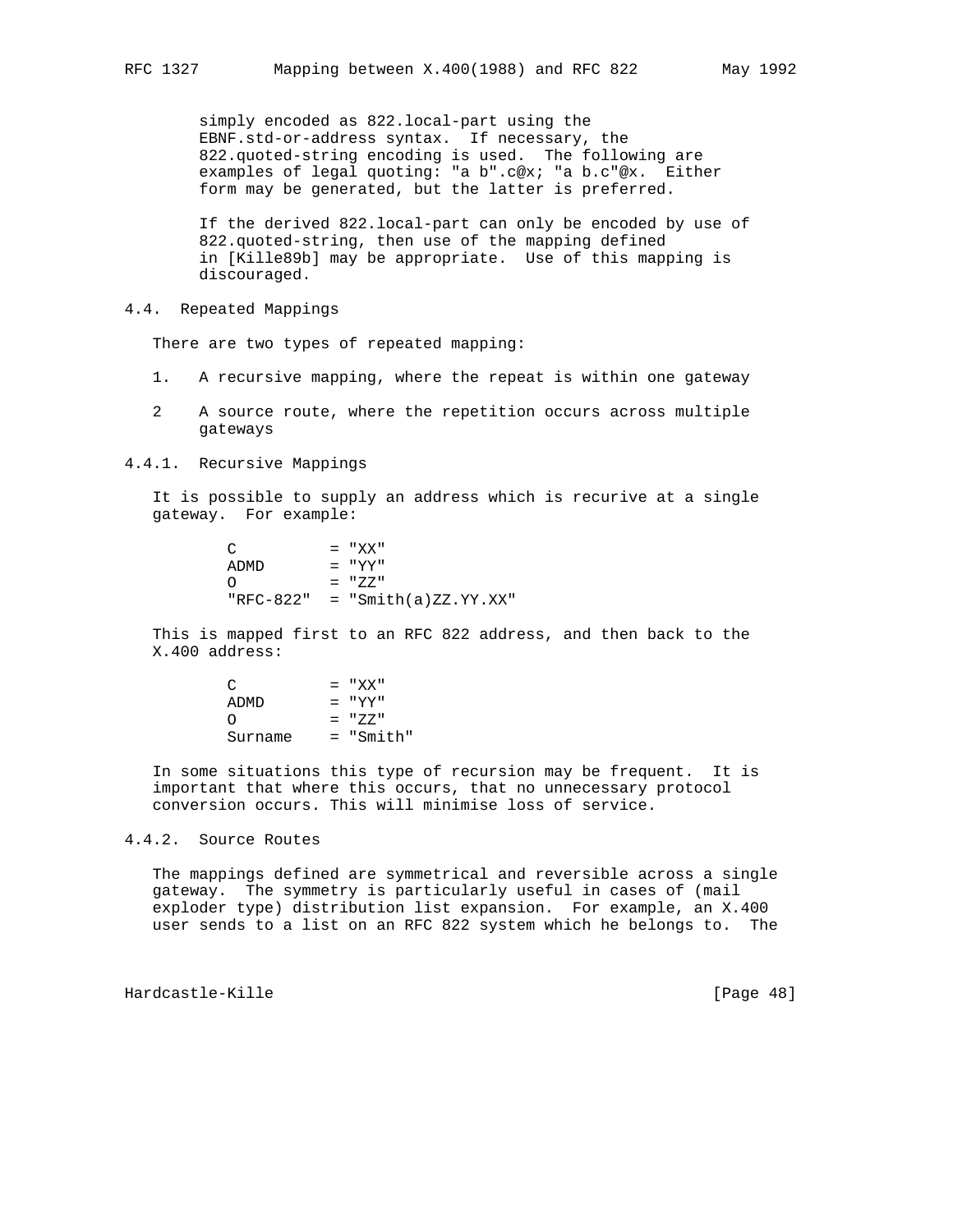simply encoded as 822.local-part using the EBNF.std-or-address syntax. If necessary, the 822.quoted-string encoding is used. The following are examples of legal quoting: "a b".c@x; "a b.c"@x. Either form may be generated, but the latter is preferred.

If the derived 822.local-part can only be encoded by use of 822.quoted-string, then use of the mapping defined in [Kille89b] may be appropriate. Use of this mapping is discouraged.

### 4.4. Repeated Mappings

There are two types of repeated mapping:

1. A recursive mapping, where the repeat is within one gateway

2 A source route, where the repetition occurs across multiple gateways

#### 4.4.1. Recursive Mappings

It is possible to supply an address which is recurive at a single gateway. For example:

```
C          = "XX"
ADMD       = "YY"
O          = "ZZ"
"RFC-822"  = "Smith(a)ZZ.YY.XX"
```

This is mapped first to an RFC 822 address, and then back to the X.400 address:

```
C          = "XX"
ADMD       = "YY"
O          = "ZZ"
Surname    = "Smith"
```

In some situations this type of recursion may be frequent. It is important that where this occurs, that no unnecessary protocol conversion occurs. This will minimise loss of service.

#### 4.4.2. Source Routes

The mappings defined are symmetrical and reversible across a single gateway. The symmetry is particularly useful in cases of (mail exploder type) distribution list expansion. For example, an X.400 user sends to a list on an RFC 822 system which he belongs to. The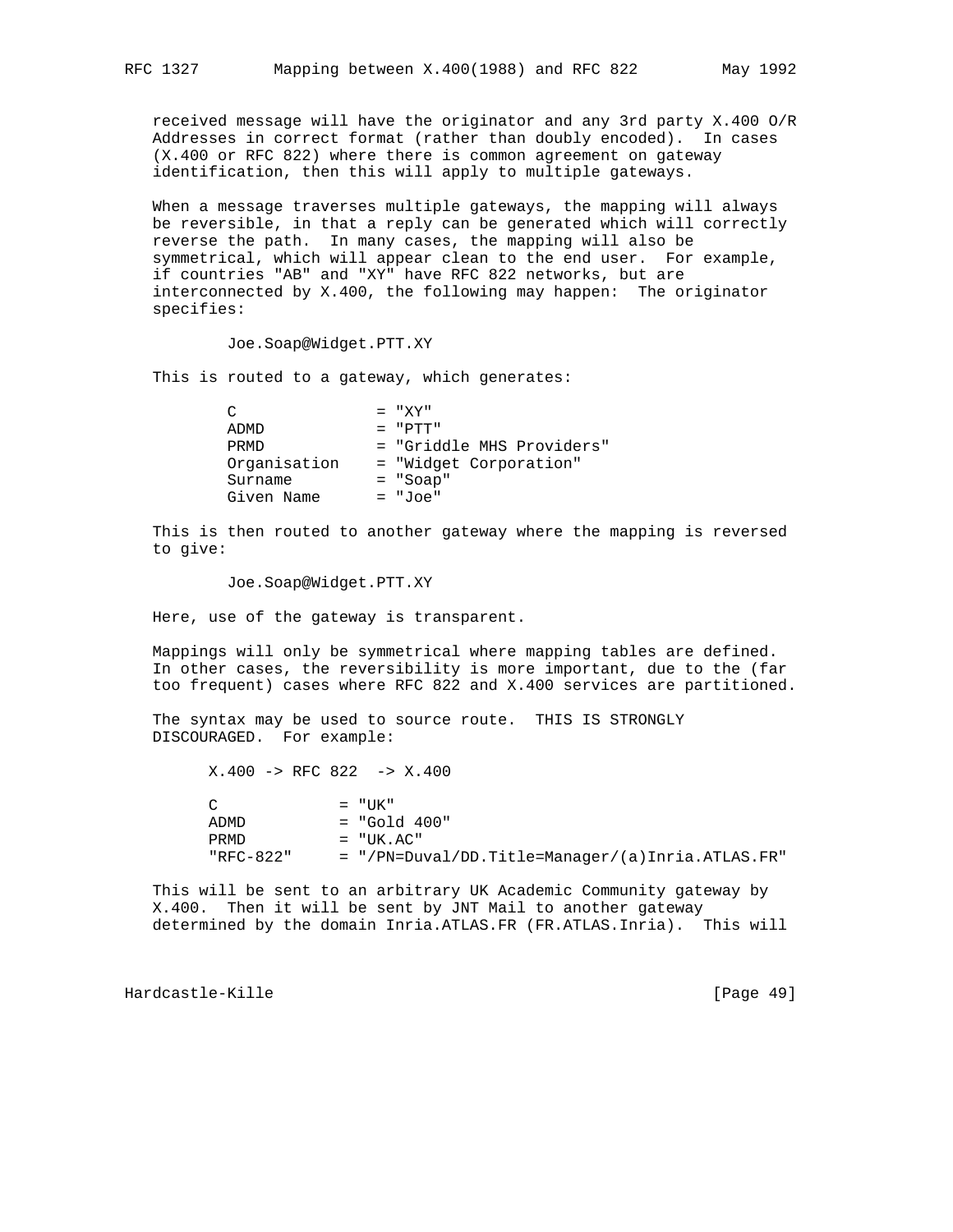received message will have the originator and any 3rd party X.400 O/R Addresses in correct format (rather than doubly encoded). In cases (X.400 or RFC 822) where there is common agreement on gateway identification, then this will apply to multiple gateways.

When a message traverses multiple gateways, the mapping will always be reversible, in that a reply can be generated which will correctly reverse the path. In many cases, the mapping will also be symmetrical, which will appear clean to the end user. For example, if countries "AB" and "XY" have RFC 822 networks, but are interconnected by X.400, the following may happen: The originator specifies:

```
        Joe.Soap@Widget.PTT.XY
```

This is routed to a gateway, which generates:

```
        C               = "XY"
        ADMD            = "PTT"
        PRMD            = "Griddle MHS Providers"
        Organisation    = "Widget Corporation"
        Surname         = "Soap"
        Given Name      = "Joe"
```

This is then routed to another gateway where the mapping is reversed to give:

```
        Joe.Soap@Widget.PTT.XY
```

Here, use of the gateway is transparent.

Mappings will only be symmetrical where mapping tables are defined. In other cases, the reversibility is more important, due to the (far too frequent) cases where RFC 822 and X.400 services are partitioned.

The syntax may be used to source route. THIS IS STRONGLY DISCOURAGED. For example:

```
      X.400 -> RFC 822  -> X.400

      C            = "UK"
      ADMD         = "Gold 400"
      PRMD         = "UK.AC"
      "RFC-822"    = "/PN=Duval/DD.Title=Manager/(a)Inria.ATLAS.FR"
```

This will be sent to an arbitrary UK Academic Community gateway by X.400. Then it will be sent by JNT Mail to another gateway determined by the domain Inria.ATLAS.FR (FR.ATLAS.Inria). This will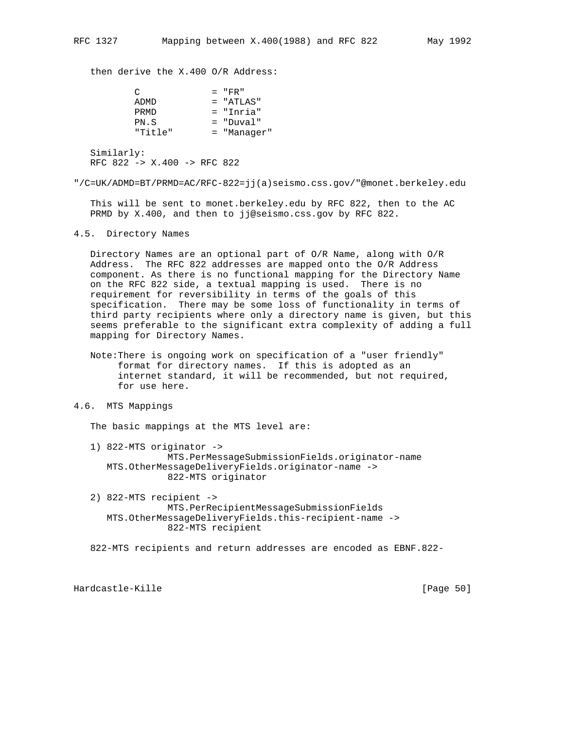then derive the X.400 O/R Address:

```
C             = "FR"
ADMD          = "ATLAS"
PRMD          = "Inria"
PN.S          = "Duval"
"Title"       = "Manager"
```

Similarly:
RFC 822 -> X.400 -> RFC 822

```
"/C=UK/ADMD=BT/PRMD=AC/RFC-822=jj(a)seismo.css.gov/"@monet.berkeley.edu
```

This will be sent to monet.berkeley.edu by RFC 822, then to the AC PRMD by X.400, and then to jj@seismo.css.gov by RFC 822.

## 4.5. Directory Names

Directory Names are an optional part of O/R Name, along with O/R Address. The RFC 822 addresses are mapped onto the O/R Address component. As there is no functional mapping for the Directory Name on the RFC 822 side, a textual mapping is used. There is no requirement for reversibility in terms of the goals of this specification. There may be some loss of functionality in terms of third party recipients where only a directory name is given, but this seems preferable to the significant extra complexity of adding a full mapping for Directory Names.

Note: There is ongoing work on specification of a "user friendly" format for directory names. If this is adopted as an internet standard, it will be recommended, but not required, for use here.

## 4.6. MTS Mappings

The basic mappings at the MTS level are:

```
1) 822-MTS originator ->
             MTS.PerMessageSubmissionFields.originator-name
   MTS.OtherMessageDeliveryFields.originator-name ->
             822-MTS originator

2) 822-MTS recipient ->
             MTS.PerRecipientMessageSubmissionFields
   MTS.OtherMessageDeliveryFields.this-recipient-name ->
             822-MTS recipient
```

822-MTS recipients and return addresses are encoded as EBNF.822-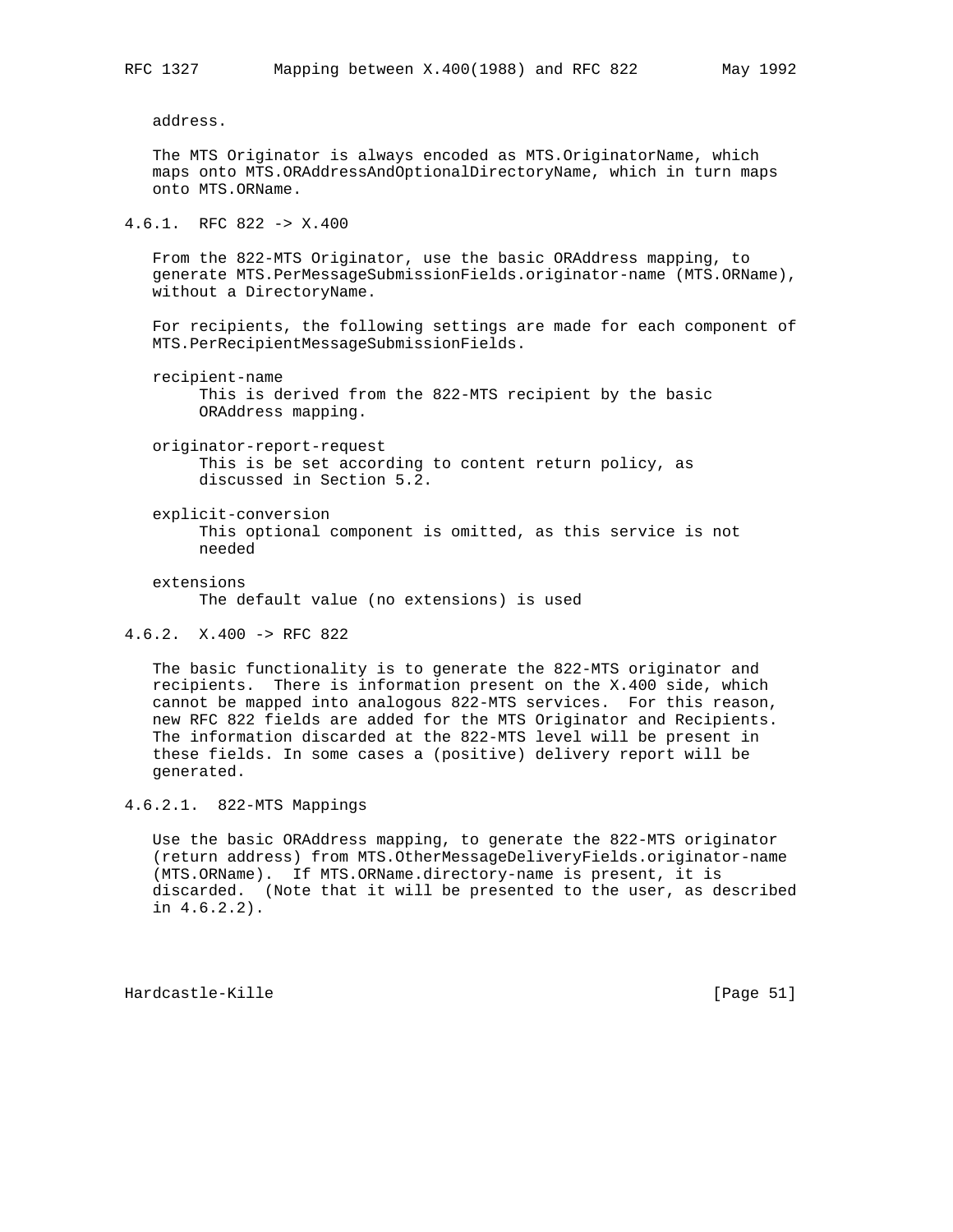address.

The MTS Originator is always encoded as MTS.OriginatorName, which maps onto MTS.ORAddressAndOptionalDirectoryName, which in turn maps onto MTS.ORName.

### 4.6.1. RFC 822 -> X.400

From the 822-MTS Originator, use the basic ORAddress mapping, to generate MTS.PerMessageSubmissionFields.originator-name (MTS.ORName), without a DirectoryName.

For recipients, the following settings are made for each component of MTS.PerRecipientMessageSubmissionFields.

recipient-name
: This is derived from the 822-MTS recipient by the basic ORAddress mapping.

originator-report-request
: This is be set according to content return policy, as discussed in Section 5.2.

explicit-conversion
: This optional component is omitted, as this service is not needed

extensions
: The default value (no extensions) is used

### 4.6.2. X.400 -> RFC 822

The basic functionality is to generate the 822-MTS originator and recipients. There is information present on the X.400 side, which cannot be mapped into analogous 822-MTS services. For this reason, new RFC 822 fields are added for the MTS Originator and Recipients. The information discarded at the 822-MTS level will be present in these fields. In some cases a (positive) delivery report will be generated.

#### 4.6.2.1. 822-MTS Mappings

Use the basic ORAddress mapping, to generate the 822-MTS originator (return address) from MTS.OtherMessageDeliveryFields.originator-name (MTS.ORName). If MTS.ORName.directory-name is present, it is discarded. (Note that it will be presented to the user, as described in 4.6.2.2).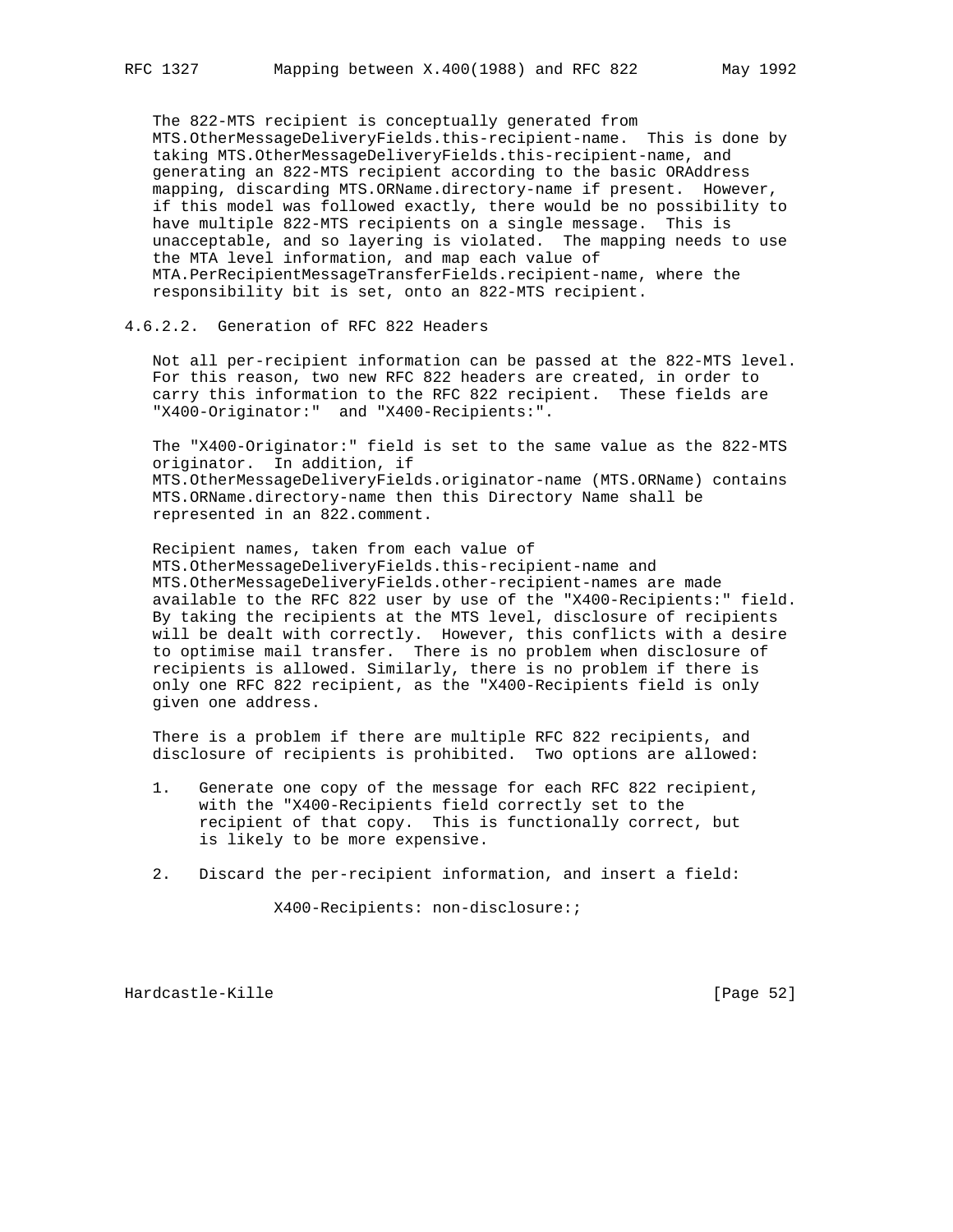The 822-MTS recipient is conceptually generated from MTS.OtherMessageDeliveryFields.this-recipient-name. This is done by taking MTS.OtherMessageDeliveryFields.this-recipient-name, and generating an 822-MTS recipient according to the basic ORAddress mapping, discarding MTS.ORName.directory-name if present. However, if this model was followed exactly, there would be no possibility to have multiple 822-MTS recipients on a single message. This is unacceptable, and so layering is violated. The mapping needs to use the MTA level information, and map each value of MTA.PerRecipientMessageTransferFields.recipient-name, where the responsibility bit is set, onto an 822-MTS recipient.

#### 4.6.2.2. Generation of RFC 822 Headers

Not all per-recipient information can be passed at the 822-MTS level. For this reason, two new RFC 822 headers are created, in order to carry this information to the RFC 822 recipient. These fields are "X400-Originator:" and "X400-Recipients:".

The "X400-Originator:" field is set to the same value as the 822-MTS originator. In addition, if MTS.OtherMessageDeliveryFields.originator-name (MTS.ORName) contains MTS.ORName.directory-name then this Directory Name shall be represented in an 822.comment.

Recipient names, taken from each value of MTS.OtherMessageDeliveryFields.this-recipient-name and MTS.OtherMessageDeliveryFields.other-recipient-names are made available to the RFC 822 user by use of the "X400-Recipients:" field. By taking the recipients at the MTS level, disclosure of recipients will be dealt with correctly. However, this conflicts with a desire to optimise mail transfer. There is no problem when disclosure of recipients is allowed. Similarly, there is no problem if there is only one RFC 822 recipient, as the "X400-Recipients field is only given one address.

There is a problem if there are multiple RFC 822 recipients, and disclosure of recipients is prohibited. Two options are allowed:

1. Generate one copy of the message for each RFC 822 recipient, with the "X400-Recipients field correctly set to the recipient of that copy. This is functionally correct, but is likely to be more expensive.

2. Discard the per-recipient information, and insert a field:

```
X400-Recipients: non-disclosure:;
```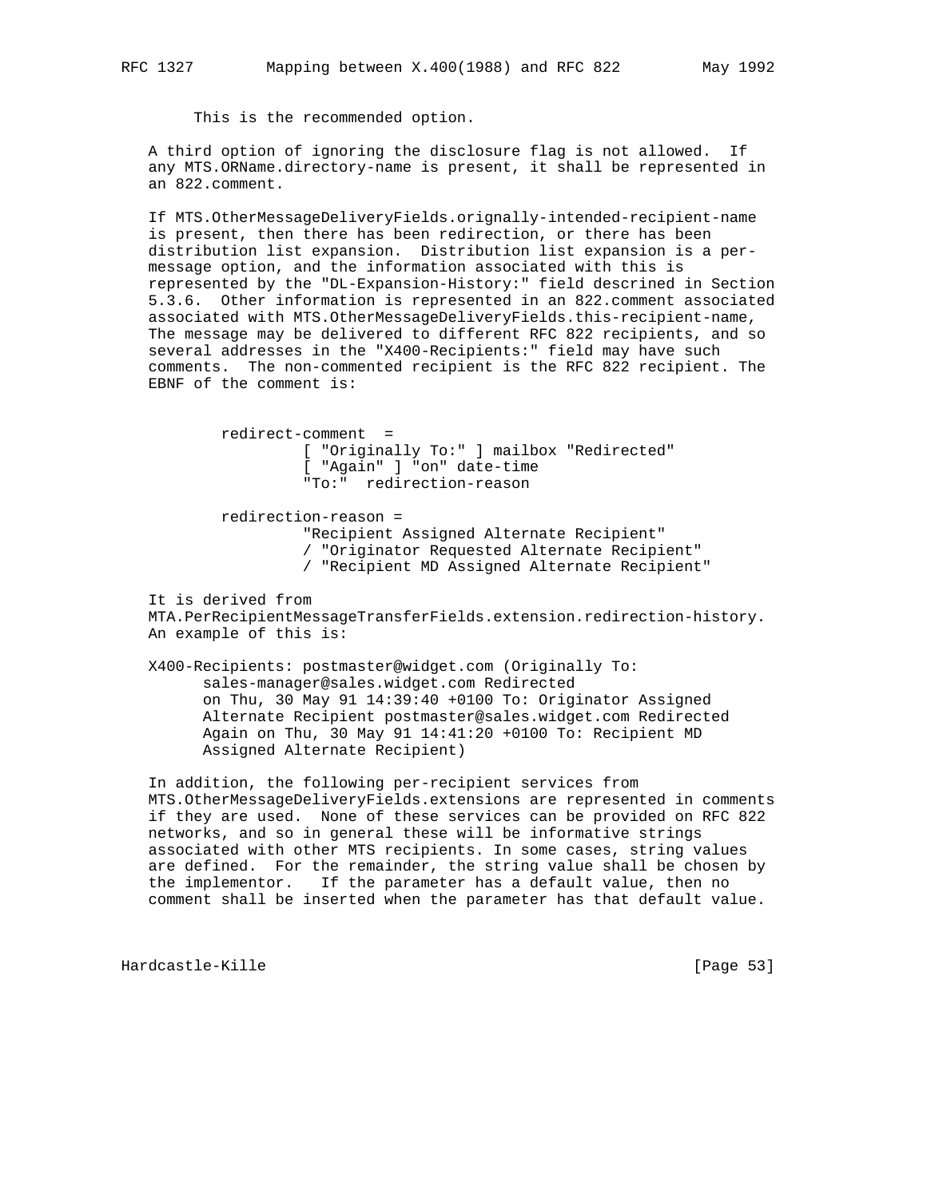This is the recommended option.

A third option of ignoring the disclosure flag is not allowed. If any MTS.ORName.directory-name is present, it shall be represented in an 822.comment.

If MTS.OtherMessageDeliveryFields.orignally-intended-recipient-name is present, then there has been redirection, or there has been distribution list expansion. Distribution list expansion is a per-message option, and the information associated with this is represented by the "DL-Expansion-History:" field descrined in Section 5.3.6. Other information is represented in an 822.comment associated associated with MTS.OtherMessageDeliveryFields.this-recipient-name, The message may be delivered to different RFC 822 recipients, and so several addresses in the "X400-Recipients:" field may have such comments. The non-commented recipient is the RFC 822 recipient. The EBNF of the comment is:

```
redirect-comment  =
        [ "Originally To:" ] mailbox "Redirected"
        [ "Again" ] "on" date-time
        "To:"  redirection-reason

redirection-reason =
        "Recipient Assigned Alternate Recipient"
        / "Originator Requested Alternate Recipient"
        / "Recipient MD Assigned Alternate Recipient"
```

It is derived from MTA.PerRecipientMessageTransferFields.extension.redirection-history. An example of this is:

```
X400-Recipients: postmaster@widget.com (Originally To:
      sales-manager@sales.widget.com Redirected
      on Thu, 30 May 91 14:39:40 +0100 To: Originator Assigned
      Alternate Recipient postmaster@sales.widget.com Redirected
      Again on Thu, 30 May 91 14:41:20 +0100 To: Recipient MD
      Assigned Alternate Recipient)
```

In addition, the following per-recipient services from MTS.OtherMessageDeliveryFields.extensions are represented in comments if they are used. None of these services can be provided on RFC 822 networks, and so in general these will be informative strings associated with other MTS recipients. In some cases, string values are defined. For the remainder, the string value shall be chosen by the implementor. If the parameter has a default value, then no comment shall be inserted when the parameter has that default value.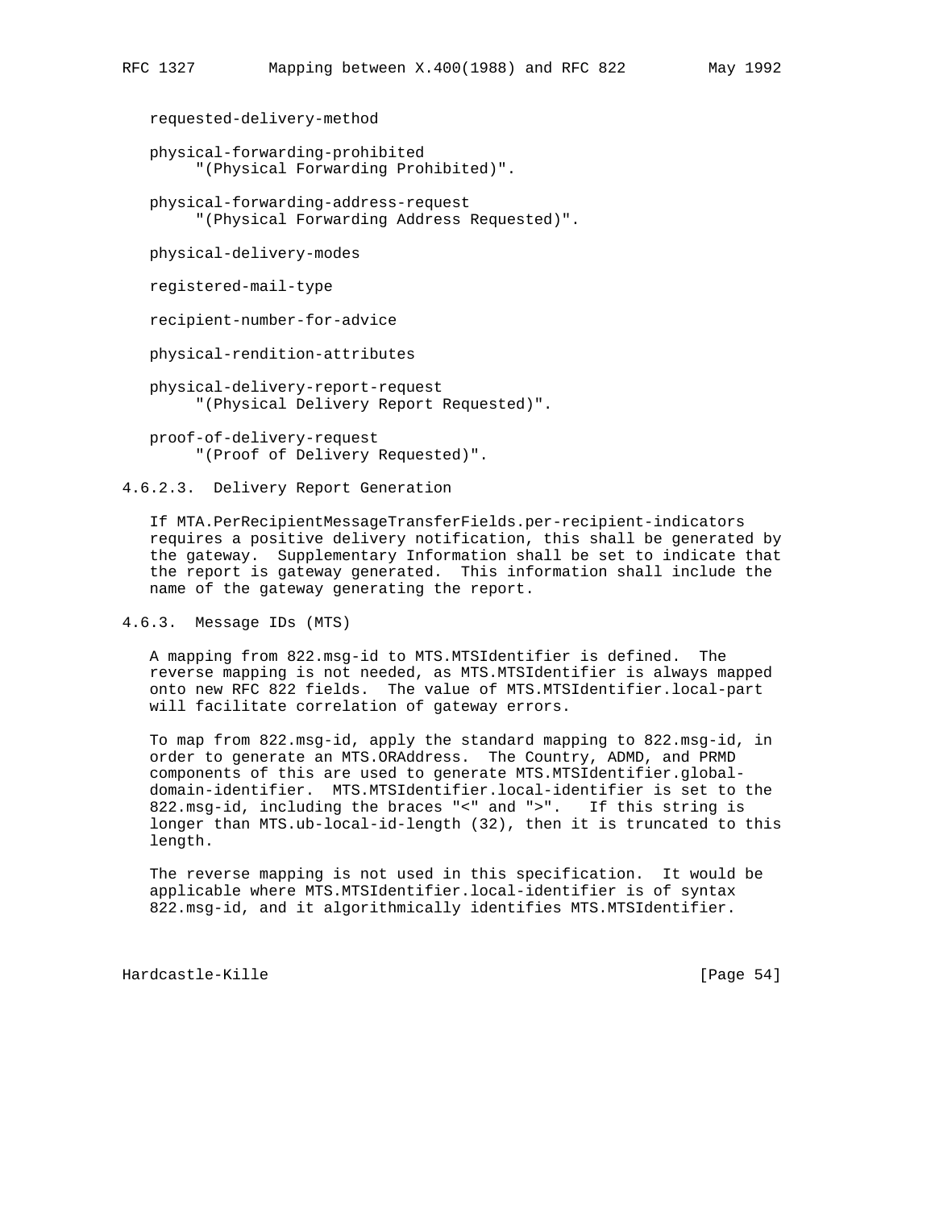requested-delivery-method

physical-forwarding-prohibited
"(Physical Forwarding Prohibited)".

physical-forwarding-address-request
"(Physical Forwarding Address Requested)".

physical-delivery-modes

registered-mail-type

recipient-number-for-advice

physical-rendition-attributes

physical-delivery-report-request
"(Physical Delivery Report Requested)".

proof-of-delivery-request
"(Proof of Delivery Requested)".

#### 4.6.2.3. Delivery Report Generation

If MTA.PerRecipientMessageTransferFields.per-recipient-indicators requires a positive delivery notification, this shall be generated by the gateway. Supplementary Information shall be set to indicate that the report is gateway generated. This information shall include the name of the gateway generating the report.

### 4.6.3. Message IDs (MTS)

A mapping from 822.msg-id to MTS.MTSIdentifier is defined. The reverse mapping is not needed, as MTS.MTSIdentifier is always mapped onto new RFC 822 fields. The value of MTS.MTSIdentifier.local-part will facilitate correlation of gateway errors.

To map from 822.msg-id, apply the standard mapping to 822.msg-id, in order to generate an MTS.ORAddress. The Country, ADMD, and PRMD components of this are used to generate MTS.MTSIdentifier.global-domain-identifier. MTS.MTSIdentifier.local-identifier is set to the 822.msg-id, including the braces "<" and ">". If this string is longer than MTS.ub-local-id-length (32), then it is truncated to this length.

The reverse mapping is not used in this specification. It would be applicable where MTS.MTSIdentifier.local-identifier is of syntax 822.msg-id, and it algorithmically identifies MTS.MTSIdentifier.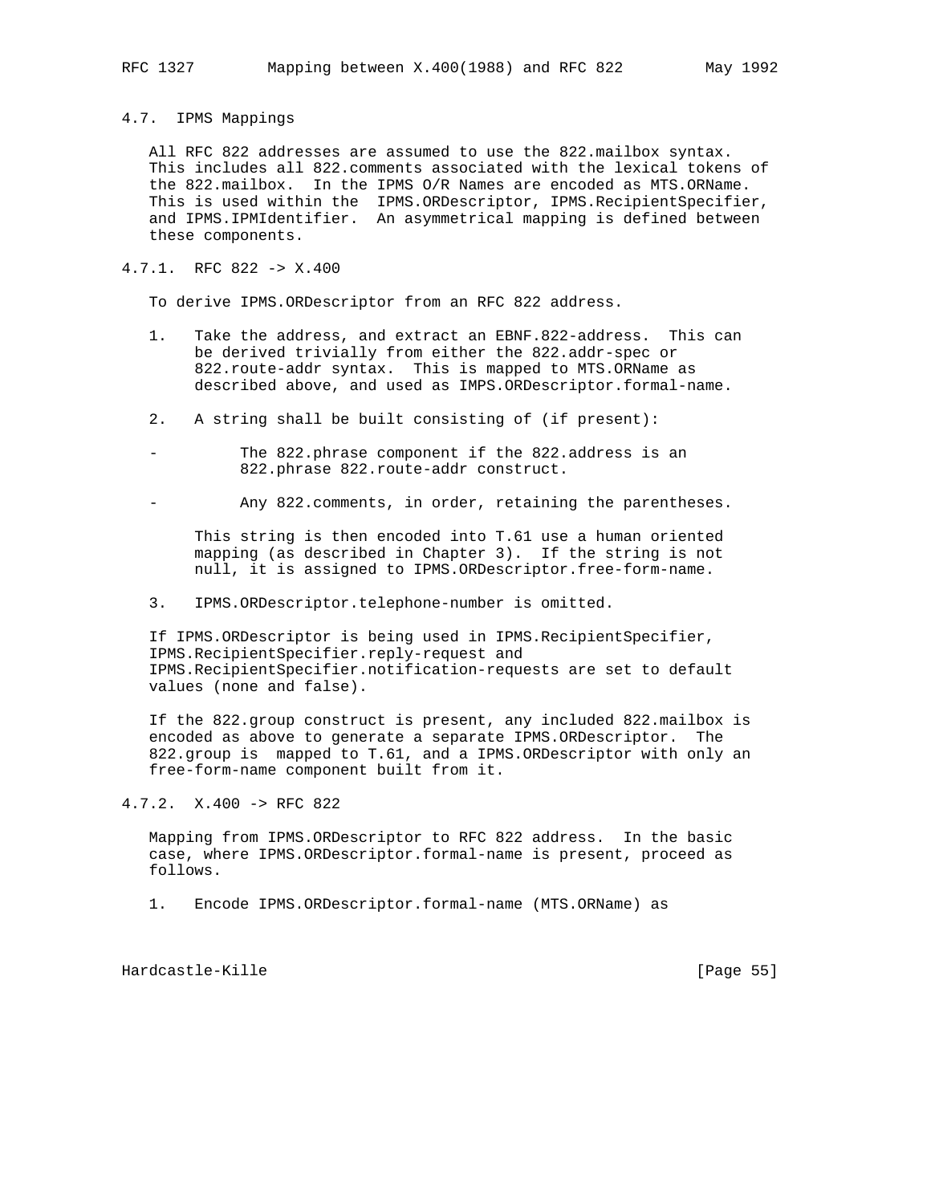### 4.7. IPMS Mappings

All RFC 822 addresses are assumed to use the 822.mailbox syntax. This includes all 822.comments associated with the lexical tokens of the 822.mailbox. In the IPMS O/R Names are encoded as MTS.ORName. This is used within the IPMS.ORDescriptor, IPMS.RecipientSpecifier, and IPMS.IPMIdentifier. An asymmetrical mapping is defined between these components.

#### 4.7.1. RFC 822 -> X.400

To derive IPMS.ORDescriptor from an RFC 822 address.

1. Take the address, and extract an EBNF.822-address. This can be derived trivially from either the 822.addr-spec or 822.route-addr syntax. This is mapped to MTS.ORName as described above, and used as IMPS.ORDescriptor.formal-name.

2. A string shall be built consisting of (if present):

   - The 822.phrase component if the 822.address is an 822.phrase 822.route-addr construct.

   - Any 822.comments, in order, retaining the parentheses.

   This string is then encoded into T.61 use a human oriented mapping (as described in Chapter 3). If the string is not null, it is assigned to IPMS.ORDescriptor.free-form-name.

3. IPMS.ORDescriptor.telephone-number is omitted.

If IPMS.ORDescriptor is being used in IPMS.RecipientSpecifier, IPMS.RecipientSpecifier.reply-request and IPMS.RecipientSpecifier.notification-requests are set to default values (none and false).

If the 822.group construct is present, any included 822.mailbox is encoded as above to generate a separate IPMS.ORDescriptor. The 822.group is mapped to T.61, and a IPMS.ORDescriptor with only an free-form-name component built from it.

#### 4.7.2. X.400 -> RFC 822

Mapping from IPMS.ORDescriptor to RFC 822 address. In the basic case, where IPMS.ORDescriptor.formal-name is present, proceed as follows.

1. Encode IPMS.ORDescriptor.formal-name (MTS.ORName) as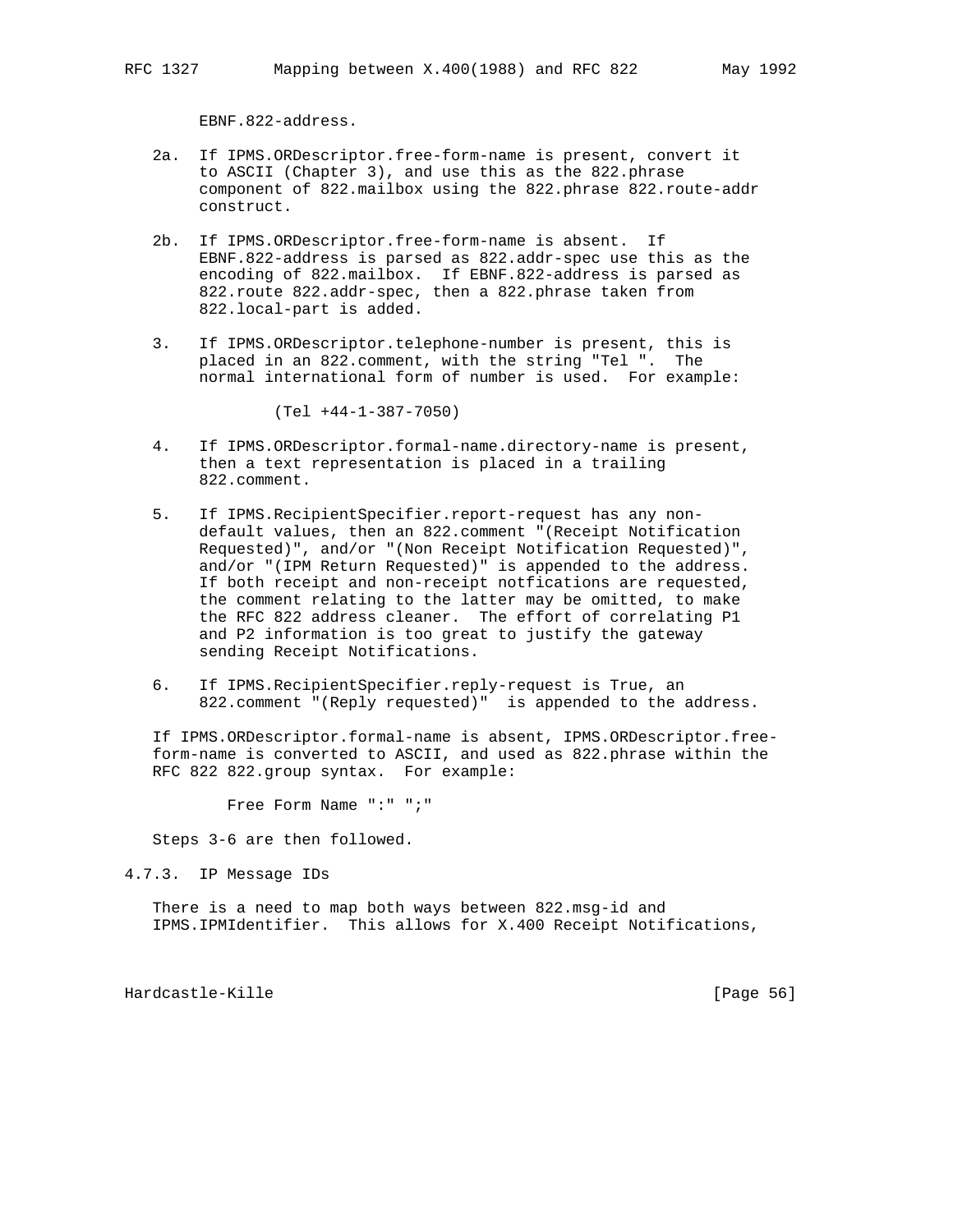EBNF.822-address.

2a. If IPMS.ORDescriptor.free-form-name is present, convert it to ASCII (Chapter 3), and use this as the 822.phrase component of 822.mailbox using the 822.phrase 822.route-addr construct.

2b. If IPMS.ORDescriptor.free-form-name is absent. If EBNF.822-address is parsed as 822.addr-spec use this as the encoding of 822.mailbox. If EBNF.822-address is parsed as 822.route 822.addr-spec, then a 822.phrase taken from 822.local-part is added.

3. If IPMS.ORDescriptor.telephone-number is present, this is placed in an 822.comment, with the string "Tel ". The normal international form of number is used. For example:

```
(Tel +44-1-387-7050)
```

4. If IPMS.ORDescriptor.formal-name.directory-name is present, then a text representation is placed in a trailing 822.comment.

5. If IPMS.RecipientSpecifier.report-request has any non-default values, then an 822.comment "(Receipt Notification Requested)", and/or "(Non Receipt Notification Requested)", and/or "(IPM Return Requested)" is appended to the address. If both receipt and non-receipt notfications are requested, the comment relating to the latter may be omitted, to make the RFC 822 address cleaner. The effort of correlating P1 and P2 information is too great to justify the gateway sending Receipt Notifications.

6. If IPMS.RecipientSpecifier.reply-request is True, an 822.comment "(Reply requested)" is appended to the address.

If IPMS.ORDescriptor.formal-name is absent, IPMS.ORDescriptor.free-form-name is converted to ASCII, and used as 822.phrase within the RFC 822 822.group syntax. For example:

```
Free Form Name ":" ";"
```

Steps 3-6 are then followed.

### 4.7.3. IP Message IDs

There is a need to map both ways between 822.msg-id and IPMS.IPMIdentifier. This allows for X.400 Receipt Notifications,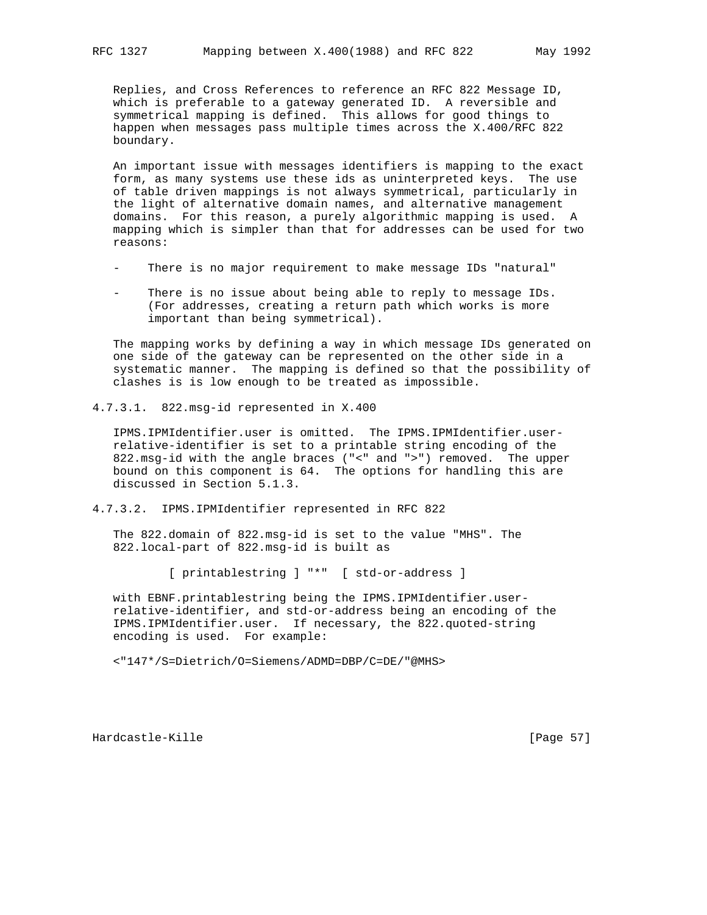Replies, and Cross References to reference an RFC 822 Message ID, which is preferable to a gateway generated ID. A reversible and symmetrical mapping is defined. This allows for good things to happen when messages pass multiple times across the X.400/RFC 822 boundary.

An important issue with messages identifiers is mapping to the exact form, as many systems use these ids as uninterpreted keys. The use of table driven mappings is not always symmetrical, particularly in the light of alternative domain names, and alternative management domains. For this reason, a purely algorithmic mapping is used. A mapping which is simpler than that for addresses can be used for two reasons:

- There is no major requirement to make message IDs "natural"
- There is no issue about being able to reply to message IDs. (For addresses, creating a return path which works is more important than being symmetrical).

The mapping works by defining a way in which message IDs generated on one side of the gateway can be represented on the other side in a systematic manner. The mapping is defined so that the possibility of clashes is is low enough to be treated as impossible.

#### 4.7.3.1. 822.msg-id represented in X.400

IPMS.IPMIdentifier.user is omitted. The IPMS.IPMIdentifier.user-relative-identifier is set to a printable string encoding of the 822.msg-id with the angle braces ("<" and ">") removed. The upper bound on this component is 64. The options for handling this are discussed in Section 5.1.3.

#### 4.7.3.2. IPMS.IPMIdentifier represented in RFC 822

The 822.domain of 822.msg-id is set to the value "MHS". The 822.local-part of 822.msg-id is built as

```
        [ printablestring ] "*"  [ std-or-address ]
```

with EBNF.printablestring being the IPMS.IPMIdentifier.user-relative-identifier, and std-or-address being an encoding of the IPMS.IPMIdentifier.user. If necessary, the 822.quoted-string encoding is used. For example:

```
<"147*/S=Dietrich/O=Siemens/ADMD=DBP/C=DE/"@MHS>
```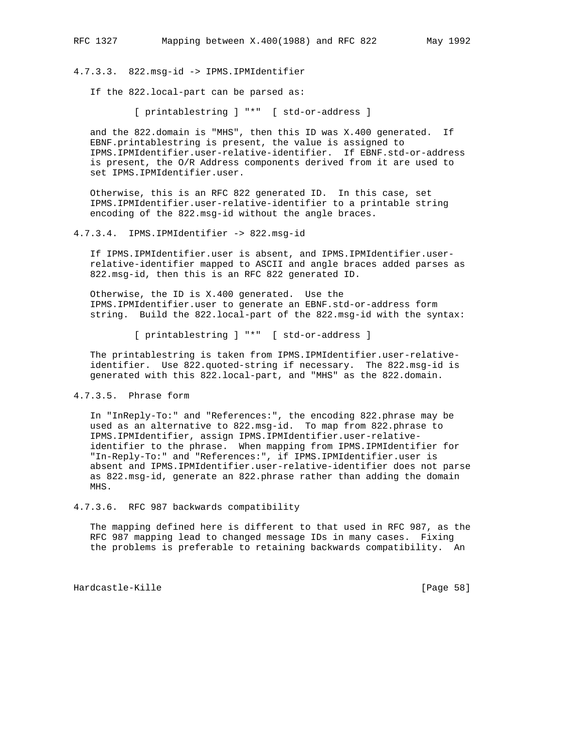#### 4.7.3.3. 822.msg-id -> IPMS.IPMIdentifier

If the 822.local-part can be parsed as:

```
[ printablestring ] "*"  [ std-or-address ]
```

and the 822.domain is "MHS", then this ID was X.400 generated. If EBNF.printablestring is present, the value is assigned to IPMS.IPMIdentifier.user-relative-identifier. If EBNF.std-or-address is present, the O/R Address components derived from it are used to set IPMS.IPMIdentifier.user.

Otherwise, this is an RFC 822 generated ID. In this case, set IPMS.IPMIdentifier.user-relative-identifier to a printable string encoding of the 822.msg-id without the angle braces.

#### 4.7.3.4. IPMS.IPMIdentifier -> 822.msg-id

If IPMS.IPMIdentifier.user is absent, and IPMS.IPMIdentifier.user-relative-identifier mapped to ASCII and angle braces added parses as 822.msg-id, then this is an RFC 822 generated ID.

Otherwise, the ID is X.400 generated. Use the IPMS.IPMIdentifier.user to generate an EBNF.std-or-address form string. Build the 822.local-part of the 822.msg-id with the syntax:

```
[ printablestring ] "*"  [ std-or-address ]
```

The printablestring is taken from IPMS.IPMIdentifier.user-relative-identifier. Use 822.quoted-string if necessary. The 822.msg-id is generated with this 822.local-part, and "MHS" as the 822.domain.

#### 4.7.3.5. Phrase form

In "InReply-To:" and "References:", the encoding 822.phrase may be used as an alternative to 822.msg-id. To map from 822.phrase to IPMS.IPMIdentifier, assign IPMS.IPMIdentifier.user-relative-identifier to the phrase. When mapping from IPMS.IPMIdentifier for "In-Reply-To:" and "References:", if IPMS.IPMIdentifier.user is absent and IPMS.IPMIdentifier.user-relative-identifier does not parse as 822.msg-id, generate an 822.phrase rather than adding the domain MHS.

#### 4.7.3.6. RFC 987 backwards compatibility

The mapping defined here is different to that used in RFC 987, as the RFC 987 mapping lead to changed message IDs in many cases. Fixing the problems is preferable to retaining backwards compatibility. An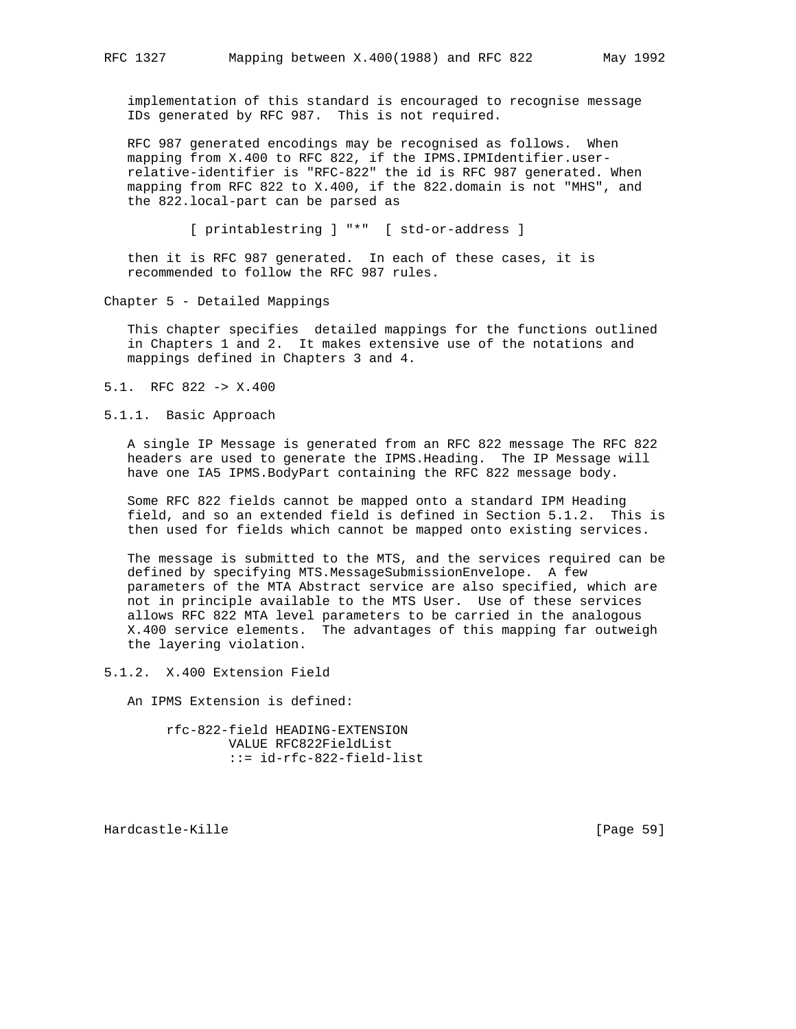implementation of this standard is encouraged to recognise message IDs generated by RFC 987. This is not required.

RFC 987 generated encodings may be recognised as follows. When mapping from X.400 to RFC 822, if the IPMS.IPMIdentifier.user-relative-identifier is "RFC-822" the id is RFC 987 generated. When mapping from RFC 822 to X.400, if the 822.domain is not "MHS", and the 822.local-part can be parsed as

```
[ printablestring ] "*"  [ std-or-address ]
```

then it is RFC 987 generated. In each of these cases, it is recommended to follow the RFC 987 rules.

# Chapter 5 - Detailed Mappings

This chapter specifies detailed mappings for the functions outlined in Chapters 1 and 2. It makes extensive use of the notations and mappings defined in Chapters 3 and 4.

## 5.1. RFC 822 -> X.400

### 5.1.1. Basic Approach

A single IP Message is generated from an RFC 822 message The RFC 822 headers are used to generate the IPMS.Heading. The IP Message will have one IA5 IPMS.BodyPart containing the RFC 822 message body.

Some RFC 822 fields cannot be mapped onto a standard IPM Heading field, and so an extended field is defined in Section 5.1.2. This is then used for fields which cannot be mapped onto existing services.

The message is submitted to the MTS, and the services required can be defined by specifying MTS.MessageSubmissionEnvelope. A few parameters of the MTA Abstract service are also specified, which are not in principle available to the MTS User. Use of these services allows RFC 822 MTA level parameters to be carried in the analogous X.400 service elements. The advantages of this mapping far outweigh the layering violation.

### 5.1.2. X.400 Extension Field

An IPMS Extension is defined:

```
rfc-822-field HEADING-EXTENSION
        VALUE RFC822FieldList
        ::= id-rfc-822-field-list
```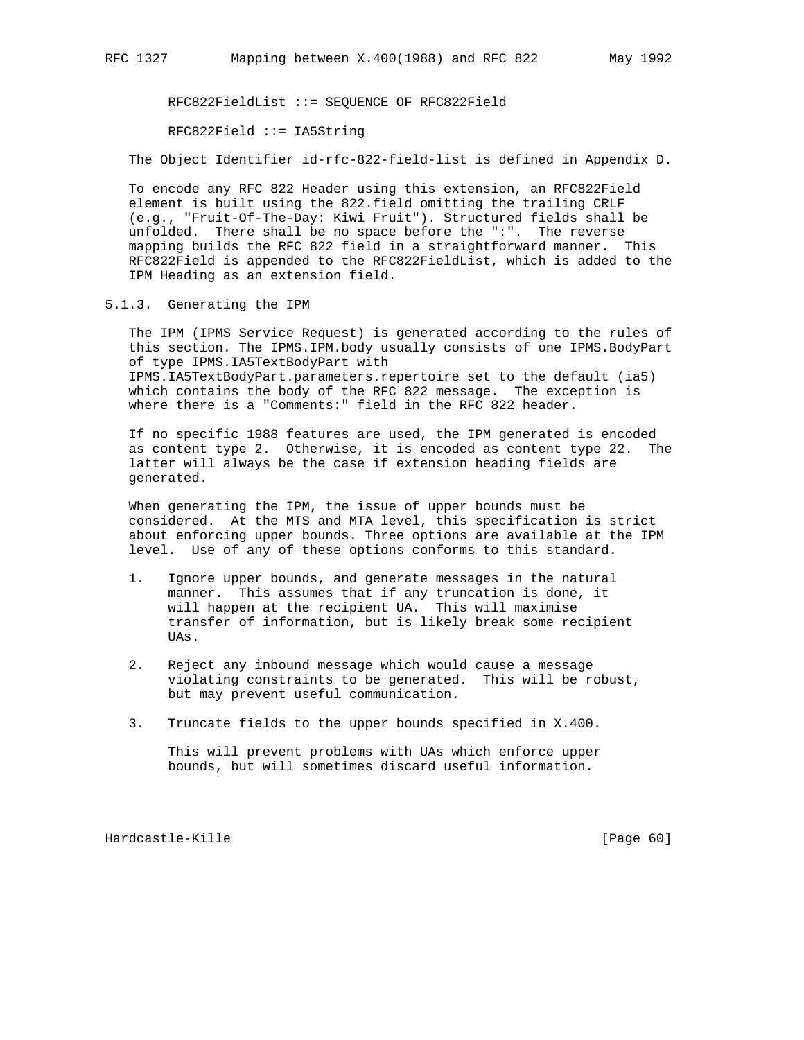```
RFC822FieldList ::= SEQUENCE OF RFC822Field

RFC822Field ::= IA5String
```

The Object Identifier id-rfc-822-field-list is defined in Appendix D.

To encode any RFC 822 Header using this extension, an RFC822Field element is built using the 822.field omitting the trailing CRLF (e.g., "Fruit-Of-The-Day: Kiwi Fruit"). Structured fields shall be unfolded. There shall be no space before the ":". The reverse mapping builds the RFC 822 field in a straightforward manner. This RFC822Field is appended to the RFC822FieldList, which is added to the IPM Heading as an extension field.

### 5.1.3. Generating the IPM

The IPM (IPMS Service Request) is generated according to the rules of this section. The IPMS.IPM.body usually consists of one IPMS.BodyPart of type IPMS.IA5TextBodyPart with IPMS.IA5TextBodyPart.parameters.repertoire set to the default (ia5) which contains the body of the RFC 822 message. The exception is where there is a "Comments:" field in the RFC 822 header.

If no specific 1988 features are used, the IPM generated is encoded as content type 2. Otherwise, it is encoded as content type 22. The latter will always be the case if extension heading fields are generated.

When generating the IPM, the issue of upper bounds must be considered. At the MTS and MTA level, this specification is strict about enforcing upper bounds. Three options are available at the IPM level. Use of any of these options conforms to this standard.

1. Ignore upper bounds, and generate messages in the natural manner. This assumes that if any truncation is done, it will happen at the recipient UA. This will maximise transfer of information, but is likely break some recipient UAs.

2. Reject any inbound message which would cause a message violating constraints to be generated. This will be robust, but may prevent useful communication.

3. Truncate fields to the upper bounds specified in X.400.

   This will prevent problems with UAs which enforce upper bounds, but will sometimes discard useful information.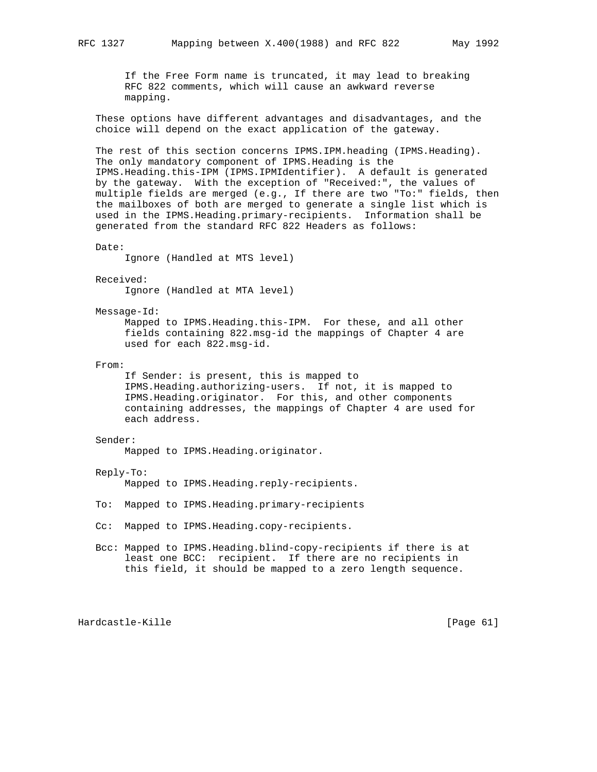If the Free Form name is truncated, it may lead to breaking RFC 822 comments, which will cause an awkward reverse mapping.

These options have different advantages and disadvantages, and the choice will depend on the exact application of the gateway.

The rest of this section concerns IPMS.IPM.heading (IPMS.Heading). The only mandatory component of IPMS.Heading is the IPMS.Heading.this-IPM (IPMS.IPMIdentifier). A default is generated by the gateway. With the exception of "Received:", the values of multiple fields are merged (e.g., If there are two "To:" fields, then the mailboxes of both are merged to generate a single list which is used in the IPMS.Heading.primary-recipients. Information shall be generated from the standard RFC 822 Headers as follows:

Date:
: Ignore (Handled at MTS level)

Received:
: Ignore (Handled at MTA level)

Message-Id:
: Mapped to IPMS.Heading.this-IPM. For these, and all other fields containing 822.msg-id the mappings of Chapter 4 are used for each 822.msg-id.

From:
: If Sender: is present, this is mapped to IPMS.Heading.authorizing-users. If not, it is mapped to IPMS.Heading.originator. For this, and other components containing addresses, the mappings of Chapter 4 are used for each address.

Sender:
: Mapped to IPMS.Heading.originator.

Reply-To:
: Mapped to IPMS.Heading.reply-recipients.

To: Mapped to IPMS.Heading.primary-recipients

Cc: Mapped to IPMS.Heading.copy-recipients.

Bcc: Mapped to IPMS.Heading.blind-copy-recipients if there is at least one BCC: recipient. If there are no recipients in this field, it should be mapped to a zero length sequence.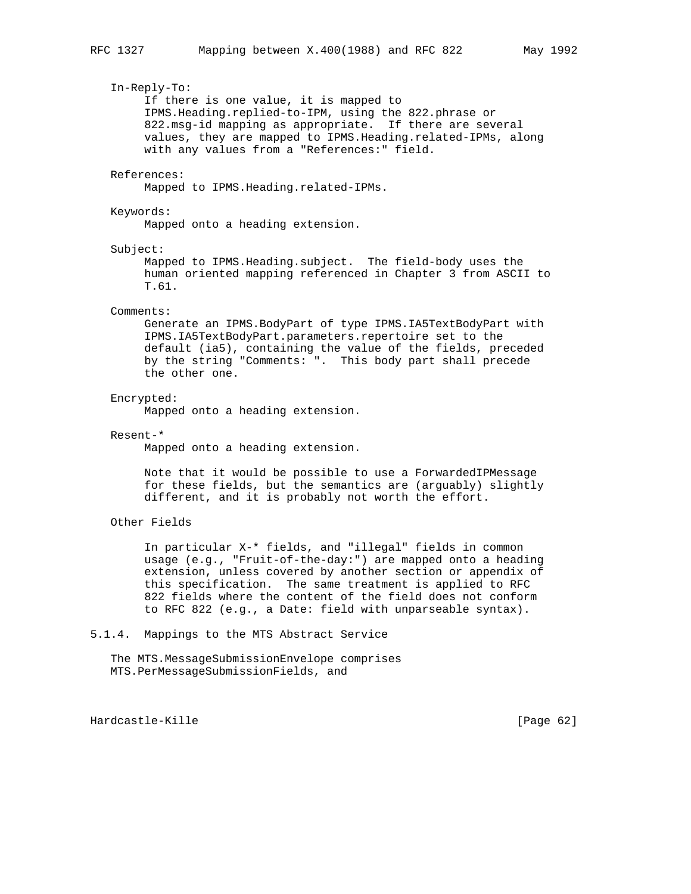In-Reply-To:
If there is one value, it is mapped to IPMS.Heading.replied-to-IPM, using the 822.phrase or 822.msg-id mapping as appropriate. If there are several values, they are mapped to IPMS.Heading.related-IPMs, along with any values from a "References:" field.

References:
Mapped to IPMS.Heading.related-IPMs.

Keywords:
Mapped onto a heading extension.

Subject:
Mapped to IPMS.Heading.subject. The field-body uses the human oriented mapping referenced in Chapter 3 from ASCII to T.61.

Comments:
Generate an IPMS.BodyPart of type IPMS.IA5TextBodyPart with IPMS.IA5TextBodyPart.parameters.repertoire set to the default (ia5), containing the value of the fields, preceded by the string "Comments: ". This body part shall precede the other one.

Encrypted:
Mapped onto a heading extension.

Resent-*
Mapped onto a heading extension.

Note that it would be possible to use a ForwardedIPMessage for these fields, but the semantics are (arguably) slightly different, and it is probably not worth the effort.

Other Fields

In particular X-* fields, and "illegal" fields in common usage (e.g., "Fruit-of-the-day:") are mapped onto a heading extension, unless covered by another section or appendix of this specification. The same treatment is applied to RFC 822 fields where the content of the field does not conform to RFC 822 (e.g., a Date: field with unparseable syntax).

### 5.1.4. Mappings to the MTS Abstract Service

The MTS.MessageSubmissionEnvelope comprises MTS.PerMessageSubmissionFields, and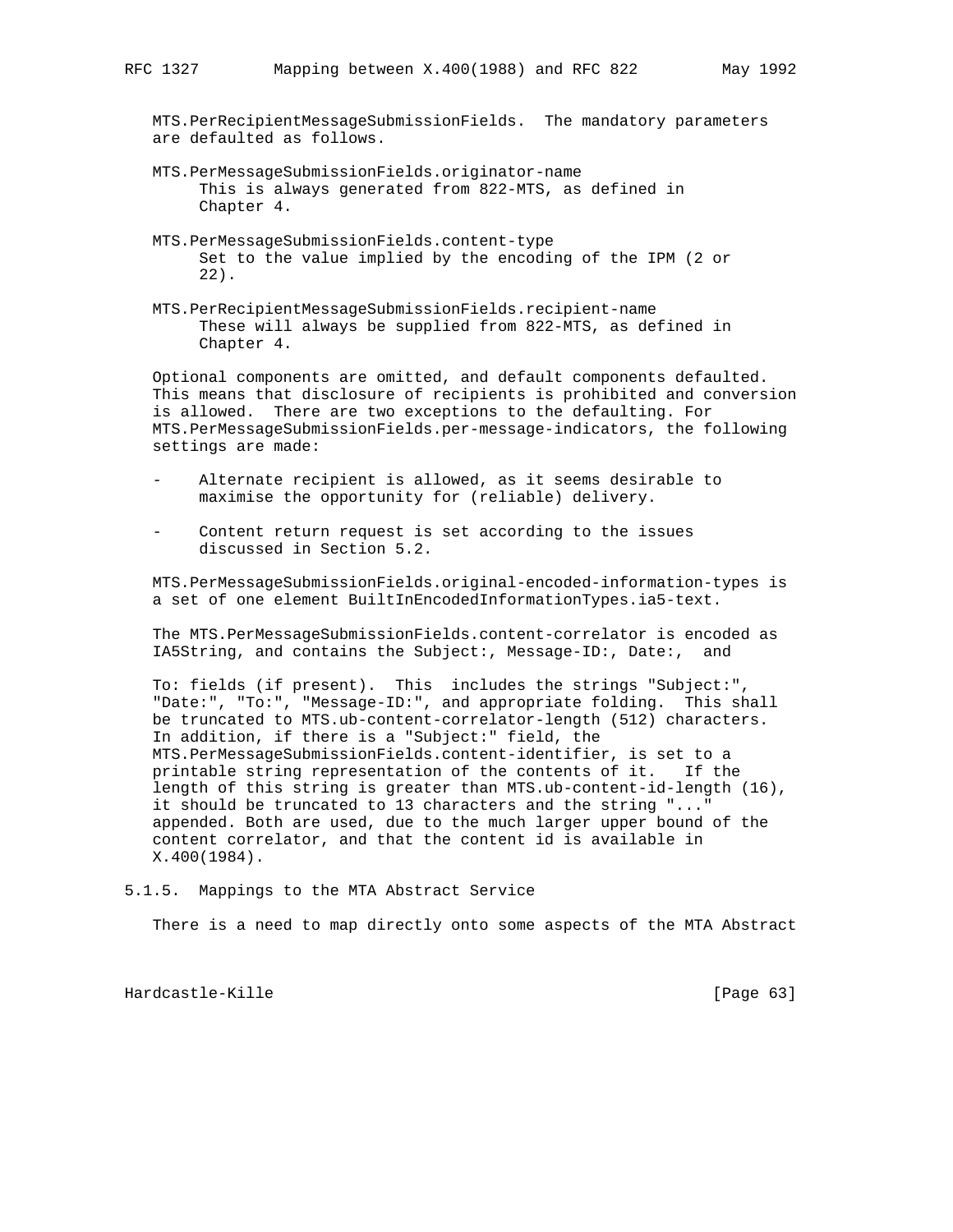MTS.PerRecipientMessageSubmissionFields. The mandatory parameters are defaulted as follows.

MTS.PerMessageSubmissionFields.originator-name
This is always generated from 822-MTS, as defined in Chapter 4.

MTS.PerMessageSubmissionFields.content-type
Set to the value implied by the encoding of the IPM (2 or 22).

MTS.PerRecipientMessageSubmissionFields.recipient-name
These will always be supplied from 822-MTS, as defined in Chapter 4.

Optional components are omitted, and default components defaulted. This means that disclosure of recipients is prohibited and conversion is allowed. There are two exceptions to the defaulting. For MTS.PerMessageSubmissionFields.per-message-indicators, the following settings are made:

- Alternate recipient is allowed, as it seems desirable to maximise the opportunity for (reliable) delivery.

- Content return request is set according to the issues discussed in Section 5.2.

MTS.PerMessageSubmissionFields.original-encoded-information-types is a set of one element BuiltInEncodedInformationTypes.ia5-text.

The MTS.PerMessageSubmissionFields.content-correlator is encoded as IA5String, and contains the Subject:, Message-ID:, Date:, and

To: fields (if present). This includes the strings "Subject:", "Date:", "To:", "Message-ID:", and appropriate folding. This shall be truncated to MTS.ub-content-correlator-length (512) characters. In addition, if there is a "Subject:" field, the MTS.PerMessageSubmissionFields.content-identifier, is set to a printable string representation of the contents of it. If the length of this string is greater than MTS.ub-content-id-length (16), it should be truncated to 13 characters and the string "..." appended. Both are used, due to the much larger upper bound of the content correlator, and that the content id is available in X.400(1984).

### 5.1.5. Mappings to the MTA Abstract Service

There is a need to map directly onto some aspects of the MTA Abstract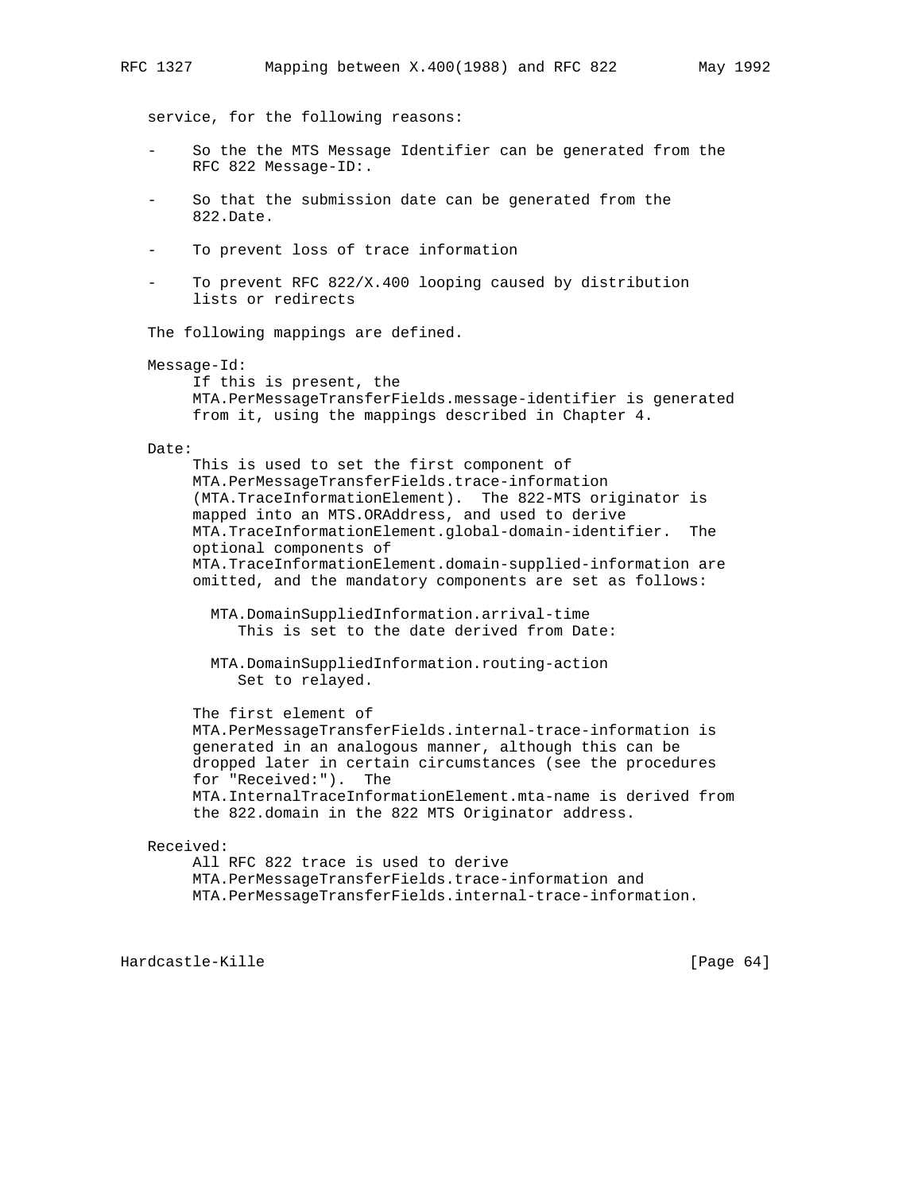service, for the following reasons:

- So the the MTS Message Identifier can be generated from the RFC 822 Message-ID:.

- So that the submission date can be generated from the 822.Date.

- To prevent loss of trace information

- To prevent RFC 822/X.400 looping caused by distribution lists or redirects

The following mappings are defined.

Message-Id:
  If this is present, the MTA.PerMessageTransferFields.message-identifier is generated from it, using the mappings described in Chapter 4.

Date:
  This is used to set the first component of MTA.PerMessageTransferFields.trace-information (MTA.TraceInformationElement). The 822-MTS originator is mapped into an MTS.ORAddress, and used to derive MTA.TraceInformationElement.global-domain-identifier. The optional components of MTA.TraceInformationElement.domain-supplied-information are omitted, and the mandatory components are set as follows:

  MTA.DomainSuppliedInformation.arrival-time
    This is set to the date derived from Date:

  MTA.DomainSuppliedInformation.routing-action
    Set to relayed.

  The first element of MTA.PerMessageTransferFields.internal-trace-information is generated in an analogous manner, although this can be dropped later in certain circumstances (see the procedures for "Received:"). The MTA.InternalTraceInformationElement.mta-name is derived from the 822.domain in the 822 MTS Originator address.

Received:
  All RFC 822 trace is used to derive MTA.PerMessageTransferFields.trace-information and MTA.PerMessageTransferFields.internal-trace-information.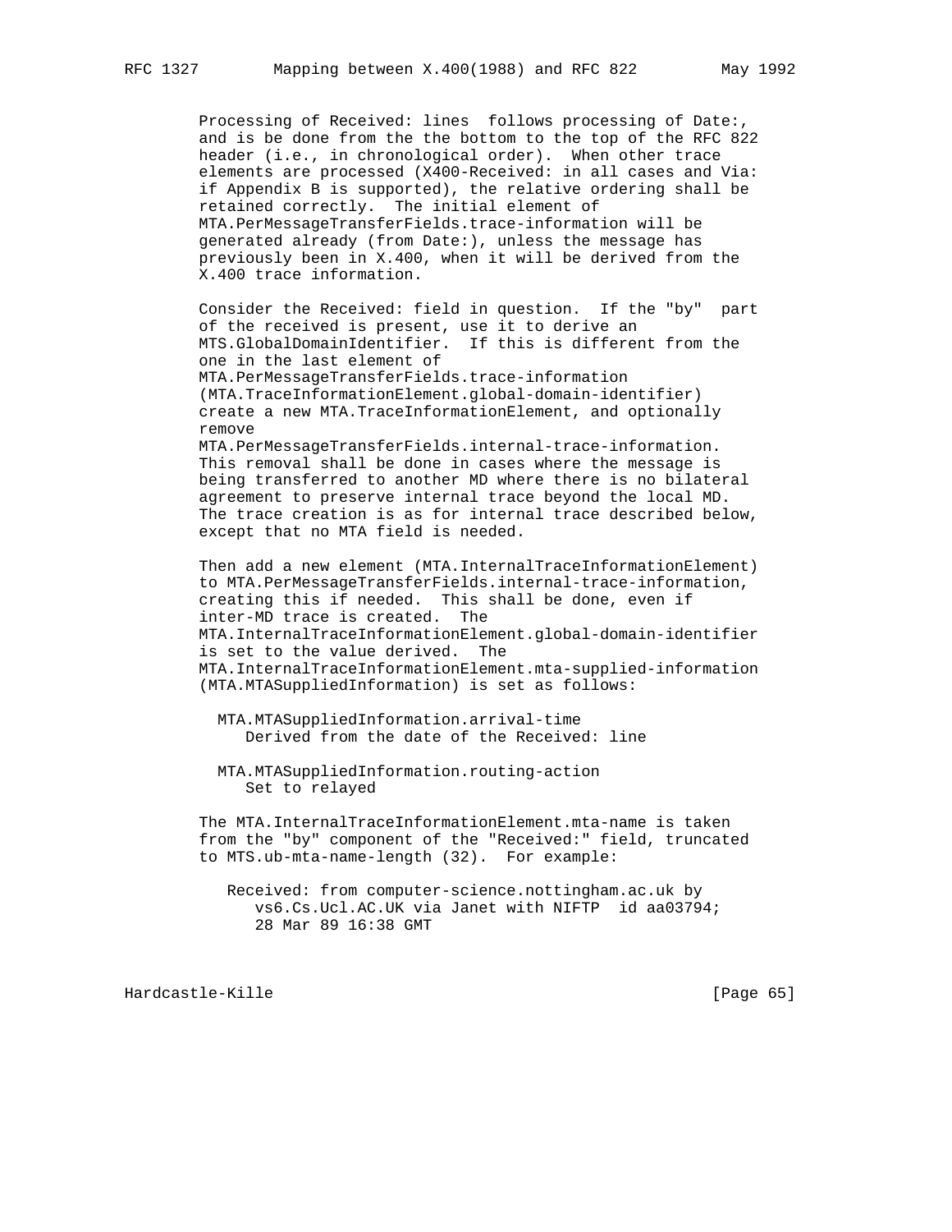Processing of Received: lines follows processing of Date:, and is be done from the the bottom to the top of the RFC 822 header (i.e., in chronological order). When other trace elements are processed (X400-Received: in all cases and Via: if Appendix B is supported), the relative ordering shall be retained correctly. The initial element of MTA.PerMessageTransferFields.trace-information will be generated already (from Date:), unless the message has previously been in X.400, when it will be derived from the X.400 trace information.

Consider the Received: field in question. If the "by" part of the received is present, use it to derive an MTS.GlobalDomainIdentifier. If this is different from the one in the last element of MTA.PerMessageTransferFields.trace-information (MTA.TraceInformationElement.global-domain-identifier) create a new MTA.TraceInformationElement, and optionally remove MTA.PerMessageTransferFields.internal-trace-information. This removal shall be done in cases where the message is being transferred to another MD where there is no bilateral agreement to preserve internal trace beyond the local MD. The trace creation is as for internal trace described below, except that no MTA field is needed.

Then add a new element (MTA.InternalTraceInformationElement) to MTA.PerMessageTransferFields.internal-trace-information, creating this if needed. This shall be done, even if inter-MD trace is created. The MTA.InternalTraceInformationElement.global-domain-identifier is set to the value derived. The MTA.InternalTraceInformationElement.mta-supplied-information (MTA.MTASuppliedInformation) is set as follows:

MTA.MTASuppliedInformation.arrival-time
: Derived from the date of the Received: line

MTA.MTASuppliedInformation.routing-action
: Set to relayed

The MTA.InternalTraceInformationElement.mta-name is taken from the "by" component of the "Received:" field, truncated to MTS.ub-mta-name-length (32). For example:

```
Received: from computer-science.nottingham.ac.uk by
   vs6.Cs.Ucl.AC.UK via Janet with NIFTP  id aa03794;
   28 Mar 89 16:38 GMT
```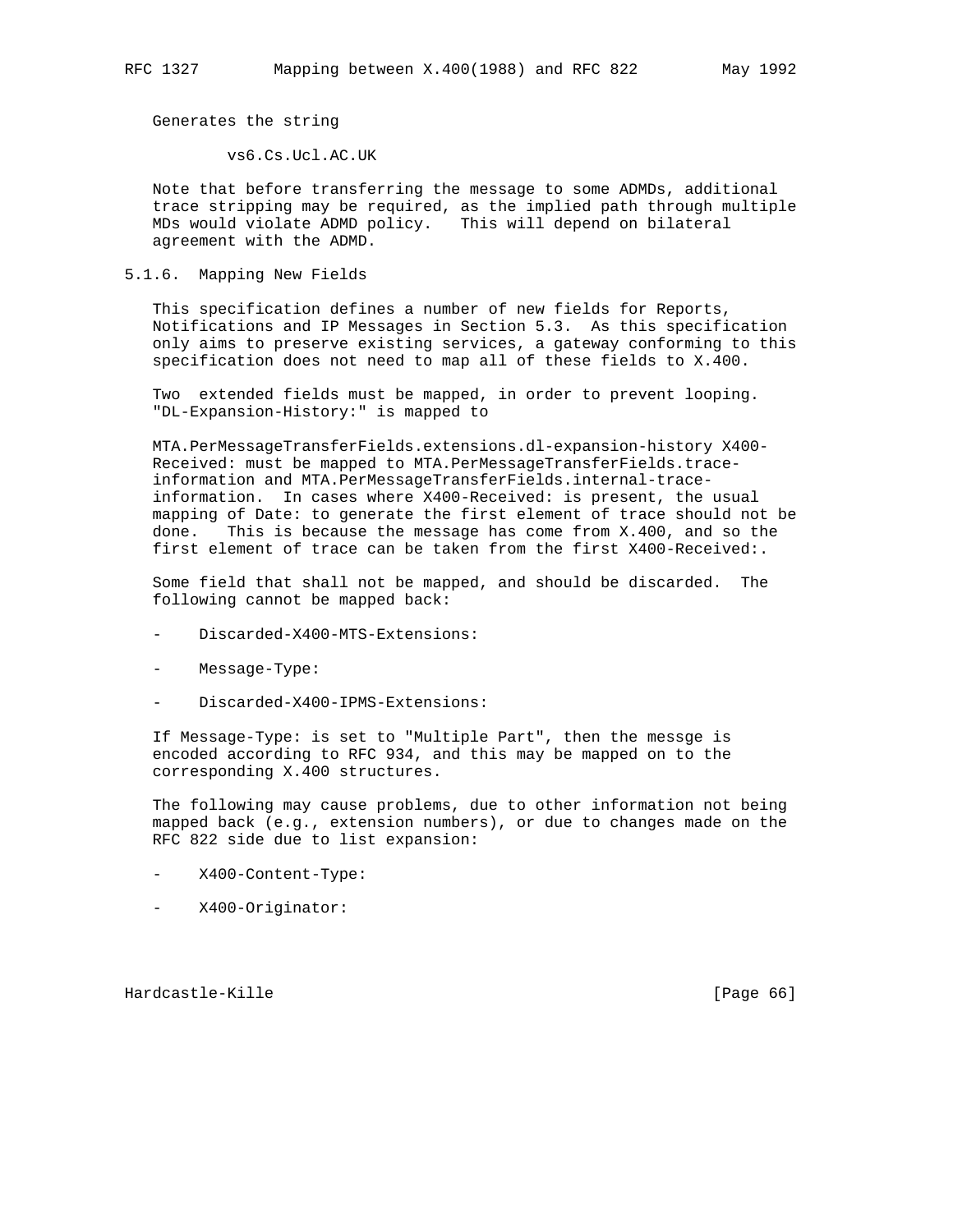Generates the string

```
vs6.Cs.Ucl.AC.UK
```

Note that before transferring the message to some ADMDs, additional trace stripping may be required, as the implied path through multiple MDs would violate ADMD policy. This will depend on bilateral agreement with the ADMD.

### 5.1.6. Mapping New Fields

This specification defines a number of new fields for Reports, Notifications and IP Messages in Section 5.3. As this specification only aims to preserve existing services, a gateway conforming to this specification does not need to map all of these fields to X.400.

Two extended fields must be mapped, in order to prevent looping. "DL-Expansion-History:" is mapped to

MTA.PerMessageTransferFields.extensions.dl-expansion-history X400-Received: must be mapped to MTA.PerMessageTransferFields.trace-information and MTA.PerMessageTransferFields.internal-trace-information. In cases where X400-Received: is present, the usual mapping of Date: to generate the first element of trace should not be done. This is because the message has come from X.400, and so the first element of trace can be taken from the first X400-Received:.

Some field that shall not be mapped, and should be discarded. The following cannot be mapped back:

- Discarded-X400-MTS-Extensions:
- Message-Type:
- Discarded-X400-IPMS-Extensions:

If Message-Type: is set to "Multiple Part", then the messge is encoded according to RFC 934, and this may be mapped on to the corresponding X.400 structures.

The following may cause problems, due to other information not being mapped back (e.g., extension numbers), or due to changes made on the RFC 822 side due to list expansion:

- X400-Content-Type:
- X400-Originator: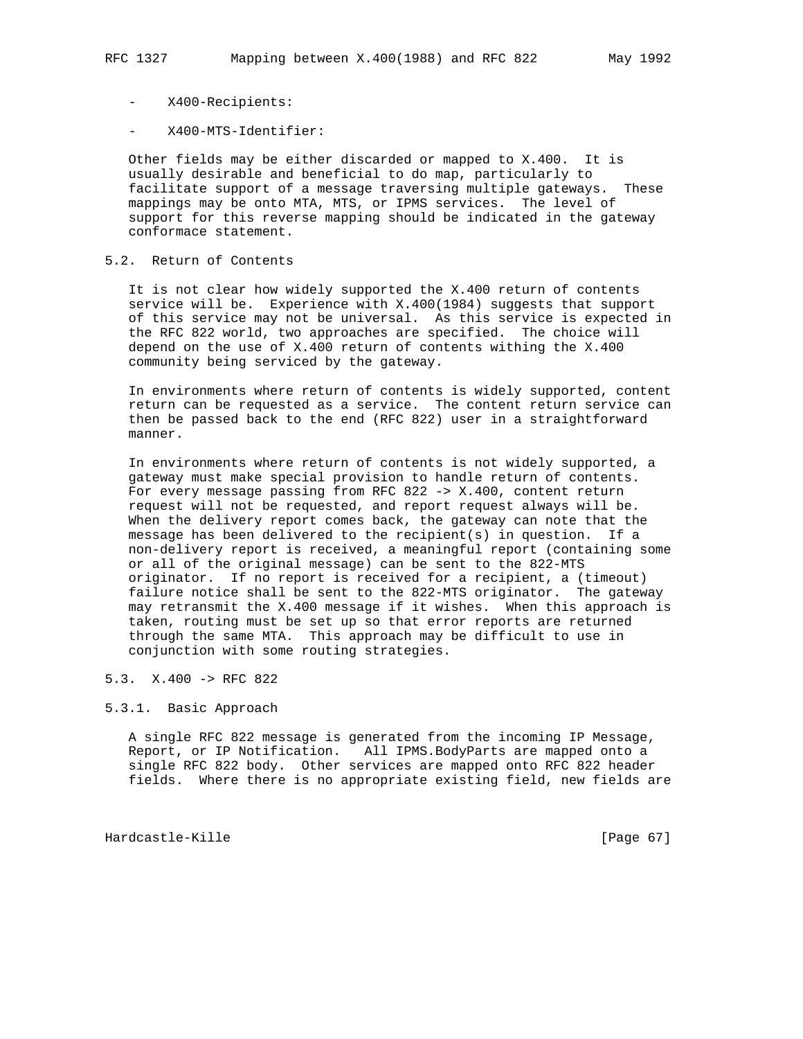- X400-Recipients:

- X400-MTS-Identifier:

Other fields may be either discarded or mapped to X.400. It is usually desirable and beneficial to do map, particularly to facilitate support of a message traversing multiple gateways. These mappings may be onto MTA, MTS, or IPMS services. The level of support for this reverse mapping should be indicated in the gateway conformace statement.

## 5.2. Return of Contents

It is not clear how widely supported the X.400 return of contents service will be. Experience with X.400(1984) suggests that support of this service may not be universal. As this service is expected in the RFC 822 world, two approaches are specified. The choice will depend on the use of X.400 return of contents withing the X.400 community being serviced by the gateway.

In environments where return of contents is widely supported, content return can be requested as a service. The content return service can then be passed back to the end (RFC 822) user in a straightforward manner.

In environments where return of contents is not widely supported, a gateway must make special provision to handle return of contents. For every message passing from RFC 822 -> X.400, content return request will not be requested, and report request always will be. When the delivery report comes back, the gateway can note that the message has been delivered to the recipient(s) in question. If a non-delivery report is received, a meaningful report (containing some or all of the original message) can be sent to the 822-MTS originator. If no report is received for a recipient, a (timeout) failure notice shall be sent to the 822-MTS originator. The gateway may retransmit the X.400 message if it wishes. When this approach is taken, routing must be set up so that error reports are returned through the same MTA. This approach may be difficult to use in conjunction with some routing strategies.

## 5.3. X.400 -> RFC 822

### 5.3.1. Basic Approach

A single RFC 822 message is generated from the incoming IP Message, Report, or IP Notification. All IPMS.BodyParts are mapped onto a single RFC 822 body. Other services are mapped onto RFC 822 header fields. Where there is no appropriate existing field, new fields are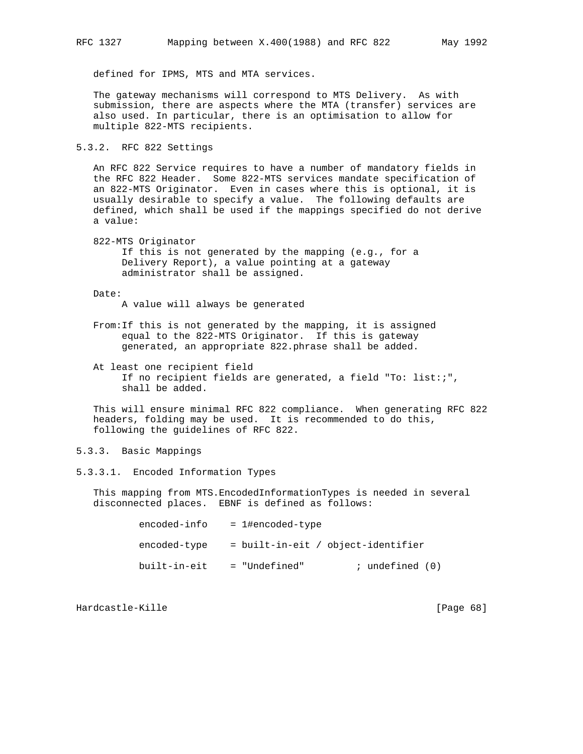defined for IPMS, MTS and MTA services.

The gateway mechanisms will correspond to MTS Delivery. As with submission, there are aspects where the MTA (transfer) services are also used. In particular, there is an optimisation to allow for multiple 822-MTS recipients.

### 5.3.2. RFC 822 Settings

An RFC 822 Service requires to have a number of mandatory fields in the RFC 822 Header. Some 822-MTS services mandate specification of an 822-MTS Originator. Even in cases where this is optional, it is usually desirable to specify a value. The following defaults are defined, which shall be used if the mappings specified do not derive a value:

822-MTS Originator
: If this is not generated by the mapping (e.g., for a Delivery Report), a value pointing at a gateway administrator shall be assigned.

Date:
: A value will always be generated

From:
: If this is not generated by the mapping, it is assigned equal to the 822-MTS Originator. If this is gateway generated, an appropriate 822.phrase shall be added.

At least one recipient field
: If no recipient fields are generated, a field "To: list:;", shall be added.

This will ensure minimal RFC 822 compliance. When generating RFC 822 headers, folding may be used. It is recommended to do this, following the guidelines of RFC 822.

### 5.3.3. Basic Mappings

#### 5.3.3.1. Encoded Information Types

This mapping from MTS.EncodedInformationTypes is needed in several disconnected places. EBNF is defined as follows:

```
encoded-info    = 1#encoded-type

encoded-type    = built-in-eit / object-identifier

built-in-eit    = "Undefined"         ; undefined (0)
```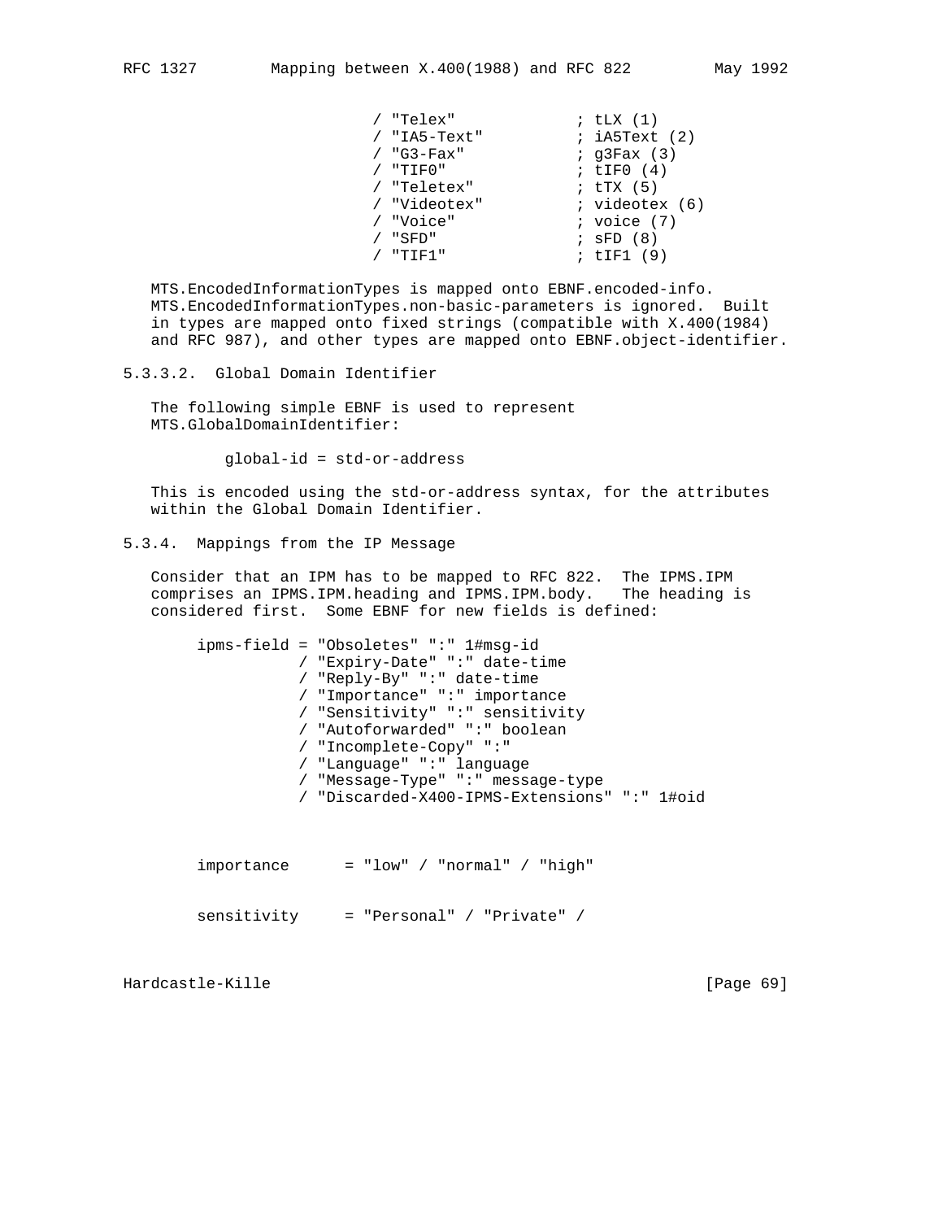```
                          / "Telex"             ; tLX (1)
                          / "IA5-Text"          ; iA5Text (2)
                          / "G3-Fax"            ; g3Fax (3)
                          / "TIF0"              ; tIF0 (4)
                          / "Teletex"           ; tTX (5)
                          / "Videotex"          ; videotex (6)
                          / "Voice"             ; voice (7)
                          / "SFD"               ; sFD (8)
                          / "TIF1"              ; tIF1 (9)
```

MTS.EncodedInformationTypes is mapped onto EBNF.encoded-info. MTS.EncodedInformationTypes.non-basic-parameters is ignored. Built in types are mapped onto fixed strings (compatible with X.400(1984) and RFC 987), and other types are mapped onto EBNF.object-identifier.

#### 5.3.3.2. Global Domain Identifier

The following simple EBNF is used to represent MTS.GlobalDomainIdentifier:

```
        global-id = std-or-address
```

This is encoded using the std-or-address syntax, for the attributes within the Global Domain Identifier.

### 5.3.4. Mappings from the IP Message

Consider that an IPM has to be mapped to RFC 822. The IPMS.IPM comprises an IPMS.IPM.heading and IPMS.IPM.body. The heading is considered first. Some EBNF for new fields is defined:

```
     ipms-field = "Obsoletes" ":" 1#msg-id
                / "Expiry-Date" ":" date-time
                / "Reply-By" ":" date-time
                / "Importance" ":" importance
                / "Sensitivity" ":" sensitivity
                / "Autoforwarded" ":" boolean
                / "Incomplete-Copy" ":"
                / "Language" ":" language
                / "Message-Type" ":" message-type
                / "Discarded-X400-IPMS-Extensions" ":" 1#oid



     importance      = "low" / "normal" / "high"


     sensitivity     = "Personal" / "Private" /
```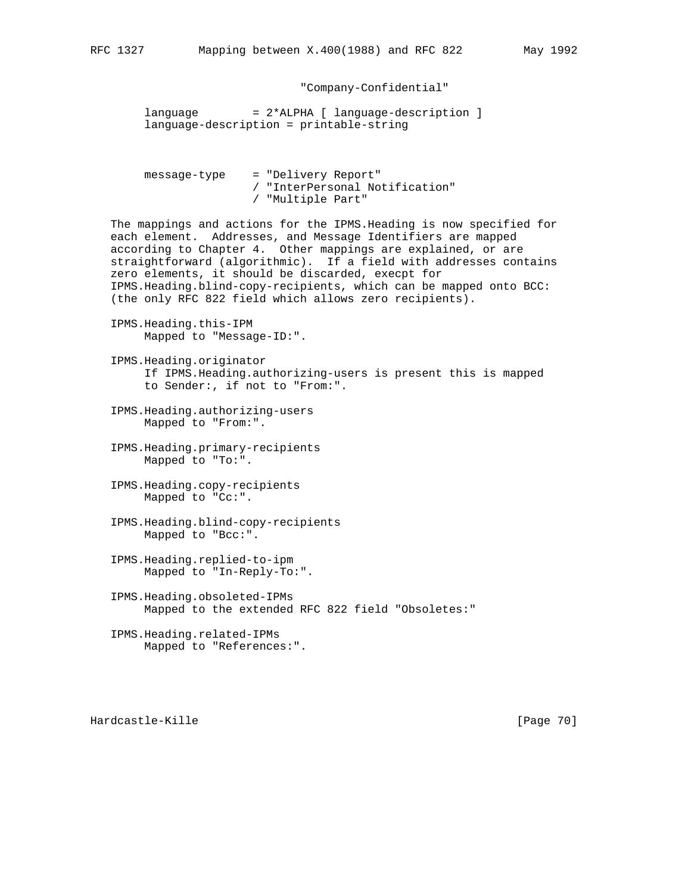```
                              "Company-Confidential"

language        = 2*ALPHA [ language-description ]
language-description = printable-string



message-type    = "Delivery Report"
                / "InterPersonal Notification"
                / "Multiple Part"
```

The mappings and actions for the IPMS.Heading is now specified for each element. Addresses, and Message Identifiers are mapped according to Chapter 4. Other mappings are explained, or are straightforward (algorithmic). If a field with addresses contains zero elements, it should be discarded, execpt for IPMS.Heading.blind-copy-recipients, which can be mapped onto BCC: (the only RFC 822 field which allows zero recipients).

IPMS.Heading.this-IPM
    Mapped to "Message-ID:".

IPMS.Heading.originator
    If IPMS.Heading.authorizing-users is present this is mapped to Sender:, if not to "From:".

IPMS.Heading.authorizing-users
    Mapped to "From:".

IPMS.Heading.primary-recipients
    Mapped to "To:".

IPMS.Heading.copy-recipients
    Mapped to "Cc:".

IPMS.Heading.blind-copy-recipients
    Mapped to "Bcc:".

IPMS.Heading.replied-to-ipm
    Mapped to "In-Reply-To:".

IPMS.Heading.obsoleted-IPMs
    Mapped to the extended RFC 822 field "Obsoletes:"

IPMS.Heading.related-IPMs
    Mapped to "References:".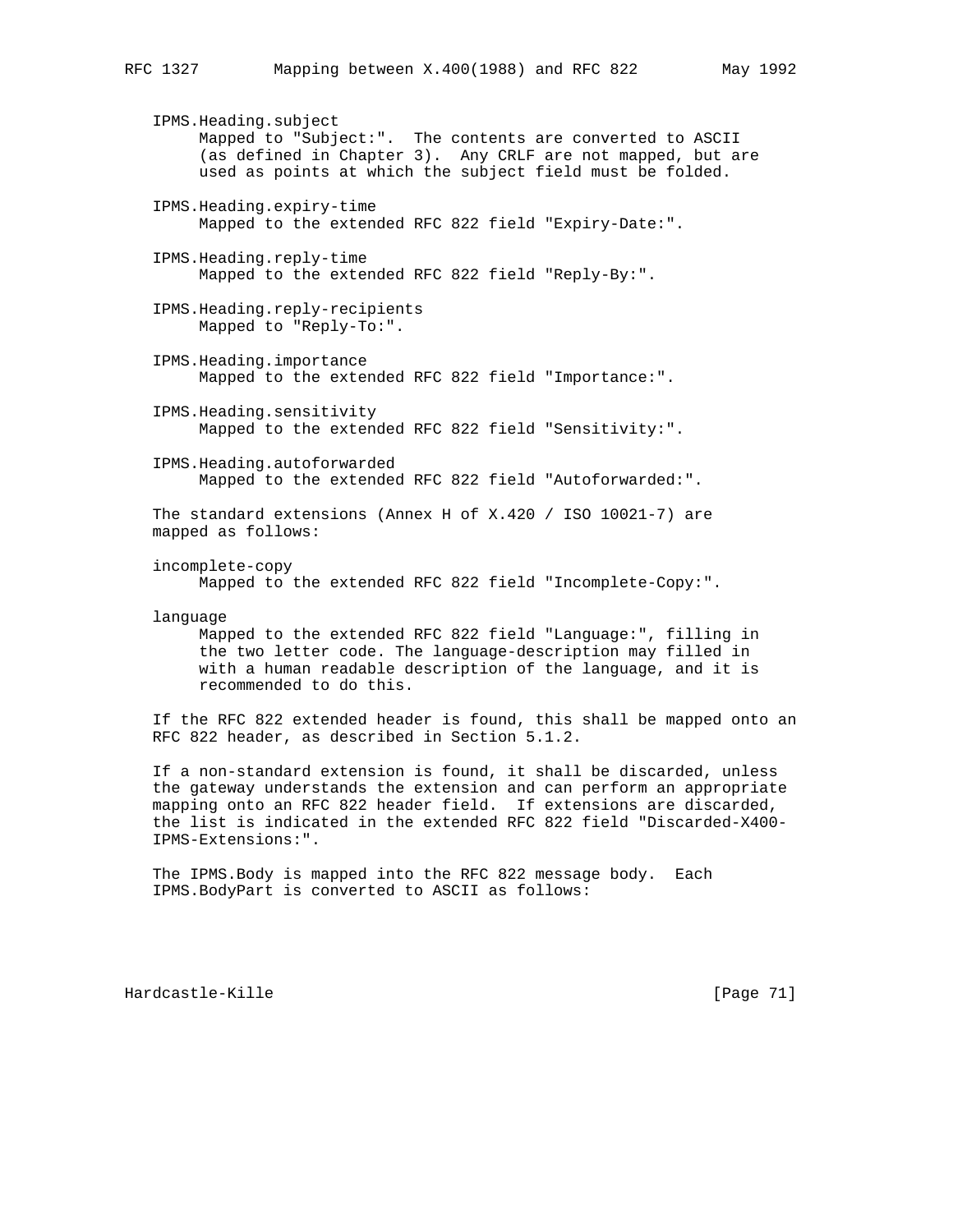IPMS.Heading.subject
: Mapped to "Subject:". The contents are converted to ASCII (as defined in Chapter 3). Any CRLF are not mapped, but are used as points at which the subject field must be folded.

IPMS.Heading.expiry-time
: Mapped to the extended RFC 822 field "Expiry-Date:".

IPMS.Heading.reply-time
: Mapped to the extended RFC 822 field "Reply-By:".

IPMS.Heading.reply-recipients
: Mapped to "Reply-To:".

IPMS.Heading.importance
: Mapped to the extended RFC 822 field "Importance:".

IPMS.Heading.sensitivity
: Mapped to the extended RFC 822 field "Sensitivity:".

IPMS.Heading.autoforwarded
: Mapped to the extended RFC 822 field "Autoforwarded:".

The standard extensions (Annex H of X.420 / ISO 10021-7) are mapped as follows:

incomplete-copy
: Mapped to the extended RFC 822 field "Incomplete-Copy:".

language
: Mapped to the extended RFC 822 field "Language:", filling in the two letter code. The language-description may filled in with a human readable description of the language, and it is recommended to do this.

If the RFC 822 extended header is found, this shall be mapped onto an RFC 822 header, as described in Section 5.1.2.

If a non-standard extension is found, it shall be discarded, unless the gateway understands the extension and can perform an appropriate mapping onto an RFC 822 header field. If extensions are discarded, the list is indicated in the extended RFC 822 field "Discarded-X400-IPMS-Extensions:".

The IPMS.Body is mapped into the RFC 822 message body. Each IPMS.BodyPart is converted to ASCII as follows: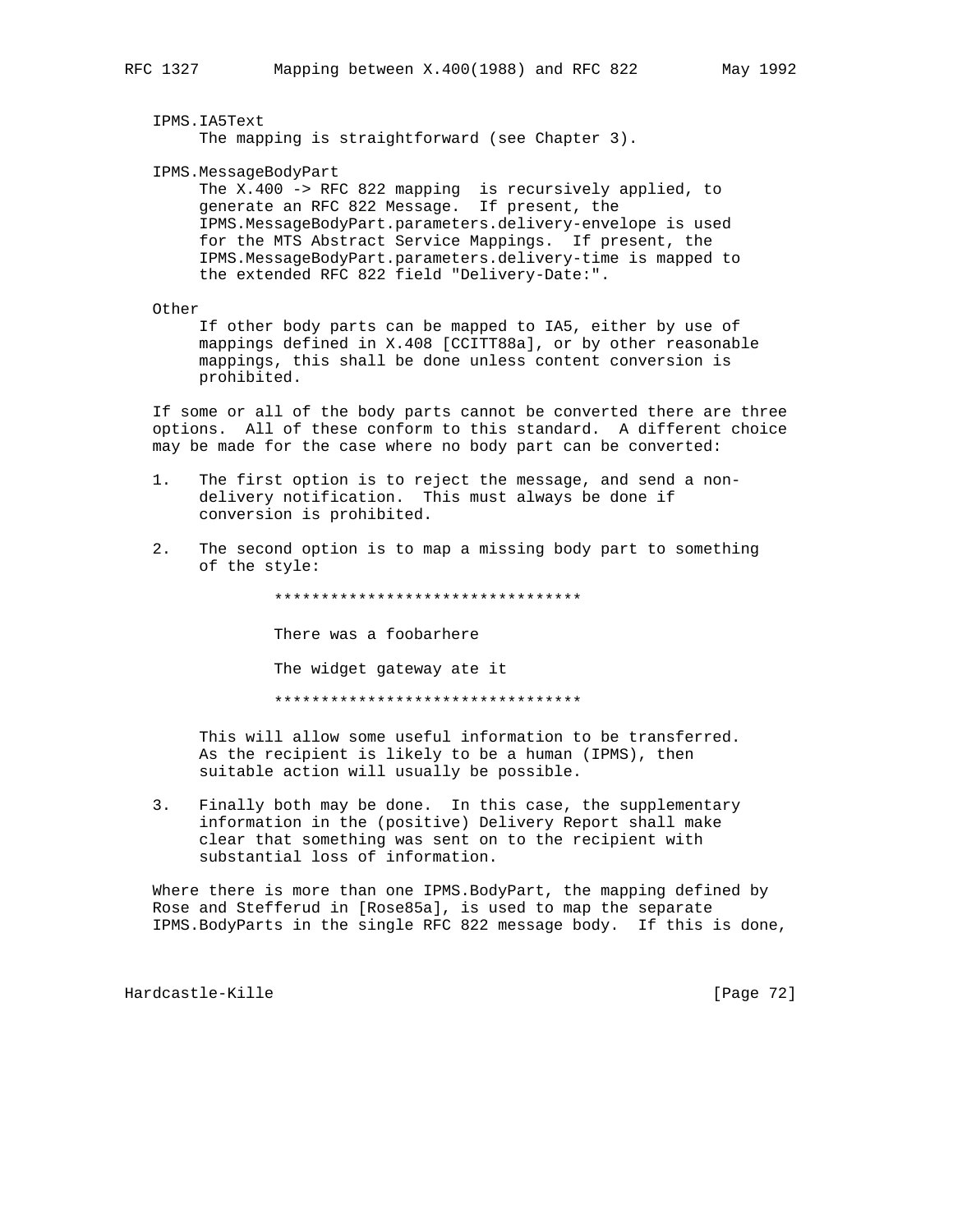IPMS.IA5Text

The mapping is straightforward (see Chapter 3).

IPMS.MessageBodyPart

The X.400 -> RFC 822 mapping is recursively applied, to generate an RFC 822 Message. If present, the IPMS.MessageBodyPart.parameters.delivery-envelope is used for the MTS Abstract Service Mappings. If present, the IPMS.MessageBodyPart.parameters.delivery-time is mapped to the extended RFC 822 field "Delivery-Date:".

Other

If other body parts can be mapped to IA5, either by use of mappings defined in X.408 [CCITT88a], or by other reasonable mappings, this shall be done unless content conversion is prohibited.

If some or all of the body parts cannot be converted there are three options. All of these conform to this standard. A different choice may be made for the case where no body part can be converted:

1. The first option is to reject the message, and send a non-delivery notification. This must always be done if conversion is prohibited.

2. The second option is to map a missing body part to something of the style:

```
**********************************

There was a foobarhere

The widget gateway ate it

**********************************
```

   This will allow some useful information to be transferred. As the recipient is likely to be a human (IPMS), then suitable action will usually be possible.

3. Finally both may be done. In this case, the supplementary information in the (positive) Delivery Report shall make clear that something was sent on to the recipient with substantial loss of information.

Where there is more than one IPMS.BodyPart, the mapping defined by Rose and Stefferud in [Rose85a], is used to map the separate IPMS.BodyParts in the single RFC 822 message body. If this is done,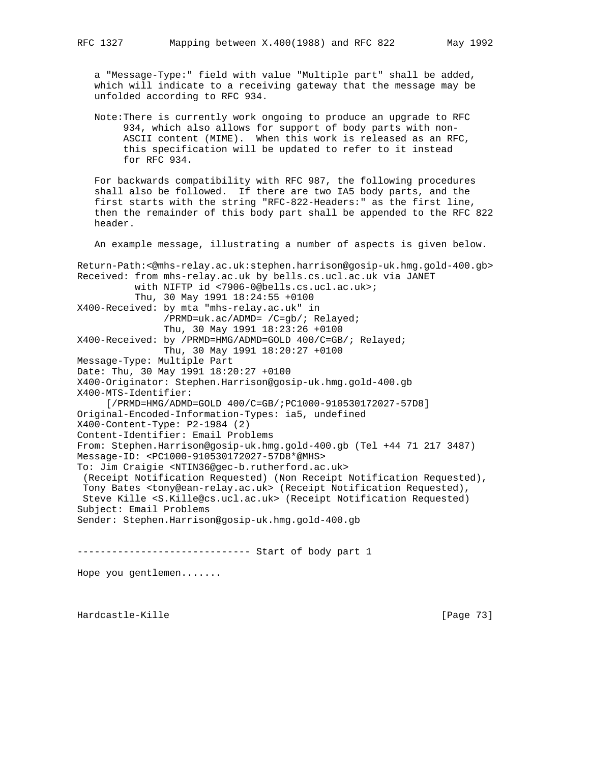a "Message-Type:" field with value "Multiple part" shall be added, which will indicate to a receiving gateway that the message may be unfolded according to RFC 934.

Note: There is currently work ongoing to produce an upgrade to RFC 934, which also allows for support of body parts with non-ASCII content (MIME). When this work is released as an RFC, this specification will be updated to refer to it instead for RFC 934.

For backwards compatibility with RFC 987, the following procedures shall also be followed. If there are two IA5 body parts, and the first starts with the string "RFC-822-Headers:" as the first line, then the remainder of this body part shall be appended to the RFC 822 header.

An example message, illustrating a number of aspects is given below.

```
Return-Path:<@mhs-relay.ac.uk:stephen.harrison@gosip-uk.hmg.gold-400.gb>
Received: from mhs-relay.ac.uk by bells.cs.ucl.ac.uk via JANET
          with NIFTP id <7906-0@bells.cs.ucl.ac.uk>;
          Thu, 30 May 1991 18:24:55 +0100
X400-Received: by mta "mhs-relay.ac.uk" in
               /PRMD=uk.ac/ADMD= /C=gb/; Relayed;
               Thu, 30 May 1991 18:23:26 +0100
X400-Received: by /PRMD=HMG/ADMD=GOLD 400/C=GB/; Relayed;
               Thu, 30 May 1991 18:20:27 +0100
Message-Type: Multiple Part
Date: Thu, 30 May 1991 18:20:27 +0100
X400-Originator: Stephen.Harrison@gosip-uk.hmg.gold-400.gb
X400-MTS-Identifier:
     [/PRMD=HMG/ADMD=GOLD 400/C=GB/;PC1000-910530172027-57D8]
Original-Encoded-Information-Types: ia5, undefined
X400-Content-Type: P2-1984 (2)
Content-Identifier: Email Problems
From: Stephen.Harrison@gosip-uk.hmg.gold-400.gb (Tel +44 71 217 3487)
Message-ID: <PC1000-910530172027-57D8*@MHS>
To: Jim Craigie <NTIN36@gec-b.rutherford.ac.uk>
 (Receipt Notification Requested) (Non Receipt Notification Requested),
 Tony Bates <tony@ean-relay.ac.uk> (Receipt Notification Requested),
 Steve Kille <S.Kille@cs.ucl.ac.uk> (Receipt Notification Requested)
Subject: Email Problems
Sender: Stephen.Harrison@gosip-uk.hmg.gold-400.gb


------------------------------ Start of body part 1

Hope you gentlemen.......
```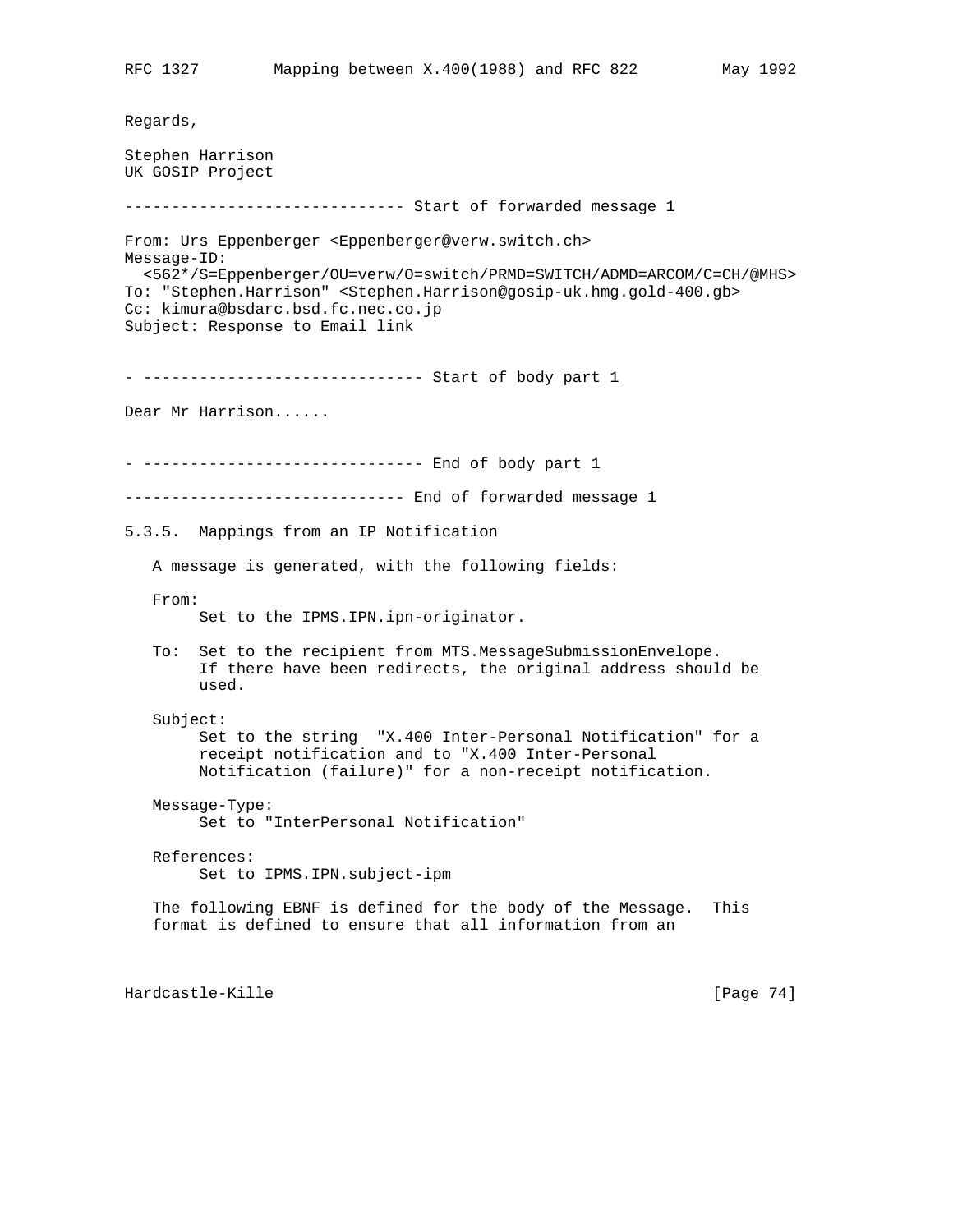Regards,

Stephen Harrison
UK GOSIP Project

```
------------------------------ Start of forwarded message 1

From: Urs Eppenberger <Eppenberger@verw.switch.ch>
Message-ID:
  <562*/S=Eppenberger/OU=verw/O=switch/PRMD=SWITCH/ADMD=ARCOM/C=CH/@MHS>
To: "Stephen.Harrison" <Stephen.Harrison@gosip-uk.hmg.gold-400.gb>
Cc: kimura@bsdarc.bsd.fc.nec.co.jp
Subject: Response to Email link


- ------------------------------ Start of body part 1

Dear Mr Harrison......


- ------------------------------ End of body part 1

------------------------------ End of forwarded message 1
```

### 5.3.5. Mappings from an IP Notification

A message is generated, with the following fields:

From:
: Set to the IPMS.IPN.ipn-originator.

To:
: Set to the recipient from MTS.MessageSubmissionEnvelope. If there have been redirects, the original address should be used.

Subject:
: Set to the string "X.400 Inter-Personal Notification" for a receipt notification and to "X.400 Inter-Personal Notification (failure)" for a non-receipt notification.

Message-Type:
: Set to "InterPersonal Notification"

References:
: Set to IPMS.IPN.subject-ipm

The following EBNF is defined for the body of the Message. This format is defined to ensure that all information from an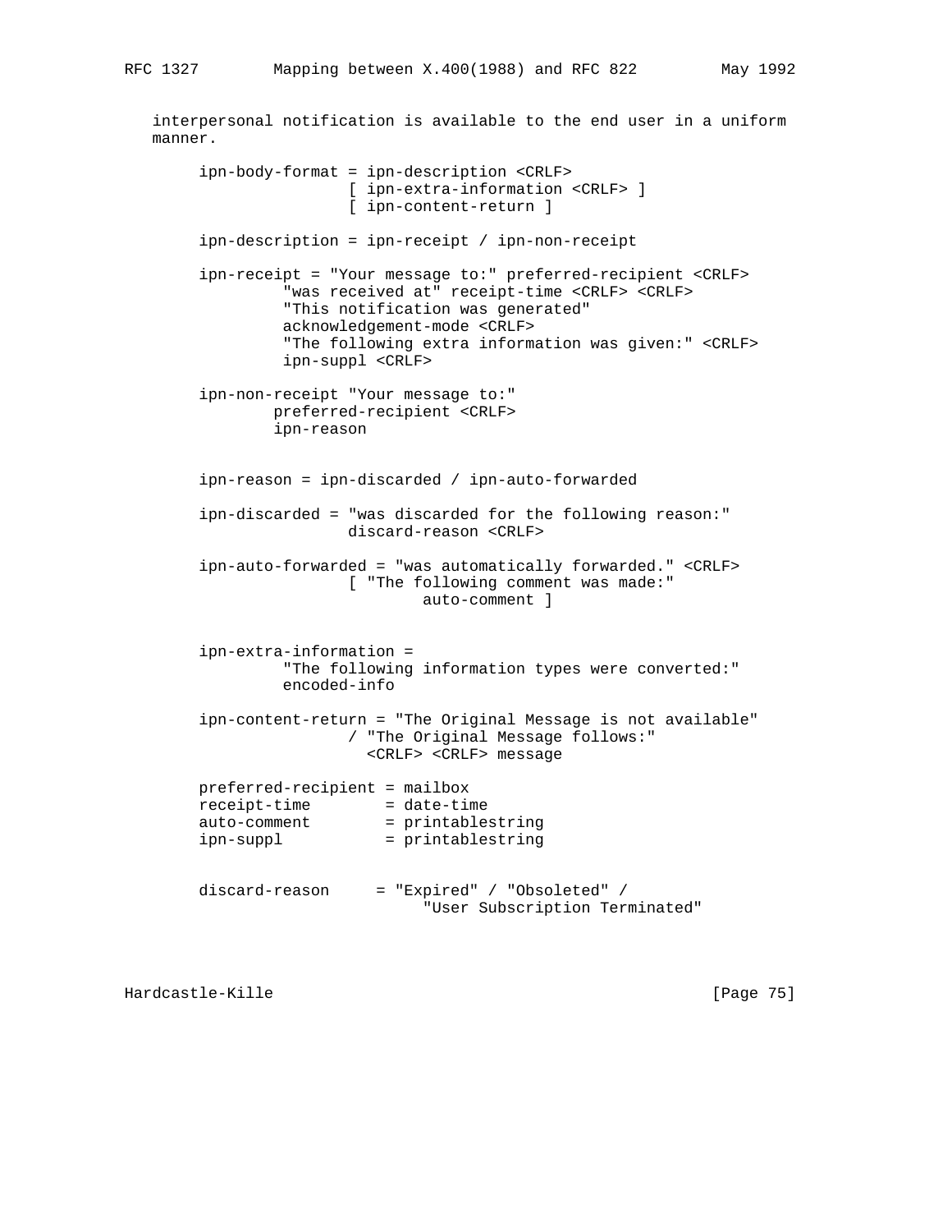interpersonal notification is available to the end user in a uniform manner.

```
     ipn-body-format = ipn-description <CRLF>
                     [ ipn-extra-information <CRLF> ]
                     [ ipn-content-return ]

     ipn-description = ipn-receipt / ipn-non-receipt

     ipn-receipt = "Your message to:" preferred-recipient <CRLF>
              "was received at" receipt-time <CRLF> <CRLF>
              "This notification was generated"
              acknowledgement-mode <CRLF>
              "The following extra information was given:" <CRLF>
              ipn-suppl <CRLF>

     ipn-non-receipt "Your message to:"
             preferred-recipient <CRLF>
             ipn-reason


     ipn-reason = ipn-discarded / ipn-auto-forwarded

     ipn-discarded = "was discarded for the following reason:"
                     discard-reason <CRLF>

     ipn-auto-forwarded = "was automatically forwarded." <CRLF>
                     [ "The following comment was made:"
                             auto-comment ]


     ipn-extra-information =
              "The following information types were converted:"
              encoded-info

     ipn-content-return = "The Original Message is not available"
                     / "The Original Message follows:"
                       <CRLF> <CRLF> message

     preferred-recipient = mailbox
     receipt-time        = date-time
     auto-comment        = printablestring
     ipn-suppl           = printablestring


     discard-reason     = "Expired" / "Obsoleted" /
                             "User Subscription Terminated"
```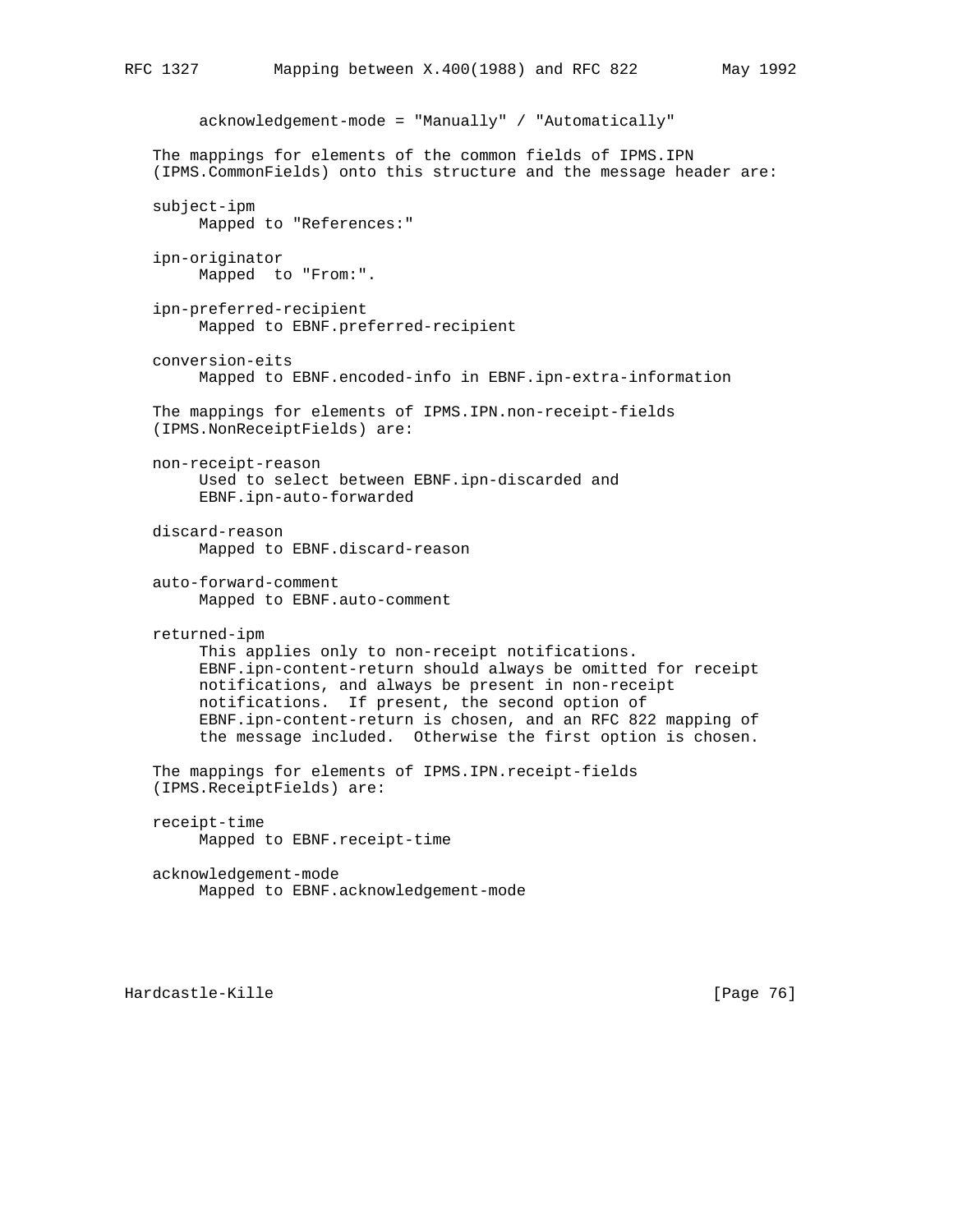```
acknowledgement-mode = "Manually" / "Automatically"
```

The mappings for elements of the common fields of IPMS.IPN (IPMS.CommonFields) onto this structure and the message header are:

subject-ipm
: Mapped to "References:"

ipn-originator
: Mapped  to "From:".

ipn-preferred-recipient
: Mapped to EBNF.preferred-recipient

conversion-eits
: Mapped to EBNF.encoded-info in EBNF.ipn-extra-information

The mappings for elements of IPMS.IPN.non-receipt-fields (IPMS.NonReceiptFields) are:

non-receipt-reason
: Used to select between EBNF.ipn-discarded and EBNF.ipn-auto-forwarded

discard-reason
: Mapped to EBNF.discard-reason

auto-forward-comment
: Mapped to EBNF.auto-comment

returned-ipm
: This applies only to non-receipt notifications. EBNF.ipn-content-return should always be omitted for receipt notifications, and always be present in non-receipt notifications.  If present, the second option of EBNF.ipn-content-return is chosen, and an RFC 822 mapping of the message included.  Otherwise the first option is chosen.

The mappings for elements of IPMS.IPN.receipt-fields (IPMS.ReceiptFields) are:

receipt-time
: Mapped to EBNF.receipt-time

acknowledgement-mode
: Mapped to EBNF.acknowledgement-mode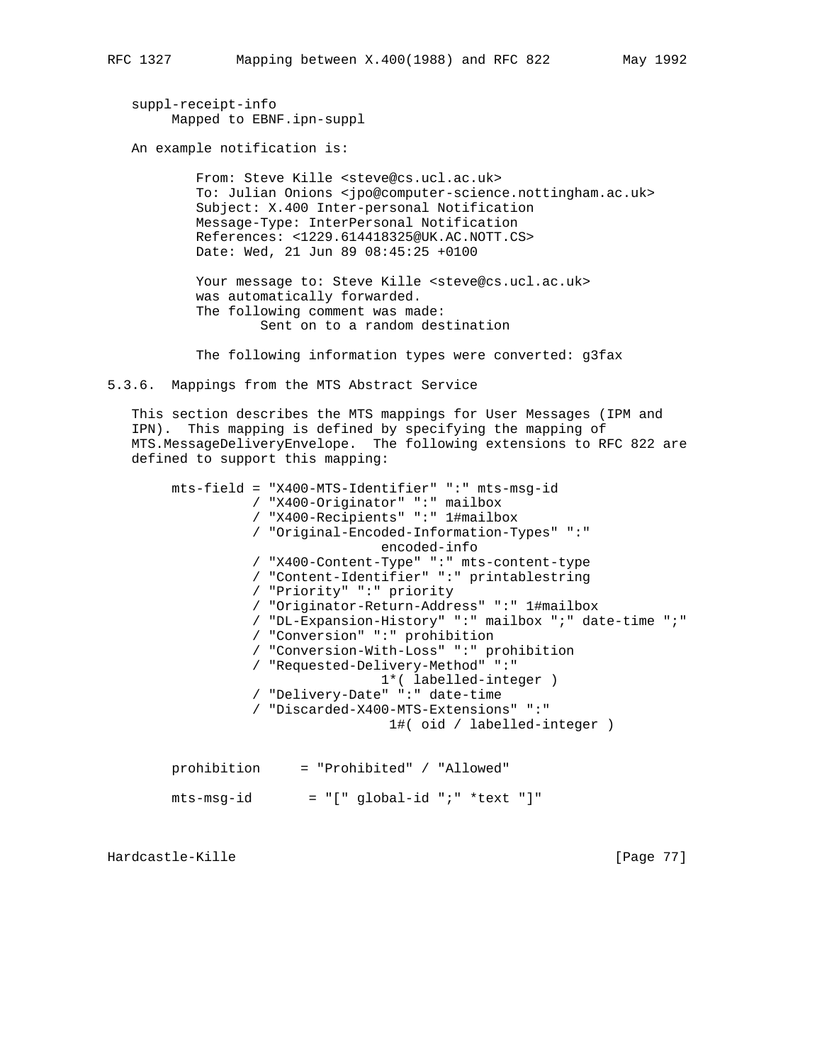suppl-receipt-info
     Mapped to EBNF.ipn-suppl

An example notification is:

```
From: Steve Kille <steve@cs.ucl.ac.uk>
To: Julian Onions <jpo@computer-science.nottingham.ac.uk>
Subject: X.400 Inter-personal Notification
Message-Type: InterPersonal Notification
References: <1229.614418325@UK.AC.NOTT.CS>
Date: Wed, 21 Jun 89 08:45:25 +0100

Your message to: Steve Kille <steve@cs.ucl.ac.uk>
was automatically forwarded.
The following comment was made:
        Sent on to a random destination

The following information types were converted: g3fax
```

### 5.3.6. Mappings from the MTS Abstract Service

This section describes the MTS mappings for User Messages (IPM and IPN). This mapping is defined by specifying the mapping of MTS.MessageDeliveryEnvelope. The following extensions to RFC 822 are defined to support this mapping:

```
mts-field = "X400-MTS-Identifier" ":" mts-msg-id
          / "X400-Originator" ":" mailbox
          / "X400-Recipients" ":" 1#mailbox
          / "Original-Encoded-Information-Types" ":"
                          encoded-info
          / "X400-Content-Type" ":" mts-content-type
          / "Content-Identifier" ":" printablestring
          / "Priority" ":" priority
          / "Originator-Return-Address" ":" 1#mailbox
          / "DL-Expansion-History" ":" mailbox ";" date-time ";"
          / "Conversion" ":" prohibition
          / "Conversion-With-Loss" ":" prohibition
          / "Requested-Delivery-Method" ":"
                          1*( labelled-integer )
          / "Delivery-Date" ":" date-time
          / "Discarded-X400-MTS-Extensions" ":"
                           1#( oid / labelled-integer )


prohibition     = "Prohibited" / "Allowed"

mts-msg-id       = "[" global-id ";" *text "]"
```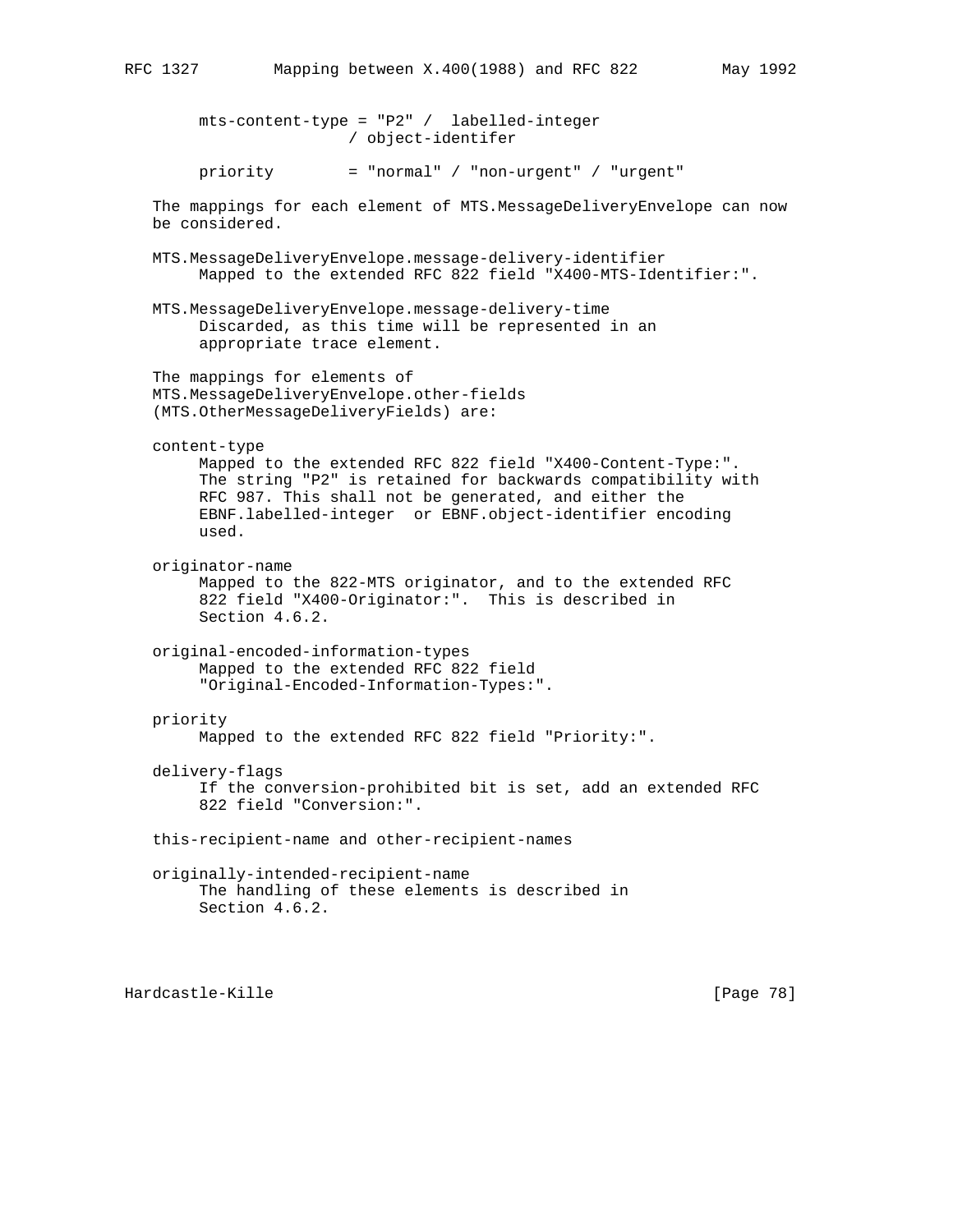```
mts-content-type = "P2" /  labelled-integer
                  / object-identifer

priority        = "normal" / "non-urgent" / "urgent"
```

The mappings for each element of MTS.MessageDeliveryEnvelope can now be considered.

MTS.MessageDeliveryEnvelope.message-delivery-identifier
: Mapped to the extended RFC 822 field "X400-MTS-Identifier:".

MTS.MessageDeliveryEnvelope.message-delivery-time
: Discarded, as this time will be represented in an appropriate trace element.

The mappings for elements of MTS.MessageDeliveryEnvelope.other-fields (MTS.OtherMessageDeliveryFields) are:

content-type
: Mapped to the extended RFC 822 field "X400-Content-Type:". The string "P2" is retained for backwards compatibility with RFC 987. This shall not be generated, and either the EBNF.labelled-integer  or EBNF.object-identifier encoding used.

originator-name
: Mapped to the 822-MTS originator, and to the extended RFC 822 field "X400-Originator:".  This is described in Section 4.6.2.

original-encoded-information-types
: Mapped to the extended RFC 822 field "Original-Encoded-Information-Types:".

priority
: Mapped to the extended RFC 822 field "Priority:".

delivery-flags
: If the conversion-prohibited bit is set, add an extended RFC 822 field "Conversion:".

this-recipient-name and other-recipient-names

originally-intended-recipient-name
: The handling of these elements is described in Section 4.6.2.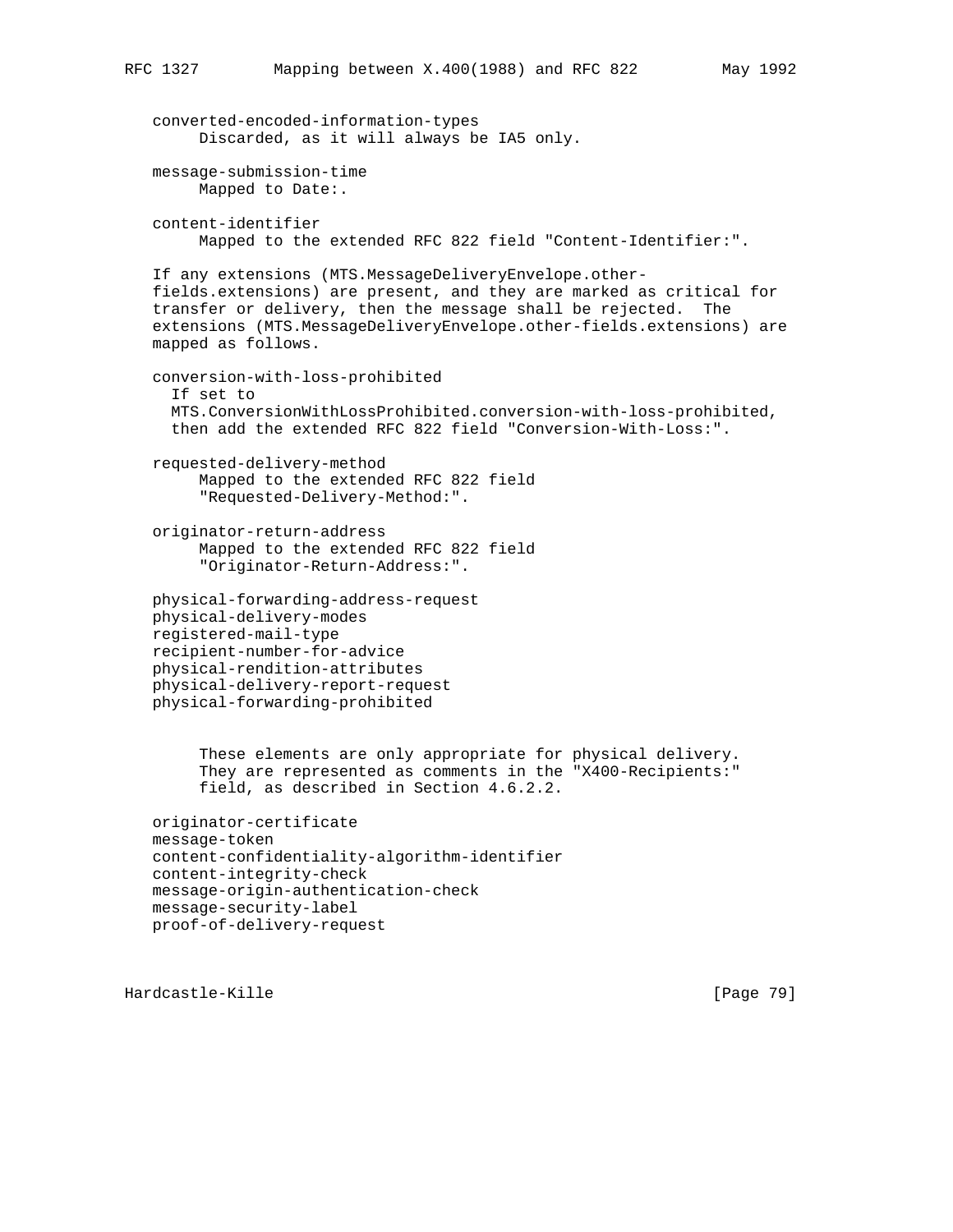converted-encoded-information-types
     Discarded, as it will always be IA5 only.

message-submission-time
     Mapped to Date:.

content-identifier
     Mapped to the extended RFC 822 field "Content-Identifier:".

If any extensions (MTS.MessageDeliveryEnvelope.other-fields.extensions) are present, and they are marked as critical for transfer or delivery, then the message shall be rejected. The extensions (MTS.MessageDeliveryEnvelope.other-fields.extensions) are mapped as follows.

conversion-with-loss-prohibited
  If set to
  MTS.ConversionWithLossProhibited.conversion-with-loss-prohibited,
  then add the extended RFC 822 field "Conversion-With-Loss:".

requested-delivery-method
     Mapped to the extended RFC 822 field
     "Requested-Delivery-Method:".

originator-return-address
     Mapped to the extended RFC 822 field
     "Originator-Return-Address:".

physical-forwarding-address-request
physical-delivery-modes
registered-mail-type
recipient-number-for-advice
physical-rendition-attributes
physical-delivery-report-request
physical-forwarding-prohibited

     These elements are only appropriate for physical delivery.
     They are represented as comments in the "X400-Recipients:"
     field, as described in Section 4.6.2.2.

originator-certificate
message-token
content-confidentiality-algorithm-identifier
content-integrity-check
message-origin-authentication-check
message-security-label
proof-of-delivery-request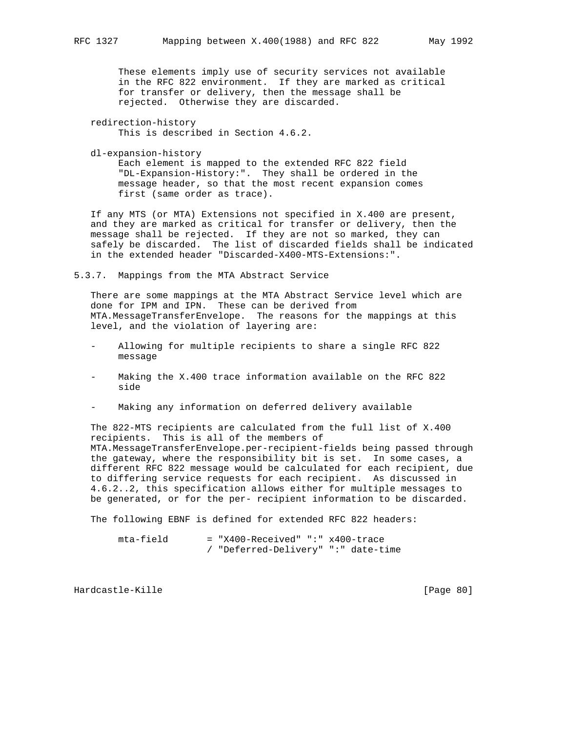These elements imply use of security services not available in the RFC 822 environment. If they are marked as critical for transfer or delivery, then the message shall be rejected. Otherwise they are discarded.

redirection-history
: This is described in Section 4.6.2.

dl-expansion-history
: Each element is mapped to the extended RFC 822 field "DL-Expansion-History:". They shall be ordered in the message header, so that the most recent expansion comes first (same order as trace).

If any MTS (or MTA) Extensions not specified in X.400 are present, and they are marked as critical for transfer or delivery, then the message shall be rejected. If they are not so marked, they can safely be discarded. The list of discarded fields shall be indicated in the extended header "Discarded-X400-MTS-Extensions:".

### 5.3.7. Mappings from the MTA Abstract Service

There are some mappings at the MTA Abstract Service level which are done for IPM and IPN. These can be derived from MTA.MessageTransferEnvelope. The reasons for the mappings at this level, and the violation of layering are:

- Allowing for multiple recipients to share a single RFC 822 message
- Making the X.400 trace information available on the RFC 822 side
- Making any information on deferred delivery available

The 822-MTS recipients are calculated from the full list of X.400 recipients. This is all of the members of MTA.MessageTransferEnvelope.per-recipient-fields being passed through the gateway, where the responsibility bit is set. In some cases, a different RFC 822 message would be calculated for each recipient, due to differing service requests for each recipient. As discussed in 4.6.2..2, this specification allows either for multiple messages to be generated, or for the per- recipient information to be discarded.

The following EBNF is defined for extended RFC 822 headers:

```
mta-field       = "X400-Received" ":" x400-trace
                / "Deferred-Delivery" ":" date-time
```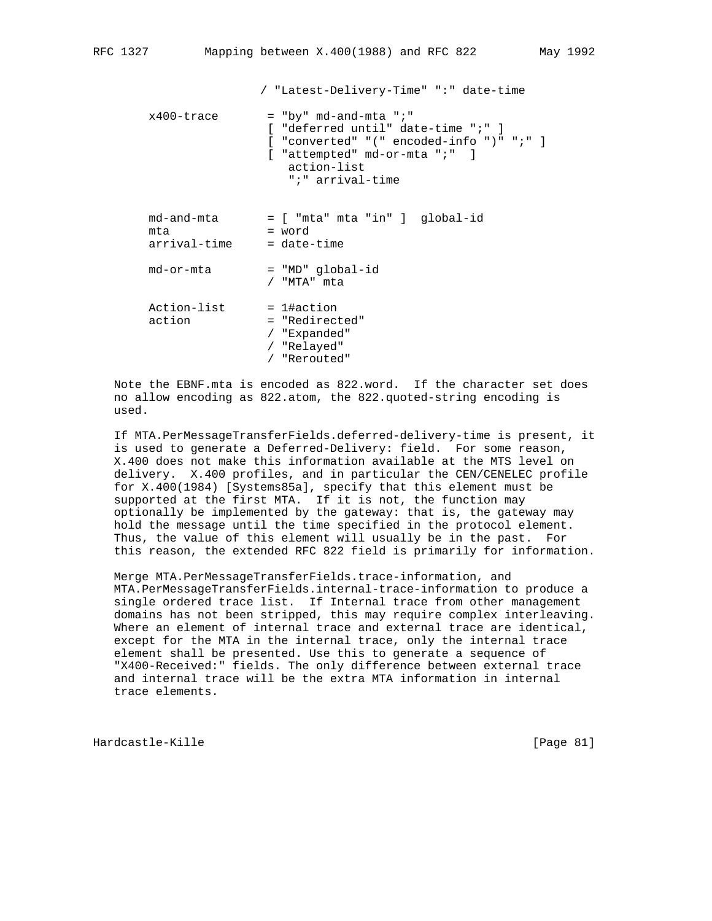```
                    / "Latest-Delivery-Time" ":" date-time

      x400-trace       = "by" md-and-mta ";"
                        [ "deferred until" date-time ";" ]
                        [ "converted" "(" encoded-info ")" ";" ]
                        [ "attempted" md-or-mta ";"  ]
                           action-list
                           ";" arrival-time


      md-and-mta       = [ "mta" mta "in" ]  global-id
      mta              = word
      arrival-time     = date-time

      md-or-mta        = "MD" global-id
                       / "MTA" mta

      Action-list      = 1#action
      action           = "Redirected"
                       / "Expanded"
                       / "Relayed"
                       / "Rerouted"
```

Note the EBNF.mta is encoded as 822.word. If the character set does no allow encoding as 822.atom, the 822.quoted-string encoding is used.

If MTA.PerMessageTransferFields.deferred-delivery-time is present, it is used to generate a Deferred-Delivery: field. For some reason, X.400 does not make this information available at the MTS level on delivery. X.400 profiles, and in particular the CEN/CENELEC profile for X.400(1984) [Systems85a], specify that this element must be supported at the first MTA. If it is not, the function may optionally be implemented by the gateway: that is, the gateway may hold the message until the time specified in the protocol element. Thus, the value of this element will usually be in the past. For this reason, the extended RFC 822 field is primarily for information.

Merge MTA.PerMessageTransferFields.trace-information, and MTA.PerMessageTransferFields.internal-trace-information to produce a single ordered trace list. If Internal trace from other management domains has not been stripped, this may require complex interleaving. Where an element of internal trace and external trace are identical, except for the MTA in the internal trace, only the internal trace element shall be presented. Use this to generate a sequence of "X400-Received:" fields. The only difference between external trace and internal trace will be the extra MTA information in internal trace elements.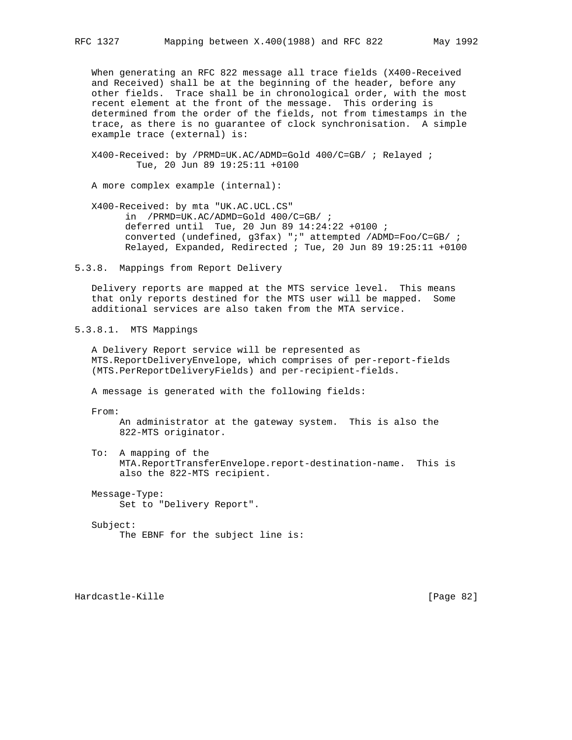When generating an RFC 822 message all trace fields (X400-Received and Received) shall be at the beginning of the header, before any other fields. Trace shall be in chronological order, with the most recent element at the front of the message. This ordering is determined from the order of the fields, not from timestamps in the trace, as there is no guarantee of clock synchronisation. A simple example trace (external) is:

```
X400-Received: by /PRMD=UK.AC/ADMD=Gold 400/C=GB/ ; Relayed ;
        Tue, 20 Jun 89 19:25:11 +0100
```

A more complex example (internal):

```
X400-Received: by mta "UK.AC.UCL.CS"
      in  /PRMD=UK.AC/ADMD=Gold 400/C=GB/ ;
      deferred until  Tue, 20 Jun 89 14:24:22 +0100 ;
      converted (undefined, g3fax) ";" attempted /ADMD=Foo/C=GB/ ;
      Relayed, Expanded, Redirected ; Tue, 20 Jun 89 19:25:11 +0100
```

### 5.3.8. Mappings from Report Delivery

Delivery reports are mapped at the MTS service level. This means that only reports destined for the MTS user will be mapped. Some additional services are also taken from the MTA service.

#### 5.3.8.1. MTS Mappings

A Delivery Report service will be represented as MTS.ReportDeliveryEnvelope, which comprises of per-report-fields (MTS.PerReportDeliveryFields) and per-recipient-fields.

A message is generated with the following fields:

From:
: An administrator at the gateway system. This is also the 822-MTS originator.

To:
: A mapping of the MTA.ReportTransferEnvelope.report-destination-name. This is also the 822-MTS recipient.

Message-Type:
: Set to "Delivery Report".

Subject:
: The EBNF for the subject line is: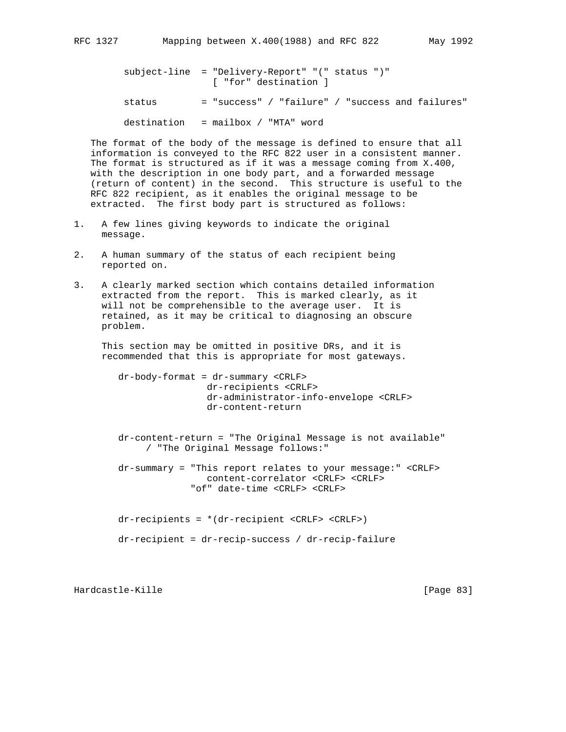```
subject-line  = "Delivery-Report" "(" status ")"
                   [ "for" destination ]

status        = "success" / "failure" / "success and failures"

destination   = mailbox / "MTA" word
```

The format of the body of the message is defined to ensure that all information is conveyed to the RFC 822 user in a consistent manner. The format is structured as if it was a message coming from X.400, with the description in one body part, and a forwarded message (return of content) in the second. This structure is useful to the RFC 822 recipient, as it enables the original message to be extracted. The first body part is structured as follows:

1. A few lines giving keywords to indicate the original message.

2. A human summary of the status of each recipient being reported on.

3. A clearly marked section which contains detailed information extracted from the report. This is marked clearly, as it will not be comprehensible to the average user. It is retained, as it may be critical to diagnosing an obscure problem.

   This section may be omitted in positive DRs, and it is recommended that this is appropriate for most gateways.

```
dr-body-format = dr-summary <CRLF>
                 dr-recipients <CRLF>
                 dr-administrator-info-envelope <CRLF>
                 dr-content-return


dr-content-return = "The Original Message is not available"
     / "The Original Message follows:"

dr-summary = "This report relates to your message:" <CRLF>
                 content-correlator <CRLF> <CRLF>
             "of" date-time <CRLF> <CRLF>


dr-recipients = *(dr-recipient <CRLF> <CRLF>)

dr-recipient = dr-recip-success / dr-recip-failure
```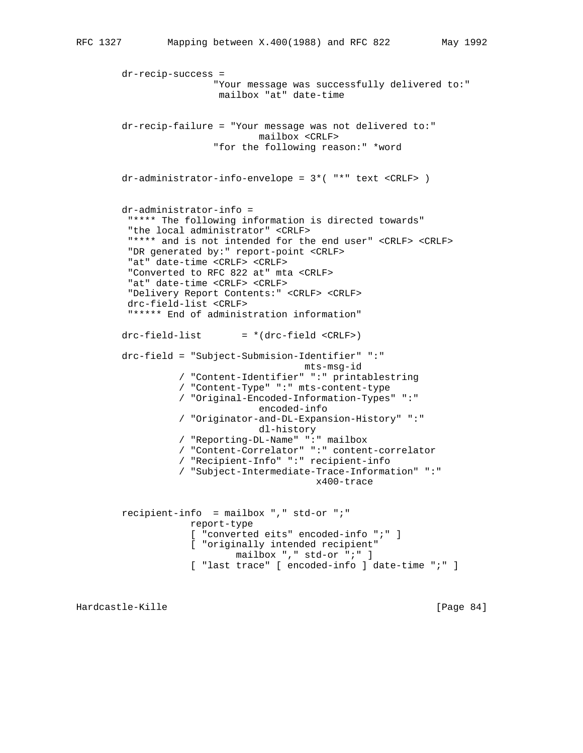```
dr-recip-success =
                "Your message was successfully delivered to:"
                 mailbox "at" date-time


dr-recip-failure = "Your message was not delivered to:"
                        mailbox <CRLF>
                "for the following reason:" *word


dr-administrator-info-envelope = 3*( "*" text <CRLF> )


dr-administrator-info =
 "**** The following information is directed towards"
 "the local administrator" <CRLF>
 "**** and is not intended for the end user" <CRLF> <CRLF>
 "DR generated by:" report-point <CRLF>
 "at" date-time <CRLF> <CRLF>
 "Converted to RFC 822 at" mta <CRLF>
 "at" date-time <CRLF> <CRLF>
 "Delivery Report Contents:" <CRLF> <CRLF>
 drc-field-list <CRLF>
 "***** End of administration information"

drc-field-list       = *(drc-field <CRLF>)

drc-field = "Subject-Submision-Identifier" ":"
                                mts-msg-id
          / "Content-Identifier" ":" printablestring
          / "Content-Type" ":" mts-content-type
          / "Original-Encoded-Information-Types" ":"
                        encoded-info
          / "Originator-and-DL-Expansion-History" ":"
                        dl-history
          / "Reporting-DL-Name" ":" mailbox
          / "Content-Correlator" ":" content-correlator
          / "Recipient-Info" ":" recipient-info
          / "Subject-Intermediate-Trace-Information" ":"
                                  x400-trace


recipient-info  = mailbox "," std-or ";"
             report-type
             [ "converted eits" encoded-info ";" ]
             [ "originally intended recipient"
                    mailbox "," std-or ";" ]
             [ "last trace" [ encoded-info ] date-time ";" ]
```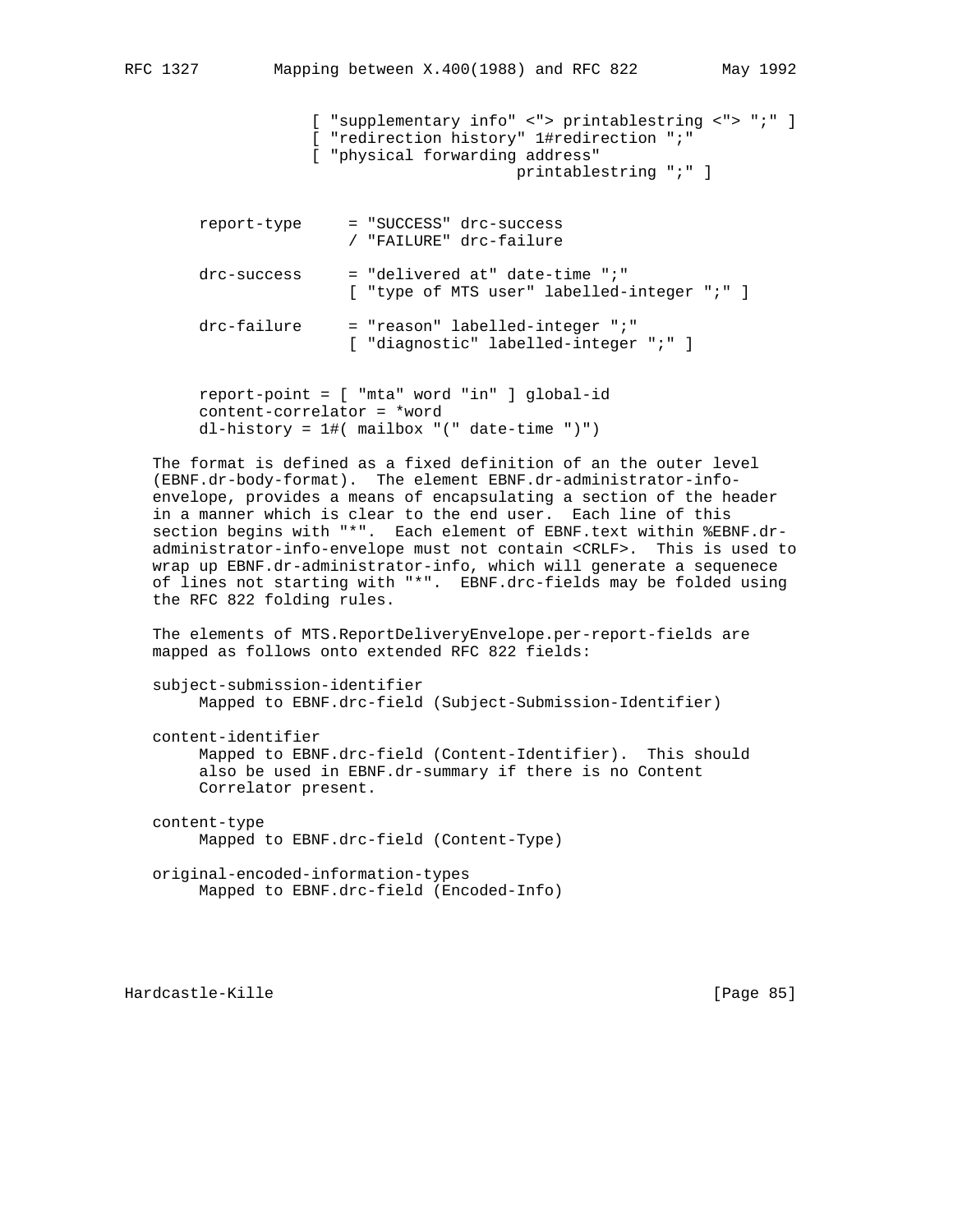```
                  [ "supplementary info" <"> printablestring <"> ";" ]
                  [ "redirection history" 1#redirection ";"
                  [ "physical forwarding address"
                                     printablestring ";" ]


      report-type     = "SUCCESS" drc-success
                      / "FAILURE" drc-failure

      drc-success     = "delivered at" date-time ";"
                      [ "type of MTS user" labelled-integer ";" ]

      drc-failure     = "reason" labelled-integer ";"
                      [ "diagnostic" labelled-integer ";" ]


      report-point = [ "mta" word "in" ] global-id
      content-correlator = *word
      dl-history = 1#( mailbox "(" date-time ")")
```

The format is defined as a fixed definition of an the outer level (EBNF.dr-body-format). The element EBNF.dr-administrator-info-envelope, provides a means of encapsulating a section of the header in a manner which is clear to the end user. Each line of this section begins with "*". Each element of EBNF.text within %EBNF.dr-administrator-info-envelope must not contain <CRLF>. This is used to wrap up EBNF.dr-administrator-info, which will generate a sequenece of lines not starting with "*". EBNF.drc-fields may be folded using the RFC 822 folding rules.

The elements of MTS.ReportDeliveryEnvelope.per-report-fields are mapped as follows onto extended RFC 822 fields:

subject-submission-identifier
     Mapped to EBNF.drc-field (Subject-Submission-Identifier)

content-identifier
     Mapped to EBNF.drc-field (Content-Identifier). This should also be used in EBNF.dr-summary if there is no Content Correlator present.

content-type
     Mapped to EBNF.drc-field (Content-Type)

original-encoded-information-types
     Mapped to EBNF.drc-field (Encoded-Info)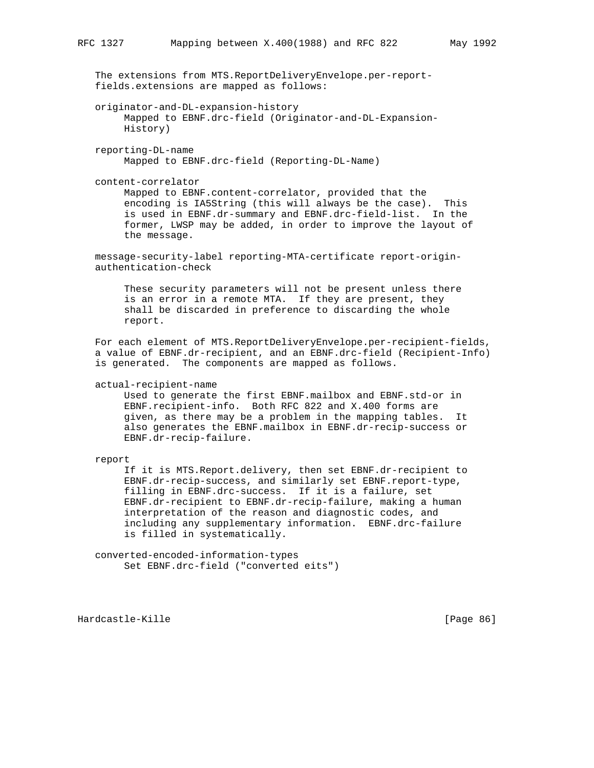The extensions from MTS.ReportDeliveryEnvelope.per-report-fields.extensions are mapped as follows:

originator-and-DL-expansion-history
    Mapped to EBNF.drc-field (Originator-and-DL-Expansion-History)

reporting-DL-name
    Mapped to EBNF.drc-field (Reporting-DL-Name)

content-correlator
    Mapped to EBNF.content-correlator, provided that the encoding is IA5String (this will always be the case). This is used in EBNF.dr-summary and EBNF.drc-field-list. In the former, LWSP may be added, in order to improve the layout of the message.

message-security-label reporting-MTA-certificate report-origin-authentication-check

    These security parameters will not be present unless there is an error in a remote MTA. If they are present, they shall be discarded in preference to discarding the whole report.

For each element of MTS.ReportDeliveryEnvelope.per-recipient-fields, a value of EBNF.dr-recipient, and an EBNF.drc-field (Recipient-Info) is generated. The components are mapped as follows.

actual-recipient-name
    Used to generate the first EBNF.mailbox and EBNF.std-or in EBNF.recipient-info. Both RFC 822 and X.400 forms are given, as there may be a problem in the mapping tables. It also generates the EBNF.mailbox in EBNF.dr-recip-success or EBNF.dr-recip-failure.

report
    If it is MTS.Report.delivery, then set EBNF.dr-recipient to EBNF.dr-recip-success, and similarly set EBNF.report-type, filling in EBNF.drc-success. If it is a failure, set EBNF.dr-recipient to EBNF.dr-recip-failure, making a human interpretation of the reason and diagnostic codes, and including any supplementary information. EBNF.drc-failure is filled in systematically.

converted-encoded-information-types
    Set EBNF.drc-field ("converted eits")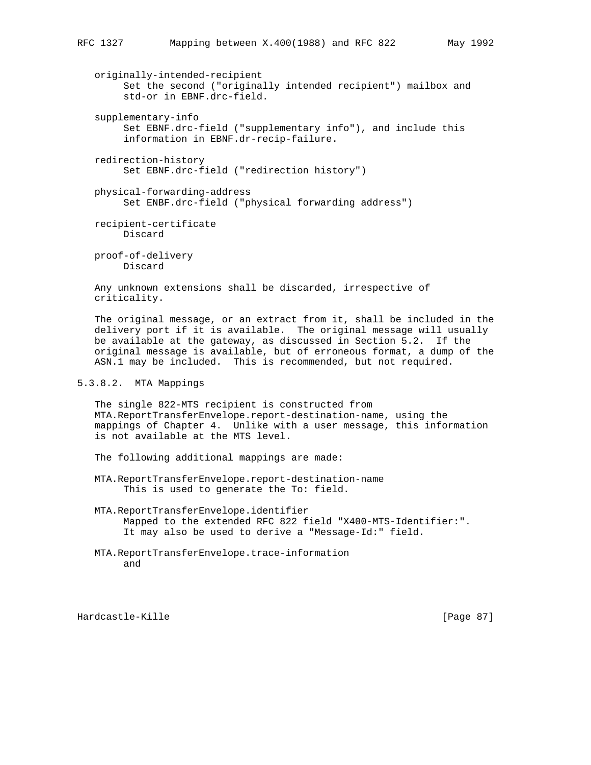originally-intended-recipient
    Set the second ("originally intended recipient") mailbox and std-or in EBNF.drc-field.

supplementary-info
    Set EBNF.drc-field ("supplementary info"), and include this information in EBNF.dr-recip-failure.

redirection-history
    Set EBNF.drc-field ("redirection history")

physical-forwarding-address
    Set ENBF.drc-field ("physical forwarding address")

recipient-certificate
    Discard

proof-of-delivery
    Discard

Any unknown extensions shall be discarded, irrespective of criticality.

The original message, or an extract from it, shall be included in the delivery port if it is available. The original message will usually be available at the gateway, as discussed in Section 5.2. If the original message is available, but of erroneous format, a dump of the ASN.1 may be included. This is recommended, but not required.

### 5.3.8.2. MTA Mappings

The single 822-MTS recipient is constructed from MTA.ReportTransferEnvelope.report-destination-name, using the mappings of Chapter 4. Unlike with a user message, this information is not available at the MTS level.

The following additional mappings are made:

MTA.ReportTransferEnvelope.report-destination-name
    This is used to generate the To: field.

MTA.ReportTransferEnvelope.identifier
    Mapped to the extended RFC 822 field "X400-MTS-Identifier:". It may also be used to derive a "Message-Id:" field.

MTA.ReportTransferEnvelope.trace-information
    and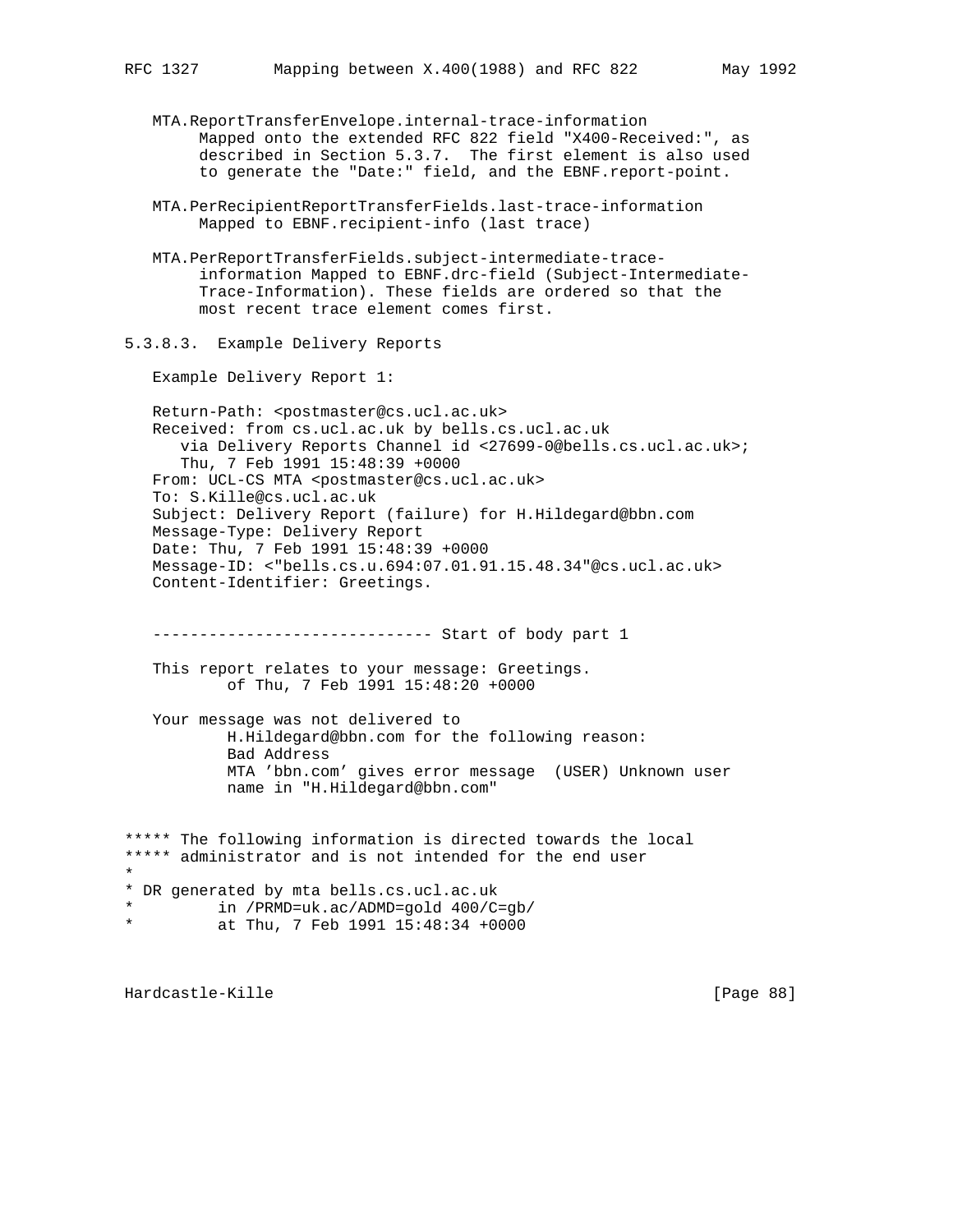MTA.ReportTransferEnvelope.internal-trace-information
     Mapped onto the extended RFC 822 field "X400-Received:", as
     described in Section 5.3.7.  The first element is also used
     to generate the "Date:" field, and the EBNF.report-point.

MTA.PerRecipientReportTransferFields.last-trace-information
     Mapped to EBNF.recipient-info (last trace)

MTA.PerReportTransferFields.subject-intermediate-trace-
     information Mapped to EBNF.drc-field (Subject-Intermediate-
     Trace-Information). These fields are ordered so that the
     most recent trace element comes first.

### 5.3.8.3.  Example Delivery Reports

Example Delivery Report 1:

```
   Return-Path: <postmaster@cs.ucl.ac.uk>
   Received: from cs.ucl.ac.uk by bells.cs.ucl.ac.uk
      via Delivery Reports Channel id <27699-0@bells.cs.ucl.ac.uk>;
      Thu, 7 Feb 1991 15:48:39 +0000
   From: UCL-CS MTA <postmaster@cs.ucl.ac.uk>
   To: S.Kille@cs.ucl.ac.uk
   Subject: Delivery Report (failure) for H.Hildegard@bbn.com
   Message-Type: Delivery Report
   Date: Thu, 7 Feb 1991 15:48:39 +0000
   Message-ID: <"bells.cs.u.694:07.01.91.15.48.34"@cs.ucl.ac.uk>
   Content-Identifier: Greetings.


   ------------------------------ Start of body part 1

   This report relates to your message: Greetings.
           of Thu, 7 Feb 1991 15:48:20 +0000

   Your message was not delivered to
           H.Hildegard@bbn.com for the following reason:
           Bad Address
           MTA 'bbn.com' gives error message  (USER) Unknown user
           name in "H.Hildegard@bbn.com"


***** The following information is directed towards the local
***** administrator and is not intended for the end user
*
* DR generated by mta bells.cs.ucl.ac.uk
*         in /PRMD=uk.ac/ADMD=gold 400/C=gb/
*         at Thu, 7 Feb 1991 15:48:34 +0000
```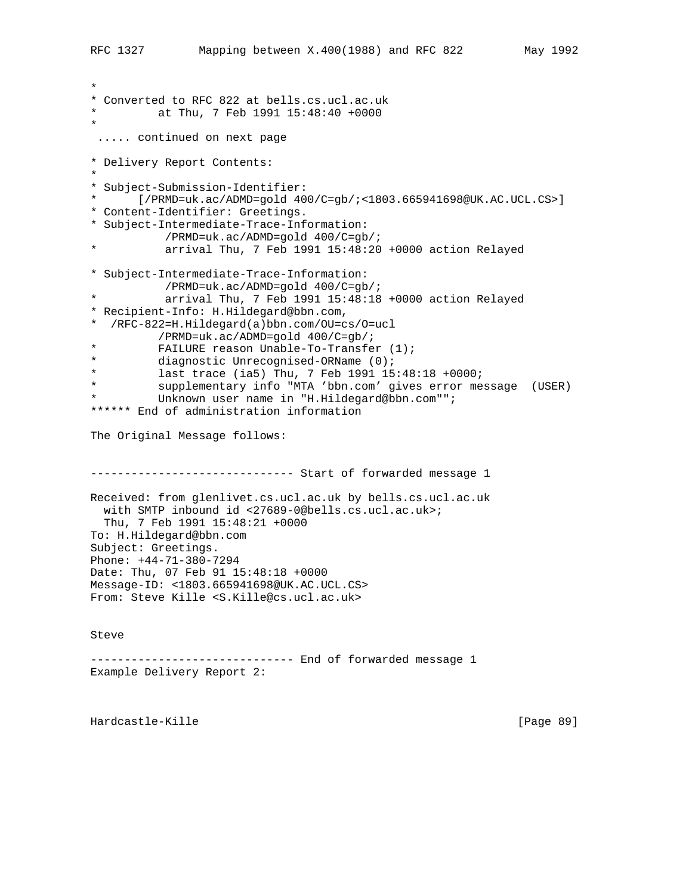```
*
* Converted to RFC 822 at bells.cs.ucl.ac.uk
*         at Thu, 7 Feb 1991 15:48:40 +0000
*
 ..... continued on next page

* Delivery Report Contents:
*
* Subject-Submission-Identifier:
*      [/PRMD=uk.ac/ADMD=gold 400/C=gb/;<1803.665941698@UK.AC.UCL.CS>]
* Content-Identifier: Greetings.
* Subject-Intermediate-Trace-Information:
          /PRMD=uk.ac/ADMD=gold 400/C=gb/;
*          arrival Thu, 7 Feb 1991 15:48:20 +0000 action Relayed

* Subject-Intermediate-Trace-Information:
          /PRMD=uk.ac/ADMD=gold 400/C=gb/;
*          arrival Thu, 7 Feb 1991 15:48:18 +0000 action Relayed
* Recipient-Info: H.Hildegard@bbn.com,
*  /RFC-822=H.Hildegard(a)bbn.com/OU=cs/O=ucl
          /PRMD=uk.ac/ADMD=gold 400/C=gb/;
*         FAILURE reason Unable-To-Transfer (1);
*         diagnostic Unrecognised-ORName (0);
*         last trace (ia5) Thu, 7 Feb 1991 15:48:18 +0000;
*         supplementary info "MTA 'bbn.com' gives error message  (USER)
*         Unknown user name in "H.Hildegard@bbn.com"";
****** End of administration information

The Original Message follows:


------------------------------ Start of forwarded message 1

Received: from glenlivet.cs.ucl.ac.uk by bells.cs.ucl.ac.uk
  with SMTP inbound id <27689-0@bells.cs.ucl.ac.uk>;
  Thu, 7 Feb 1991 15:48:21 +0000
To: H.Hildegard@bbn.com
Subject: Greetings.
Phone: +44-71-380-7294
Date: Thu, 07 Feb 91 15:48:18 +0000
Message-ID: <1803.665941698@UK.AC.UCL.CS>
From: Steve Kille <S.Kille@cs.ucl.ac.uk>


Steve

------------------------------ End of forwarded message 1
```

Example Delivery Report 2: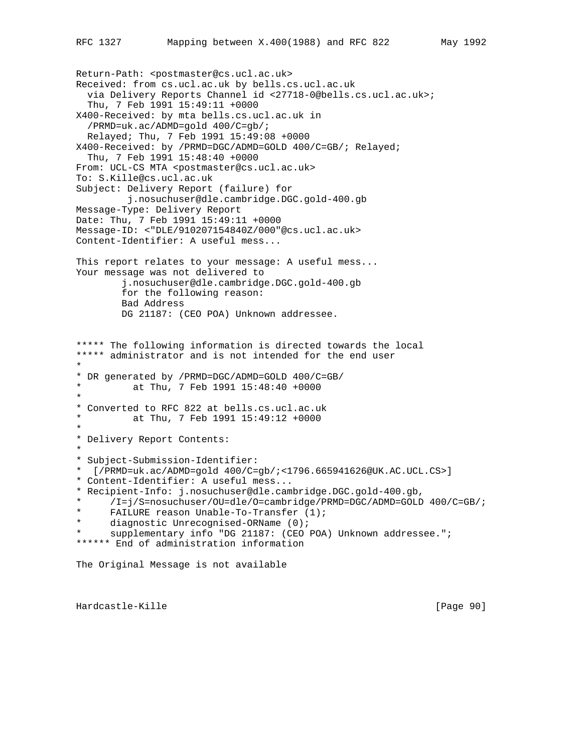```
Return-Path: <postmaster@cs.ucl.ac.uk>
Received: from cs.ucl.ac.uk by bells.cs.ucl.ac.uk
  via Delivery Reports Channel id <27718-0@bells.cs.ucl.ac.uk>;
  Thu, 7 Feb 1991 15:49:11 +0000
X400-Received: by mta bells.cs.ucl.ac.uk in
  /PRMD=uk.ac/ADMD=gold 400/C=gb/;
  Relayed; Thu, 7 Feb 1991 15:49:08 +0000
X400-Received: by /PRMD=DGC/ADMD=GOLD 400/C=GB/; Relayed;
  Thu, 7 Feb 1991 15:48:40 +0000
From: UCL-CS MTA <postmaster@cs.ucl.ac.uk>
To: S.Kille@cs.ucl.ac.uk
Subject: Delivery Report (failure) for
         j.nosuchuser@dle.cambridge.DGC.gold-400.gb
Message-Type: Delivery Report
Date: Thu, 7 Feb 1991 15:49:11 +0000
Message-ID: <"DLE/910207154840Z/000"@cs.ucl.ac.uk>
Content-Identifier: A useful mess...

This report relates to your message: A useful mess...
Your message was not delivered to
        j.nosuchuser@dle.cambridge.DGC.gold-400.gb
        for the following reason:
        Bad Address
        DG 21187: (CEO POA) Unknown addressee.


***** The following information is directed towards the local
***** administrator and is not intended for the end user
*
* DR generated by /PRMD=DGC/ADMD=GOLD 400/C=GB/
*         at Thu, 7 Feb 1991 15:48:40 +0000
*
* Converted to RFC 822 at bells.cs.ucl.ac.uk
*         at Thu, 7 Feb 1991 15:49:12 +0000
*
* Delivery Report Contents:
*
* Subject-Submission-Identifier:
*  [/PRMD=uk.ac/ADMD=gold 400/C=gb/;<1796.665941626@UK.AC.UCL.CS>]
* Content-Identifier: A useful mess...
* Recipient-Info: j.nosuchuser@dle.cambridge.DGC.gold-400.gb,
*     /I=j/S=nosuchuser/OU=dle/O=cambridge/PRMD=DGC/ADMD=GOLD 400/C=GB/;
*     FAILURE reason Unable-To-Transfer (1);
*     diagnostic Unrecognised-ORName (0);
*     supplementary info "DG 21187: (CEO POA) Unknown addressee.";
****** End of administration information

The Original Message is not available
```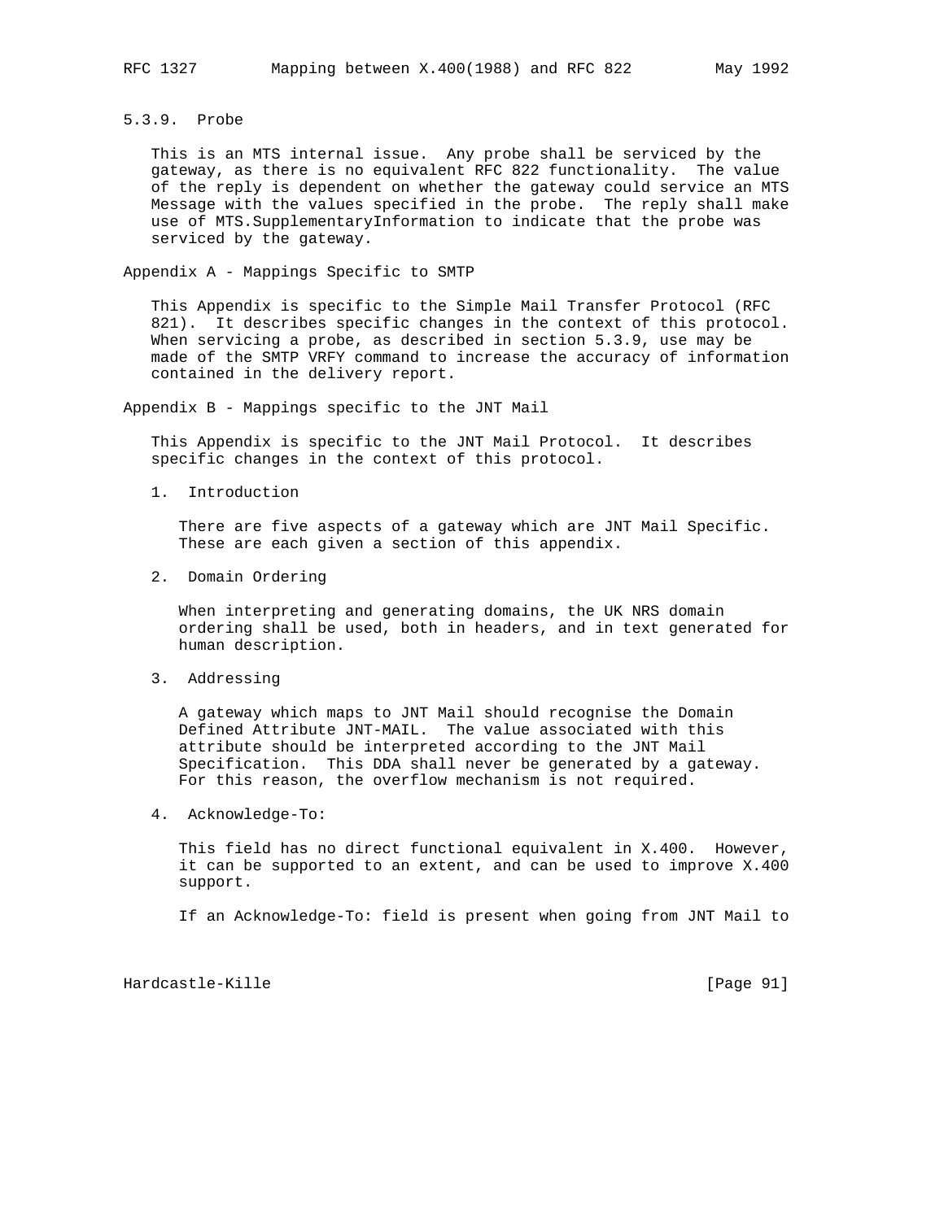### 5.3.9. Probe

This is an MTS internal issue. Any probe shall be serviced by the gateway, as there is no equivalent RFC 822 functionality. The value of the reply is dependent on whether the gateway could service an MTS Message with the values specified in the probe. The reply shall make use of MTS.SupplementaryInformation to indicate that the probe was serviced by the gateway.

## Appendix A - Mappings Specific to SMTP

This Appendix is specific to the Simple Mail Transfer Protocol (RFC 821). It describes specific changes in the context of this protocol. When servicing a probe, as described in section 5.3.9, use may be made of the SMTP VRFY command to increase the accuracy of information contained in the delivery report.

## Appendix B - Mappings specific to the JNT Mail

This Appendix is specific to the JNT Mail Protocol. It describes specific changes in the context of this protocol.

### 1. Introduction

There are five aspects of a gateway which are JNT Mail Specific. These are each given a section of this appendix.

### 2. Domain Ordering

When interpreting and generating domains, the UK NRS domain ordering shall be used, both in headers, and in text generated for human description.

### 3. Addressing

A gateway which maps to JNT Mail should recognise the Domain Defined Attribute JNT-MAIL. The value associated with this attribute should be interpreted according to the JNT Mail Specification. This DDA shall never be generated by a gateway. For this reason, the overflow mechanism is not required.

### 4. Acknowledge-To:

This field has no direct functional equivalent in X.400. However, it can be supported to an extent, and can be used to improve X.400 support.

If an Acknowledge-To: field is present when going from JNT Mail to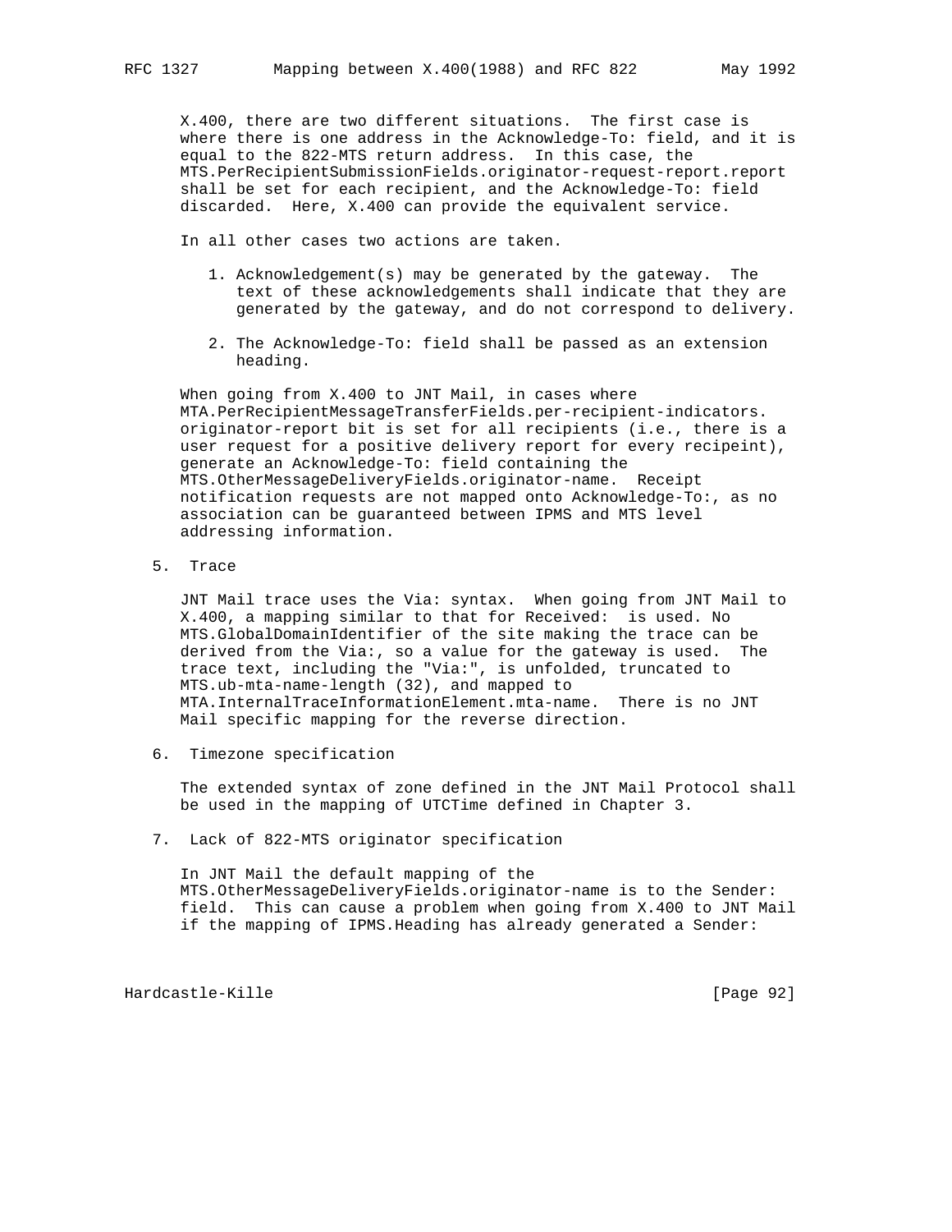X.400, there are two different situations. The first case is where there is one address in the Acknowledge-To: field, and it is equal to the 822-MTS return address. In this case, the MTS.PerRecipientSubmissionFields.originator-request-report.report shall be set for each recipient, and the Acknowledge-To: field discarded. Here, X.400 can provide the equivalent service.

In all other cases two actions are taken.

1. Acknowledgement(s) may be generated by the gateway. The text of these acknowledgements shall indicate that they are generated by the gateway, and do not correspond to delivery.

2. The Acknowledge-To: field shall be passed as an extension heading.

When going from X.400 to JNT Mail, in cases where MTA.PerRecipientMessageTransferFields.per-recipient-indicators. originator-report bit is set for all recipients (i.e., there is a user request for a positive delivery report for every recipeint), generate an Acknowledge-To: field containing the MTS.OtherMessageDeliveryFields.originator-name. Receipt notification requests are not mapped onto Acknowledge-To:, as no association can be guaranteed between IPMS and MTS level addressing information.

5. Trace

   JNT Mail trace uses the Via: syntax. When going from JNT Mail to X.400, a mapping similar to that for Received: is used. No MTS.GlobalDomainIdentifier of the site making the trace can be derived from the Via:, so a value for the gateway is used. The trace text, including the "Via:", is unfolded, truncated to MTS.ub-mta-name-length (32), and mapped to MTA.InternalTraceInformationElement.mta-name. There is no JNT Mail specific mapping for the reverse direction.

6. Timezone specification

   The extended syntax of zone defined in the JNT Mail Protocol shall be used in the mapping of UTCTime defined in Chapter 3.

7. Lack of 822-MTS originator specification

   In JNT Mail the default mapping of the MTS.OtherMessageDeliveryFields.originator-name is to the Sender: field. This can cause a problem when going from X.400 to JNT Mail if the mapping of IPMS.Heading has already generated a Sender: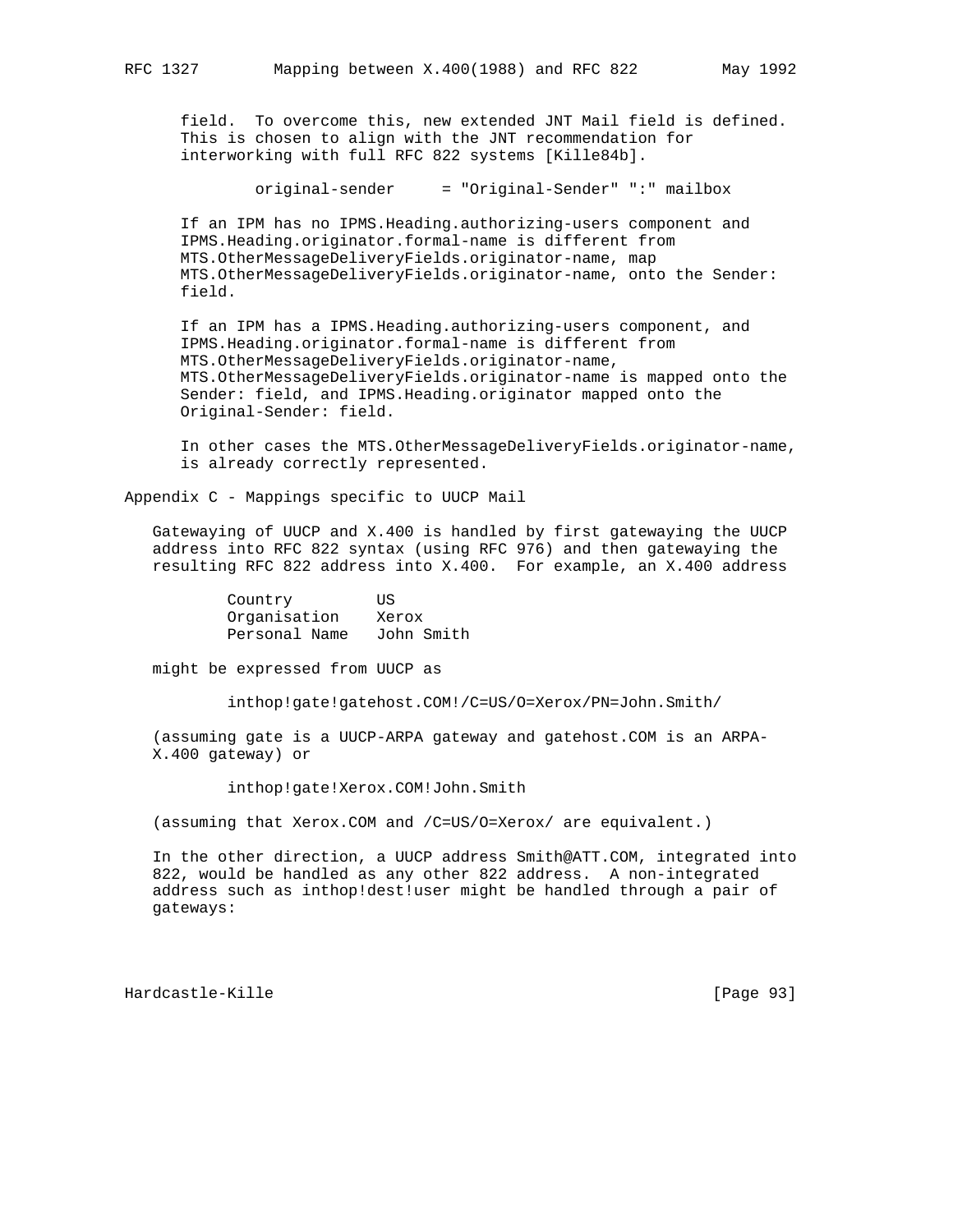field. To overcome this, new extended JNT Mail field is defined. This is chosen to align with the JNT recommendation for interworking with full RFC 822 systems [Kille84b].

```
original-sender     = "Original-Sender" ":" mailbox
```

If an IPM has no IPMS.Heading.authorizing-users component and IPMS.Heading.originator.formal-name is different from MTS.OtherMessageDeliveryFields.originator-name, map MTS.OtherMessageDeliveryFields.originator-name, onto the Sender: field.

If an IPM has a IPMS.Heading.authorizing-users component, and IPMS.Heading.originator.formal-name is different from MTS.OtherMessageDeliveryFields.originator-name, MTS.OtherMessageDeliveryFields.originator-name is mapped onto the Sender: field, and IPMS.Heading.originator mapped onto the Original-Sender: field.

In other cases the MTS.OtherMessageDeliveryFields.originator-name, is already correctly represented.

# Appendix C - Mappings specific to UUCP Mail

Gatewaying of UUCP and X.400 is handled by first gatewaying the UUCP address into RFC 822 syntax (using RFC 976) and then gatewaying the resulting RFC 822 address into X.400. For example, an X.400 address

```
Country         US
Organisation    Xerox
Personal Name   John Smith
```

might be expressed from UUCP as

```
inthop!gate!gatehost.COM!/C=US/O=Xerox/PN=John.Smith/
```

(assuming gate is a UUCP-ARPA gateway and gatehost.COM is an ARPA-X.400 gateway) or

```
inthop!gate!Xerox.COM!John.Smith
```

(assuming that Xerox.COM and /C=US/O=Xerox/ are equivalent.)

In the other direction, a UUCP address Smith@ATT.COM, integrated into 822, would be handled as any other 822 address. A non-integrated address such as inthop!dest!user might be handled through a pair of gateways: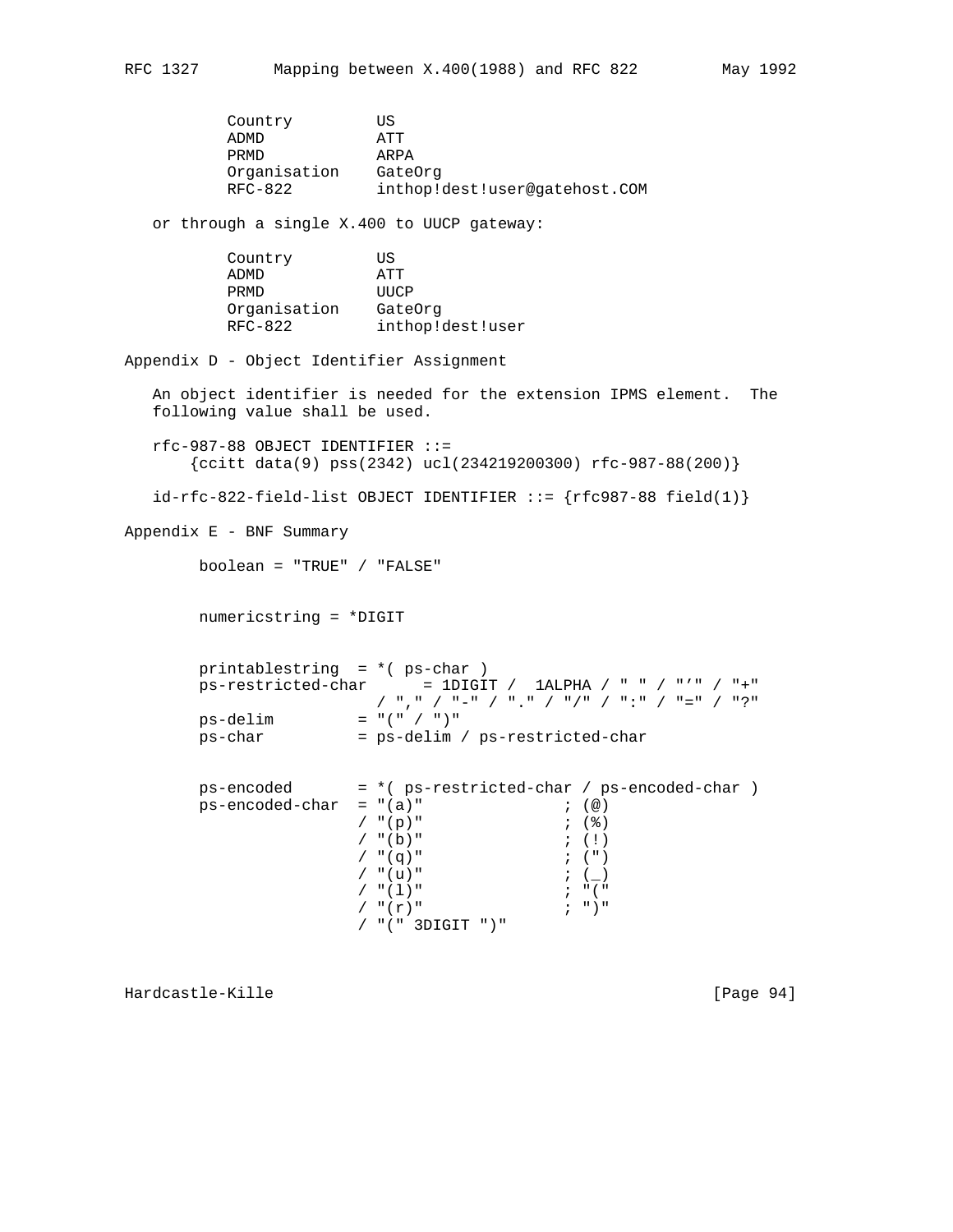```
          Country         US
          ADMD            ATT
          PRMD            ARPA
          Organisation    GateOrg
          RFC-822         inthop!dest!user@gatehost.COM
```

or through a single X.400 to UUCP gateway:

```
          Country         US
          ADMD            ATT
          PRMD            UUCP
          Organisation    GateOrg
          RFC-822         inthop!dest!user
```

## Appendix D - Object Identifier Assignment

An object identifier is needed for the extension IPMS element. The following value shall be used.

```
   rfc-987-88 OBJECT IDENTIFIER ::=
       {ccitt data(9) pss(2342) ucl(234219200300) rfc-987-88(200)}

   id-rfc-822-field-list OBJECT IDENTIFIER ::= {rfc987-88 field(1)}
```

## Appendix E - BNF Summary

```
        boolean = "TRUE" / "FALSE"


        numericstring = *DIGIT


        printablestring  = *( ps-char )
        ps-restricted-char      = 1DIGIT /  1ALPHA / " " / "'" / "+"
                           / "," / "-" / "." / "/" / ":" / "=" / "?"
        ps-delim         = "(" / ")"
        ps-char          = ps-delim / ps-restricted-char


        ps-encoded       = *( ps-restricted-char / ps-encoded-char )
        ps-encoded-char  = "(a)"              ; (@)
                         / "(p)"              ; (%)
                         / "(b)"              ; (!)
                         / "(q)"              ; (")
                         / "(u)"              ; (_)
                         / "(l)"              ; "("
                         / "(r)"              ; ")"
                         / "(" 3DIGIT ")"
```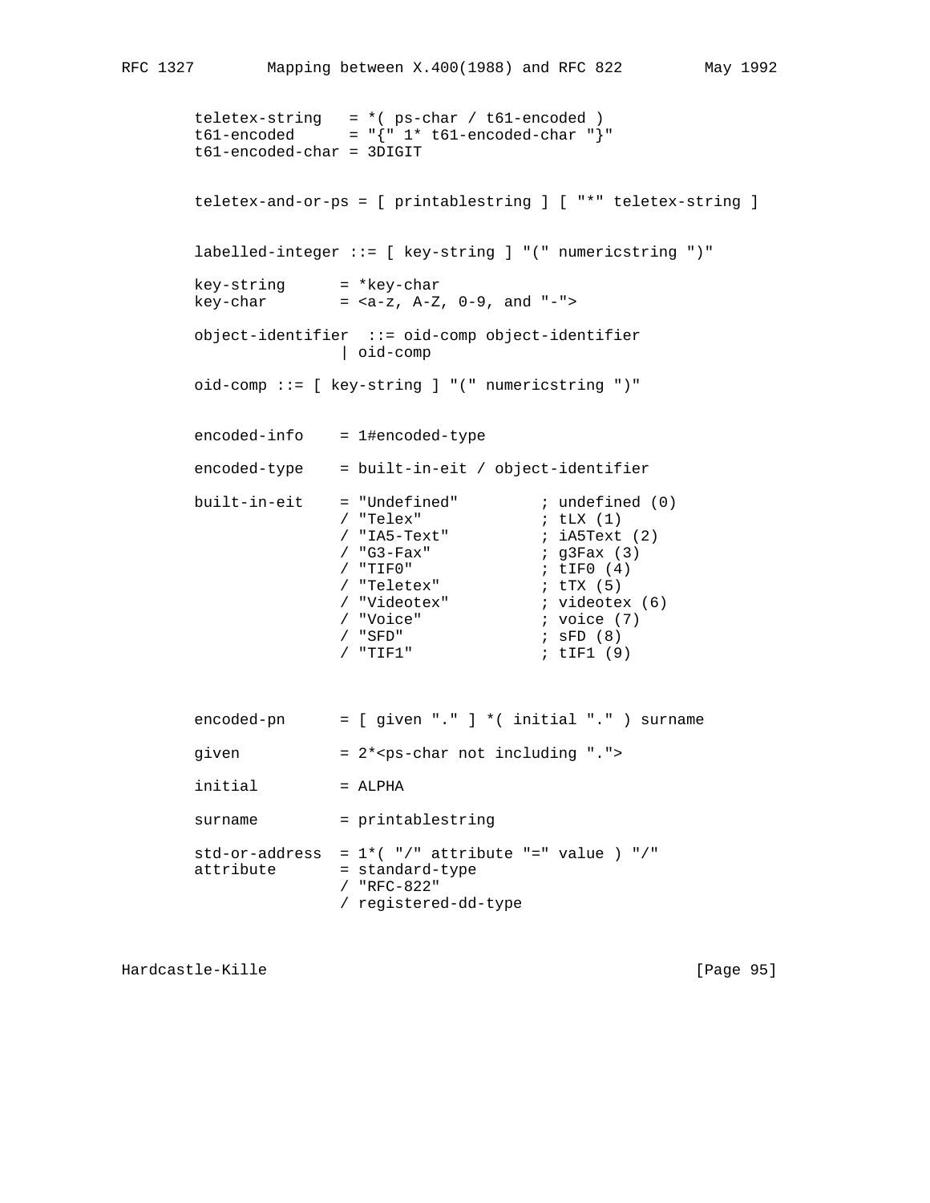```
        teletex-string   = *( ps-char / t61-encoded )
        t61-encoded      = "{" 1* t61-encoded-char "}"
        t61-encoded-char = 3DIGIT


        teletex-and-or-ps = [ printablestring ] [ "*" teletex-string ]


        labelled-integer ::= [ key-string ] "(" numericstring ")"

        key-string      = *key-char
        key-char        = <a-z, A-Z, 0-9, and "-">

        object-identifier  ::= oid-comp object-identifier
                        | oid-comp

        oid-comp ::= [ key-string ] "(" numericstring ")"


        encoded-info    = 1#encoded-type

        encoded-type    = built-in-eit / object-identifier

        built-in-eit    = "Undefined"         ; undefined (0)
                        / "Telex"             ; tLX (1)
                        / "IA5-Text"          ; iA5Text (2)
                        / "G3-Fax"            ; g3Fax (3)
                        / "TIF0"              ; tIF0 (4)
                        / "Teletex"           ; tTX (5)
                        / "Videotex"          ; videotex (6)
                        / "Voice"             ; voice (7)
                        / "SFD"               ; sFD (8)
                        / "TIF1"              ; tIF1 (9)



        encoded-pn      = [ given "." ] *( initial "." ) surname

        given           = 2*<ps-char not including ".">

        initial         = ALPHA

        surname         = printablestring

        std-or-address  = 1*( "/" attribute "=" value ) "/"
        attribute       = standard-type
                        / "RFC-822"
                        / registered-dd-type
```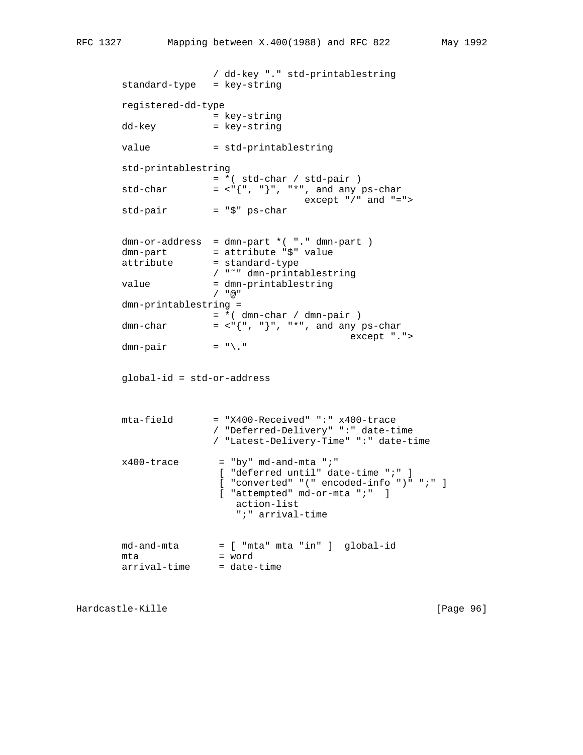```
                 / dd-key "." std-printablestring
standard-type   = key-string

registered-dd-type
                = key-string
dd-key          = key-string

value           = std-printablestring

std-printablestring
                = *( std-char / std-pair )
std-char        = <"{", "}", "*", and any ps-char
                                 except "/" and "=">
std-pair        = "$" ps-char


dmn-or-address  = dmn-part *( "." dmn-part )
dmn-part        = attribute "$" value
attribute       = standard-type
                / "~" dmn-printablestring
value           = dmn-printablestring
                / "@"
dmn-printablestring =
                = *( dmn-char / dmn-pair )
dmn-char        = <"{", "}", "*", and any ps-char
                                         except ".">
dmn-pair        = "\."


global-id = std-or-address



mta-field       = "X400-Received" ":" x400-trace
                / "Deferred-Delivery" ":" date-time
                / "Latest-Delivery-Time" ":" date-time

x400-trace       = "by" md-and-mta ";"
                 [ "deferred until" date-time ";" ]
                 [ "converted" "(" encoded-info ")" ";" ]
                 [ "attempted" md-or-mta ";"  ]
                    action-list
                    ";" arrival-time


md-and-mta       = [ "mta" mta "in" ]  global-id
mta              = word
arrival-time     = date-time
```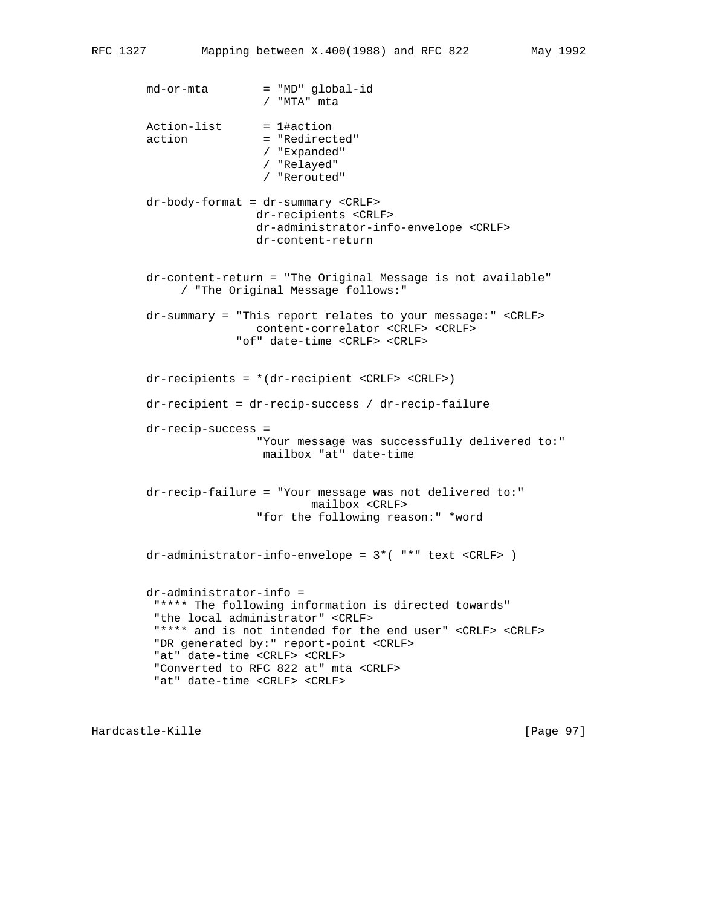```
        md-or-mta        = "MD" global-id
                         / "MTA" mta

        Action-list      = 1#action
        action           = "Redirected"
                         / "Expanded"
                         / "Relayed"
                         / "Rerouted"

        dr-body-format = dr-summary <CRLF>
                        dr-recipients <CRLF>
                        dr-administrator-info-envelope <CRLF>
                        dr-content-return


        dr-content-return = "The Original Message is not available"
             / "The Original Message follows:"

        dr-summary = "This report relates to your message:" <CRLF>
                        content-correlator <CRLF> <CRLF>
                     "of" date-time <CRLF> <CRLF>


        dr-recipients = *(dr-recipient <CRLF> <CRLF>)

        dr-recipient = dr-recip-success / dr-recip-failure

        dr-recip-success =
                        "Your message was successfully delivered to:"
                         mailbox "at" date-time


        dr-recip-failure = "Your message was not delivered to:"
                                mailbox <CRLF>
                        "for the following reason:" *word


        dr-administrator-info-envelope = 3*( "*" text <CRLF> )


        dr-administrator-info =
         "**** The following information is directed towards"
         "the local administrator" <CRLF>
         "**** and is not intended for the end user" <CRLF> <CRLF>
         "DR generated by:" report-point <CRLF>
         "at" date-time <CRLF> <CRLF>
         "Converted to RFC 822 at" mta <CRLF>
         "at" date-time <CRLF> <CRLF>
```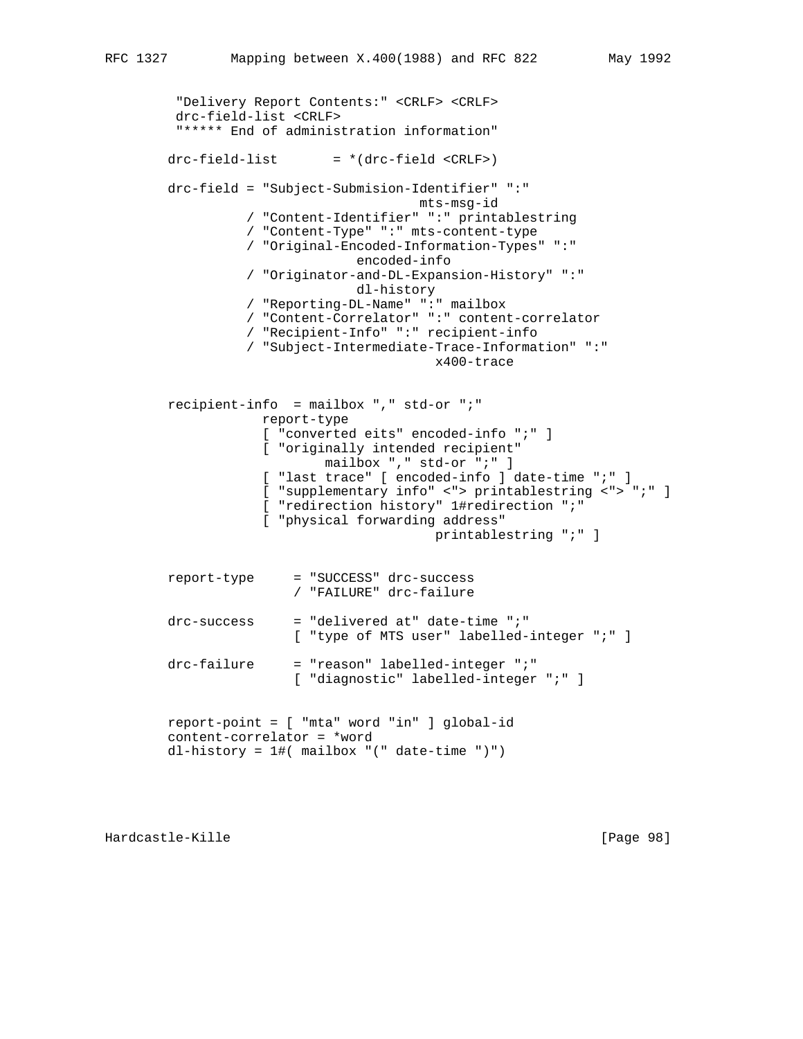```
         "Delivery Report Contents:" <CRLF> <CRLF>
         drc-field-list <CRLF>
         "***** End of administration information"

        drc-field-list       = *(drc-field <CRLF>)

        drc-field = "Subject-Submision-Identifier" ":"
                                    mts-msg-id
                  / "Content-Identifier" ":" printablestring
                  / "Content-Type" ":" mts-content-type
                  / "Original-Encoded-Information-Types" ":"
                              encoded-info
                  / "Originator-and-DL-Expansion-History" ":"
                              dl-history
                  / "Reporting-DL-Name" ":" mailbox
                  / "Content-Correlator" ":" content-correlator
                  / "Recipient-Info" ":" recipient-info
                  / "Subject-Intermediate-Trace-Information" ":"
                                        x400-trace


        recipient-info  = mailbox "," std-or ";"
                    report-type
                    [ "converted eits" encoded-info ";" ]
                    [ "originally intended recipient"
                          mailbox "," std-or ";" ]
                    [ "last trace" [ encoded-info ] date-time ";" ]
                    [ "supplementary info" <"> printablestring <"> ";" ]
                    [ "redirection history" 1#redirection ";"
                    [ "physical forwarding address"
                                        printablestring ";" ]


        report-type     = "SUCCESS" drc-success
                        / "FAILURE" drc-failure

        drc-success     = "delivered at" date-time ";"
                        [ "type of MTS user" labelled-integer ";" ]

        drc-failure     = "reason" labelled-integer ";"
                        [ "diagnostic" labelled-integer ";" ]


        report-point = [ "mta" word "in" ] global-id
        content-correlator = *word
        dl-history = 1#( mailbox "(" date-time ")")
```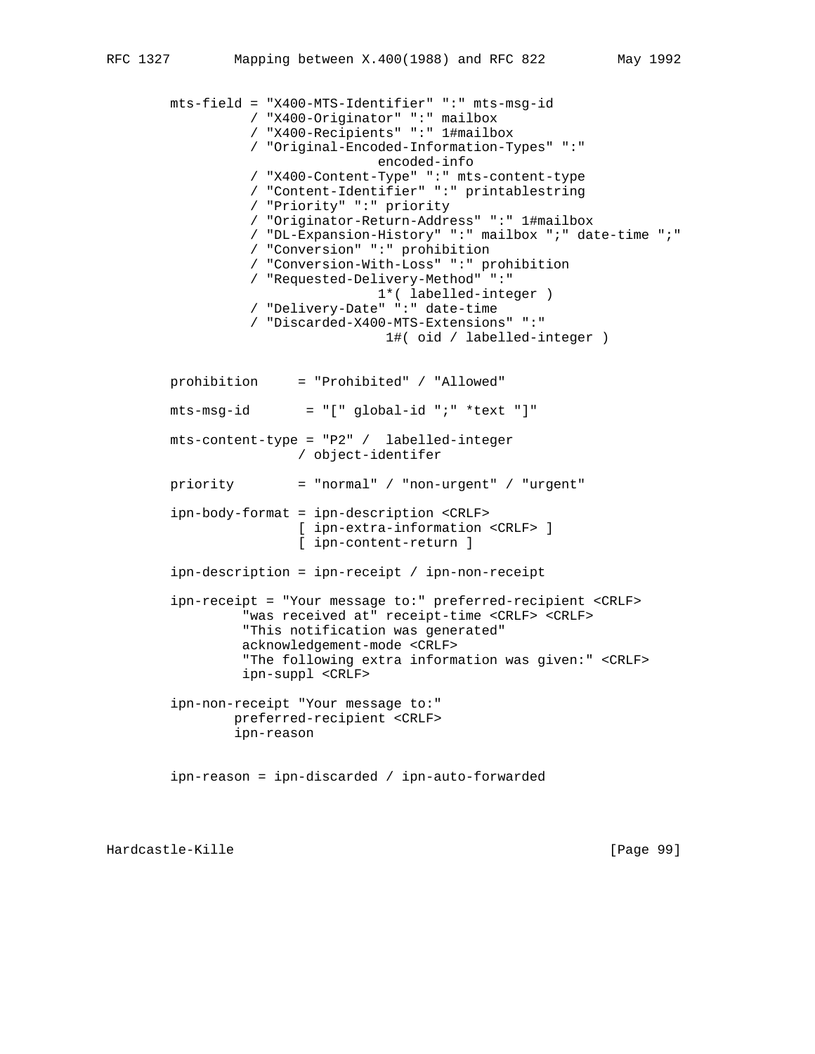```
mts-field = "X400-MTS-Identifier" ":" mts-msg-id
          / "X400-Originator" ":" mailbox
          / "X400-Recipients" ":" 1#mailbox
          / "Original-Encoded-Information-Types" ":"
                          encoded-info
          / "X400-Content-Type" ":" mts-content-type
          / "Content-Identifier" ":" printablestring
          / "Priority" ":" priority
          / "Originator-Return-Address" ":" 1#mailbox
          / "DL-Expansion-History" ":" mailbox ";" date-time ";"
          / "Conversion" ":" prohibition
          / "Conversion-With-Loss" ":" prohibition
          / "Requested-Delivery-Method" ":"
                          1*( labelled-integer )
          / "Delivery-Date" ":" date-time
          / "Discarded-X400-MTS-Extensions" ":"
                           1#( oid / labelled-integer )


prohibition     = "Prohibited" / "Allowed"

mts-msg-id       = "[" global-id ";" *text "]"

mts-content-type = "P2" /  labelled-integer
                / object-identifer

priority        = "normal" / "non-urgent" / "urgent"

ipn-body-format = ipn-description <CRLF>
                [ ipn-extra-information <CRLF> ]
                [ ipn-content-return ]

ipn-description = ipn-receipt / ipn-non-receipt

ipn-receipt = "Your message to:" preferred-recipient <CRLF>
         "was received at" receipt-time <CRLF> <CRLF>
         "This notification was generated"
         acknowledgement-mode <CRLF>
         "The following extra information was given:" <CRLF>
         ipn-suppl <CRLF>

ipn-non-receipt "Your message to:"
        preferred-recipient <CRLF>
        ipn-reason


ipn-reason = ipn-discarded / ipn-auto-forwarded
```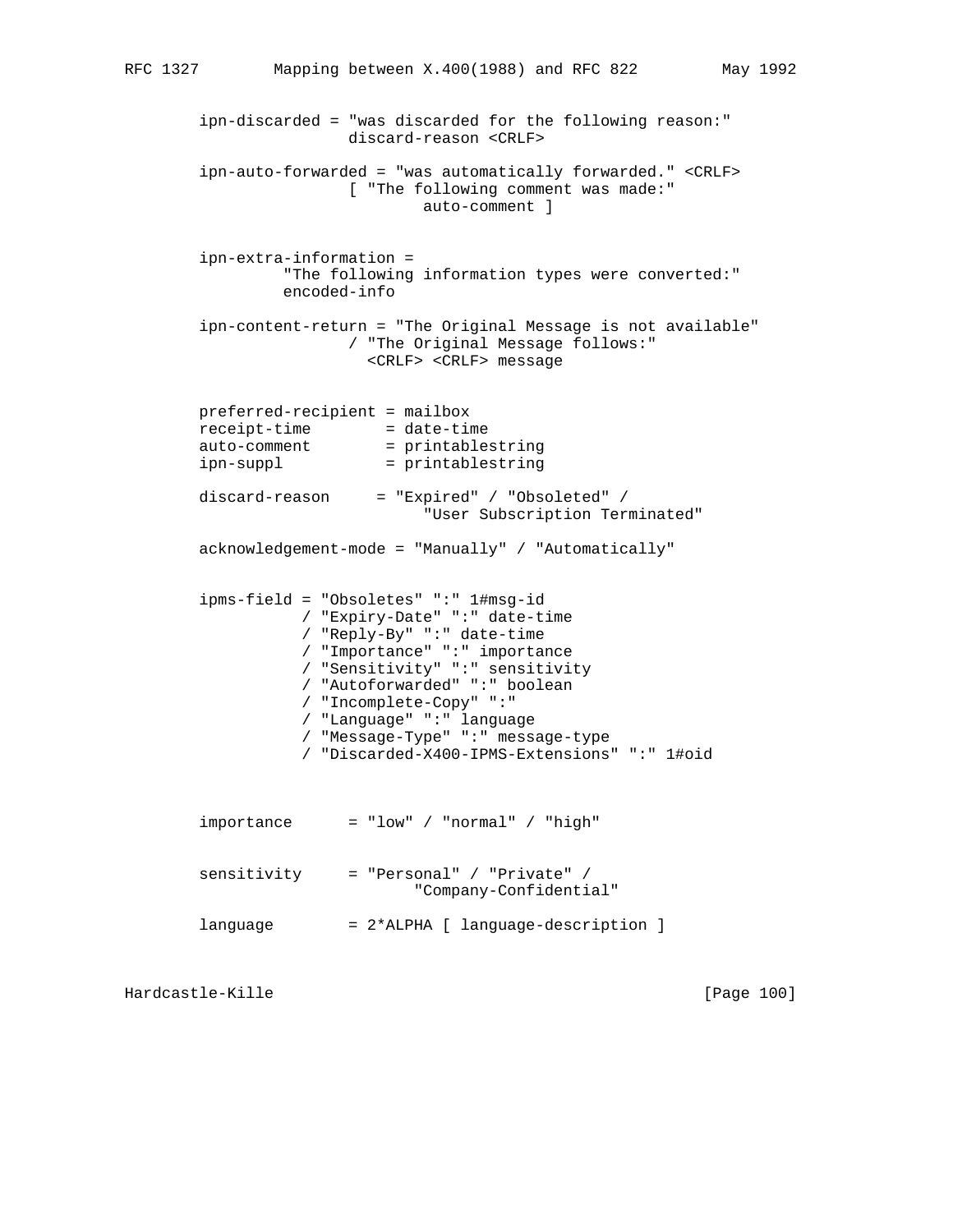```
        ipn-discarded = "was discarded for the following reason:"
                        discard-reason <CRLF>

        ipn-auto-forwarded = "was automatically forwarded." <CRLF>
                        [ "The following comment was made:"
                                auto-comment ]


        ipn-extra-information =
                 "The following information types were converted:"
                 encoded-info

        ipn-content-return = "The Original Message is not available"
                        / "The Original Message follows:"
                          <CRLF> <CRLF> message


        preferred-recipient = mailbox
        receipt-time        = date-time
        auto-comment        = printablestring
        ipn-suppl           = printablestring

        discard-reason     = "Expired" / "Obsoleted" /
                                "User Subscription Terminated"

        acknowledgement-mode = "Manually" / "Automatically"


        ipms-field = "Obsoletes" ":" 1#msg-id
                   / "Expiry-Date" ":" date-time
                   / "Reply-By" ":" date-time
                   / "Importance" ":" importance
                   / "Sensitivity" ":" sensitivity
                   / "Autoforwarded" ":" boolean
                   / "Incomplete-Copy" ":"
                   / "Language" ":" language
                   / "Message-Type" ":" message-type
                   / "Discarded-X400-IPMS-Extensions" ":" 1#oid



        importance      = "low" / "normal" / "high"


        sensitivity     = "Personal" / "Private" /
                               "Company-Confidential"

        language        = 2*ALPHA [ language-description ]
```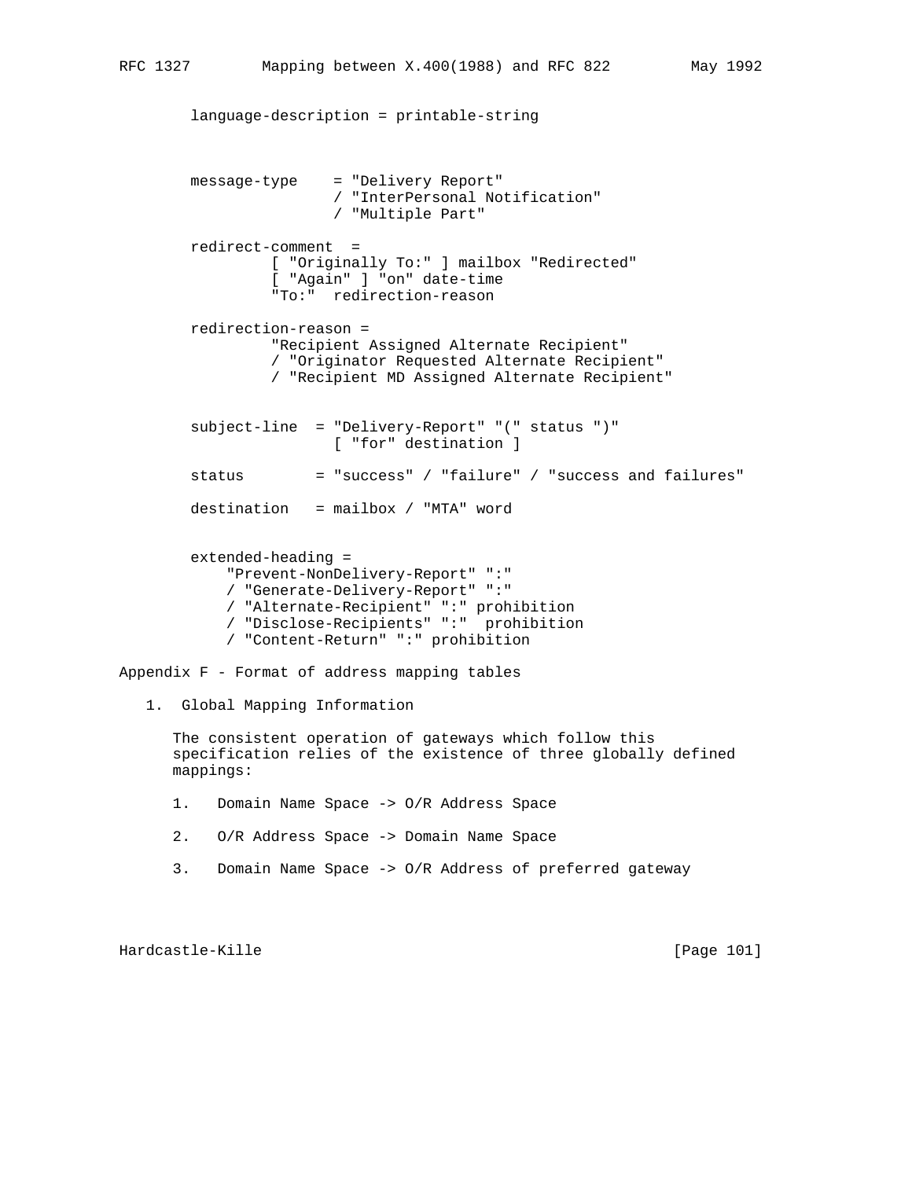```
language-description = printable-string


message-type    = "Delivery Report"
                / "InterPersonal Notification"
                / "Multiple Part"

redirect-comment  =
        [ "Originally To:" ] mailbox "Redirected"
        [ "Again" ] "on" date-time
        "To:"  redirection-reason

redirection-reason =
        "Recipient Assigned Alternate Recipient"
        / "Originator Requested Alternate Recipient"
        / "Recipient MD Assigned Alternate Recipient"


subject-line  = "Delivery-Report" "(" status ")"
                [ "for" destination ]

status        = "success" / "failure" / "success and failures"

destination   = mailbox / "MTA" word


extended-heading =
    "Prevent-NonDelivery-Report" ":"
    / "Generate-Delivery-Report" ":"
    / "Alternate-Recipient" ":" prohibition
    / "Disclose-Recipients" ":"  prohibition
    / "Content-Return" ":" prohibition
```

# Appendix F - Format of address mapping tables

## 1. Global Mapping Information

The consistent operation of gateways which follow this specification relies of the existence of three globally defined mappings:

1. Domain Name Space -> O/R Address Space

2. O/R Address Space -> Domain Name Space

3. Domain Name Space -> O/R Address of preferred gateway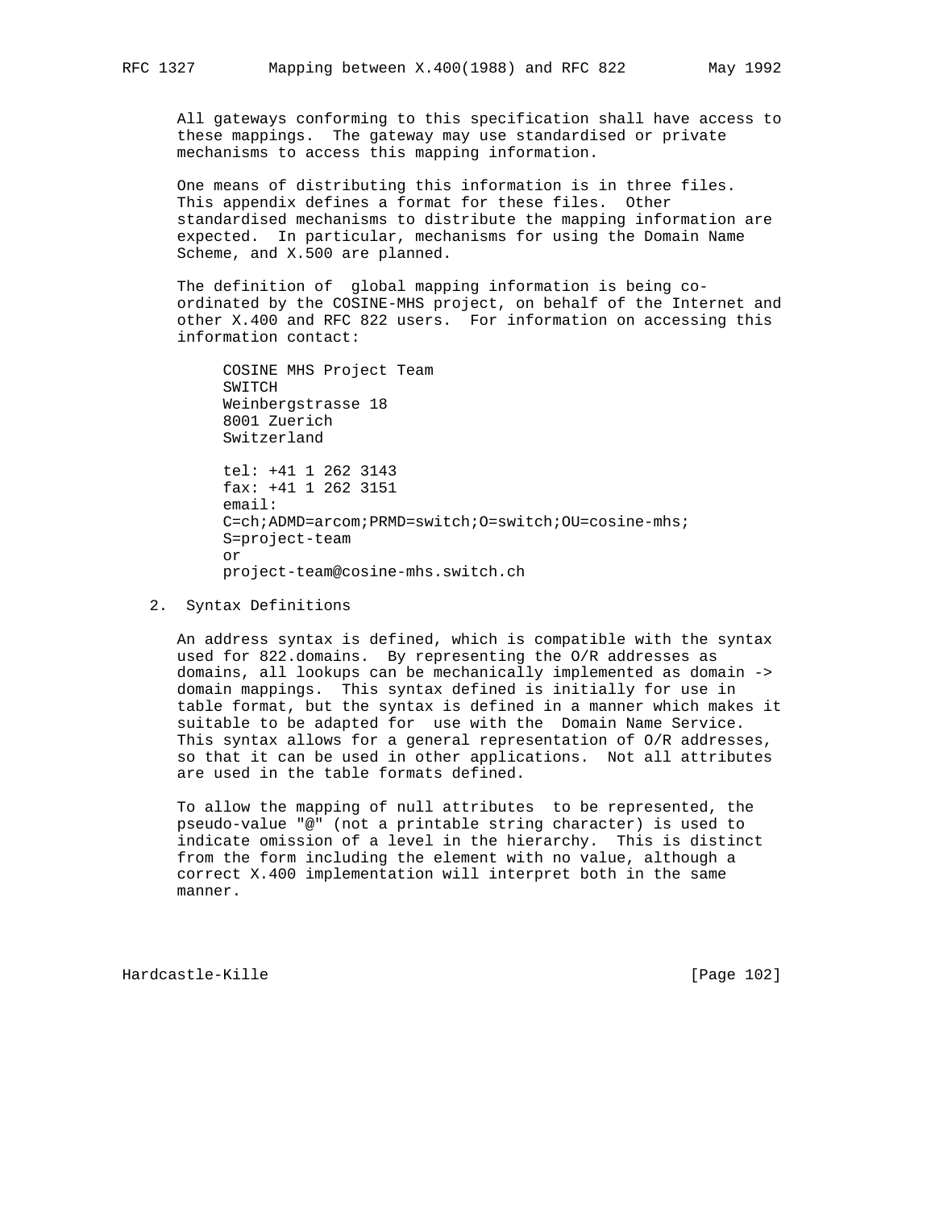All gateways conforming to this specification shall have access to these mappings. The gateway may use standardised or private mechanisms to access this mapping information.

One means of distributing this information is in three files. This appendix defines a format for these files. Other standardised mechanisms to distribute the mapping information are expected. In particular, mechanisms for using the Domain Name Scheme, and X.500 are planned.

The definition of global mapping information is being co-ordinated by the COSINE-MHS project, on behalf of the Internet and other X.400 and RFC 822 users. For information on accessing this information contact:

```
COSINE MHS Project Team
SWITCH
Weinbergstrasse 18
8001 Zuerich
Switzerland

tel: +41 1 262 3143
fax: +41 1 262 3151
email:
C=ch;ADMD=arcom;PRMD=switch;O=switch;OU=cosine-mhs;
S=project-team
or
project-team@cosine-mhs.switch.ch
```

## 2. Syntax Definitions

An address syntax is defined, which is compatible with the syntax used for 822.domains. By representing the O/R addresses as domains, all lookups can be mechanically implemented as domain -> domain mappings. This syntax defined is initially for use in table format, but the syntax is defined in a manner which makes it suitable to be adapted for use with the Domain Name Service. This syntax allows for a general representation of O/R addresses, so that it can be used in other applications. Not all attributes are used in the table formats defined.

To allow the mapping of null attributes to be represented, the pseudo-value "@" (not a printable string character) is used to indicate omission of a level in the hierarchy. This is distinct from the form including the element with no value, although a correct X.400 implementation will interpret both in the same manner.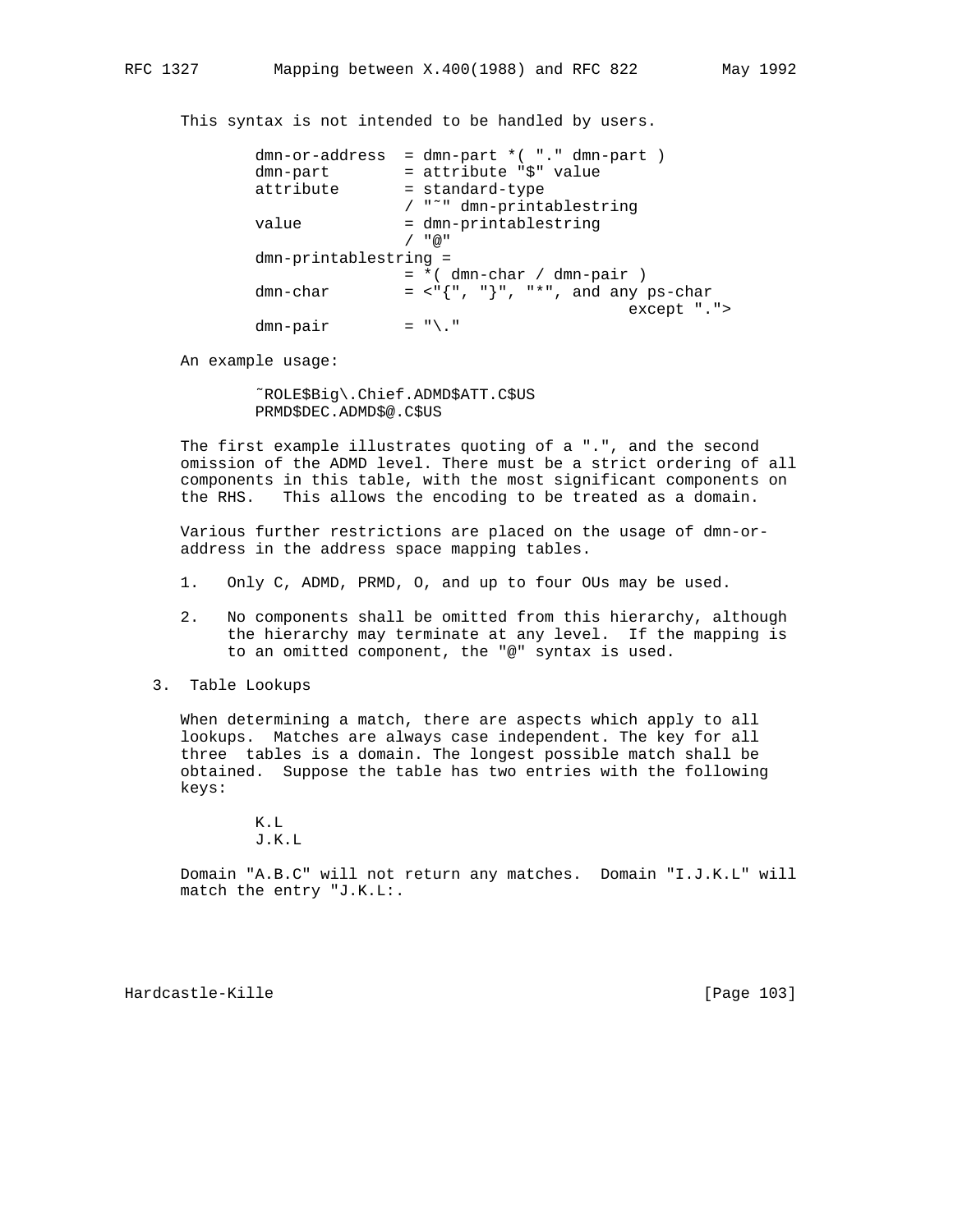This syntax is not intended to be handled by users.

```
        dmn-or-address  = dmn-part *( "." dmn-part )
        dmn-part        = attribute "$" value
        attribute       = standard-type
                        / "~" dmn-printablestring
        value           = dmn-printablestring
                        / "@"
        dmn-printablestring =
                        = *( dmn-char / dmn-pair )
        dmn-char        = <"{", "}", "*", and any ps-char
                                                except ".">
        dmn-pair        = "\."
```

An example usage:

```
        ~ROLE$Big\.Chief.ADMD$ATT.C$US
        PRMD$DEC.ADMD$@.C$US
```

The first example illustrates quoting of a ".", and the second omission of the ADMD level. There must be a strict ordering of all components in this table, with the most significant components on the RHS.   This allows the encoding to be treated as a domain.

Various further restrictions are placed on the usage of dmn-or-address in the address space mapping tables.

1. Only C, ADMD, PRMD, O, and up to four OUs may be used.

2. No components shall be omitted from this hierarchy, although the hierarchy may terminate at any level.  If the mapping is to an omitted component, the "@" syntax is used.

## 3. Table Lookups

When determining a match, there are aspects which apply to all lookups.  Matches are always case independent. The key for all three  tables is a domain. The longest possible match shall be obtained.  Suppose the table has two entries with the following keys:

```
        K.L
        J.K.L
```

Domain "A.B.C" will not return any matches.  Domain "I.J.K.L" will match the entry "J.K.L:.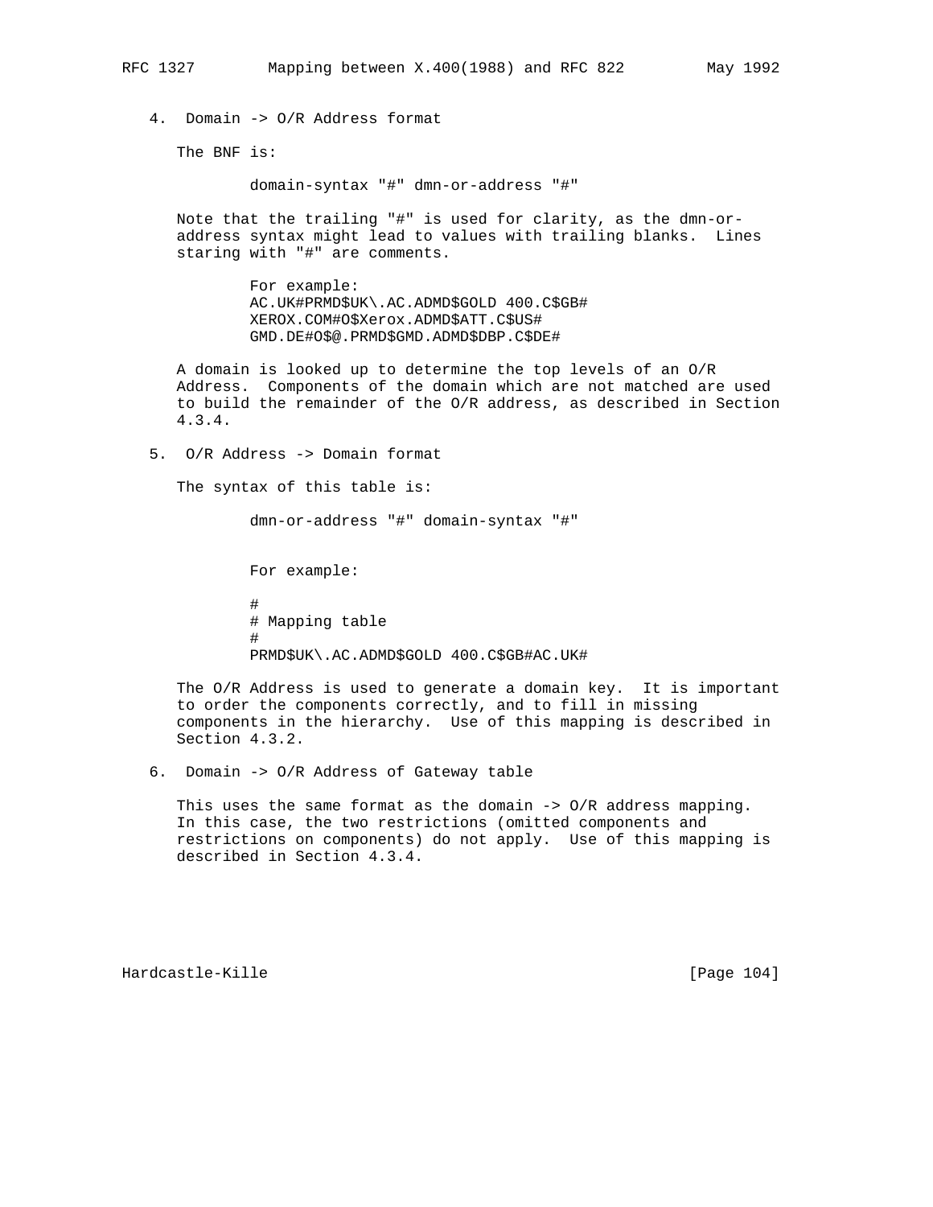4. Domain -> O/R Address format

The BNF is:

```
domain-syntax "#" dmn-or-address "#"
```

Note that the trailing "#" is used for clarity, as the dmn-or-address syntax might lead to values with trailing blanks. Lines staring with "#" are comments.

```
For example:
AC.UK#PRMD$UK\.AC.ADMD$GOLD 400.C$GB#
XEROX.COM#O$Xerox.ADMD$ATT.C$US#
GMD.DE#O$@.PRMD$GMD.ADMD$DBP.C$DE#
```

A domain is looked up to determine the top levels of an O/R Address. Components of the domain which are not matched are used to build the remainder of the O/R address, as described in Section 4.3.4.

5. O/R Address -> Domain format

The syntax of this table is:

```
dmn-or-address "#" domain-syntax "#"
```

```
For example:

#
# Mapping table
#
PRMD$UK\.AC.ADMD$GOLD 400.C$GB#AC.UK#
```

The O/R Address is used to generate a domain key. It is important to order the components correctly, and to fill in missing components in the hierarchy. Use of this mapping is described in Section 4.3.2.

6. Domain -> O/R Address of Gateway table

This uses the same format as the domain -> O/R address mapping. In this case, the two restrictions (omitted components and restrictions on components) do not apply. Use of this mapping is described in Section 4.3.4.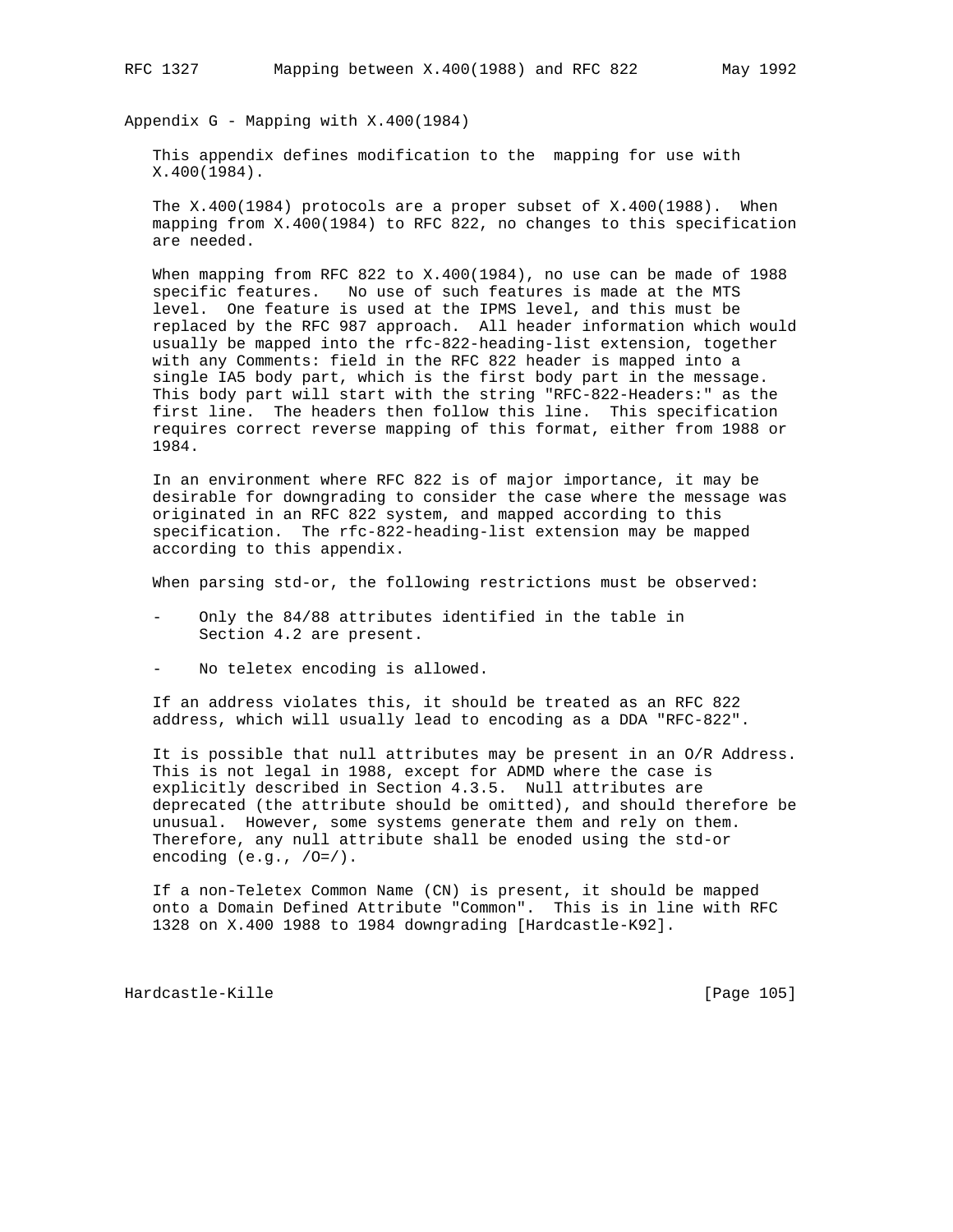## Appendix G - Mapping with X.400(1984)

This appendix defines modification to the  mapping for use with X.400(1984).

The X.400(1984) protocols are a proper subset of X.400(1988).  When mapping from X.400(1984) to RFC 822, no changes to this specification are needed.

When mapping from RFC 822 to X.400(1984), no use can be made of 1988 specific features.   No use of such features is made at the MTS level.  One feature is used at the IPMS level, and this must be replaced by the RFC 987 approach.  All header information which would usually be mapped into the rfc-822-heading-list extension, together with any Comments: field in the RFC 822 header is mapped into a single IA5 body part, which is the first body part in the message. This body part will start with the string "RFC-822-Headers:" as the first line.  The headers then follow this line.  This specification requires correct reverse mapping of this format, either from 1988 or 1984.

In an environment where RFC 822 is of major importance, it may be desirable for downgrading to consider the case where the message was originated in an RFC 822 system, and mapped according to this specification.  The rfc-822-heading-list extension may be mapped according to this appendix.

When parsing std-or, the following restrictions must be observed:

- Only the 84/88 attributes identified in the table in Section 4.2 are present.

- No teletex encoding is allowed.

If an address violates this, it should be treated as an RFC 822 address, which will usually lead to encoding as a DDA "RFC-822".

It is possible that null attributes may be present in an O/R Address. This is not legal in 1988, except for ADMD where the case is explicitly described in Section 4.3.5.  Null attributes are deprecated (the attribute should be omitted), and should therefore be unusual.  However, some systems generate them and rely on them. Therefore, any null attribute shall be enoded using the std-or encoding (e.g., /O=/).

If a non-Teletex Common Name (CN) is present, it should be mapped onto a Domain Defined Attribute "Common".  This is in line with RFC 1328 on X.400 1988 to 1984 downgrading [Hardcastle-K92].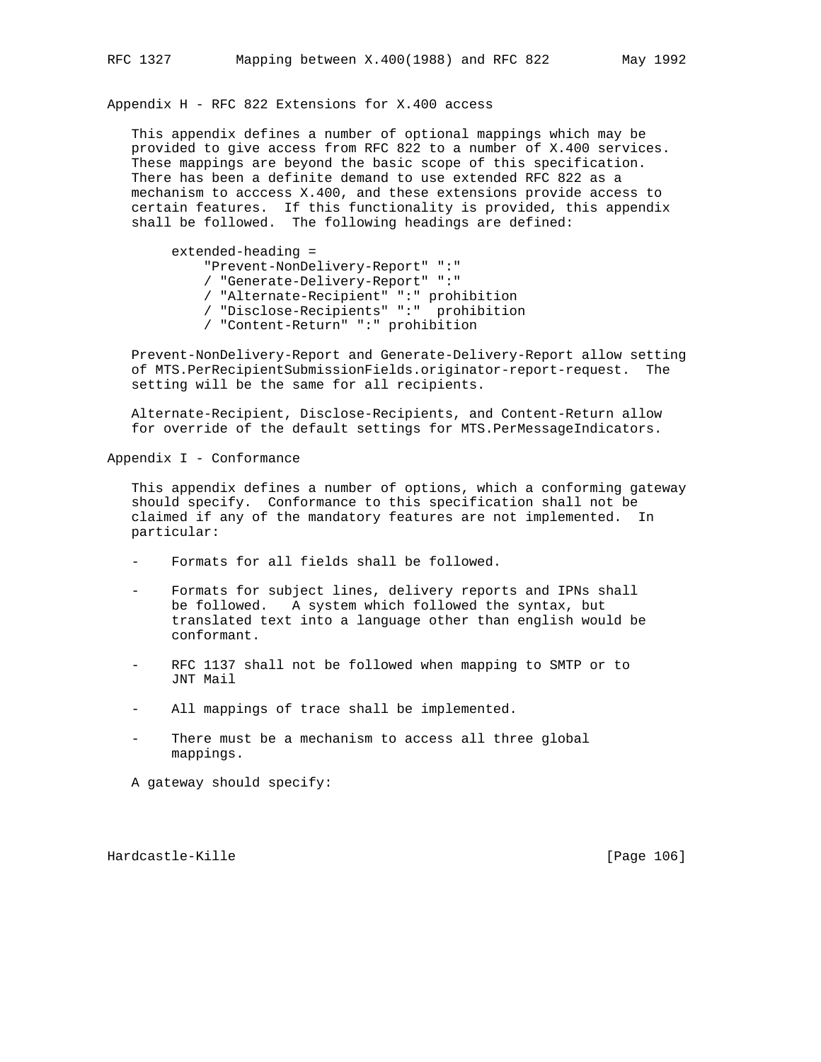## Appendix H - RFC 822 Extensions for X.400 access

This appendix defines a number of optional mappings which may be provided to give access from RFC 822 to a number of X.400 services. These mappings are beyond the basic scope of this specification. There has been a definite demand to use extended RFC 822 as a mechanism to acccess X.400, and these extensions provide access to certain features. If this functionality is provided, this appendix shall be followed. The following headings are defined:

```
extended-heading =
     "Prevent-NonDelivery-Report" ":"
     / "Generate-Delivery-Report" ":"
     / "Alternate-Recipient" ":" prohibition
     / "Disclose-Recipients" ":"  prohibition
     / "Content-Return" ":" prohibition
```

Prevent-NonDelivery-Report and Generate-Delivery-Report allow setting of MTS.PerRecipientSubmissionFields.originator-report-request. The setting will be the same for all recipients.

Alternate-Recipient, Disclose-Recipients, and Content-Return allow for override of the default settings for MTS.PerMessageIndicators.

## Appendix I - Conformance

This appendix defines a number of options, which a conforming gateway should specify. Conformance to this specification shall not be claimed if any of the mandatory features are not implemented. In particular:

- Formats for all fields shall be followed.

- Formats for subject lines, delivery reports and IPNs shall be followed. A system which followed the syntax, but translated text into a language other than english would be conformant.

- RFC 1137 shall not be followed when mapping to SMTP or to JNT Mail

- All mappings of trace shall be implemented.

- There must be a mechanism to access all three global mappings.

A gateway should specify: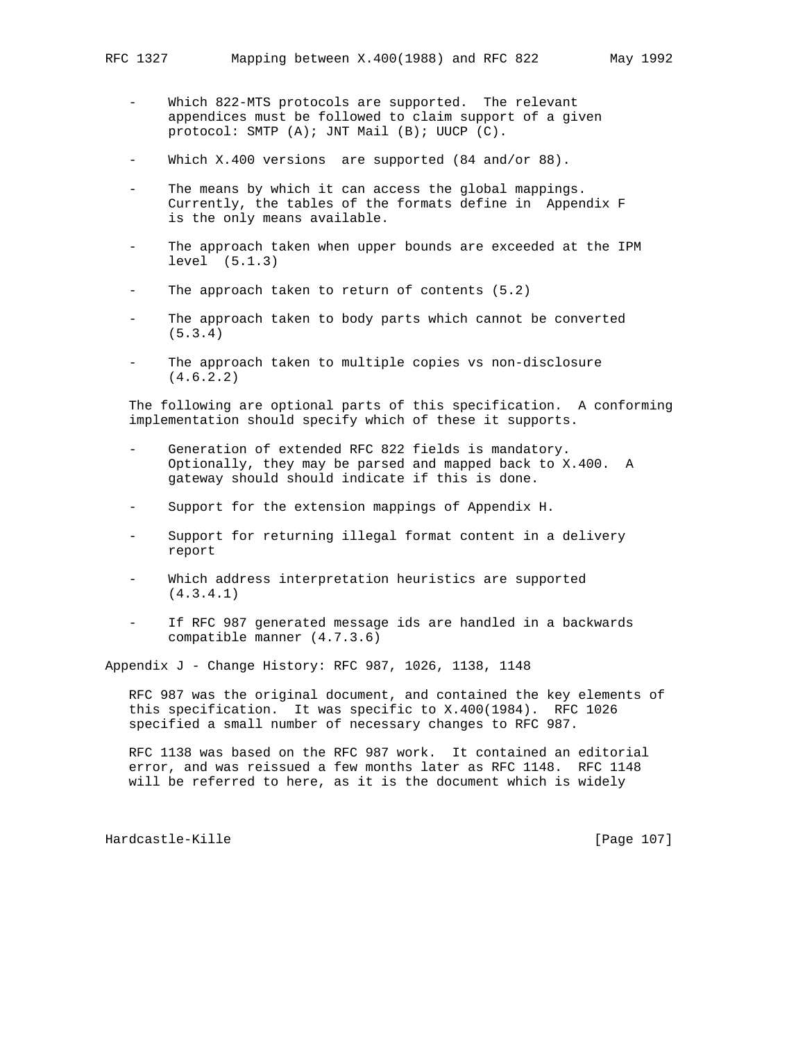- Which 822-MTS protocols are supported. The relevant appendices must be followed to claim support of a given protocol: SMTP (A); JNT Mail (B); UUCP (C).

- Which X.400 versions are supported (84 and/or 88).

- The means by which it can access the global mappings. Currently, the tables of the formats define in Appendix F is the only means available.

- The approach taken when upper bounds are exceeded at the IPM level (5.1.3)

- The approach taken to return of contents (5.2)

- The approach taken to body parts which cannot be converted (5.3.4)

- The approach taken to multiple copies vs non-disclosure (4.6.2.2)

The following are optional parts of this specification. A conforming implementation should specify which of these it supports.

- Generation of extended RFC 822 fields is mandatory. Optionally, they may be parsed and mapped back to X.400. A gateway should should indicate if this is done.

- Support for the extension mappings of Appendix H.

- Support for returning illegal format content in a delivery report

- Which address interpretation heuristics are supported (4.3.4.1)

- If RFC 987 generated message ids are handled in a backwards compatible manner (4.7.3.6)

## Appendix J - Change History: RFC 987, 1026, 1138, 1148

RFC 987 was the original document, and contained the key elements of this specification. It was specific to X.400(1984). RFC 1026 specified a small number of necessary changes to RFC 987.

RFC 1138 was based on the RFC 987 work. It contained an editorial error, and was reissued a few months later as RFC 1148. RFC 1148 will be referred to here, as it is the document which is widely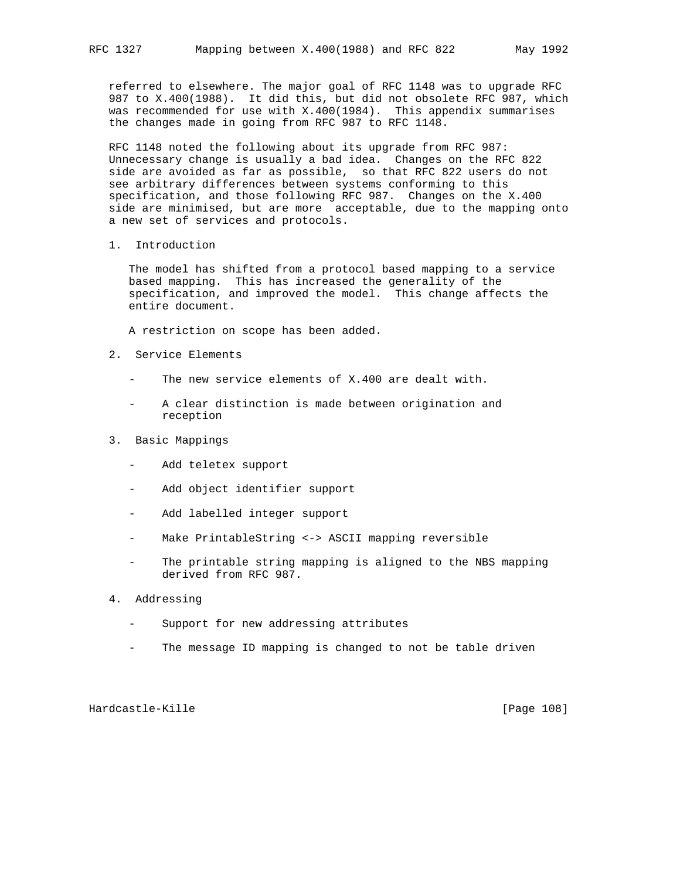referred to elsewhere. The major goal of RFC 1148 was to upgrade RFC 987 to X.400(1988). It did this, but did not obsolete RFC 987, which was recommended for use with X.400(1984). This appendix summarises the changes made in going from RFC 987 to RFC 1148.

RFC 1148 noted the following about its upgrade from RFC 987: Unnecessary change is usually a bad idea. Changes on the RFC 822 side are avoided as far as possible, so that RFC 822 users do not see arbitrary differences between systems conforming to this specification, and those following RFC 987. Changes on the X.400 side are minimised, but are more acceptable, due to the mapping onto a new set of services and protocols.

1. Introduction

   The model has shifted from a protocol based mapping to a service based mapping. This has increased the generality of the specification, and improved the model. This change affects the entire document.

   A restriction on scope has been added.

2. Service Elements

   - The new service elements of X.400 are dealt with.

   - A clear distinction is made between origination and reception

3. Basic Mappings

   - Add teletex support

   - Add object identifier support

   - Add labelled integer support

   - Make PrintableString <-> ASCII mapping reversible

   - The printable string mapping is aligned to the NBS mapping derived from RFC 987.

4. Addressing

   - Support for new addressing attributes

   - The message ID mapping is changed to not be table driven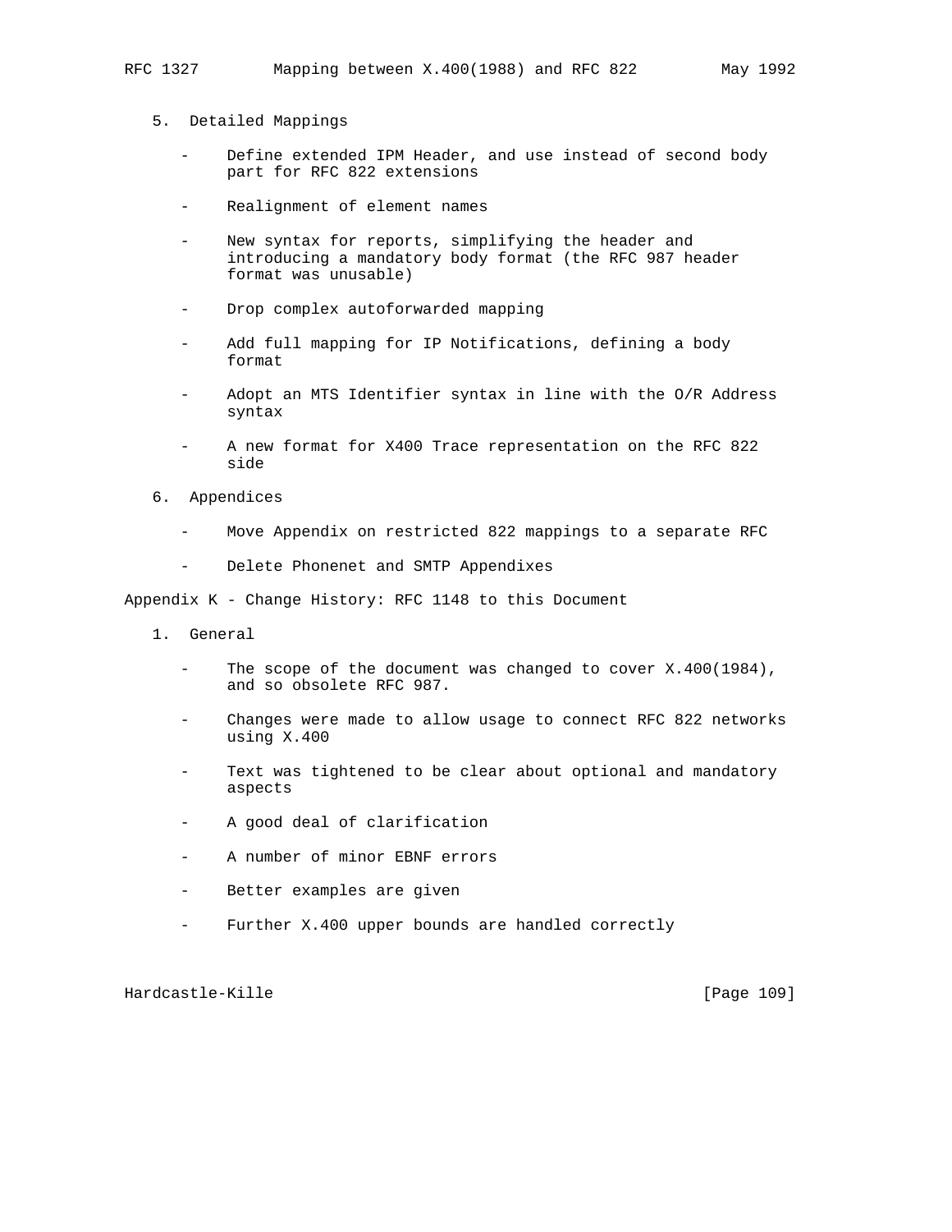5. Detailed Mappings

   - Define extended IPM Header, and use instead of second body part for RFC 822 extensions

   - Realignment of element names

   - New syntax for reports, simplifying the header and introducing a mandatory body format (the RFC 987 header format was unusable)

   - Drop complex autoforwarded mapping

   - Add full mapping for IP Notifications, defining a body format

   - Adopt an MTS Identifier syntax in line with the O/R Address syntax

   - A new format for X400 Trace representation on the RFC 822 side

6. Appendices

   - Move Appendix on restricted 822 mappings to a separate RFC

   - Delete Phonenet and SMTP Appendixes

## Appendix K - Change History: RFC 1148 to this Document

1. General

   - The scope of the document was changed to cover X.400(1984), and so obsolete RFC 987.

   - Changes were made to allow usage to connect RFC 822 networks using X.400

   - Text was tightened to be clear about optional and mandatory aspects

   - A good deal of clarification

   - A number of minor EBNF errors

   - Better examples are given

   - Further X.400 upper bounds are handled correctly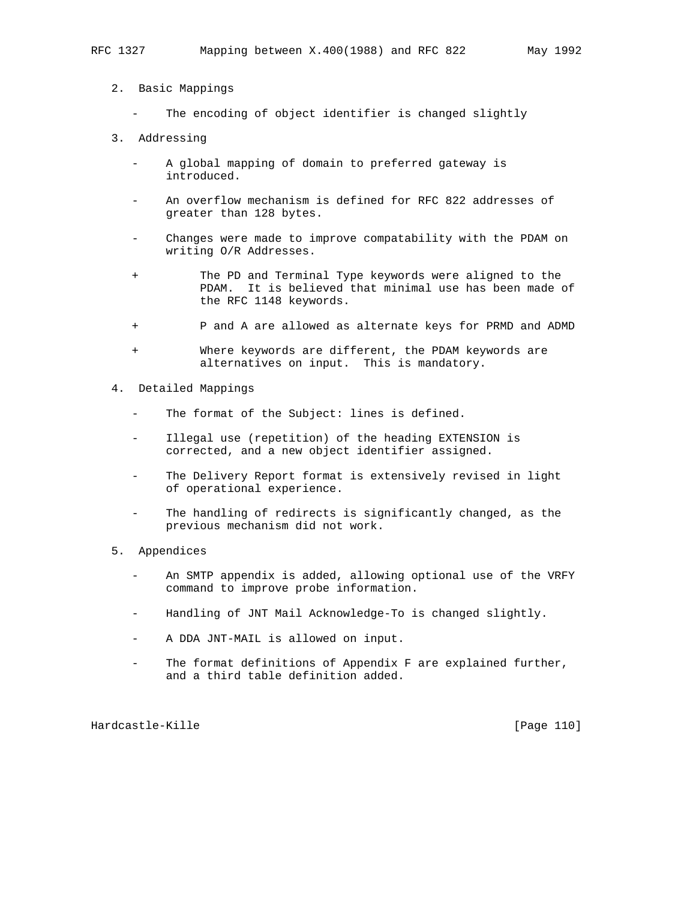2. Basic Mappings

   - The encoding of object identifier is changed slightly

3. Addressing

   - A global mapping of domain to preferred gateway is introduced.

   - An overflow mechanism is defined for RFC 822 addresses of greater than 128 bytes.

   - Changes were made to improve compatability with the PDAM on writing O/R Addresses.

     + The PD and Terminal Type keywords were aligned to the PDAM. It is believed that minimal use has been made of the RFC 1148 keywords.

     + P and A are allowed as alternate keys for PRMD and ADMD

     + Where keywords are different, the PDAM keywords are alternatives on input. This is mandatory.

4. Detailed Mappings

   - The format of the Subject: lines is defined.

   - Illegal use (repetition) of the heading EXTENSION is corrected, and a new object identifier assigned.

   - The Delivery Report format is extensively revised in light of operational experience.

   - The handling of redirects is significantly changed, as the previous mechanism did not work.

5. Appendices

   - An SMTP appendix is added, allowing optional use of the VRFY command to improve probe information.

   - Handling of JNT Mail Acknowledge-To is changed slightly.

   - A DDA JNT-MAIL is allowed on input.

   - The format definitions of Appendix F are explained further, and a third table definition added.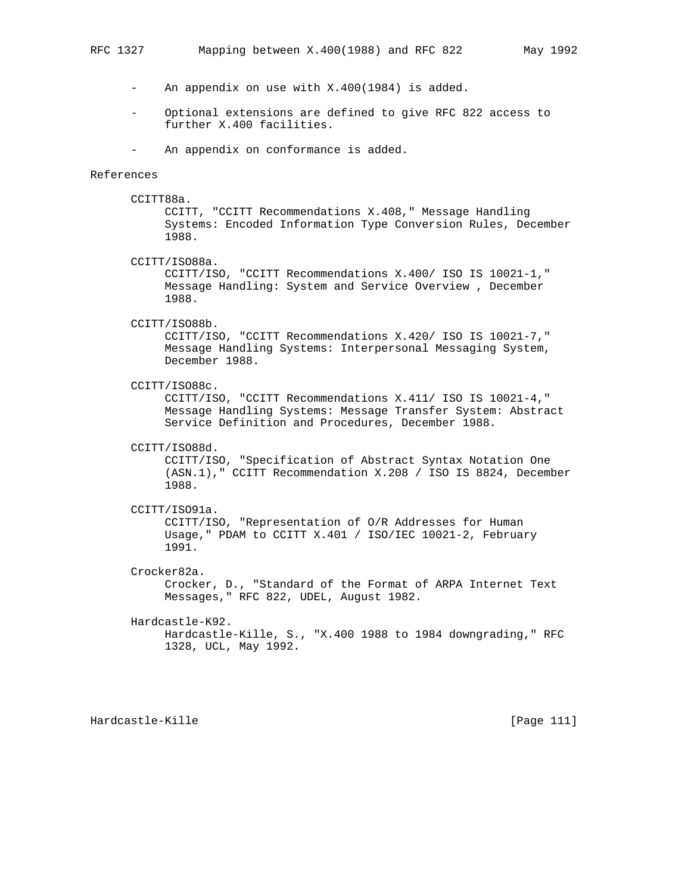- An appendix on use with X.400(1984) is added.

- Optional extensions are defined to give RFC 822 access to further X.400 facilities.

- An appendix on conformance is added.

## References

CCITT88a.
CCITT, "CCITT Recommendations X.408," Message Handling Systems: Encoded Information Type Conversion Rules, December 1988.

CCITT/ISO88a.
CCITT/ISO, "CCITT Recommendations X.400/ ISO IS 10021-1," Message Handling: System and Service Overview , December 1988.

CCITT/ISO88b.
CCITT/ISO, "CCITT Recommendations X.420/ ISO IS 10021-7," Message Handling Systems: Interpersonal Messaging System, December 1988.

CCITT/ISO88c.
CCITT/ISO, "CCITT Recommendations X.411/ ISO IS 10021-4," Message Handling Systems: Message Transfer System: Abstract Service Definition and Procedures, December 1988.

CCITT/ISO88d.
CCITT/ISO, "Specification of Abstract Syntax Notation One (ASN.1)," CCITT Recommendation X.208 / ISO IS 8824, December 1988.

CCITT/ISO91a.
CCITT/ISO, "Representation of O/R Addresses for Human Usage," PDAM to CCITT X.401 / ISO/IEC 10021-2, February 1991.

Crocker82a.
Crocker, D., "Standard of the Format of ARPA Internet Text Messages," RFC 822, UDEL, August 1982.

Hardcastle-K92.
Hardcastle-Kille, S., "X.400 1988 to 1984 downgrading," RFC 1328, UCL, May 1992.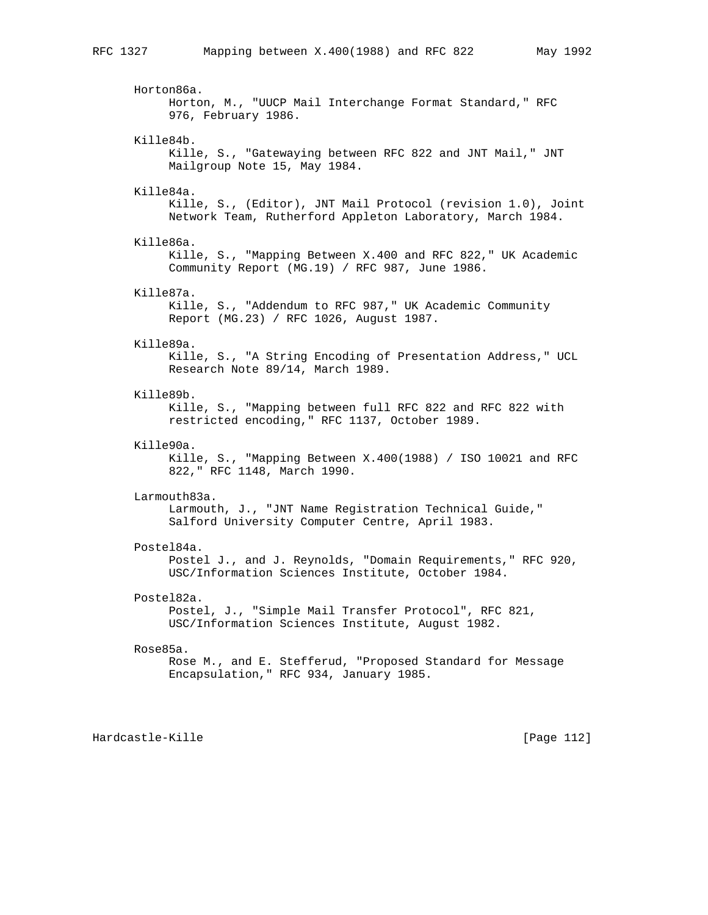Horton86a.
Horton, M., "UUCP Mail Interchange Format Standard," RFC 976, February 1986.

Kille84b.
Kille, S., "Gatewaying between RFC 822 and JNT Mail," JNT Mailgroup Note 15, May 1984.

Kille84a.
Kille, S., (Editor), JNT Mail Protocol (revision 1.0), Joint Network Team, Rutherford Appleton Laboratory, March 1984.

Kille86a.
Kille, S., "Mapping Between X.400 and RFC 822," UK Academic Community Report (MG.19) / RFC 987, June 1986.

Kille87a.
Kille, S., "Addendum to RFC 987," UK Academic Community Report (MG.23) / RFC 1026, August 1987.

Kille89a.
Kille, S., "A String Encoding of Presentation Address," UCL Research Note 89/14, March 1989.

Kille89b.
Kille, S., "Mapping between full RFC 822 and RFC 822 with restricted encoding," RFC 1137, October 1989.

Kille90a.
Kille, S., "Mapping Between X.400(1988) / ISO 10021 and RFC 822," RFC 1148, March 1990.

Larmouth83a.
Larmouth, J., "JNT Name Registration Technical Guide," Salford University Computer Centre, April 1983.

Postel84a.
Postel J., and J. Reynolds, "Domain Requirements," RFC 920, USC/Information Sciences Institute, October 1984.

Postel82a.
Postel, J., "Simple Mail Transfer Protocol", RFC 821, USC/Information Sciences Institute, August 1982.

Rose85a.
Rose M., and E. Stefferud, "Proposed Standard for Message Encapsulation," RFC 934, January 1985.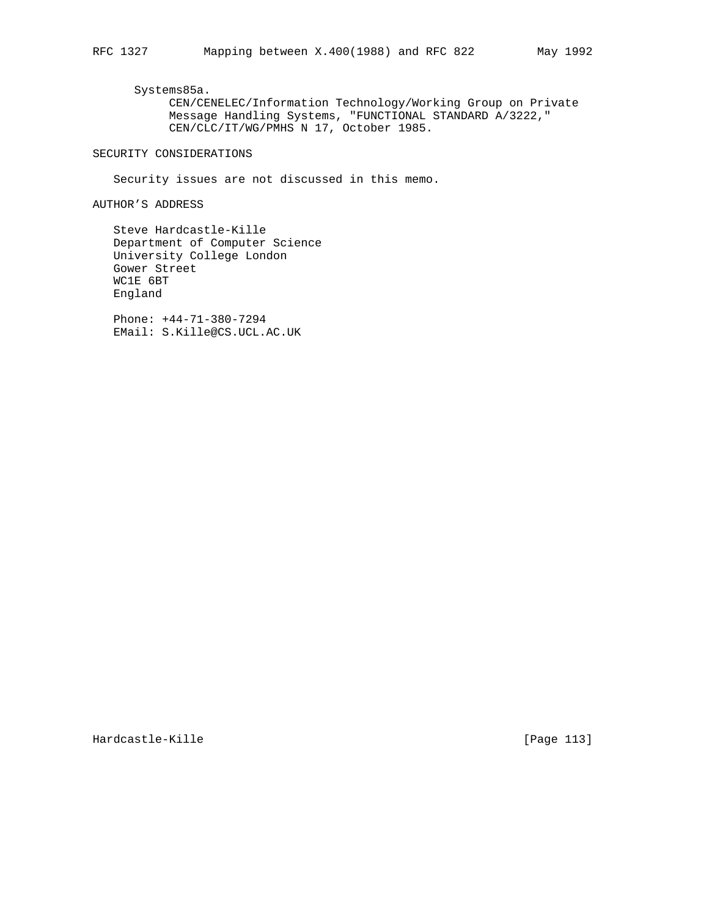Systems85a.
CEN/CENELEC/Information Technology/Working Group on Private Message Handling Systems, "FUNCTIONAL STANDARD A/3222," CEN/CLC/IT/WG/PMHS N 17, October 1985.

## SECURITY CONSIDERATIONS

Security issues are not discussed in this memo.

## AUTHOR'S ADDRESS

Steve Hardcastle-Kille
Department of Computer Science
University College London
Gower Street
WC1E 6BT
England

Phone: +44-71-380-7294
EMail: S.Kille@CS.UCL.AC.UK